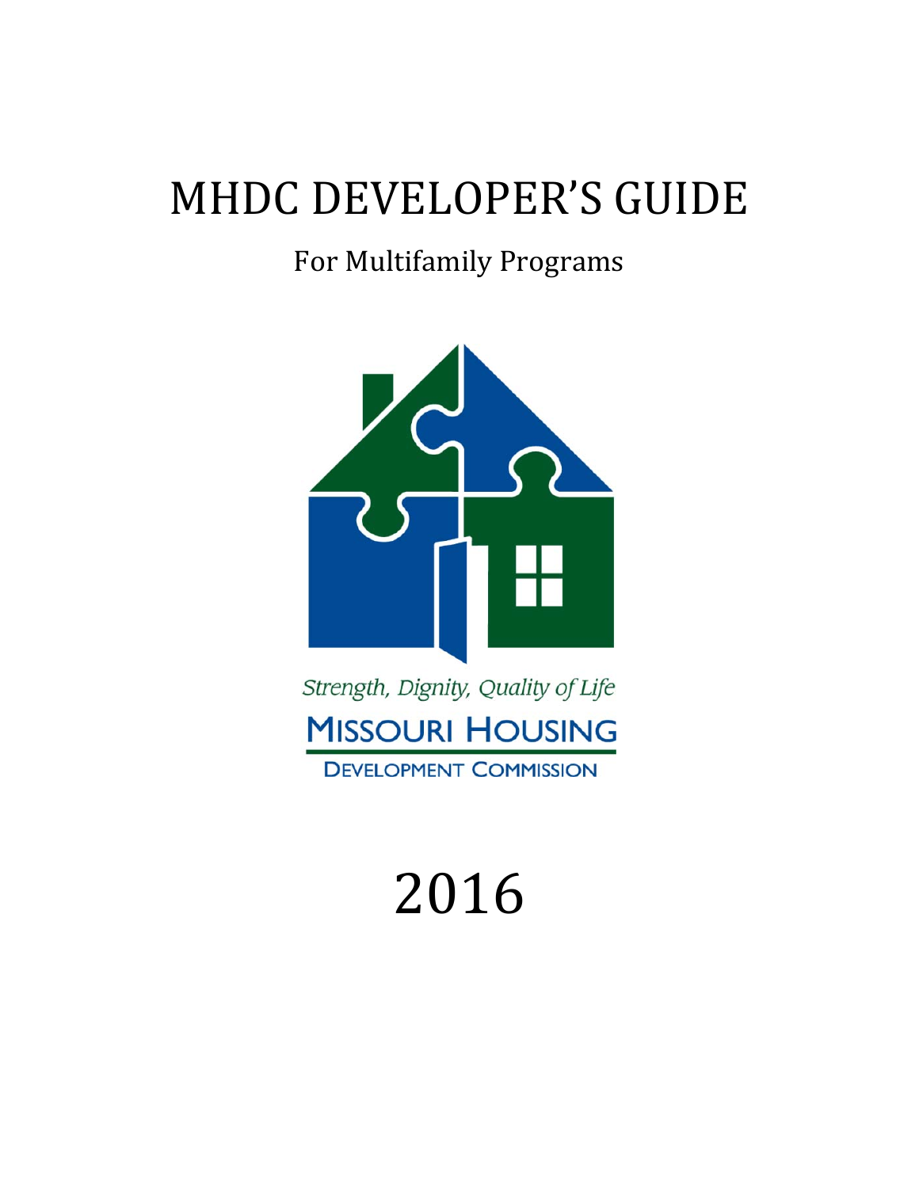# MHDC DEVELOPER'S GUIDE

## For Multifamily Programs

*Strength, Dignity, Quality of Life*

MISSOURI HOUSING

DEVELOPMENT COMMISSION

# 2016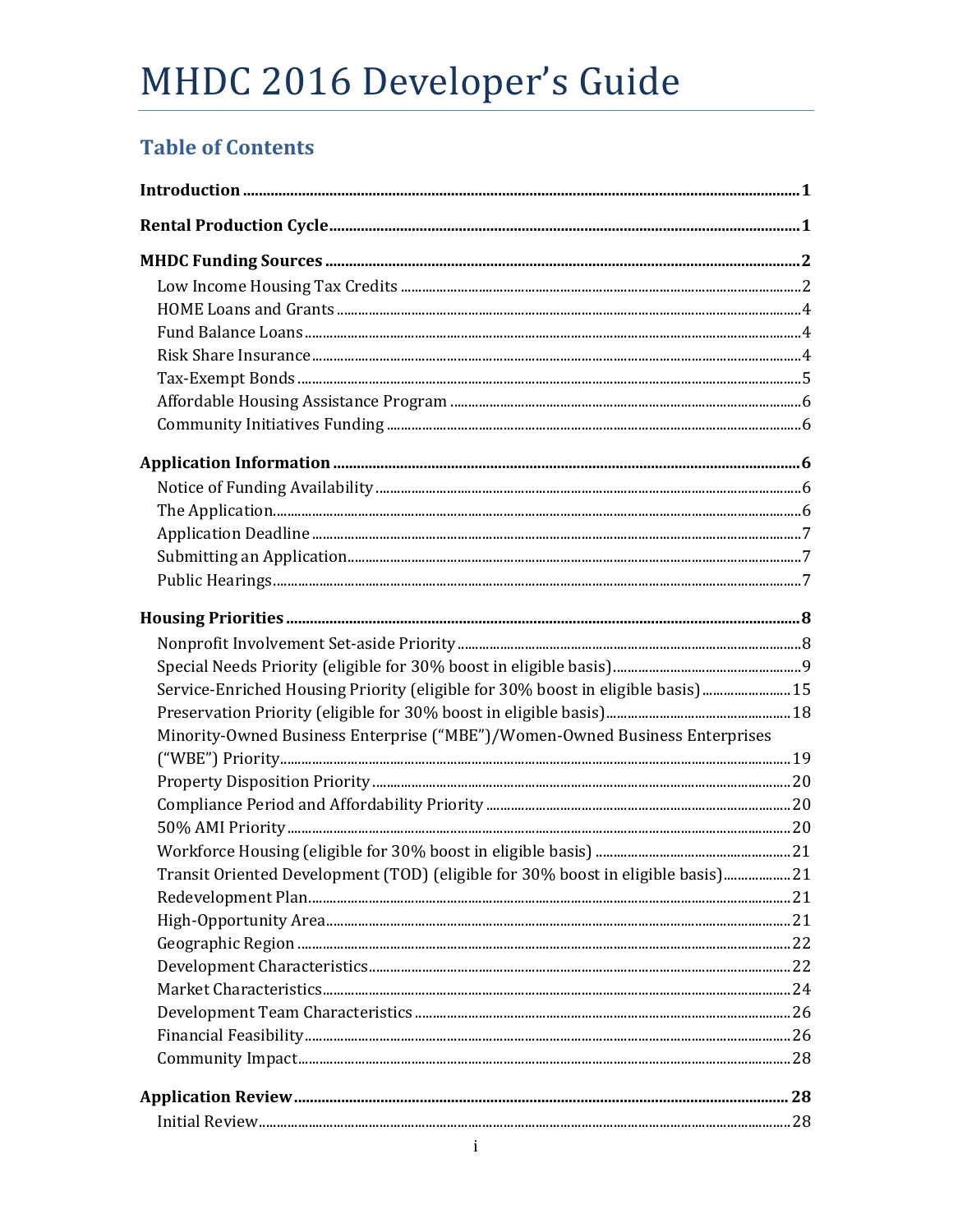# MHDC 2016 Developer's Guide

## Table of Contents

**Introduction** ........ 1

**Rental Production Cycle** ........ 1

**MHDC Funding Sources** ........ 2

- Low Income Housing Tax Credits ........ 2
- HOME Loans and Grants ........ 4
- Fund Balance Loans ........ 4
- Risk Share Insurance ........ 4
- Tax-Exempt Bonds ........ 5
- Affordable Housing Assistance Program ........ 6
- Community Initiatives Funding ........ 6

**Application Information** ........ 6

- Notice of Funding Availability ........ 6
- The Application ........ 6
- Application Deadline ........ 7
- Submitting an Application ........ 7
- Public Hearings ........ 7

**Housing Priorities** ........ 8

- Nonprofit Involvement Set-aside Priority ........ 8
- Special Needs Priority (eligible for 30% boost in eligible basis) ........ 9
- Service-Enriched Housing Priority (eligible for 30% boost in eligible basis) ........ 15
- Preservation Priority (eligible for 30% boost in eligible basis) ........ 18
- Minority-Owned Business Enterprise ("MBE")/Women-Owned Business Enterprises ("WBE") Priority ........ 19
- Property Disposition Priority ........ 20
- Compliance Period and Affordability Priority ........ 20
- 50% AMI Priority ........ 20
- Workforce Housing (eligible for 30% boost in eligible basis) ........ 21
- Transit Oriented Development (TOD) (eligible for 30% boost in eligible basis) ........ 21
- Redevelopment Plan ........ 21
- High-Opportunity Area ........ 21
- Geographic Region ........ 22
- Development Characteristics ........ 22
- Market Characteristics ........ 24
- Development Team Characteristics ........ 26
- Financial Feasibility ........ 26
- Community Impact ........ 28

**Application Review** ........ 28

- Initial Review ........ 28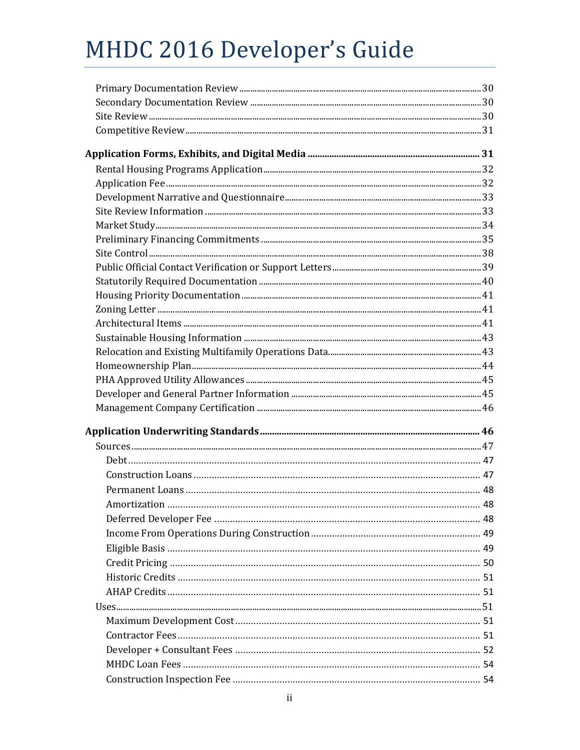# MHDC 2016 Developer's Guide

Primary Documentation Review ........ 30
Secondary Documentation Review ........ 30
Site Review ........ 30
Competitive Review ........ 31

**Application Forms, Exhibits, and Digital Media ........ 31**

Rental Housing Programs Application ........ 32
Application Fee ........ 32
Development Narrative and Questionnaire ........ 33
Site Review Information ........ 33
Market Study ........ 34
Preliminary Financing Commitments ........ 35
Site Control ........ 38
Public Official Contact Verification or Support Letters ........ 39
Statutorily Required Documentation ........ 40
Housing Priority Documentation ........ 41
Zoning Letter ........ 41
Architectural Items ........ 41
Sustainable Housing Information ........ 43
Relocation and Existing Multifamily Operations Data ........ 43
Homeownership Plan ........ 44
PHA Approved Utility Allowances ........ 45
Developer and General Partner Information ........ 45
Management Company Certification ........ 46

**Application Underwriting Standards ........ 46**

Sources ........ 47
- Debt ........ 47
- Construction Loans ........ 47
- Permanent Loans ........ 48
- Amortization ........ 48
- Deferred Developer Fee ........ 48
- Income From Operations During Construction ........ 49
- Eligible Basis ........ 49
- Credit Pricing ........ 50
- Historic Credits ........ 51
- AHAP Credits ........ 51

Uses ........ 51
- Maximum Development Cost ........ 51
- Contractor Fees ........ 51
- Developer + Consultant Fees ........ 52
- MHDC Loan Fees ........ 54
- Construction Inspection Fee ........ 54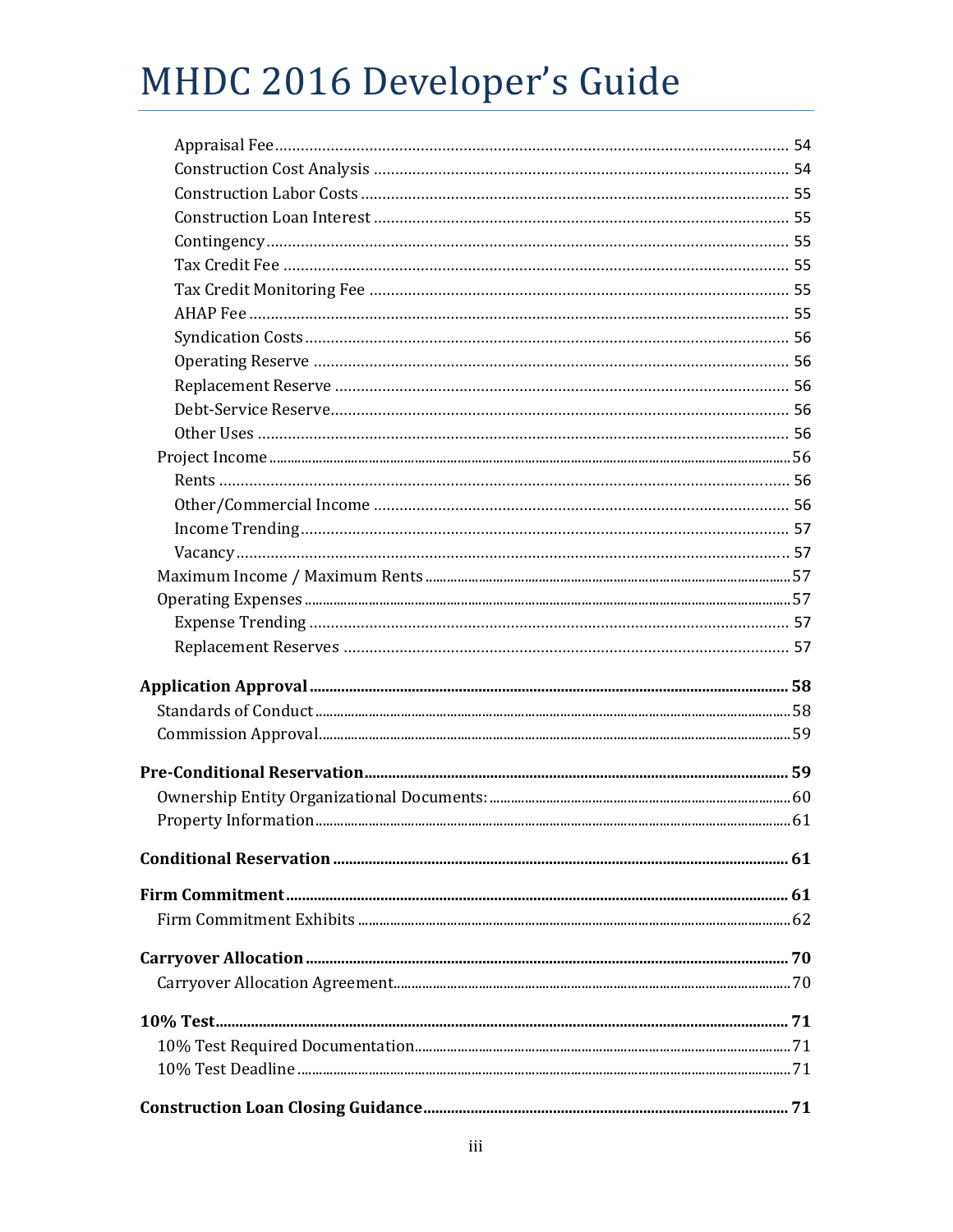Appraisal Fee ..... 54
Construction Cost Analysis ..... 54
Construction Labor Costs ..... 55
Construction Loan Interest ..... 55
Contingency ..... 55
Tax Credit Fee ..... 55
Tax Credit Monitoring Fee ..... 55
AHAP Fee ..... 55
Syndication Costs ..... 56
Operating Reserve ..... 56
Replacement Reserve ..... 56
Debt-Service Reserve ..... 56
Other Uses ..... 56

Project Income ..... 56

Rents ..... 56
Other/Commercial Income ..... 56
Income Trending ..... 57
Vacancy ..... 57

Maximum Income / Maximum Rents ..... 57

Operating Expenses ..... 57

Expense Trending ..... 57
Replacement Reserves ..... 57

**Application Approval ..... 58**

Standards of Conduct ..... 58
Commission Approval ..... 59

**Pre-Conditional Reservation ..... 59**

Ownership Entity Organizational Documents: ..... 60
Property Information ..... 61

**Conditional Reservation ..... 61**

**Firm Commitment ..... 61**

Firm Commitment Exhibits ..... 62

**Carryover Allocation ..... 70**

Carryover Allocation Agreement ..... 70

**10% Test ..... 71**

10% Test Required Documentation ..... 71
10% Test Deadline ..... 71

**Construction Loan Closing Guidance ..... 71**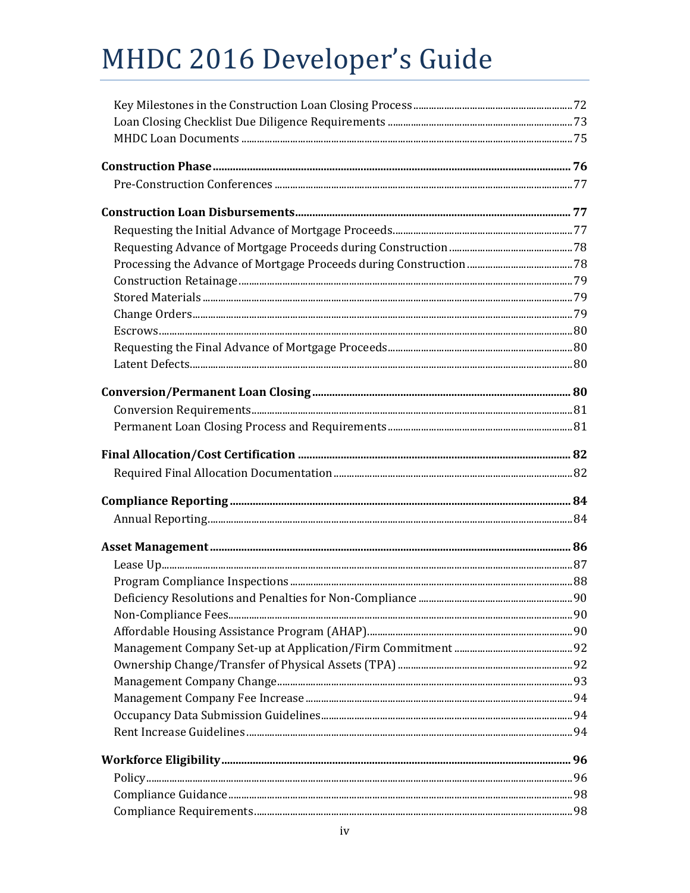Key Milestones in the Construction Loan Closing Process ........ 72
Loan Closing Checklist Due Diligence Requirements ........ 73
MHDC Loan Documents ........ 75

**Construction Phase ........ 76**
Pre-Construction Conferences ........ 77

**Construction Loan Disbursements ........ 77**
Requesting the Initial Advance of Mortgage Proceeds ........ 77
Requesting Advance of Mortgage Proceeds during Construction ........ 78
Processing the Advance of Mortgage Proceeds during Construction ........ 78
Construction Retainage ........ 79
Stored Materials ........ 79
Change Orders ........ 79
Escrows ........ 80
Requesting the Final Advance of Mortgage Proceeds ........ 80
Latent Defects ........ 80

**Conversion/Permanent Loan Closing ........ 80**
Conversion Requirements ........ 81
Permanent Loan Closing Process and Requirements ........ 81

**Final Allocation/Cost Certification ........ 82**
Required Final Allocation Documentation ........ 82

**Compliance Reporting ........ 84**
Annual Reporting ........ 84

**Asset Management ........ 86**
Lease Up ........ 87
Program Compliance Inspections ........ 88
Deficiency Resolutions and Penalties for Non-Compliance ........ 90
Non-Compliance Fees ........ 90
Affordable Housing Assistance Program (AHAP) ........ 90
Management Company Set-up at Application/Firm Commitment ........ 92
Ownership Change/Transfer of Physical Assets (TPA) ........ 92
Management Company Change ........ 93
Management Company Fee Increase ........ 94
Occupancy Data Submission Guidelines ........ 94
Rent Increase Guidelines ........ 94

**Workforce Eligibility ........ 96**
Policy ........ 96
Compliance Guidance ........ 98
Compliance Requirements ........ 98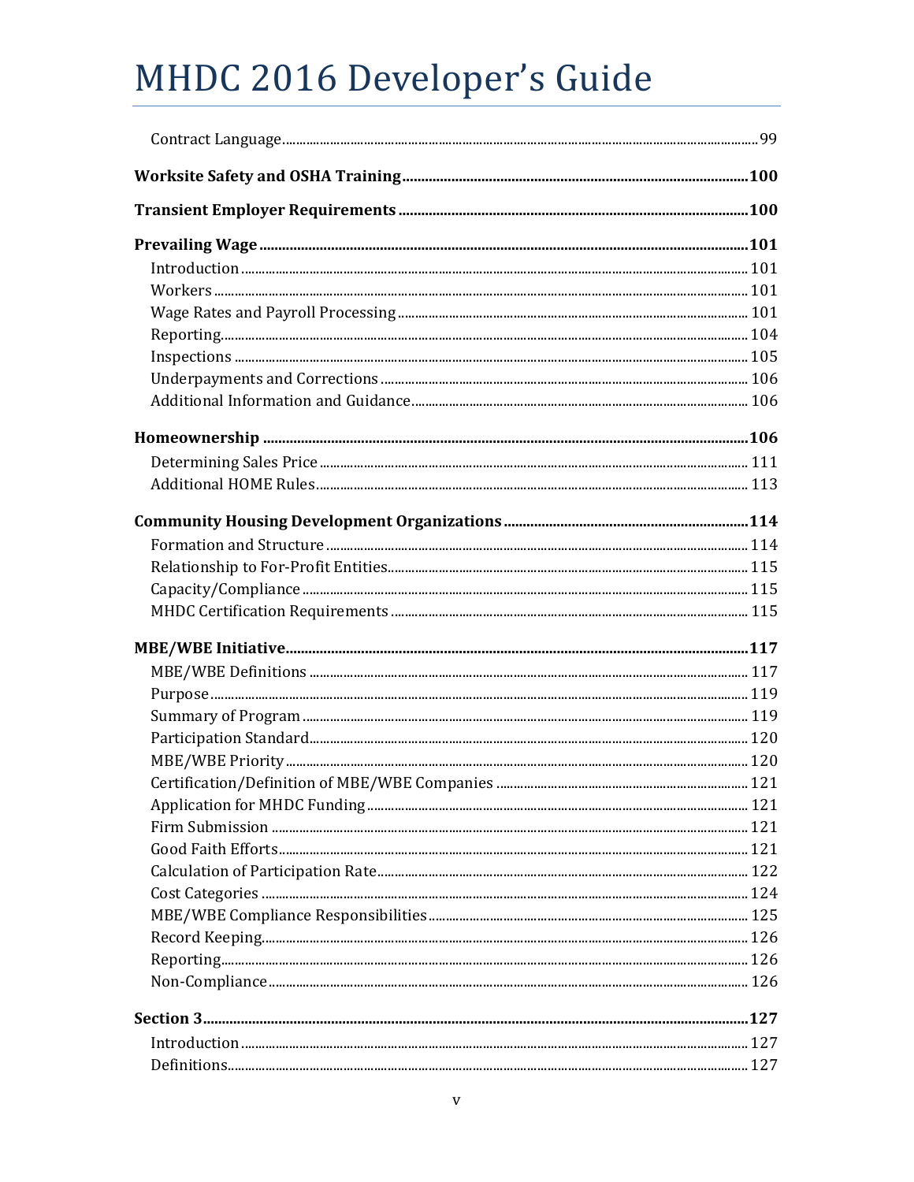Contract Language ........................................................................ 99

**Worksite Safety and OSHA Training** ........................................................................ **100**

**Transient Employer Requirements** ........................................................................ **100**

**Prevailing Wage** ........................................................................ **101**

Introduction ........................................................................ 101
Workers ........................................................................ 101
Wage Rates and Payroll Processing ........................................................................ 101
Reporting ........................................................................ 104
Inspections ........................................................................ 105
Underpayments and Corrections ........................................................................ 106
Additional Information and Guidance ........................................................................ 106

**Homeownership** ........................................................................ **106**

Determining Sales Price ........................................................................ 111
Additional HOME Rules ........................................................................ 113

**Community Housing Development Organizations** ........................................................................ **114**

Formation and Structure ........................................................................ 114
Relationship to For-Profit Entities ........................................................................ 115
Capacity/Compliance ........................................................................ 115
MHDC Certification Requirements ........................................................................ 115

**MBE/WBE Initiative** ........................................................................ **117**

MBE/WBE Definitions ........................................................................ 117
Purpose ........................................................................ 119
Summary of Program ........................................................................ 119
Participation Standard ........................................................................ 120
MBE/WBE Priority ........................................................................ 120
Certification/Definition of MBE/WBE Companies ........................................................................ 121
Application for MHDC Funding ........................................................................ 121
Firm Submission ........................................................................ 121
Good Faith Efforts ........................................................................ 121
Calculation of Participation Rate ........................................................................ 122
Cost Categories ........................................................................ 124
MBE/WBE Compliance Responsibilities ........................................................................ 125
Record Keeping ........................................................................ 126
Reporting ........................................................................ 126
Non-Compliance ........................................................................ 126

**Section 3** ........................................................................ **127**

Introduction ........................................................................ 127
Definitions ........................................................................ 127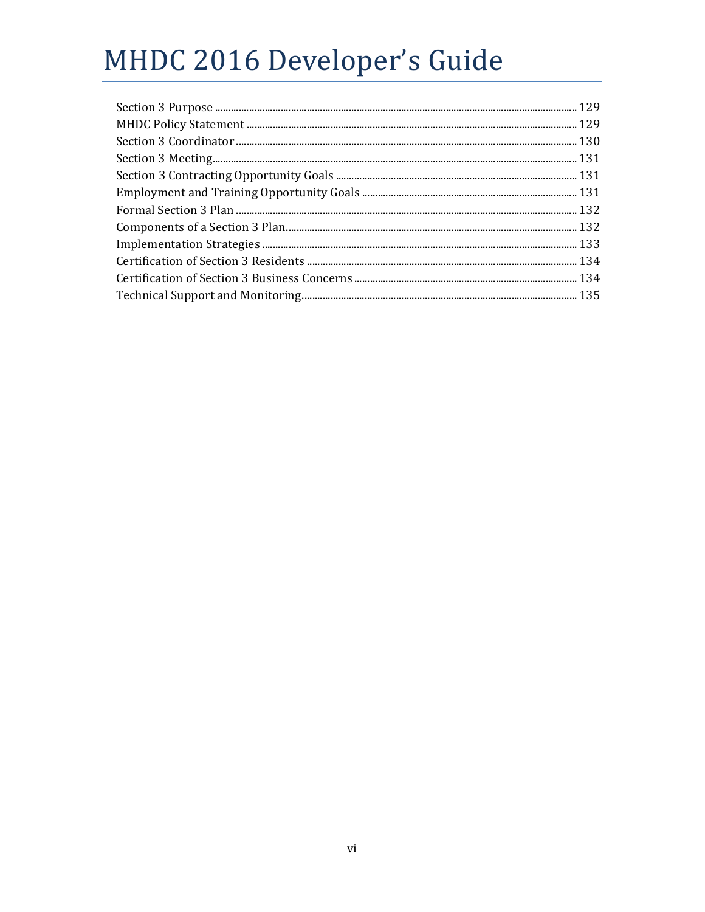Section 3 Purpose ........ 129
MHDC Policy Statement ........ 129
Section 3 Coordinator ........ 130
Section 3 Meeting ........ 131
Section 3 Contracting Opportunity Goals ........ 131
Employment and Training Opportunity Goals ........ 131
Formal Section 3 Plan ........ 132
Components of a Section 3 Plan ........ 132
Implementation Strategies ........ 133
Certification of Section 3 Residents ........ 134
Certification of Section 3 Business Concerns ........ 134
Technical Support and Monitoring ........ 135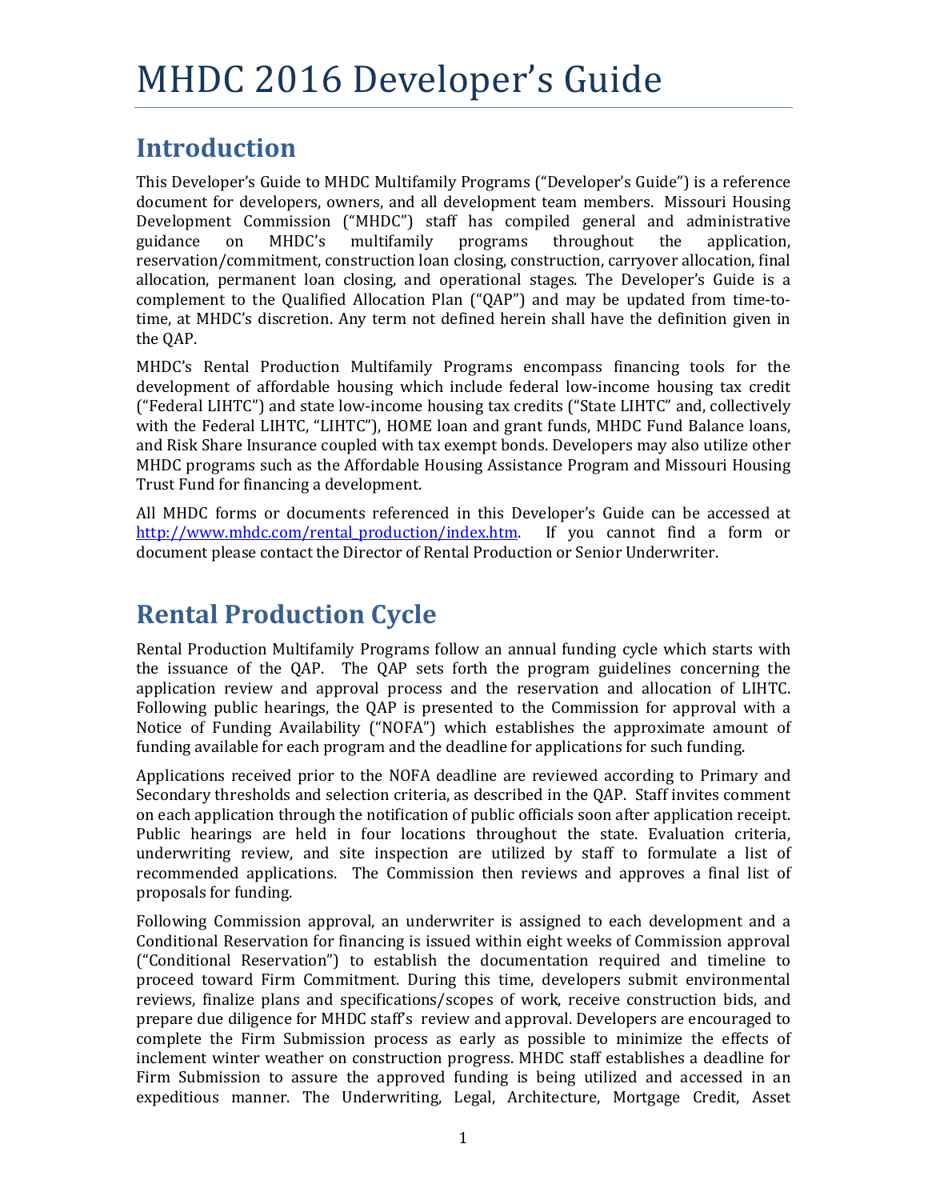# MHDC 2016 Developer's Guide

## Introduction

This Developer's Guide to MHDC Multifamily Programs ("Developer's Guide") is a reference document for developers, owners, and all development team members. Missouri Housing Development Commission ("MHDC") staff has compiled general and administrative guidance on MHDC's multifamily programs throughout the application, reservation/commitment, construction loan closing, construction, carryover allocation, final allocation, permanent loan closing, and operational stages. The Developer's Guide is a complement to the Qualified Allocation Plan ("QAP") and may be updated from time-to-time, at MHDC's discretion. Any term not defined herein shall have the definition given in the QAP.

MHDC's Rental Production Multifamily Programs encompass financing tools for the development of affordable housing which include federal low-income housing tax credit ("Federal LIHTC") and state low-income housing tax credits ("State LIHTC" and, collectively with the Federal LIHTC, "LIHTC"), HOME loan and grant funds, MHDC Fund Balance loans, and Risk Share Insurance coupled with tax exempt bonds. Developers may also utilize other MHDC programs such as the Affordable Housing Assistance Program and Missouri Housing Trust Fund for financing a development.

All MHDC forms or documents referenced in this Developer's Guide can be accessed at http://www.mhdc.com/rental_production/index.htm. If you cannot find a form or document please contact the Director of Rental Production or Senior Underwriter.

## Rental Production Cycle

Rental Production Multifamily Programs follow an annual funding cycle which starts with the issuance of the QAP. The QAP sets forth the program guidelines concerning the application review and approval process and the reservation and allocation of LIHTC. Following public hearings, the QAP is presented to the Commission for approval with a Notice of Funding Availability ("NOFA") which establishes the approximate amount of funding available for each program and the deadline for applications for such funding.

Applications received prior to the NOFA deadline are reviewed according to Primary and Secondary thresholds and selection criteria, as described in the QAP. Staff invites comment on each application through the notification of public officials soon after application receipt. Public hearings are held in four locations throughout the state. Evaluation criteria, underwriting review, and site inspection are utilized by staff to formulate a list of recommended applications. The Commission then reviews and approves a final list of proposals for funding.

Following Commission approval, an underwriter is assigned to each development and a Conditional Reservation for financing is issued within eight weeks of Commission approval ("Conditional Reservation") to establish the documentation required and timeline to proceed toward Firm Commitment. During this time, developers submit environmental reviews, finalize plans and specifications/scopes of work, receive construction bids, and prepare due diligence for MHDC staff's review and approval. Developers are encouraged to complete the Firm Submission process as early as possible to minimize the effects of inclement winter weather on construction progress. MHDC staff establishes a deadline for Firm Submission to assure the approved funding is being utilized and accessed in an expeditious manner. The Underwriting, Legal, Architecture, Mortgage Credit, Asset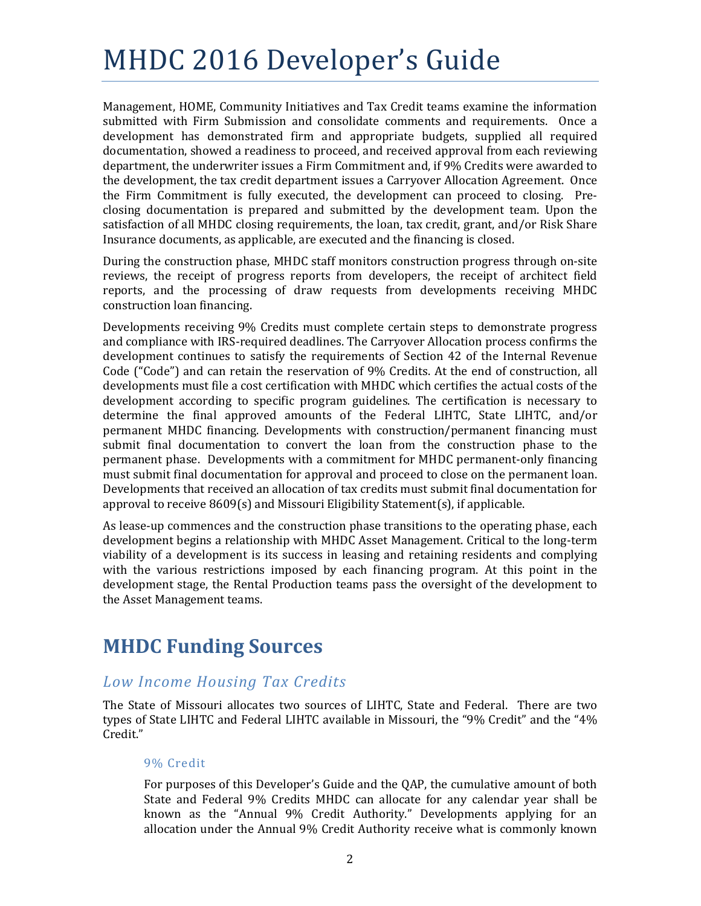Management, HOME, Community Initiatives and Tax Credit teams examine the information submitted with Firm Submission and consolidate comments and requirements. Once a development has demonstrated firm and appropriate budgets, supplied all required documentation, showed a readiness to proceed, and received approval from each reviewing department, the underwriter issues a Firm Commitment and, if 9% Credits were awarded to the development, the tax credit department issues a Carryover Allocation Agreement. Once the Firm Commitment is fully executed, the development can proceed to closing. Pre-closing documentation is prepared and submitted by the development team. Upon the satisfaction of all MHDC closing requirements, the loan, tax credit, grant, and/or Risk Share Insurance documents, as applicable, are executed and the financing is closed.

During the construction phase, MHDC staff monitors construction progress through on-site reviews, the receipt of progress reports from developers, the receipt of architect field reports, and the processing of draw requests from developments receiving MHDC construction loan financing.

Developments receiving 9% Credits must complete certain steps to demonstrate progress and compliance with IRS-required deadlines. The Carryover Allocation process confirms the development continues to satisfy the requirements of Section 42 of the Internal Revenue Code ("Code") and can retain the reservation of 9% Credits. At the end of construction, all developments must file a cost certification with MHDC which certifies the actual costs of the development according to specific program guidelines. The certification is necessary to determine the final approved amounts of the Federal LIHTC, State LIHTC, and/or permanent MHDC financing. Developments with construction/permanent financing must submit final documentation to convert the loan from the construction phase to the permanent phase. Developments with a commitment for MHDC permanent-only financing must submit final documentation for approval and proceed to close on the permanent loan. Developments that received an allocation of tax credits must submit final documentation for approval to receive 8609(s) and Missouri Eligibility Statement(s), if applicable.

As lease-up commences and the construction phase transitions to the operating phase, each development begins a relationship with MHDC Asset Management. Critical to the long-term viability of a development is its success in leasing and retaining residents and complying with the various restrictions imposed by each financing program. At this point in the development stage, the Rental Production teams pass the oversight of the development to the Asset Management teams.

## MHDC Funding Sources

### *Low Income Housing Tax Credits*

The State of Missouri allocates two sources of LIHTC, State and Federal. There are two types of State LIHTC and Federal LIHTC available in Missouri, the "9% Credit" and the "4% Credit."

#### 9% Credit

For purposes of this Developer's Guide and the QAP, the cumulative amount of both State and Federal 9% Credits MHDC can allocate for any calendar year shall be known as the "Annual 9% Credit Authority." Developments applying for an allocation under the Annual 9% Credit Authority receive what is commonly known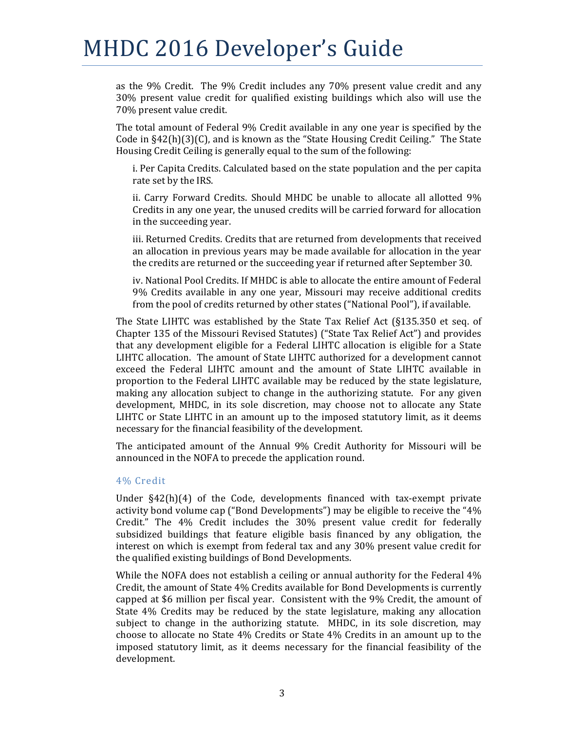as the 9% Credit. The 9% Credit includes any 70% present value credit and any 30% present value credit for qualified existing buildings which also will use the 70% present value credit.

The total amount of Federal 9% Credit available in any one year is specified by the Code in §42(h)(3)(C), and is known as the "State Housing Credit Ceiling." The State Housing Credit Ceiling is generally equal to the sum of the following:

i. Per Capita Credits. Calculated based on the state population and the per capita rate set by the IRS.

ii. Carry Forward Credits. Should MHDC be unable to allocate all allotted 9% Credits in any one year, the unused credits will be carried forward for allocation in the succeeding year.

iii. Returned Credits. Credits that are returned from developments that received an allocation in previous years may be made available for allocation in the year the credits are returned or the succeeding year if returned after September 30.

iv. National Pool Credits. If MHDC is able to allocate the entire amount of Federal 9% Credits available in any one year, Missouri may receive additional credits from the pool of credits returned by other states ("National Pool"), if available.

The State LIHTC was established by the State Tax Relief Act (§135.350 et seq. of Chapter 135 of the Missouri Revised Statutes) ("State Tax Relief Act") and provides that any development eligible for a Federal LIHTC allocation is eligible for a State LIHTC allocation. The amount of State LIHTC authorized for a development cannot exceed the Federal LIHTC amount and the amount of State LIHTC available in proportion to the Federal LIHTC available may be reduced by the state legislature, making any allocation subject to change in the authorizing statute. For any given development, MHDC, in its sole discretion, may choose not to allocate any State LIHTC or State LIHTC in an amount up to the imposed statutory limit, as it deems necessary for the financial feasibility of the development.

The anticipated amount of the Annual 9% Credit Authority for Missouri will be announced in the NOFA to precede the application round.

### 4% Credit

Under §42(h)(4) of the Code, developments financed with tax-exempt private activity bond volume cap ("Bond Developments") may be eligible to receive the "4% Credit." The 4% Credit includes the 30% present value credit for federally subsidized buildings that feature eligible basis financed by any obligation, the interest on which is exempt from federal tax and any 30% present value credit for the qualified existing buildings of Bond Developments.

While the NOFA does not establish a ceiling or annual authority for the Federal 4% Credit, the amount of State 4% Credits available for Bond Developments is currently capped at $6 million per fiscal year. Consistent with the 9% Credit, the amount of State 4% Credits may be reduced by the state legislature, making any allocation subject to change in the authorizing statute. MHDC, in its sole discretion, may choose to allocate no State 4% Credits or State 4% Credits in an amount up to the imposed statutory limit, as it deems necessary for the financial feasibility of the development.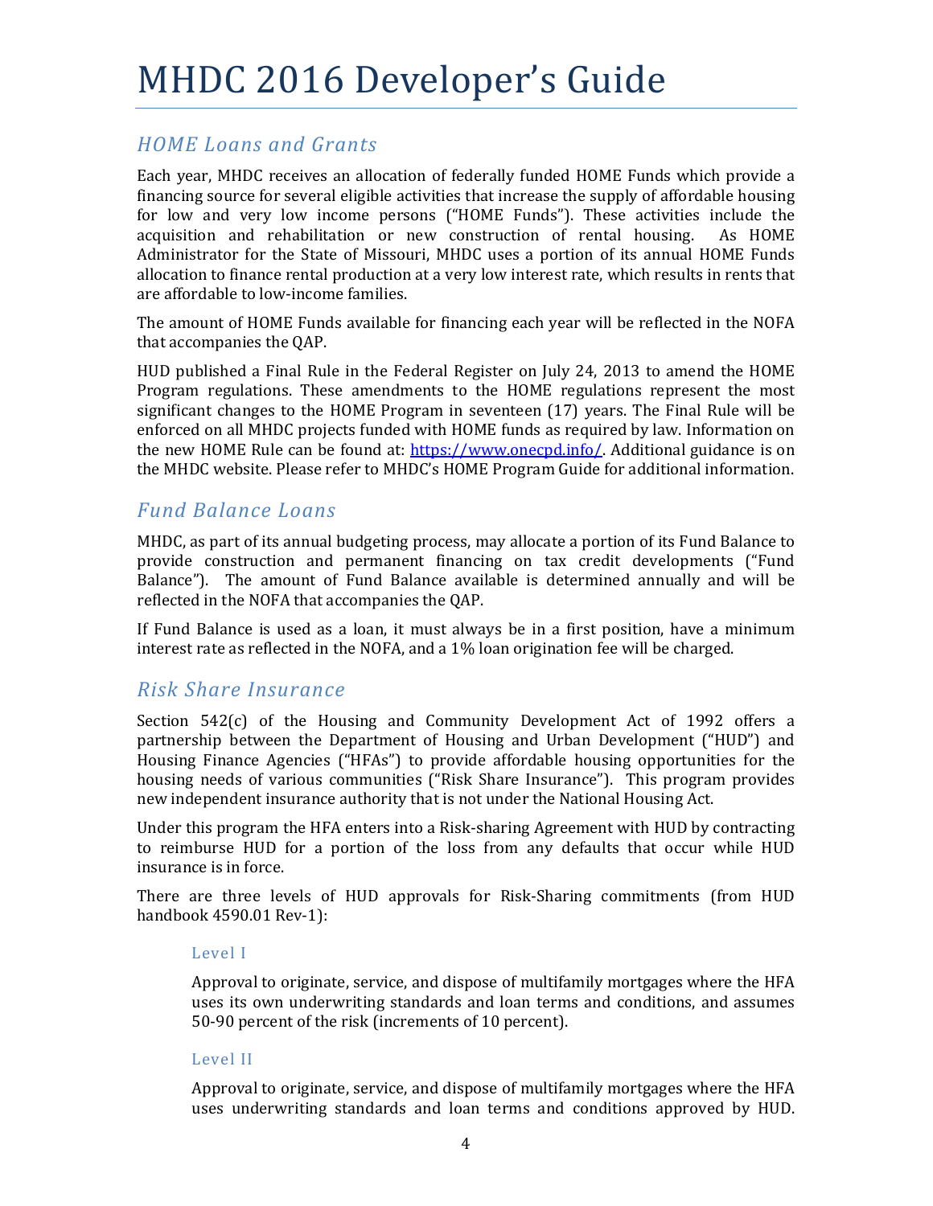## HOME Loans and Grants

Each year, MHDC receives an allocation of federally funded HOME Funds which provide a financing source for several eligible activities that increase the supply of affordable housing for low and very low income persons ("HOME Funds"). These activities include the acquisition and rehabilitation or new construction of rental housing. As HOME Administrator for the State of Missouri, MHDC uses a portion of its annual HOME Funds allocation to finance rental production at a very low interest rate, which results in rents that are affordable to low-income families.

The amount of HOME Funds available for financing each year will be reflected in the NOFA that accompanies the QAP.

HUD published a Final Rule in the Federal Register on July 24, 2013 to amend the HOME Program regulations. These amendments to the HOME regulations represent the most significant changes to the HOME Program in seventeen (17) years. The Final Rule will be enforced on all MHDC projects funded with HOME funds as required by law. Information on the new HOME Rule can be found at: https://www.onecpd.info/. Additional guidance is on the MHDC website. Please refer to MHDC's HOME Program Guide for additional information.

## Fund Balance Loans

MHDC, as part of its annual budgeting process, may allocate a portion of its Fund Balance to provide construction and permanent financing on tax credit developments ("Fund Balance"). The amount of Fund Balance available is determined annually and will be reflected in the NOFA that accompanies the QAP.

If Fund Balance is used as a loan, it must always be in a first position, have a minimum interest rate as reflected in the NOFA, and a 1% loan origination fee will be charged.

## Risk Share Insurance

Section 542(c) of the Housing and Community Development Act of 1992 offers a partnership between the Department of Housing and Urban Development ("HUD") and Housing Finance Agencies ("HFAs") to provide affordable housing opportunities for the housing needs of various communities ("Risk Share Insurance"). This program provides new independent insurance authority that is not under the National Housing Act.

Under this program the HFA enters into a Risk-sharing Agreement with HUD by contracting to reimburse HUD for a portion of the loss from any defaults that occur while HUD insurance is in force.

There are three levels of HUD approvals for Risk-Sharing commitments (from HUD handbook 4590.01 Rev-1):

### Level I

Approval to originate, service, and dispose of multifamily mortgages where the HFA uses its own underwriting standards and loan terms and conditions, and assumes 50-90 percent of the risk (increments of 10 percent).

### Level II

Approval to originate, service, and dispose of multifamily mortgages where the HFA uses underwriting standards and loan terms and conditions approved by HUD.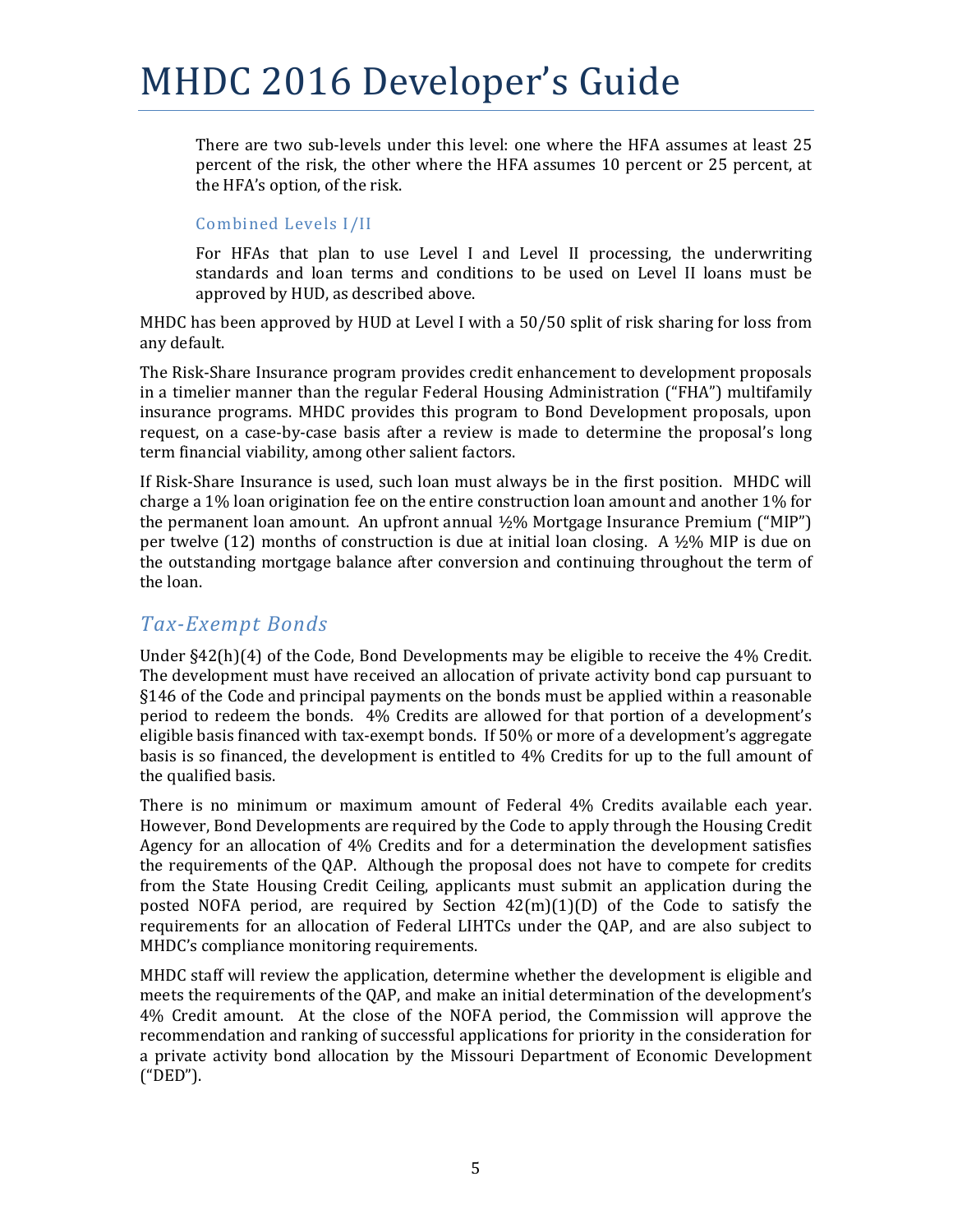There are two sub-levels under this level: one where the HFA assumes at least 25 percent of the risk, the other where the HFA assumes 10 percent or 25 percent, at the HFA's option, of the risk.

### Combined Levels I/II

For HFAs that plan to use Level I and Level II processing, the underwriting standards and loan terms and conditions to be used on Level II loans must be approved by HUD, as described above.

MHDC has been approved by HUD at Level I with a 50/50 split of risk sharing for loss from any default.

The Risk-Share Insurance program provides credit enhancement to development proposals in a timelier manner than the regular Federal Housing Administration ("FHA") multifamily insurance programs. MHDC provides this program to Bond Development proposals, upon request, on a case-by-case basis after a review is made to determine the proposal's long term financial viability, among other salient factors.

If Risk-Share Insurance is used, such loan must always be in the first position. MHDC will charge a 1% loan origination fee on the entire construction loan amount and another 1% for the permanent loan amount. An upfront annual ½% Mortgage Insurance Premium ("MIP") per twelve (12) months of construction is due at initial loan closing. A ½% MIP is due on the outstanding mortgage balance after conversion and continuing throughout the term of the loan.

## *Tax-Exempt Bonds*

Under §42(h)(4) of the Code, Bond Developments may be eligible to receive the 4% Credit. The development must have received an allocation of private activity bond cap pursuant to §146 of the Code and principal payments on the bonds must be applied within a reasonable period to redeem the bonds. 4% Credits are allowed for that portion of a development's eligible basis financed with tax-exempt bonds. If 50% or more of a development's aggregate basis is so financed, the development is entitled to 4% Credits for up to the full amount of the qualified basis.

There is no minimum or maximum amount of Federal 4% Credits available each year. However, Bond Developments are required by the Code to apply through the Housing Credit Agency for an allocation of 4% Credits and for a determination the development satisfies the requirements of the QAP. Although the proposal does not have to compete for credits from the State Housing Credit Ceiling, applicants must submit an application during the posted NOFA period, are required by Section 42(m)(1)(D) of the Code to satisfy the requirements for an allocation of Federal LIHTCs under the QAP, and are also subject to MHDC's compliance monitoring requirements.

MHDC staff will review the application, determine whether the development is eligible and meets the requirements of the QAP, and make an initial determination of the development's 4% Credit amount. At the close of the NOFA period, the Commission will approve the recommendation and ranking of successful applications for priority in the consideration for a private activity bond allocation by the Missouri Department of Economic Development ("DED").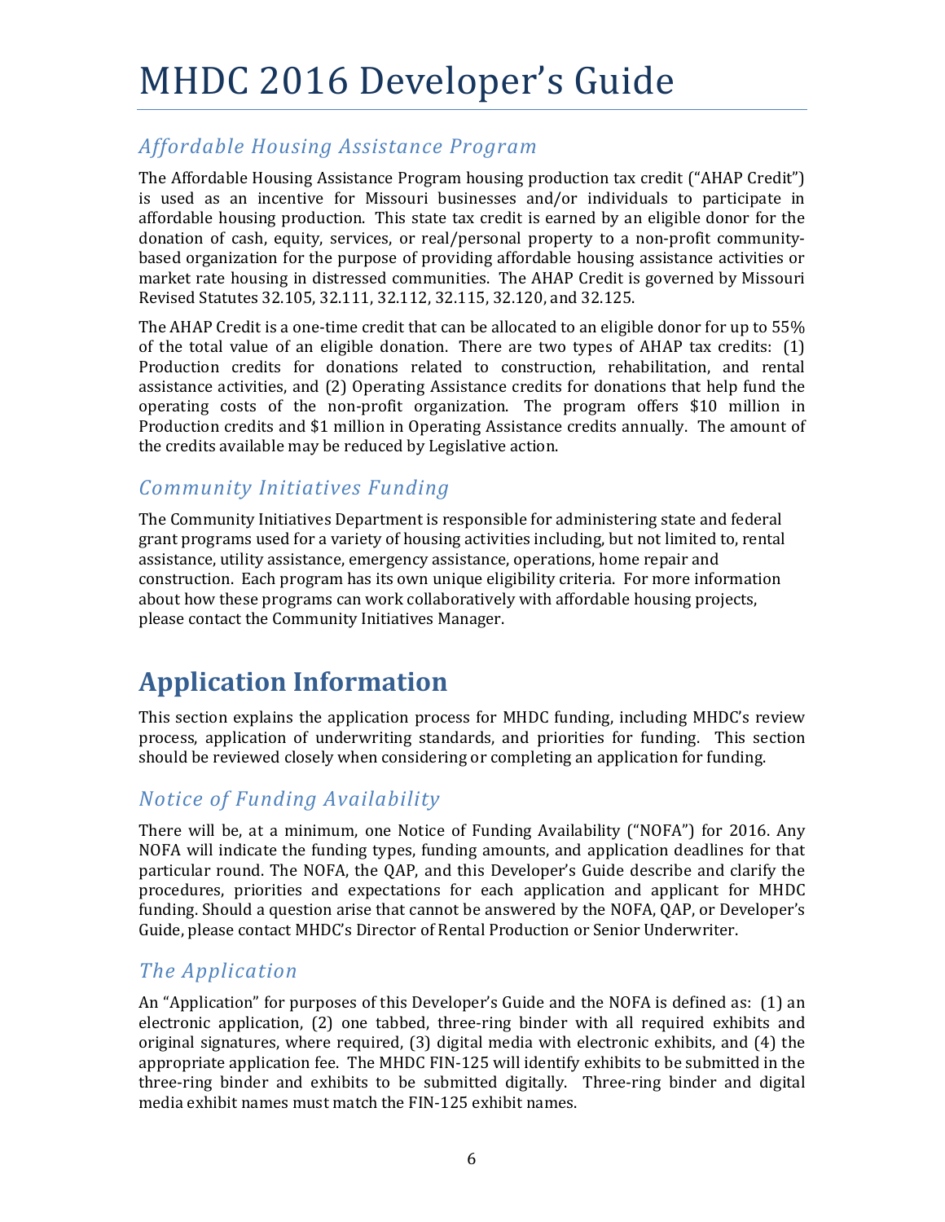## Affordable Housing Assistance Program

The Affordable Housing Assistance Program housing production tax credit ("AHAP Credit") is used as an incentive for Missouri businesses and/or individuals to participate in affordable housing production. This state tax credit is earned by an eligible donor for the donation of cash, equity, services, or real/personal property to a non-profit community-based organization for the purpose of providing affordable housing assistance activities or market rate housing in distressed communities. The AHAP Credit is governed by Missouri Revised Statutes 32.105, 32.111, 32.112, 32.115, 32.120, and 32.125.

The AHAP Credit is a one-time credit that can be allocated to an eligible donor for up to 55% of the total value of an eligible donation. There are two types of AHAP tax credits: (1) Production credits for donations related to construction, rehabilitation, and rental assistance activities, and (2) Operating Assistance credits for donations that help fund the operating costs of the non-profit organization. The program offers $10 million in Production credits and $1 million in Operating Assistance credits annually. The amount of the credits available may be reduced by Legislative action.

## Community Initiatives Funding

The Community Initiatives Department is responsible for administering state and federal grant programs used for a variety of housing activities including, but not limited to, rental assistance, utility assistance, emergency assistance, operations, home repair and construction. Each program has its own unique eligibility criteria. For more information about how these programs can work collaboratively with affordable housing projects, please contact the Community Initiatives Manager.

# Application Information

This section explains the application process for MHDC funding, including MHDC's review process, application of underwriting standards, and priorities for funding. This section should be reviewed closely when considering or completing an application for funding.

## Notice of Funding Availability

There will be, at a minimum, one Notice of Funding Availability ("NOFA") for 2016. Any NOFA will indicate the funding types, funding amounts, and application deadlines for that particular round. The NOFA, the QAP, and this Developer's Guide describe and clarify the procedures, priorities and expectations for each application and applicant for MHDC funding. Should a question arise that cannot be answered by the NOFA, QAP, or Developer's Guide, please contact MHDC's Director of Rental Production or Senior Underwriter.

## The Application

An "Application" for purposes of this Developer's Guide and the NOFA is defined as: (1) an electronic application, (2) one tabbed, three-ring binder with all required exhibits and original signatures, where required, (3) digital media with electronic exhibits, and (4) the appropriate application fee. The MHDC FIN-125 will identify exhibits to be submitted in the three-ring binder and exhibits to be submitted digitally. Three-ring binder and digital media exhibit names must match the FIN-125 exhibit names.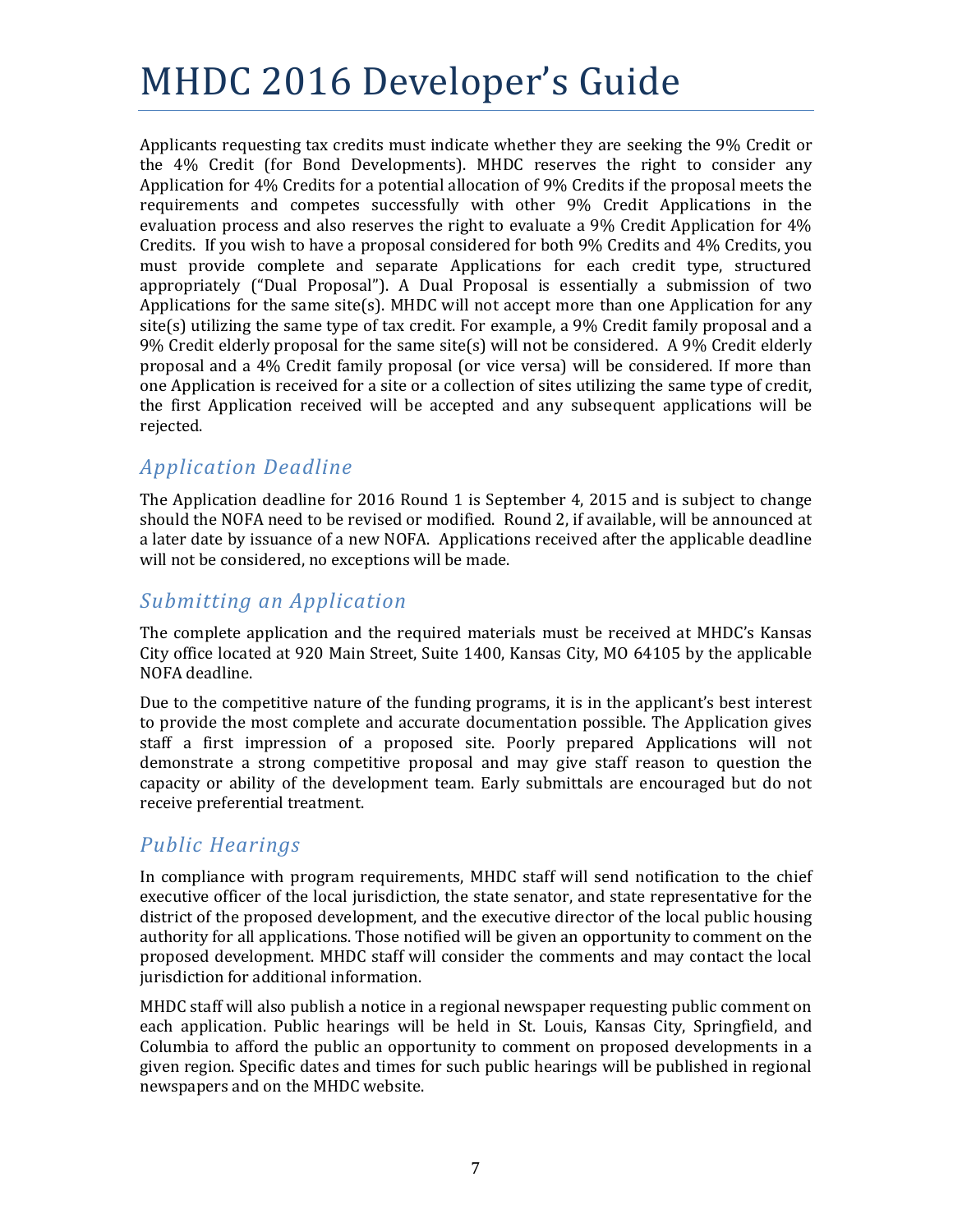Applicants requesting tax credits must indicate whether they are seeking the 9% Credit or the 4% Credit (for Bond Developments). MHDC reserves the right to consider any Application for 4% Credits for a potential allocation of 9% Credits if the proposal meets the requirements and competes successfully with other 9% Credit Applications in the evaluation process and also reserves the right to evaluate a 9% Credit Application for 4% Credits. If you wish to have a proposal considered for both 9% Credits and 4% Credits, you must provide complete and separate Applications for each credit type, structured appropriately ("Dual Proposal"). A Dual Proposal is essentially a submission of two Applications for the same site(s). MHDC will not accept more than one Application for any site(s) utilizing the same type of tax credit. For example, a 9% Credit family proposal and a 9% Credit elderly proposal for the same site(s) will not be considered. A 9% Credit elderly proposal and a 4% Credit family proposal (or vice versa) will be considered. If more than one Application is received for a site or a collection of sites utilizing the same type of credit, the first Application received will be accepted and any subsequent applications will be rejected.

## *Application Deadline*

The Application deadline for 2016 Round 1 is September 4, 2015 and is subject to change should the NOFA need to be revised or modified. Round 2, if available, will be announced at a later date by issuance of a new NOFA. Applications received after the applicable deadline will not be considered, no exceptions will be made.

## *Submitting an Application*

The complete application and the required materials must be received at MHDC's Kansas City office located at 920 Main Street, Suite 1400, Kansas City, MO 64105 by the applicable NOFA deadline.

Due to the competitive nature of the funding programs, it is in the applicant's best interest to provide the most complete and accurate documentation possible. The Application gives staff a first impression of a proposed site. Poorly prepared Applications will not demonstrate a strong competitive proposal and may give staff reason to question the capacity or ability of the development team. Early submittals are encouraged but do not receive preferential treatment.

## *Public Hearings*

In compliance with program requirements, MHDC staff will send notification to the chief executive officer of the local jurisdiction, the state senator, and state representative for the district of the proposed development, and the executive director of the local public housing authority for all applications. Those notified will be given an opportunity to comment on the proposed development. MHDC staff will consider the comments and may contact the local jurisdiction for additional information.

MHDC staff will also publish a notice in a regional newspaper requesting public comment on each application. Public hearings will be held in St. Louis, Kansas City, Springfield, and Columbia to afford the public an opportunity to comment on proposed developments in a given region. Specific dates and times for such public hearings will be published in regional newspapers and on the MHDC website.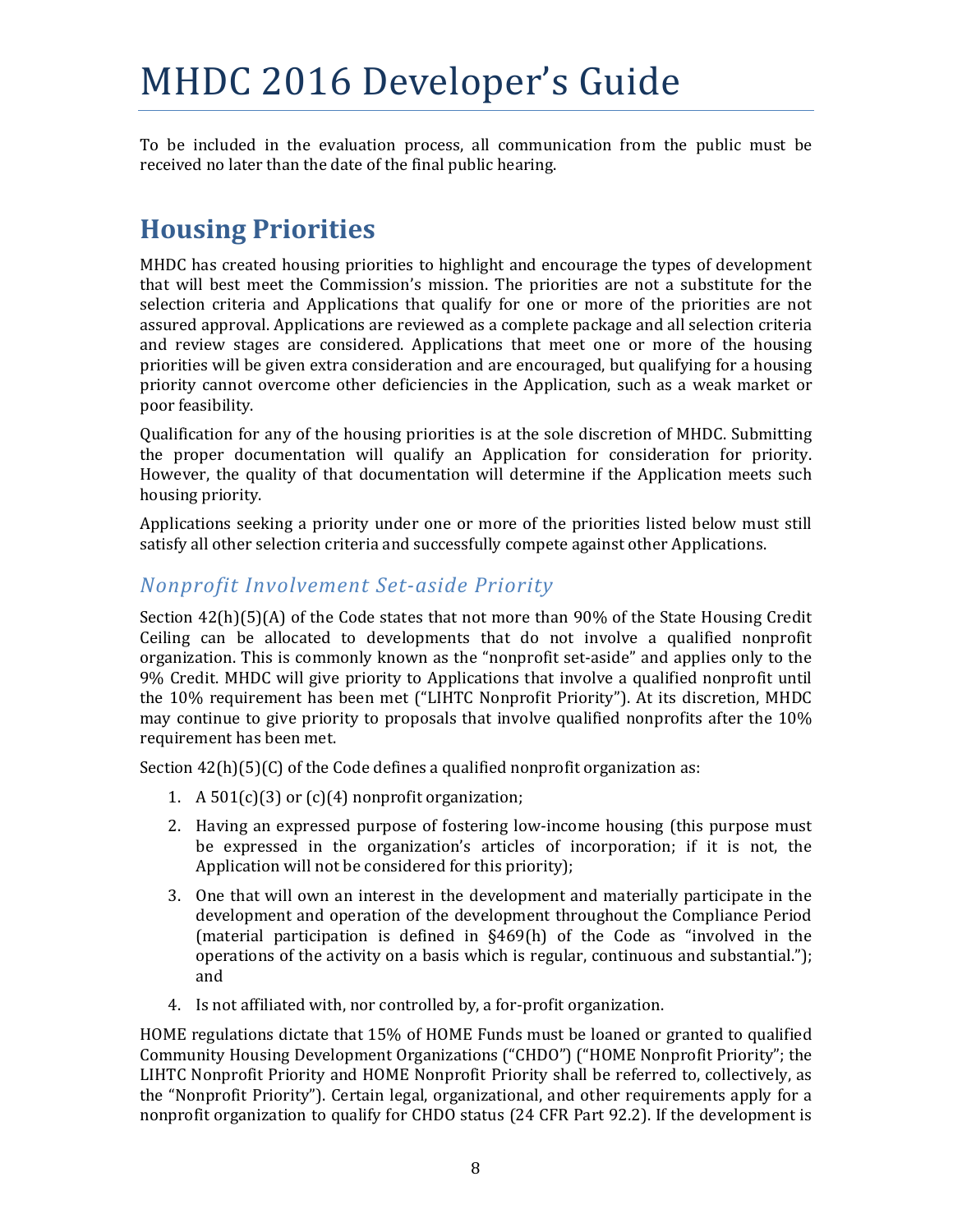To be included in the evaluation process, all communication from the public must be received no later than the date of the final public hearing.

## Housing Priorities

MHDC has created housing priorities to highlight and encourage the types of development that will best meet the Commission's mission. The priorities are not a substitute for the selection criteria and Applications that qualify for one or more of the priorities are not assured approval. Applications are reviewed as a complete package and all selection criteria and review stages are considered. Applications that meet one or more of the housing priorities will be given extra consideration and are encouraged, but qualifying for a housing priority cannot overcome other deficiencies in the Application, such as a weak market or poor feasibility.

Qualification for any of the housing priorities is at the sole discretion of MHDC. Submitting the proper documentation will qualify an Application for consideration for priority. However, the quality of that documentation will determine if the Application meets such housing priority.

Applications seeking a priority under one or more of the priorities listed below must still satisfy all other selection criteria and successfully compete against other Applications.

### *Nonprofit Involvement Set-aside Priority*

Section 42(h)(5)(A) of the Code states that not more than 90% of the State Housing Credit Ceiling can be allocated to developments that do not involve a qualified nonprofit organization. This is commonly known as the "nonprofit set-aside" and applies only to the 9% Credit. MHDC will give priority to Applications that involve a qualified nonprofit until the 10% requirement has been met ("LIHTC Nonprofit Priority"). At its discretion, MHDC may continue to give priority to proposals that involve qualified nonprofits after the 10% requirement has been met.

Section 42(h)(5)(C) of the Code defines a qualified nonprofit organization as:

1. A 501(c)(3) or (c)(4) nonprofit organization;
2. Having an expressed purpose of fostering low-income housing (this purpose must be expressed in the organization's articles of incorporation; if it is not, the Application will not be considered for this priority);
3. One that will own an interest in the development and materially participate in the development and operation of the development throughout the Compliance Period (material participation is defined in §469(h) of the Code as "involved in the operations of the activity on a basis which is regular, continuous and substantial."); and
4. Is not affiliated with, nor controlled by, a for-profit organization.

HOME regulations dictate that 15% of HOME Funds must be loaned or granted to qualified Community Housing Development Organizations ("CHDO") ("HOME Nonprofit Priority"; the LIHTC Nonprofit Priority and HOME Nonprofit Priority shall be referred to, collectively, as the "Nonprofit Priority"). Certain legal, organizational, and other requirements apply for a nonprofit organization to qualify for CHDO status (24 CFR Part 92.2). If the development is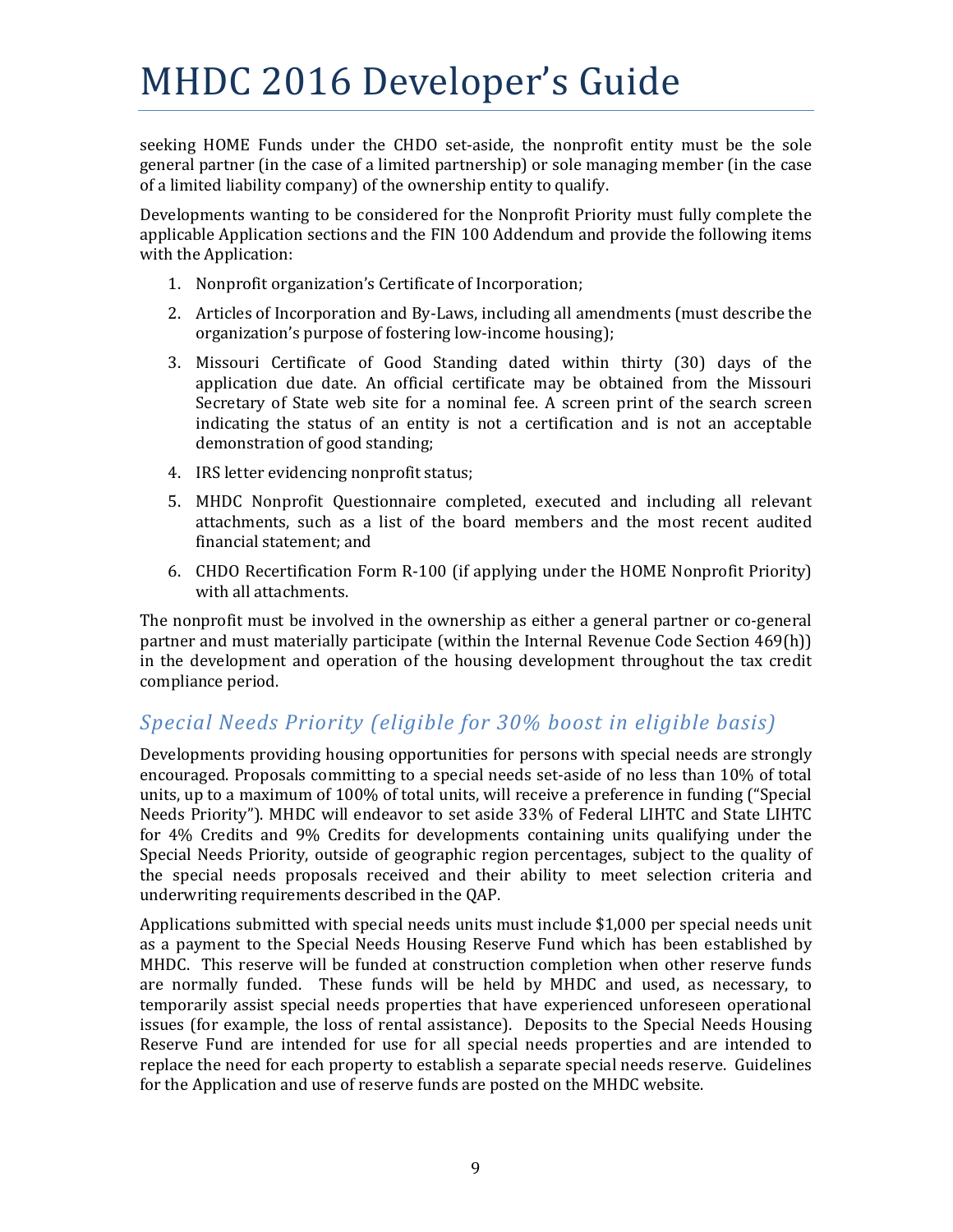seeking HOME Funds under the CHDO set-aside, the nonprofit entity must be the sole general partner (in the case of a limited partnership) or sole managing member (in the case of a limited liability company) of the ownership entity to qualify.

Developments wanting to be considered for the Nonprofit Priority must fully complete the applicable Application sections and the FIN 100 Addendum and provide the following items with the Application:

1. Nonprofit organization's Certificate of Incorporation;
2. Articles of Incorporation and By-Laws, including all amendments (must describe the organization's purpose of fostering low-income housing);
3. Missouri Certificate of Good Standing dated within thirty (30) days of the application due date. An official certificate may be obtained from the Missouri Secretary of State web site for a nominal fee. A screen print of the search screen indicating the status of an entity is not a certification and is not an acceptable demonstration of good standing;
4. IRS letter evidencing nonprofit status;
5. MHDC Nonprofit Questionnaire completed, executed and including all relevant attachments, such as a list of the board members and the most recent audited financial statement; and
6. CHDO Recertification Form R-100 (if applying under the HOME Nonprofit Priority) with all attachments.

The nonprofit must be involved in the ownership as either a general partner or co-general partner and must materially participate (within the Internal Revenue Code Section 469(h)) in the development and operation of the housing development throughout the tax credit compliance period.

## *Special Needs Priority (eligible for 30% boost in eligible basis)*

Developments providing housing opportunities for persons with special needs are strongly encouraged. Proposals committing to a special needs set-aside of no less than 10% of total units, up to a maximum of 100% of total units, will receive a preference in funding ("Special Needs Priority"). MHDC will endeavor to set aside 33% of Federal LIHTC and State LIHTC for 4% Credits and 9% Credits for developments containing units qualifying under the Special Needs Priority, outside of geographic region percentages, subject to the quality of the special needs proposals received and their ability to meet selection criteria and underwriting requirements described in the QAP.

Applications submitted with special needs units must include $1,000 per special needs unit as a payment to the Special Needs Housing Reserve Fund which has been established by MHDC. This reserve will be funded at construction completion when other reserve funds are normally funded. These funds will be held by MHDC and used, as necessary, to temporarily assist special needs properties that have experienced unforeseen operational issues (for example, the loss of rental assistance). Deposits to the Special Needs Housing Reserve Fund are intended for use for all special needs properties and are intended to replace the need for each property to establish a separate special needs reserve. Guidelines for the Application and use of reserve funds are posted on the MHDC website.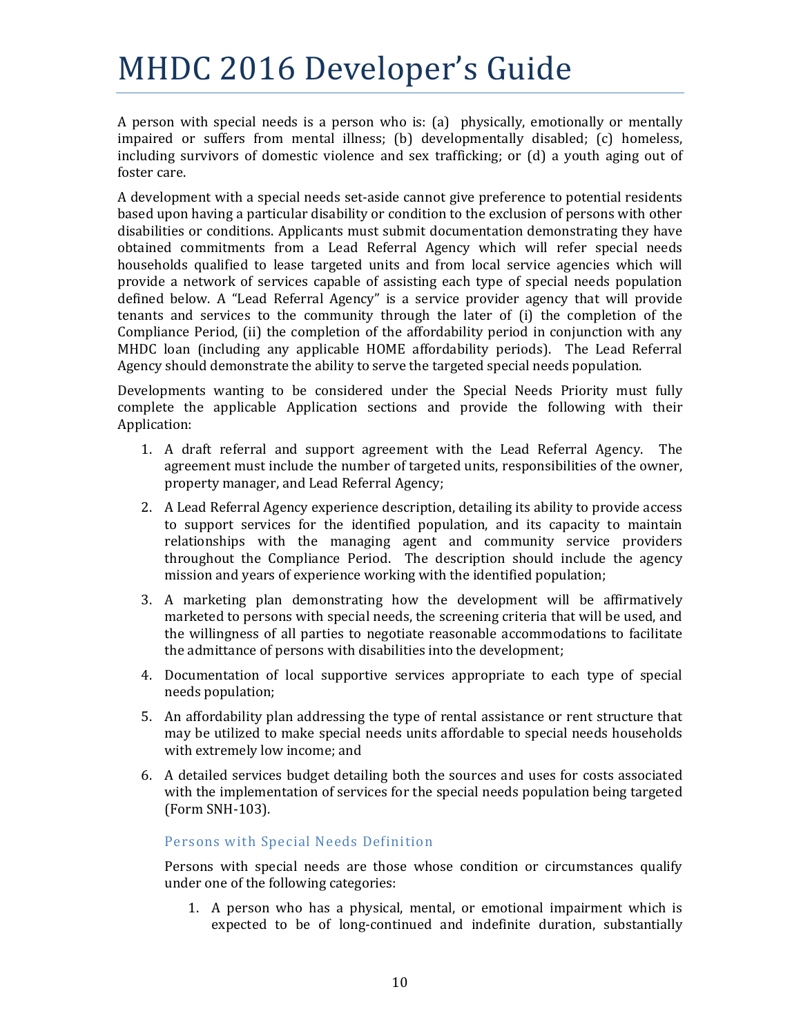A person with special needs is a person who is: (a) physically, emotionally or mentally impaired or suffers from mental illness; (b) developmentally disabled; (c) homeless, including survivors of domestic violence and sex trafficking; or (d) a youth aging out of foster care.

A development with a special needs set-aside cannot give preference to potential residents based upon having a particular disability or condition to the exclusion of persons with other disabilities or conditions. Applicants must submit documentation demonstrating they have obtained commitments from a Lead Referral Agency which will refer special needs households qualified to lease targeted units and from local service agencies which will provide a network of services capable of assisting each type of special needs population defined below. A "Lead Referral Agency" is a service provider agency that will provide tenants and services to the community through the later of (i) the completion of the Compliance Period, (ii) the completion of the affordability period in conjunction with any MHDC loan (including any applicable HOME affordability periods). The Lead Referral Agency should demonstrate the ability to serve the targeted special needs population.

Developments wanting to be considered under the Special Needs Priority must fully complete the applicable Application sections and provide the following with their Application:

1. A draft referral and support agreement with the Lead Referral Agency. The agreement must include the number of targeted units, responsibilities of the owner, property manager, and Lead Referral Agency;
2. A Lead Referral Agency experience description, detailing its ability to provide access to support services for the identified population, and its capacity to maintain relationships with the managing agent and community service providers throughout the Compliance Period. The description should include the agency mission and years of experience working with the identified population;
3. A marketing plan demonstrating how the development will be affirmatively marketed to persons with special needs, the screening criteria that will be used, and the willingness of all parties to negotiate reasonable accommodations to facilitate the admittance of persons with disabilities into the development;
4. Documentation of local supportive services appropriate to each type of special needs population;
5. An affordability plan addressing the type of rental assistance or rent structure that may be utilized to make special needs units affordable to special needs households with extremely low income; and
6. A detailed services budget detailing both the sources and uses for costs associated with the implementation of services for the special needs population being targeted (Form SNH-103).

### Persons with Special Needs Definition

Persons with special needs are those whose condition or circumstances qualify under one of the following categories:

1. A person who has a physical, mental, or emotional impairment which is expected to be of long-continued and indefinite duration, substantially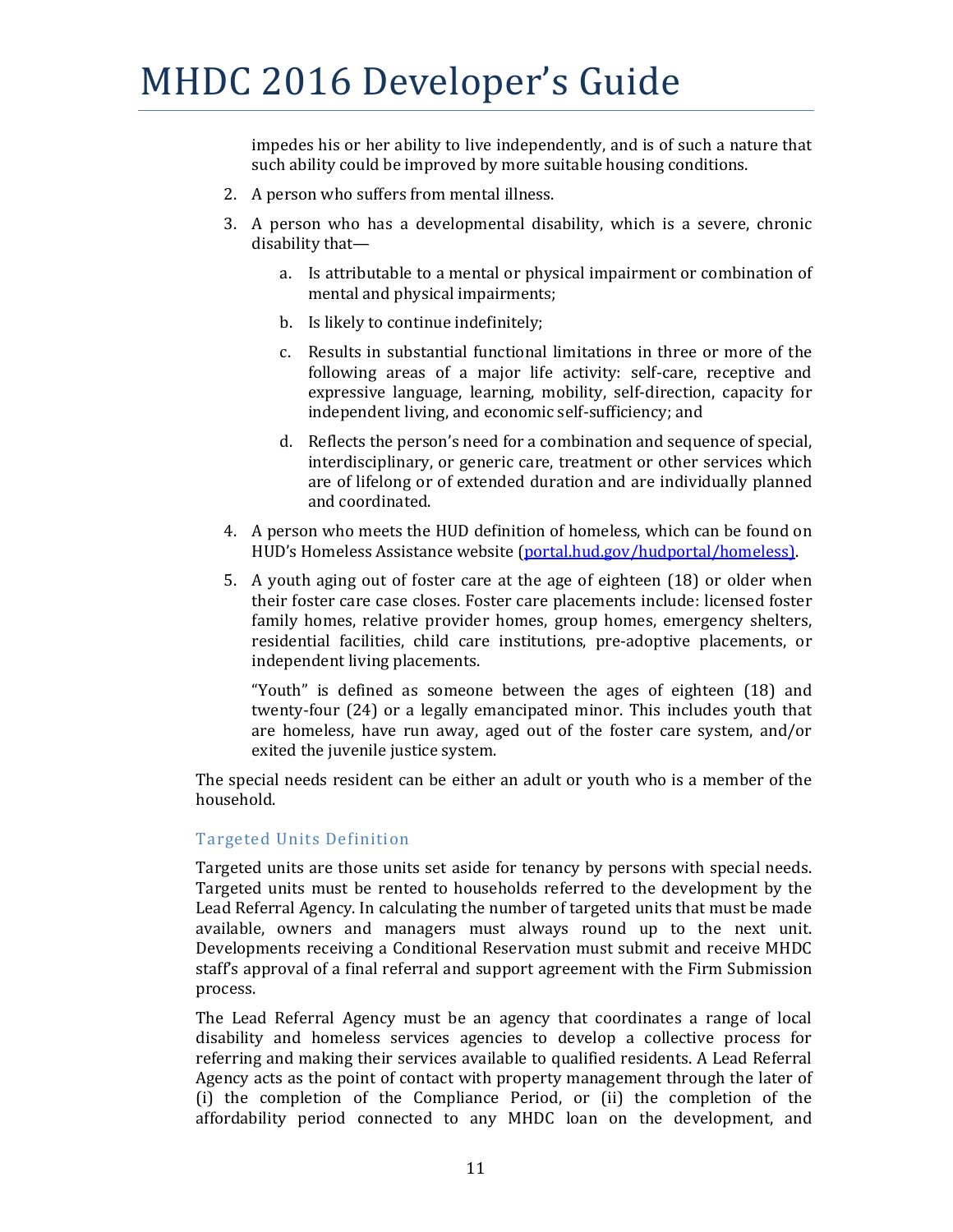impedes his or her ability to live independently, and is of such a nature that such ability could be improved by more suitable housing conditions.

2. A person who suffers from mental illness.
3. A person who has a developmental disability, which is a severe, chronic disability that—
   a. Is attributable to a mental or physical impairment or combination of mental and physical impairments;
   b. Is likely to continue indefinitely;
   c. Results in substantial functional limitations in three or more of the following areas of a major life activity: self-care, receptive and expressive language, learning, mobility, self-direction, capacity for independent living, and economic self-sufficiency; and
   d. Reflects the person's need for a combination and sequence of special, interdisciplinary, or generic care, treatment or other services which are of lifelong or of extended duration and are individually planned and coordinated.
4. A person who meets the HUD definition of homeless, which can be found on HUD's Homeless Assistance website (portal.hud.gov/hudportal/homeless).
5. A youth aging out of foster care at the age of eighteen (18) or older when their foster care case closes. Foster care placements include: licensed foster family homes, relative provider homes, group homes, emergency shelters, residential facilities, child care institutions, pre-adoptive placements, or independent living placements.

   "Youth" is defined as someone between the ages of eighteen (18) and twenty-four (24) or a legally emancipated minor. This includes youth that are homeless, have run away, aged out of the foster care system, and/or exited the juvenile justice system.

The special needs resident can be either an adult or youth who is a member of the household.

### Targeted Units Definition

Targeted units are those units set aside for tenancy by persons with special needs. Targeted units must be rented to households referred to the development by the Lead Referral Agency. In calculating the number of targeted units that must be made available, owners and managers must always round up to the next unit. Developments receiving a Conditional Reservation must submit and receive MHDC staff's approval of a final referral and support agreement with the Firm Submission process.

The Lead Referral Agency must be an agency that coordinates a range of local disability and homeless services agencies to develop a collective process for referring and making their services available to qualified residents. A Lead Referral Agency acts as the point of contact with property management through the later of (i) the completion of the Compliance Period, or (ii) the completion of the affordability period connected to any MHDC loan on the development, and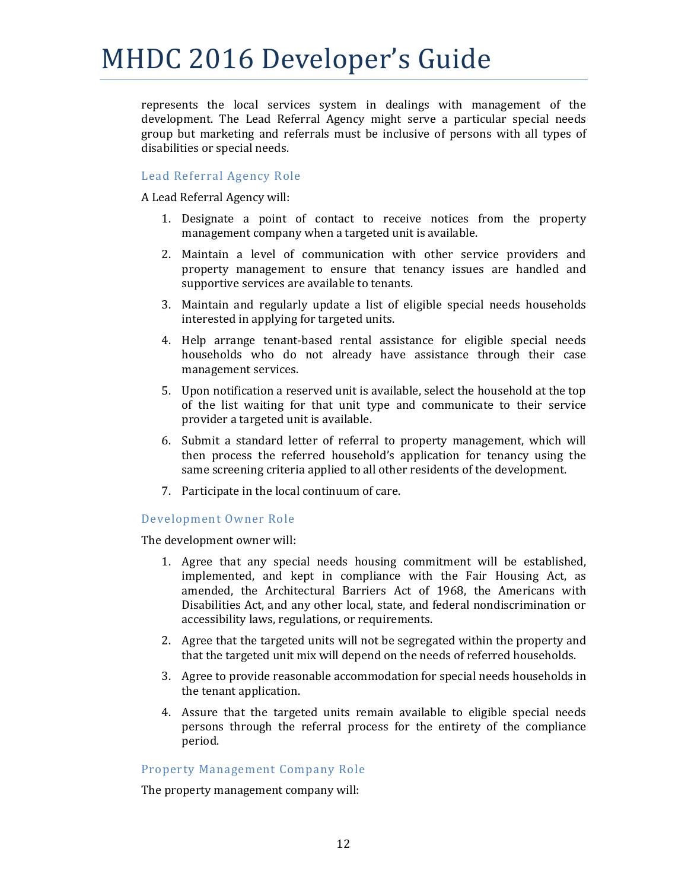represents the local services system in dealings with management of the development. The Lead Referral Agency might serve a particular special needs group but marketing and referrals must be inclusive of persons with all types of disabilities or special needs.

### Lead Referral Agency Role

A Lead Referral Agency will:

1. Designate a point of contact to receive notices from the property management company when a targeted unit is available.
2. Maintain a level of communication with other service providers and property management to ensure that tenancy issues are handled and supportive services are available to tenants.
3. Maintain and regularly update a list of eligible special needs households interested in applying for targeted units.
4. Help arrange tenant-based rental assistance for eligible special needs households who do not already have assistance through their case management services.
5. Upon notification a reserved unit is available, select the household at the top of the list waiting for that unit type and communicate to their service provider a targeted unit is available.
6. Submit a standard letter of referral to property management, which will then process the referred household's application for tenancy using the same screening criteria applied to all other residents of the development.
7. Participate in the local continuum of care.

### Development Owner Role

The development owner will:

1. Agree that any special needs housing commitment will be established, implemented, and kept in compliance with the Fair Housing Act, as amended, the Architectural Barriers Act of 1968, the Americans with Disabilities Act, and any other local, state, and federal nondiscrimination or accessibility laws, regulations, or requirements.
2. Agree that the targeted units will not be segregated within the property and that the targeted unit mix will depend on the needs of referred households.
3. Agree to provide reasonable accommodation for special needs households in the tenant application.
4. Assure that the targeted units remain available to eligible special needs persons through the referral process for the entirety of the compliance period.

### Property Management Company Role

The property management company will: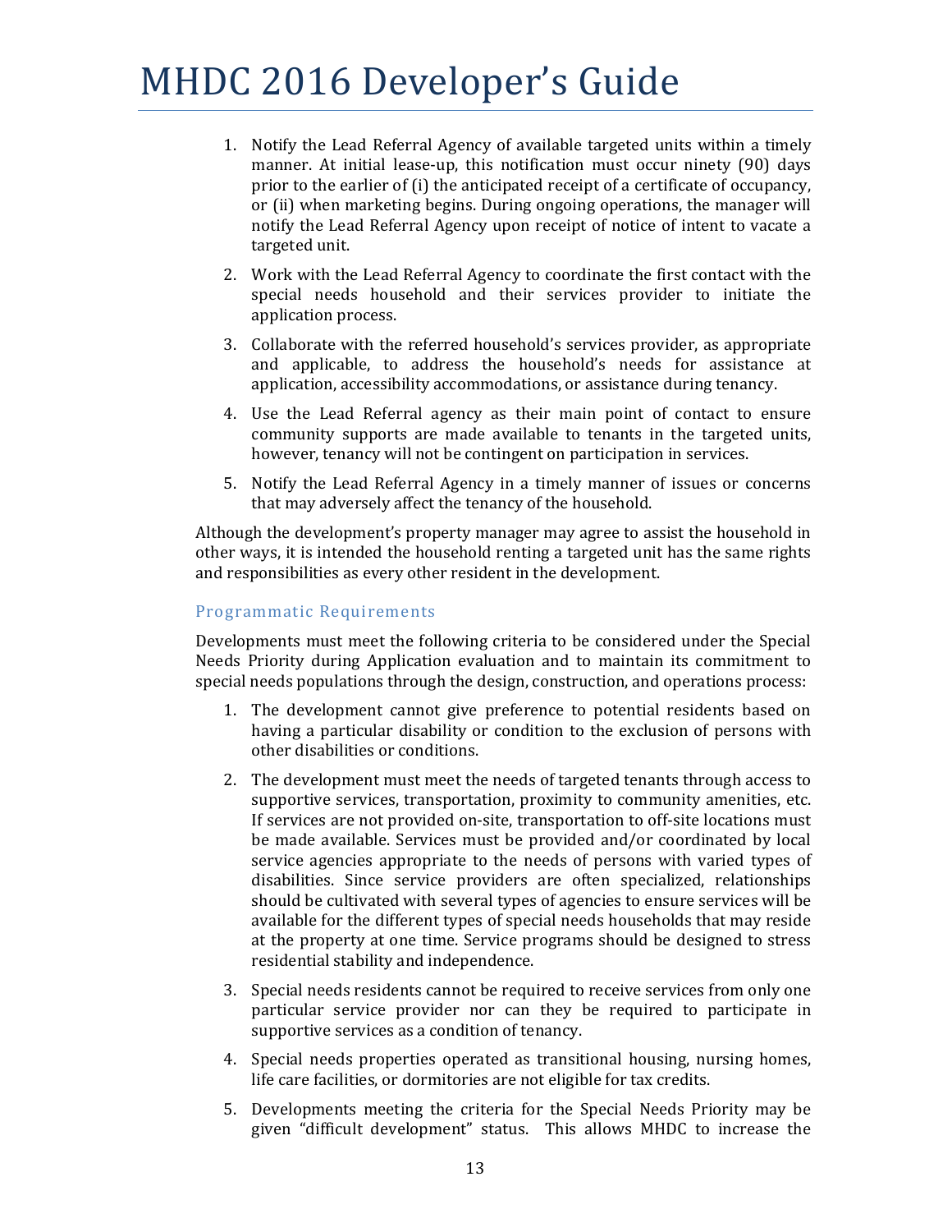1. Notify the Lead Referral Agency of available targeted units within a timely manner. At initial lease-up, this notification must occur ninety (90) days prior to the earlier of (i) the anticipated receipt of a certificate of occupancy, or (ii) when marketing begins. During ongoing operations, the manager will notify the Lead Referral Agency upon receipt of notice of intent to vacate a targeted unit.
2. Work with the Lead Referral Agency to coordinate the first contact with the special needs household and their services provider to initiate the application process.
3. Collaborate with the referred household's services provider, as appropriate and applicable, to address the household's needs for assistance at application, accessibility accommodations, or assistance during tenancy.
4. Use the Lead Referral agency as their main point of contact to ensure community supports are made available to tenants in the targeted units, however, tenancy will not be contingent on participation in services.
5. Notify the Lead Referral Agency in a timely manner of issues or concerns that may adversely affect the tenancy of the household.

Although the development's property manager may agree to assist the household in other ways, it is intended the household renting a targeted unit has the same rights and responsibilities as every other resident in the development.

### Programmatic Requirements

Developments must meet the following criteria to be considered under the Special Needs Priority during Application evaluation and to maintain its commitment to special needs populations through the design, construction, and operations process:

1. The development cannot give preference to potential residents based on having a particular disability or condition to the exclusion of persons with other disabilities or conditions.
2. The development must meet the needs of targeted tenants through access to supportive services, transportation, proximity to community amenities, etc. If services are not provided on-site, transportation to off-site locations must be made available. Services must be provided and/or coordinated by local service agencies appropriate to the needs of persons with varied types of disabilities. Since service providers are often specialized, relationships should be cultivated with several types of agencies to ensure services will be available for the different types of special needs households that may reside at the property at one time. Service programs should be designed to stress residential stability and independence.
3. Special needs residents cannot be required to receive services from only one particular service provider nor can they be required to participate in supportive services as a condition of tenancy.
4. Special needs properties operated as transitional housing, nursing homes, life care facilities, or dormitories are not eligible for tax credits.
5. Developments meeting the criteria for the Special Needs Priority may be given "difficult development" status. This allows MHDC to increase the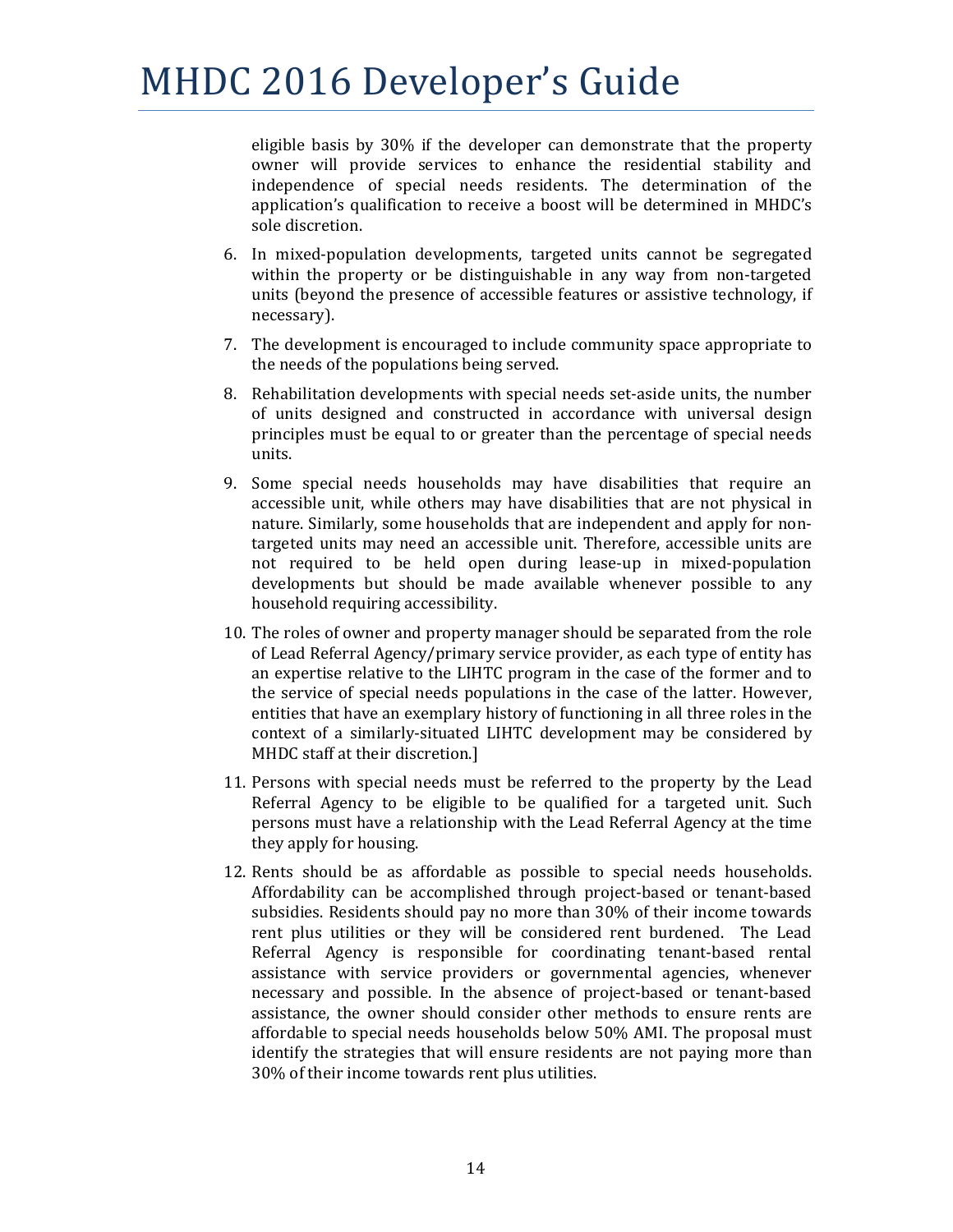eligible basis by 30% if the developer can demonstrate that the property owner will provide services to enhance the residential stability and independence of special needs residents. The determination of the application's qualification to receive a boost will be determined in MHDC's sole discretion.

6. In mixed-population developments, targeted units cannot be segregated within the property or be distinguishable in any way from non-targeted units (beyond the presence of accessible features or assistive technology, if necessary).
7. The development is encouraged to include community space appropriate to the needs of the populations being served.
8. Rehabilitation developments with special needs set-aside units, the number of units designed and constructed in accordance with universal design principles must be equal to or greater than the percentage of special needs units.
9. Some special needs households may have disabilities that require an accessible unit, while others may have disabilities that are not physical in nature. Similarly, some households that are independent and apply for non-targeted units may need an accessible unit. Therefore, accessible units are not required to be held open during lease-up in mixed-population developments but should be made available whenever possible to any household requiring accessibility.
10. The roles of owner and property manager should be separated from the role of Lead Referral Agency/primary service provider, as each type of entity has an expertise relative to the LIHTC program in the case of the former and to the service of special needs populations in the case of the latter. However, entities that have an exemplary history of functioning in all three roles in the context of a similarly-situated LIHTC development may be considered by MHDC staff at their discretion.]
11. Persons with special needs must be referred to the property by the Lead Referral Agency to be eligible to be qualified for a targeted unit. Such persons must have a relationship with the Lead Referral Agency at the time they apply for housing.
12. Rents should be as affordable as possible to special needs households. Affordability can be accomplished through project-based or tenant-based subsidies. Residents should pay no more than 30% of their income towards rent plus utilities or they will be considered rent burdened. The Lead Referral Agency is responsible for coordinating tenant-based rental assistance with service providers or governmental agencies, whenever necessary and possible. In the absence of project-based or tenant-based assistance, the owner should consider other methods to ensure rents are affordable to special needs households below 50% AMI. The proposal must identify the strategies that will ensure residents are not paying more than 30% of their income towards rent plus utilities.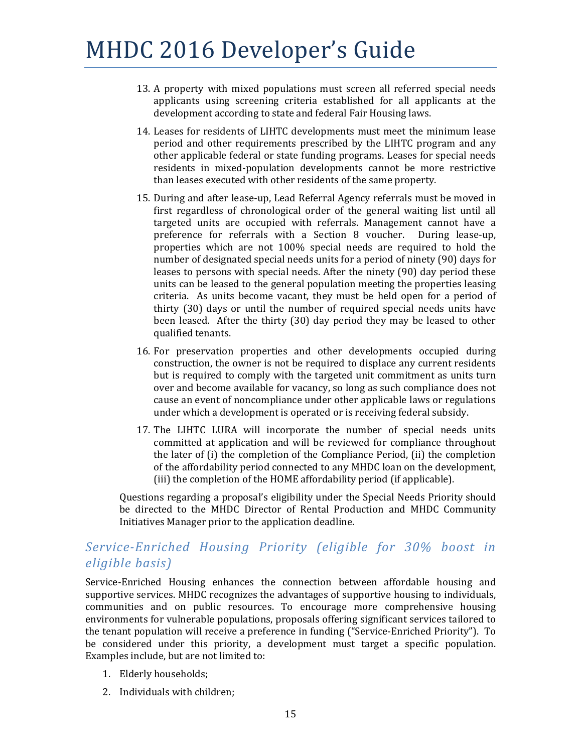13. A property with mixed populations must screen all referred special needs applicants using screening criteria established for all applicants at the development according to state and federal Fair Housing laws.

14. Leases for residents of LIHTC developments must meet the minimum lease period and other requirements prescribed by the LIHTC program and any other applicable federal or state funding programs. Leases for special needs residents in mixed-population developments cannot be more restrictive than leases executed with other residents of the same property.

15. During and after lease-up, Lead Referral Agency referrals must be moved in first regardless of chronological order of the general waiting list until all targeted units are occupied with referrals. Management cannot have a preference for referrals with a Section 8 voucher. During lease-up, properties which are not 100% special needs are required to hold the number of designated special needs units for a period of ninety (90) days for leases to persons with special needs. After the ninety (90) day period these units can be leased to the general population meeting the properties leasing criteria. As units become vacant, they must be held open for a period of thirty (30) days or until the number of required special needs units have been leased. After the thirty (30) day period they may be leased to other qualified tenants.

16. For preservation properties and other developments occupied during construction, the owner is not be required to displace any current residents but is required to comply with the targeted unit commitment as units turn over and become available for vacancy, so long as such compliance does not cause an event of noncompliance under other applicable laws or regulations under which a development is operated or is receiving federal subsidy.

17. The LIHTC LURA will incorporate the number of special needs units committed at application and will be reviewed for compliance throughout the later of (i) the completion of the Compliance Period, (ii) the completion of the affordability period connected to any MHDC loan on the development, (iii) the completion of the HOME affordability period (if applicable).

Questions regarding a proposal's eligibility under the Special Needs Priority should be directed to the MHDC Director of Rental Production and MHDC Community Initiatives Manager prior to the application deadline.

### *Service-Enriched Housing Priority (eligible for 30% boost in eligible basis)*

Service-Enriched Housing enhances the connection between affordable housing and supportive services. MHDC recognizes the advantages of supportive housing to individuals, communities and on public resources. To encourage more comprehensive housing environments for vulnerable populations, proposals offering significant services tailored to the tenant population will receive a preference in funding ("Service-Enriched Priority"). To be considered under this priority, a development must target a specific population. Examples include, but are not limited to:

1. Elderly households;
2. Individuals with children;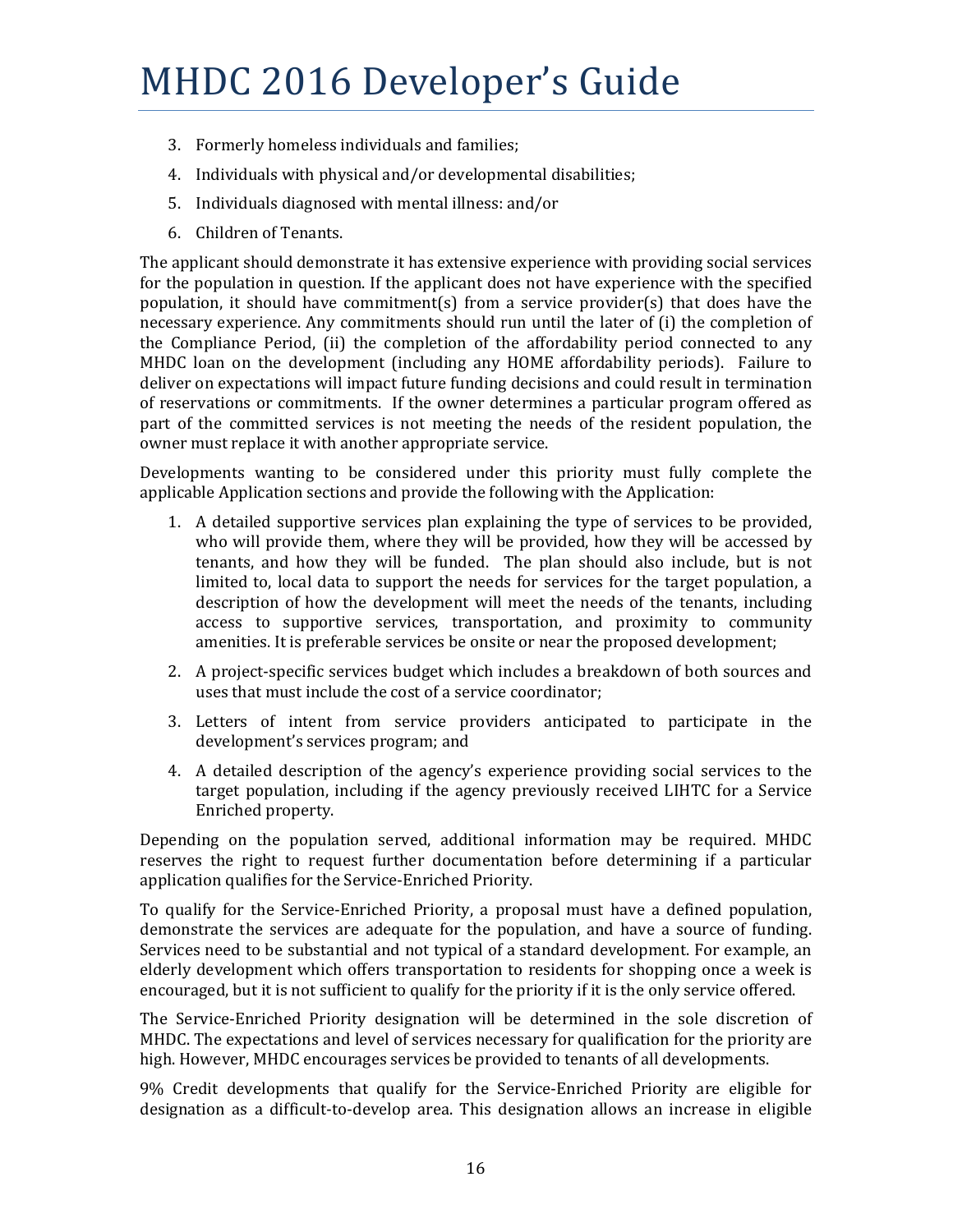3. Formerly homeless individuals and families;
4. Individuals with physical and/or developmental disabilities;
5. Individuals diagnosed with mental illness: and/or
6. Children of Tenants.

The applicant should demonstrate it has extensive experience with providing social services for the population in question. If the applicant does not have experience with the specified population, it should have commitment(s) from a service provider(s) that does have the necessary experience. Any commitments should run until the later of (i) the completion of the Compliance Period, (ii) the completion of the affordability period connected to any MHDC loan on the development (including any HOME affordability periods). Failure to deliver on expectations will impact future funding decisions and could result in termination of reservations or commitments. If the owner determines a particular program offered as part of the committed services is not meeting the needs of the resident population, the owner must replace it with another appropriate service.

Developments wanting to be considered under this priority must fully complete the applicable Application sections and provide the following with the Application:

1. A detailed supportive services plan explaining the type of services to be provided, who will provide them, where they will be provided, how they will be accessed by tenants, and how they will be funded. The plan should also include, but is not limited to, local data to support the needs for services for the target population, a description of how the development will meet the needs of the tenants, including access to supportive services, transportation, and proximity to community amenities. It is preferable services be onsite or near the proposed development;
2. A project-specific services budget which includes a breakdown of both sources and uses that must include the cost of a service coordinator;
3. Letters of intent from service providers anticipated to participate in the development's services program; and
4. A detailed description of the agency's experience providing social services to the target population, including if the agency previously received LIHTC for a Service Enriched property.

Depending on the population served, additional information may be required. MHDC reserves the right to request further documentation before determining if a particular application qualifies for the Service-Enriched Priority.

To qualify for the Service-Enriched Priority, a proposal must have a defined population, demonstrate the services are adequate for the population, and have a source of funding. Services need to be substantial and not typical of a standard development. For example, an elderly development which offers transportation to residents for shopping once a week is encouraged, but it is not sufficient to qualify for the priority if it is the only service offered.

The Service-Enriched Priority designation will be determined in the sole discretion of MHDC. The expectations and level of services necessary for qualification for the priority are high. However, MHDC encourages services be provided to tenants of all developments.

9% Credit developments that qualify for the Service-Enriched Priority are eligible for designation as a difficult-to-develop area. This designation allows an increase in eligible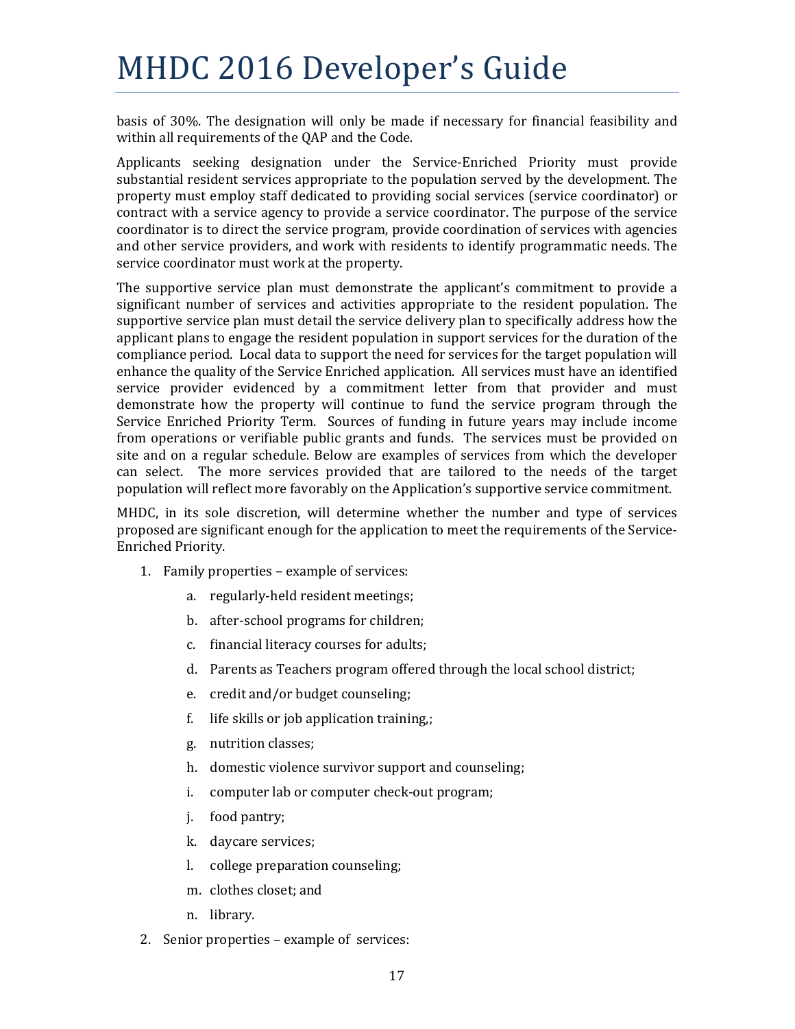basis of 30%. The designation will only be made if necessary for financial feasibility and within all requirements of the QAP and the Code.

Applicants seeking designation under the Service-Enriched Priority must provide substantial resident services appropriate to the population served by the development. The property must employ staff dedicated to providing social services (service coordinator) or contract with a service agency to provide a service coordinator. The purpose of the service coordinator is to direct the service program, provide coordination of services with agencies and other service providers, and work with residents to identify programmatic needs. The service coordinator must work at the property.

The supportive service plan must demonstrate the applicant's commitment to provide a significant number of services and activities appropriate to the resident population. The supportive service plan must detail the service delivery plan to specifically address how the applicant plans to engage the resident population in support services for the duration of the compliance period. Local data to support the need for services for the target population will enhance the quality of the Service Enriched application. All services must have an identified service provider evidenced by a commitment letter from that provider and must demonstrate how the property will continue to fund the service program through the Service Enriched Priority Term. Sources of funding in future years may include income from operations or verifiable public grants and funds. The services must be provided on site and on a regular schedule. Below are examples of services from which the developer can select. The more services provided that are tailored to the needs of the target population will reflect more favorably on the Application's supportive service commitment.

MHDC, in its sole discretion, will determine whether the number and type of services proposed are significant enough for the application to meet the requirements of the Service-Enriched Priority.

1. Family properties – example of services:
    a. regularly-held resident meetings;
    b. after-school programs for children;
    c. financial literacy courses for adults;
    d. Parents as Teachers program offered through the local school district;
    e. credit and/or budget counseling;
    f. life skills or job application training,;
    g. nutrition classes;
    h. domestic violence survivor support and counseling;
    i. computer lab or computer check-out program;
    j. food pantry;
    k. daycare services;
    l. college preparation counseling;
    m. clothes closet; and
    n. library.
2. Senior properties – example of services: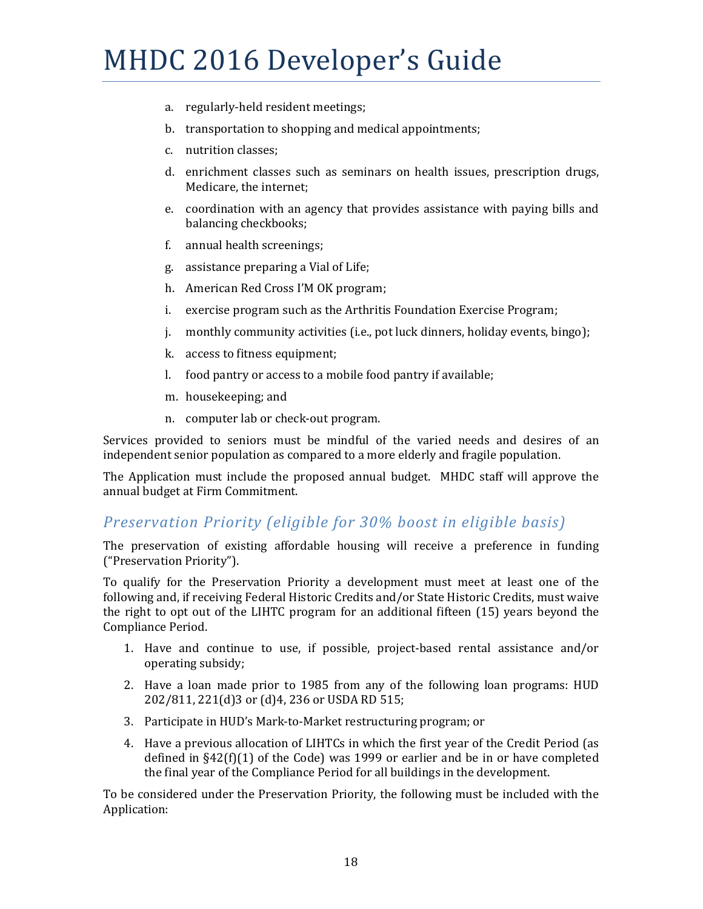a. regularly-held resident meetings;

b. transportation to shopping and medical appointments;

c. nutrition classes;

d. enrichment classes such as seminars on health issues, prescription drugs, Medicare, the internet;

e. coordination with an agency that provides assistance with paying bills and balancing checkbooks;

f. annual health screenings;

g. assistance preparing a Vial of Life;

h. American Red Cross I'M OK program;

i. exercise program such as the Arthritis Foundation Exercise Program;

j. monthly community activities (i.e., pot luck dinners, holiday events, bingo);

k. access to fitness equipment;

l. food pantry or access to a mobile food pantry if available;

m. housekeeping; and

n. computer lab or check-out program.

Services provided to seniors must be mindful of the varied needs and desires of an independent senior population as compared to a more elderly and fragile population.

The Application must include the proposed annual budget. MHDC staff will approve the annual budget at Firm Commitment.

## *Preservation Priority (eligible for 30% boost in eligible basis)*

The preservation of existing affordable housing will receive a preference in funding ("Preservation Priority").

To qualify for the Preservation Priority a development must meet at least one of the following and, if receiving Federal Historic Credits and/or State Historic Credits, must waive the right to opt out of the LIHTC program for an additional fifteen (15) years beyond the Compliance Period.

1. Have and continue to use, if possible, project-based rental assistance and/or operating subsidy;
2. Have a loan made prior to 1985 from any of the following loan programs: HUD 202/811, 221(d)3 or (d)4, 236 or USDA RD 515;
3. Participate in HUD's Mark-to-Market restructuring program; or
4. Have a previous allocation of LIHTCs in which the first year of the Credit Period (as defined in §42(f)(1) of the Code) was 1999 or earlier and be in or have completed the final year of the Compliance Period for all buildings in the development.

To be considered under the Preservation Priority, the following must be included with the Application: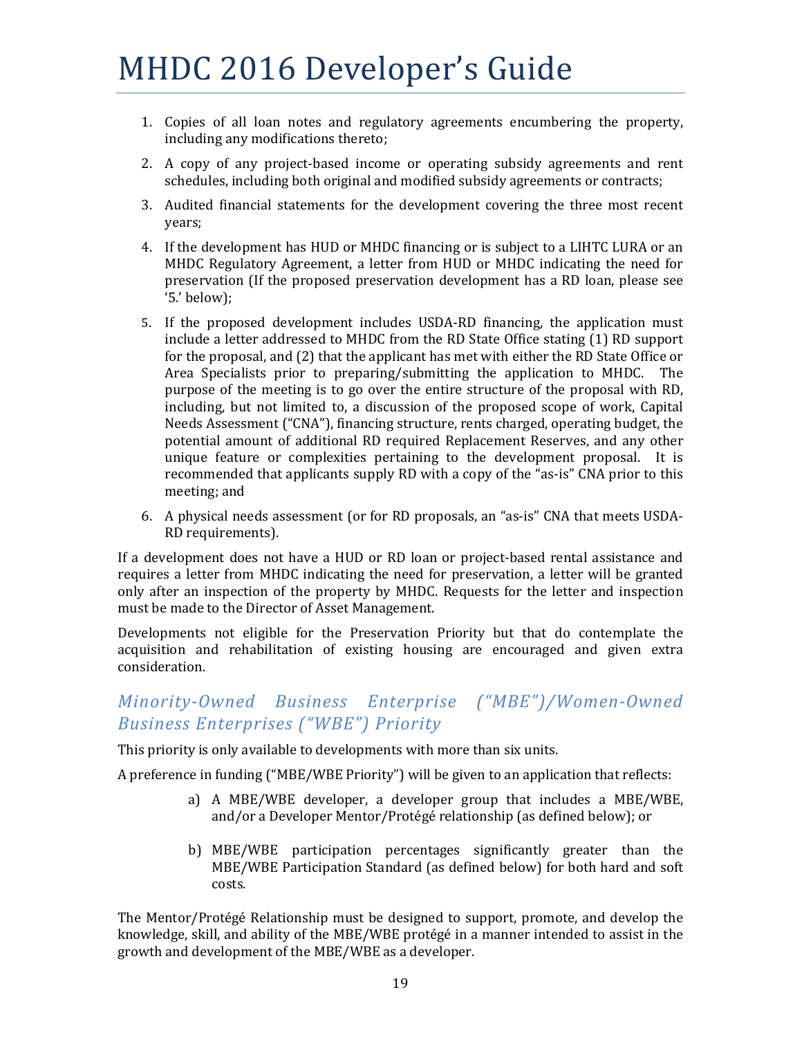1. Copies of all loan notes and regulatory agreements encumbering the property, including any modifications thereto;
2. A copy of any project-based income or operating subsidy agreements and rent schedules, including both original and modified subsidy agreements or contracts;
3. Audited financial statements for the development covering the three most recent years;
4. If the development has HUD or MHDC financing or is subject to a LIHTC LURA or an MHDC Regulatory Agreement, a letter from HUD or MHDC indicating the need for preservation (If the proposed preservation development has a RD loan, please see '5.' below);
5. If the proposed development includes USDA-RD financing, the application must include a letter addressed to MHDC from the RD State Office stating (1) RD support for the proposal, and (2) that the applicant has met with either the RD State Office or Area Specialists prior to preparing/submitting the application to MHDC. The purpose of the meeting is to go over the entire structure of the proposal with RD, including, but not limited to, a discussion of the proposed scope of work, Capital Needs Assessment ("CNA"), financing structure, rents charged, operating budget, the potential amount of additional RD required Replacement Reserves, and any other unique feature or complexities pertaining to the development proposal. It is recommended that applicants supply RD with a copy of the "as-is" CNA prior to this meeting; and
6. A physical needs assessment (or for RD proposals, an "as-is" CNA that meets USDA-RD requirements).

If a development does not have a HUD or RD loan or project-based rental assistance and requires a letter from MHDC indicating the need for preservation, a letter will be granted only after an inspection of the property by MHDC. Requests for the letter and inspection must be made to the Director of Asset Management.

Developments not eligible for the Preservation Priority but that do contemplate the acquisition and rehabilitation of existing housing are encouraged and given extra consideration.

### *Minority-Owned Business Enterprise ("MBE")/Women-Owned Business Enterprises ("WBE") Priority*

This priority is only available to developments with more than six units.

A preference in funding ("MBE/WBE Priority") will be given to an application that reflects:

a) A MBE/WBE developer, a developer group that includes a MBE/WBE, and/or a Developer Mentor/Protégé relationship (as defined below); or

b) MBE/WBE participation percentages significantly greater than the MBE/WBE Participation Standard (as defined below) for both hard and soft costs.

The Mentor/Protégé Relationship must be designed to support, promote, and develop the knowledge, skill, and ability of the MBE/WBE protégé in a manner intended to assist in the growth and development of the MBE/WBE as a developer.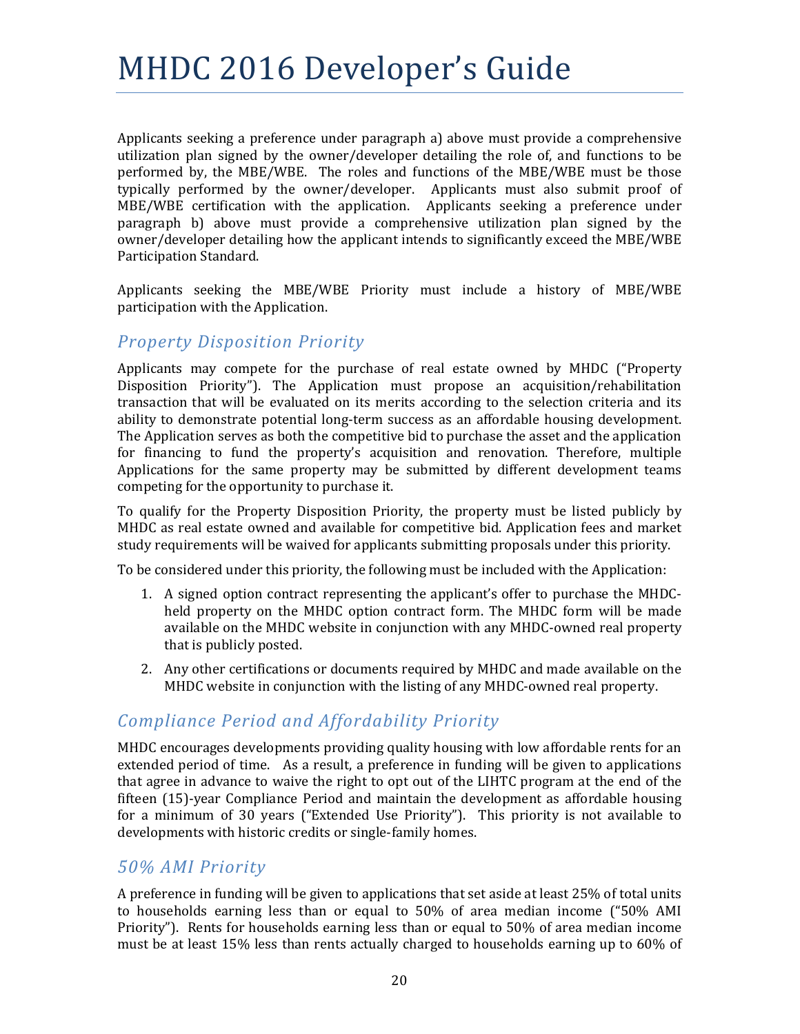Applicants seeking a preference under paragraph a) above must provide a comprehensive utilization plan signed by the owner/developer detailing the role of, and functions to be performed by, the MBE/WBE. The roles and functions of the MBE/WBE must be those typically performed by the owner/developer. Applicants must also submit proof of MBE/WBE certification with the application. Applicants seeking a preference under paragraph b) above must provide a comprehensive utilization plan signed by the owner/developer detailing how the applicant intends to significantly exceed the MBE/WBE Participation Standard.

Applicants seeking the MBE/WBE Priority must include a history of MBE/WBE participation with the Application.

## *Property Disposition Priority*

Applicants may compete for the purchase of real estate owned by MHDC ("Property Disposition Priority"). The Application must propose an acquisition/rehabilitation transaction that will be evaluated on its merits according to the selection criteria and its ability to demonstrate potential long-term success as an affordable housing development. The Application serves as both the competitive bid to purchase the asset and the application for financing to fund the property's acquisition and renovation. Therefore, multiple Applications for the same property may be submitted by different development teams competing for the opportunity to purchase it.

To qualify for the Property Disposition Priority, the property must be listed publicly by MHDC as real estate owned and available for competitive bid. Application fees and market study requirements will be waived for applicants submitting proposals under this priority.

To be considered under this priority, the following must be included with the Application:

1. A signed option contract representing the applicant's offer to purchase the MHDC-held property on the MHDC option contract form. The MHDC form will be made available on the MHDC website in conjunction with any MHDC-owned real property that is publicly posted.
2. Any other certifications or documents required by MHDC and made available on the MHDC website in conjunction with the listing of any MHDC-owned real property.

## *Compliance Period and Affordability Priority*

MHDC encourages developments providing quality housing with low affordable rents for an extended period of time. As a result, a preference in funding will be given to applications that agree in advance to waive the right to opt out of the LIHTC program at the end of the fifteen (15)-year Compliance Period and maintain the development as affordable housing for a minimum of 30 years ("Extended Use Priority"). This priority is not available to developments with historic credits or single-family homes.

## *50% AMI Priority*

A preference in funding will be given to applications that set aside at least 25% of total units to households earning less than or equal to 50% of area median income ("50% AMI Priority"). Rents for households earning less than or equal to 50% of area median income must be at least 15% less than rents actually charged to households earning up to 60% of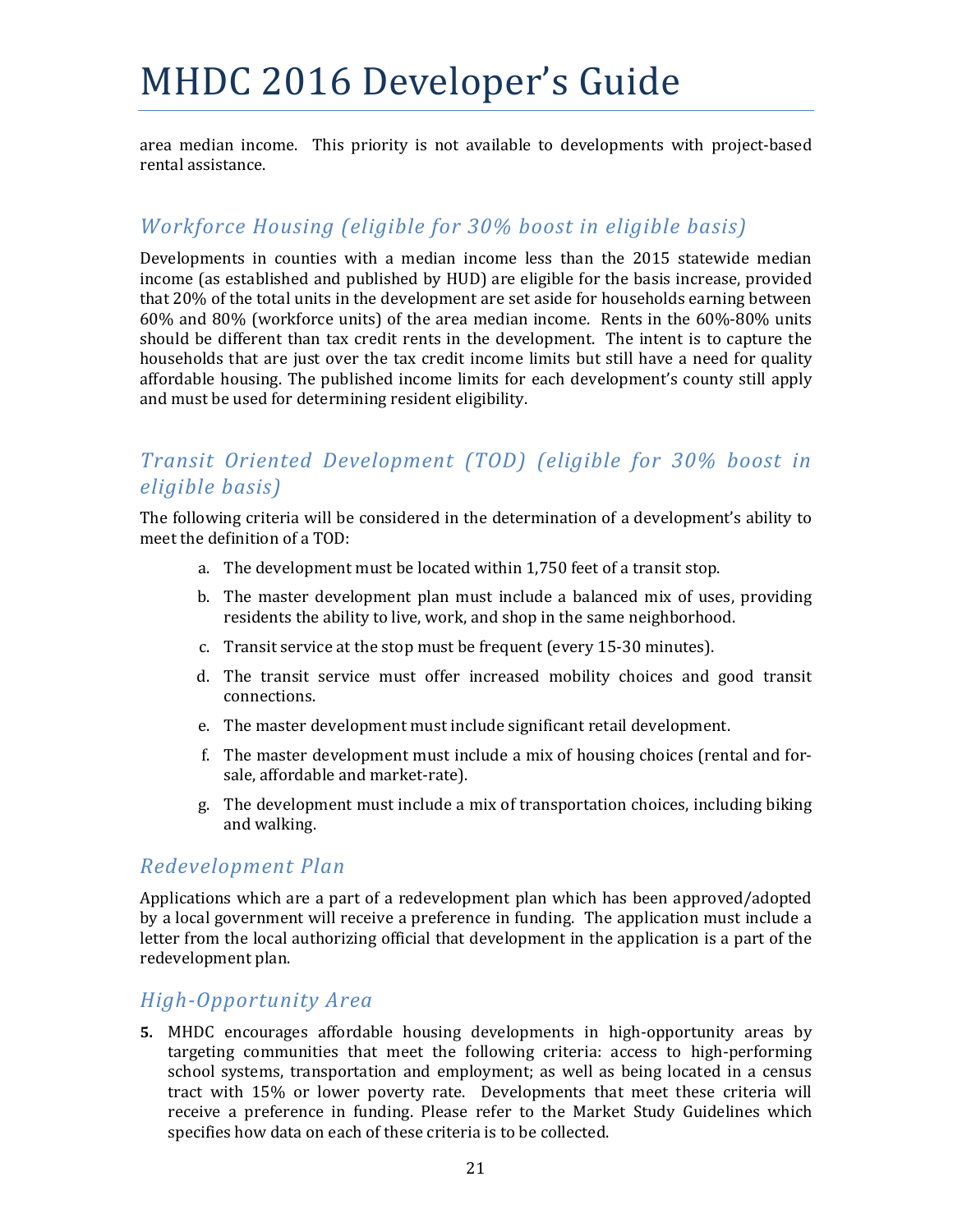area median income. This priority is not available to developments with project-based rental assistance.

## *Workforce Housing (eligible for 30% boost in eligible basis)*

Developments in counties with a median income less than the 2015 statewide median income (as established and published by HUD) are eligible for the basis increase, provided that 20% of the total units in the development are set aside for households earning between 60% and 80% (workforce units) of the area median income. Rents in the 60%-80% units should be different than tax credit rents in the development. The intent is to capture the households that are just over the tax credit income limits but still have a need for quality affordable housing. The published income limits for each development's county still apply and must be used for determining resident eligibility.

## *Transit Oriented Development (TOD) (eligible for 30% boost in eligible basis)*

The following criteria will be considered in the determination of a development's ability to meet the definition of a TOD:

a. The development must be located within 1,750 feet of a transit stop.
b. The master development plan must include a balanced mix of uses, providing residents the ability to live, work, and shop in the same neighborhood.
c. Transit service at the stop must be frequent (every 15-30 minutes).
d. The transit service must offer increased mobility choices and good transit connections.
e. The master development must include significant retail development.
f. The master development must include a mix of housing choices (rental and for-sale, affordable and market-rate).
g. The development must include a mix of transportation choices, including biking and walking.

## *Redevelopment Plan*

Applications which are a part of a redevelopment plan which has been approved/adopted by a local government will receive a preference in funding. The application must include a letter from the local authorizing official that development in the application is a part of the redevelopment plan.

## *High-Opportunity Area*

**5.** MHDC encourages affordable housing developments in high-opportunity areas by targeting communities that meet the following criteria: access to high-performing school systems, transportation and employment; as well as being located in a census tract with 15% or lower poverty rate. Developments that meet these criteria will receive a preference in funding. Please refer to the Market Study Guidelines which specifies how data on each of these criteria is to be collected.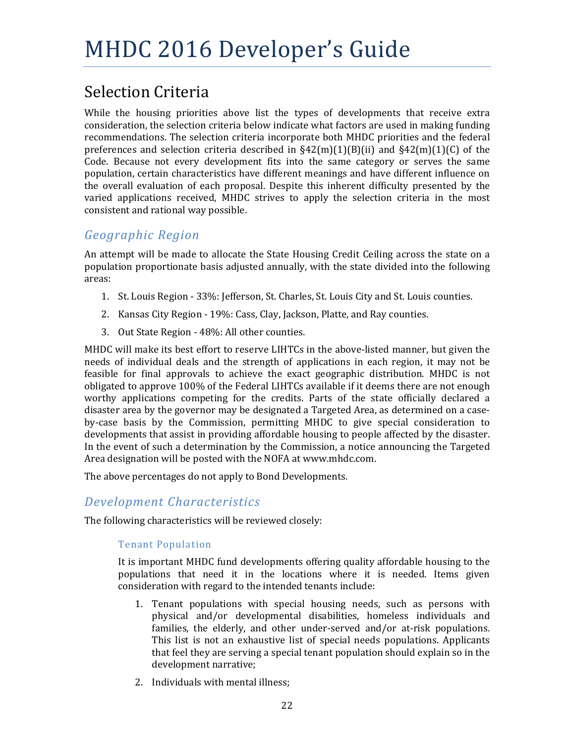## Selection Criteria

While the housing priorities above list the types of developments that receive extra consideration, the selection criteria below indicate what factors are used in making funding recommendations. The selection criteria incorporate both MHDC priorities and the federal preferences and selection criteria described in §42(m)(1)(B)(ii) and §42(m)(1)(C) of the Code. Because not every development fits into the same category or serves the same population, certain characteristics have different meanings and have different influence on the overall evaluation of each proposal. Despite this inherent difficulty presented by the varied applications received, MHDC strives to apply the selection criteria in the most consistent and rational way possible.

### *Geographic Region*

An attempt will be made to allocate the State Housing Credit Ceiling across the state on a population proportionate basis adjusted annually, with the state divided into the following areas:

1. St. Louis Region - 33%: Jefferson, St. Charles, St. Louis City and St. Louis counties.
2. Kansas City Region - 19%: Cass, Clay, Jackson, Platte, and Ray counties.
3. Out State Region - 48%: All other counties.

MHDC will make its best effort to reserve LIHTCs in the above-listed manner, but given the needs of individual deals and the strength of applications in each region, it may not be feasible for final approvals to achieve the exact geographic distribution. MHDC is not obligated to approve 100% of the Federal LIHTCs available if it deems there are not enough worthy applications competing for the credits. Parts of the state officially declared a disaster area by the governor may be designated a Targeted Area, as determined on a case-by-case basis by the Commission, permitting MHDC to give special consideration to developments that assist in providing affordable housing to people affected by the disaster. In the event of such a determination by the Commission, a notice announcing the Targeted Area designation will be posted with the NOFA at www.mhdc.com.

The above percentages do not apply to Bond Developments.

### *Development Characteristics*

The following characteristics will be reviewed closely:

#### Tenant Population

It is important MHDC fund developments offering quality affordable housing to the populations that need it in the locations where it is needed. Items given consideration with regard to the intended tenants include:

1. Tenant populations with special housing needs, such as persons with physical and/or developmental disabilities, homeless individuals and families, the elderly, and other under-served and/or at-risk populations. This list is not an exhaustive list of special needs populations. Applicants that feel they are serving a special tenant population should explain so in the development narrative;
2. Individuals with mental illness;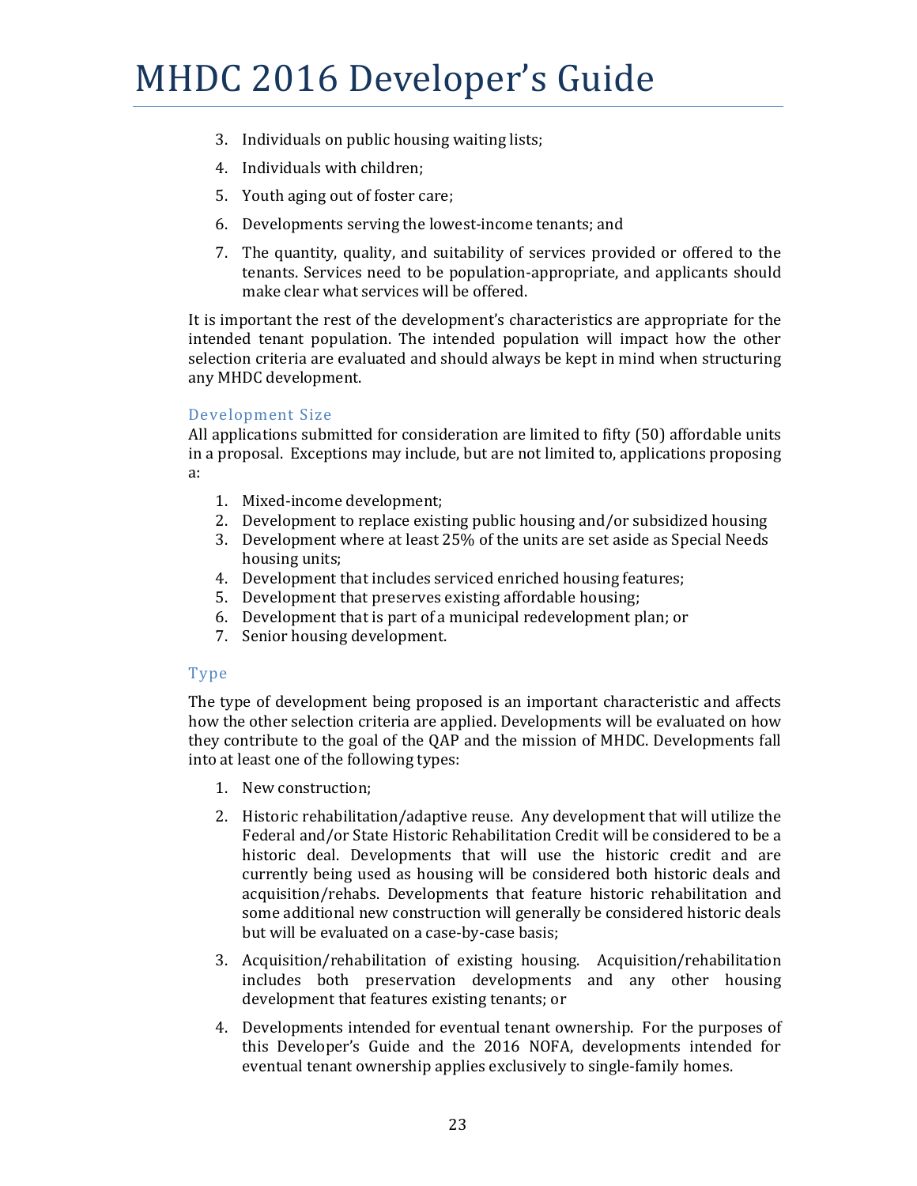3. Individuals on public housing waiting lists;
4. Individuals with children;
5. Youth aging out of foster care;
6. Developments serving the lowest-income tenants; and
7. The quantity, quality, and suitability of services provided or offered to the tenants. Services need to be population-appropriate, and applicants should make clear what services will be offered.

It is important the rest of the development's characteristics are appropriate for the intended tenant population. The intended population will impact how the other selection criteria are evaluated and should always be kept in mind when structuring any MHDC development.

### Development Size

All applications submitted for consideration are limited to fifty (50) affordable units in a proposal. Exceptions may include, but are not limited to, applications proposing a:

1. Mixed-income development;
2. Development to replace existing public housing and/or subsidized housing
3. Development where at least 25% of the units are set aside as Special Needs housing units;
4. Development that includes serviced enriched housing features;
5. Development that preserves existing affordable housing;
6. Development that is part of a municipal redevelopment plan; or
7. Senior housing development.

### Type

The type of development being proposed is an important characteristic and affects how the other selection criteria are applied. Developments will be evaluated on how they contribute to the goal of the QAP and the mission of MHDC. Developments fall into at least one of the following types:

1. New construction;
2. Historic rehabilitation/adaptive reuse. Any development that will utilize the Federal and/or State Historic Rehabilitation Credit will be considered to be a historic deal. Developments that will use the historic credit and are currently being used as housing will be considered both historic deals and acquisition/rehabs. Developments that feature historic rehabilitation and some additional new construction will generally be considered historic deals but will be evaluated on a case-by-case basis;
3. Acquisition/rehabilitation of existing housing. Acquisition/rehabilitation includes both preservation developments and any other housing development that features existing tenants; or
4. Developments intended for eventual tenant ownership. For the purposes of this Developer's Guide and the 2016 NOFA, developments intended for eventual tenant ownership applies exclusively to single-family homes.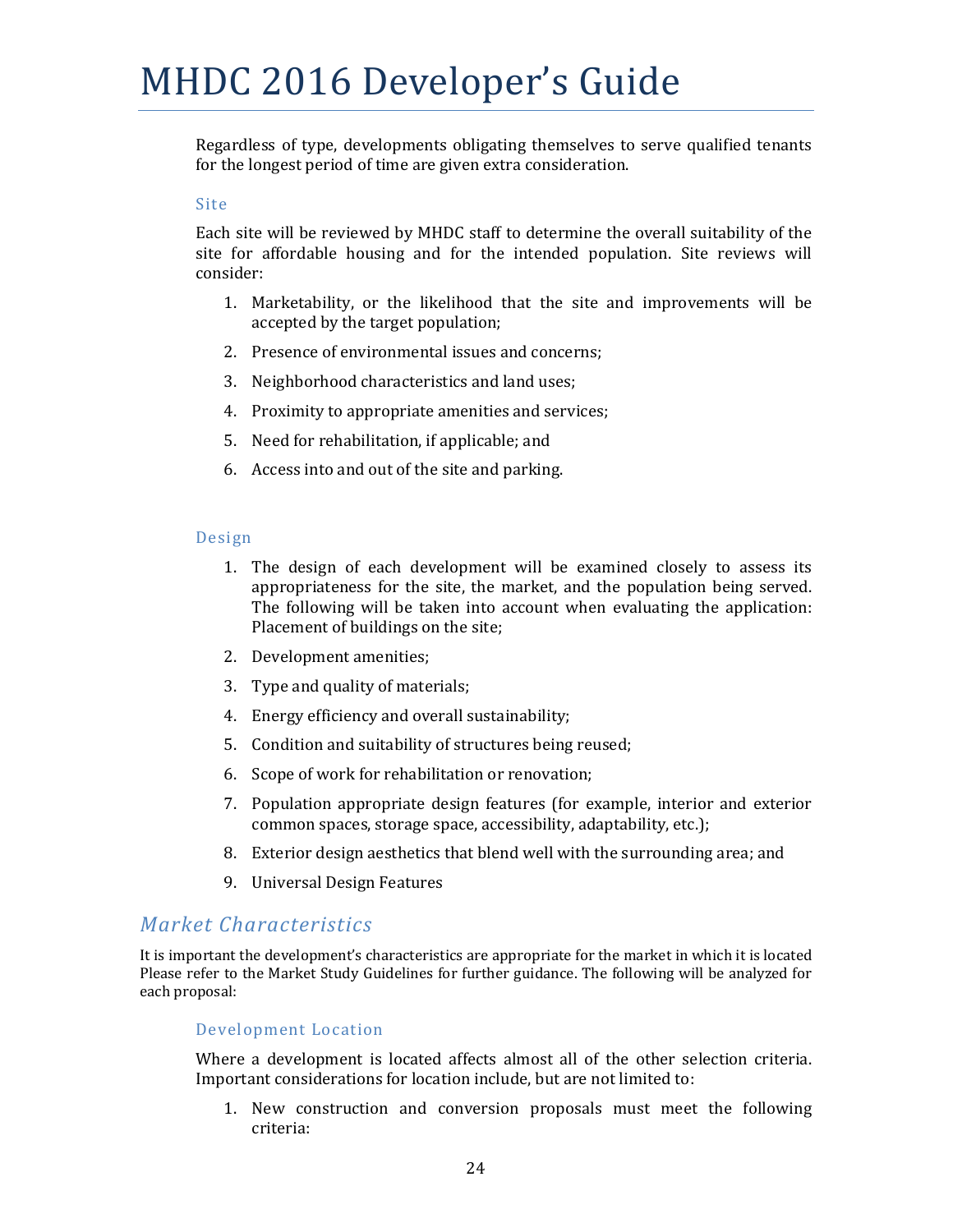Regardless of type, developments obligating themselves to serve qualified tenants for the longest period of time are given extra consideration.

### Site

Each site will be reviewed by MHDC staff to determine the overall suitability of the site for affordable housing and for the intended population. Site reviews will consider:

1. Marketability, or the likelihood that the site and improvements will be accepted by the target population;
2. Presence of environmental issues and concerns;
3. Neighborhood characteristics and land uses;
4. Proximity to appropriate amenities and services;
5. Need for rehabilitation, if applicable; and
6. Access into and out of the site and parking.

### Design

1. The design of each development will be examined closely to assess its appropriateness for the site, the market, and the population being served. The following will be taken into account when evaluating the application: Placement of buildings on the site;
2. Development amenities;
3. Type and quality of materials;
4. Energy efficiency and overall sustainability;
5. Condition and suitability of structures being reused;
6. Scope of work for rehabilitation or renovation;
7. Population appropriate design features (for example, interior and exterior common spaces, storage space, accessibility, adaptability, etc.);
8. Exterior design aesthetics that blend well with the surrounding area; and
9. Universal Design Features

## *Market Characteristics*

It is important the development's characteristics are appropriate for the market in which it is located Please refer to the Market Study Guidelines for further guidance. The following will be analyzed for each proposal:

### Development Location

Where a development is located affects almost all of the other selection criteria. Important considerations for location include, but are not limited to:

1. New construction and conversion proposals must meet the following criteria: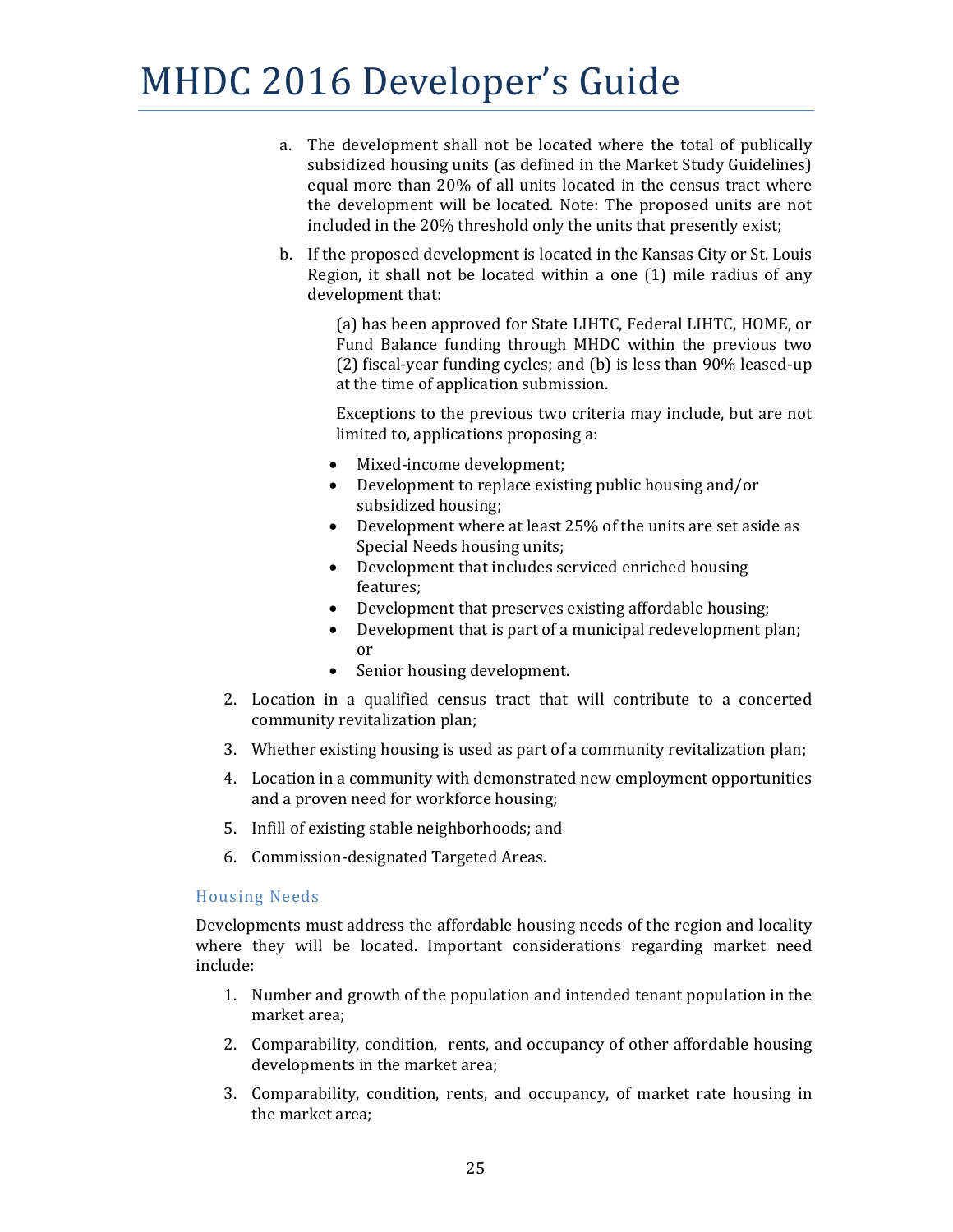a. The development shall not be located where the total of publically subsidized housing units (as defined in the Market Study Guidelines) equal more than 20% of all units located in the census tract where the development will be located. Note: The proposed units are not included in the 20% threshold only the units that presently exist;

b. If the proposed development is located in the Kansas City or St. Louis Region, it shall not be located within a one (1) mile radius of any development that:

   (a) has been approved for State LIHTC, Federal LIHTC, HOME, or Fund Balance funding through MHDC within the previous two (2) fiscal-year funding cycles; and (b) is less than 90% leased-up at the time of application submission.

   Exceptions to the previous two criteria may include, but are not limited to, applications proposing a:

   - Mixed-income development;
   - Development to replace existing public housing and/or subsidized housing;
   - Development where at least 25% of the units are set aside as Special Needs housing units;
   - Development that includes serviced enriched housing features;
   - Development that preserves existing affordable housing;
   - Development that is part of a municipal redevelopment plan; or
   - Senior housing development.

2. Location in a qualified census tract that will contribute to a concerted community revitalization plan;

3. Whether existing housing is used as part of a community revitalization plan;

4. Location in a community with demonstrated new employment opportunities and a proven need for workforce housing;

5. Infill of existing stable neighborhoods; and

6. Commission-designated Targeted Areas.

### Housing Needs

Developments must address the affordable housing needs of the region and locality where they will be located. Important considerations regarding market need include:

1. Number and growth of the population and intended tenant population in the market area;

2. Comparability, condition, rents, and occupancy of other affordable housing developments in the market area;

3. Comparability, condition, rents, and occupancy, of market rate housing in the market area;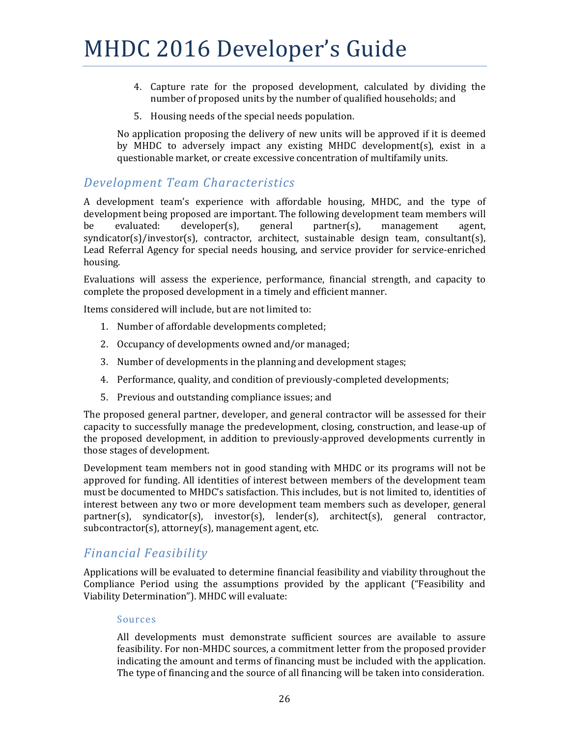4. Capture rate for the proposed development, calculated by dividing the number of proposed units by the number of qualified households; and
5. Housing needs of the special needs population.

No application proposing the delivery of new units will be approved if it is deemed by MHDC to adversely impact any existing MHDC development(s), exist in a questionable market, or create excessive concentration of multifamily units.

## *Development Team Characteristics*

A development team's experience with affordable housing, MHDC, and the type of development being proposed are important. The following development team members will be evaluated: developer(s), general partner(s), management agent, syndicator(s)/investor(s), contractor, architect, sustainable design team, consultant(s), Lead Referral Agency for special needs housing, and service provider for service-enriched housing.

Evaluations will assess the experience, performance, financial strength, and capacity to complete the proposed development in a timely and efficient manner.

Items considered will include, but are not limited to:

1. Number of affordable developments completed;
2. Occupancy of developments owned and/or managed;
3. Number of developments in the planning and development stages;
4. Performance, quality, and condition of previously-completed developments;
5. Previous and outstanding compliance issues; and

The proposed general partner, developer, and general contractor will be assessed for their capacity to successfully manage the predevelopment, closing, construction, and lease-up of the proposed development, in addition to previously-approved developments currently in those stages of development.

Development team members not in good standing with MHDC or its programs will not be approved for funding. All identities of interest between members of the development team must be documented to MHDC's satisfaction. This includes, but is not limited to, identities of interest between any two or more development team members such as developer, general partner(s), syndicator(s), investor(s), lender(s), architect(s), general contractor, subcontractor(s), attorney(s), management agent, etc.

## *Financial Feasibility*

Applications will be evaluated to determine financial feasibility and viability throughout the Compliance Period using the assumptions provided by the applicant ("Feasibility and Viability Determination"). MHDC will evaluate:

### Sources

All developments must demonstrate sufficient sources are available to assure feasibility. For non-MHDC sources, a commitment letter from the proposed provider indicating the amount and terms of financing must be included with the application. The type of financing and the source of all financing will be taken into consideration.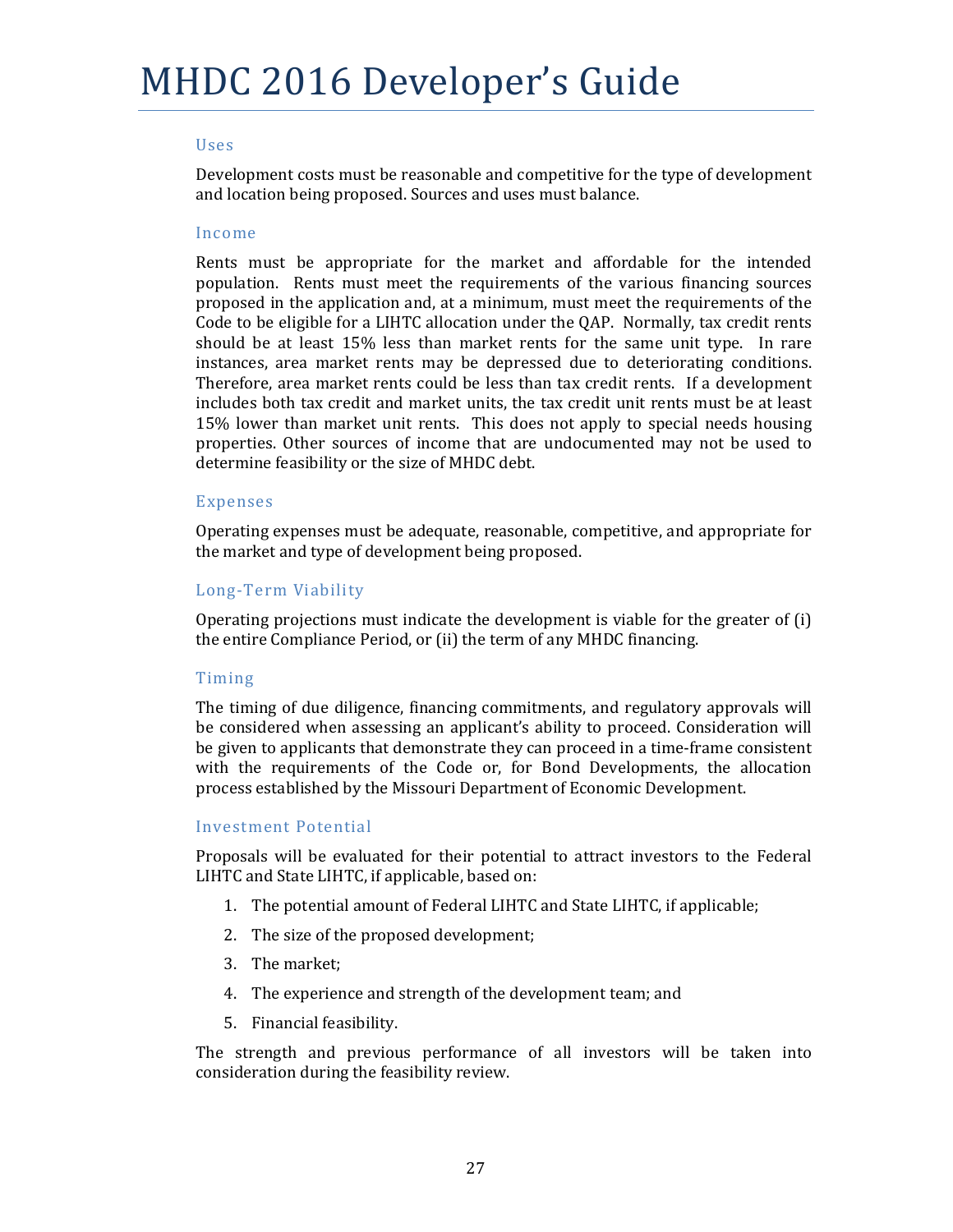### Uses

Development costs must be reasonable and competitive for the type of development and location being proposed. Sources and uses must balance.

### Income

Rents must be appropriate for the market and affordable for the intended population. Rents must meet the requirements of the various financing sources proposed in the application and, at a minimum, must meet the requirements of the Code to be eligible for a LIHTC allocation under the QAP. Normally, tax credit rents should be at least 15% less than market rents for the same unit type. In rare instances, area market rents may be depressed due to deteriorating conditions. Therefore, area market rents could be less than tax credit rents. If a development includes both tax credit and market units, the tax credit unit rents must be at least 15% lower than market unit rents. This does not apply to special needs housing properties. Other sources of income that are undocumented may not be used to determine feasibility or the size of MHDC debt.

### Expenses

Operating expenses must be adequate, reasonable, competitive, and appropriate for the market and type of development being proposed.

### Long-Term Viability

Operating projections must indicate the development is viable for the greater of (i) the entire Compliance Period, or (ii) the term of any MHDC financing.

### Timing

The timing of due diligence, financing commitments, and regulatory approvals will be considered when assessing an applicant's ability to proceed. Consideration will be given to applicants that demonstrate they can proceed in a time-frame consistent with the requirements of the Code or, for Bond Developments, the allocation process established by the Missouri Department of Economic Development.

### Investment Potential

Proposals will be evaluated for their potential to attract investors to the Federal LIHTC and State LIHTC, if applicable, based on:

1. The potential amount of Federal LIHTC and State LIHTC, if applicable;
2. The size of the proposed development;
3. The market;
4. The experience and strength of the development team; and
5. Financial feasibility.

The strength and previous performance of all investors will be taken into consideration during the feasibility review.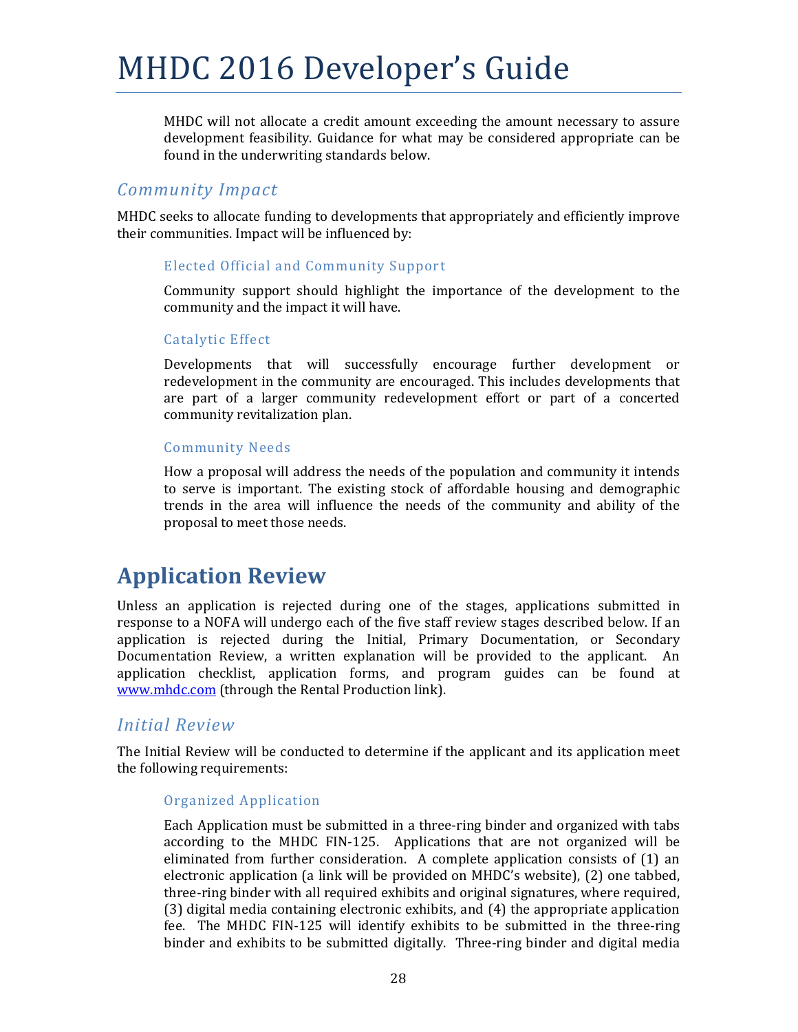MHDC will not allocate a credit amount exceeding the amount necessary to assure development feasibility. Guidance for what may be considered appropriate can be found in the underwriting standards below.

## *Community Impact*

MHDC seeks to allocate funding to developments that appropriately and efficiently improve their communities. Impact will be influenced by:

### Elected Official and Community Support

Community support should highlight the importance of the development to the community and the impact it will have.

### Catalytic Effect

Developments that will successfully encourage further development or redevelopment in the community are encouraged. This includes developments that are part of a larger community redevelopment effort or part of a concerted community revitalization plan.

### Community Needs

How a proposal will address the needs of the population and community it intends to serve is important. The existing stock of affordable housing and demographic trends in the area will influence the needs of the community and ability of the proposal to meet those needs.

# Application Review

Unless an application is rejected during one of the stages, applications submitted in response to a NOFA will undergo each of the five staff review stages described below. If an application is rejected during the Initial, Primary Documentation, or Secondary Documentation Review, a written explanation will be provided to the applicant. An application checklist, application forms, and program guides can be found at www.mhdc.com (through the Rental Production link).

## *Initial Review*

The Initial Review will be conducted to determine if the applicant and its application meet the following requirements:

### Organized Application

Each Application must be submitted in a three-ring binder and organized with tabs according to the MHDC FIN-125. Applications that are not organized will be eliminated from further consideration. A complete application consists of (1) an electronic application (a link will be provided on MHDC's website), (2) one tabbed, three-ring binder with all required exhibits and original signatures, where required, (3) digital media containing electronic exhibits, and (4) the appropriate application fee. The MHDC FIN-125 will identify exhibits to be submitted in the three-ring binder and exhibits to be submitted digitally. Three-ring binder and digital media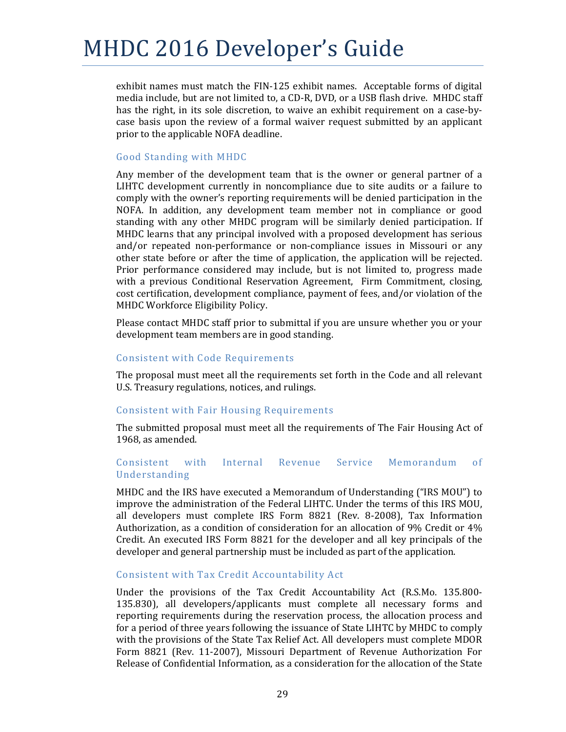exhibit names must match the FIN-125 exhibit names. Acceptable forms of digital media include, but are not limited to, a CD-R, DVD, or a USB flash drive. MHDC staff has the right, in its sole discretion, to waive an exhibit requirement on a case-by-case basis upon the review of a formal waiver request submitted by an applicant prior to the applicable NOFA deadline.

### Good Standing with MHDC

Any member of the development team that is the owner or general partner of a LIHTC development currently in noncompliance due to site audits or a failure to comply with the owner's reporting requirements will be denied participation in the NOFA. In addition, any development team member not in compliance or good standing with any other MHDC program will be similarly denied participation. If MHDC learns that any principal involved with a proposed development has serious and/or repeated non-performance or non-compliance issues in Missouri or any other state before or after the time of application, the application will be rejected. Prior performance considered may include, but is not limited to, progress made with a previous Conditional Reservation Agreement, Firm Commitment, closing, cost certification, development compliance, payment of fees, and/or violation of the MHDC Workforce Eligibility Policy.

Please contact MHDC staff prior to submittal if you are unsure whether you or your development team members are in good standing.

### Consistent with Code Requirements

The proposal must meet all the requirements set forth in the Code and all relevant U.S. Treasury regulations, notices, and rulings.

### Consistent with Fair Housing Requirements

The submitted proposal must meet all the requirements of The Fair Housing Act of 1968, as amended.

### Consistent with Internal Revenue Service Memorandum of Understanding

MHDC and the IRS have executed a Memorandum of Understanding ("IRS MOU") to improve the administration of the Federal LIHTC. Under the terms of this IRS MOU, all developers must complete IRS Form 8821 (Rev. 8-2008), Tax Information Authorization, as a condition of consideration for an allocation of 9% Credit or 4% Credit. An executed IRS Form 8821 for the developer and all key principals of the developer and general partnership must be included as part of the application.

### Consistent with Tax Credit Accountability Act

Under the provisions of the Tax Credit Accountability Act (R.S.Mo. 135.800-135.830), all developers/applicants must complete all necessary forms and reporting requirements during the reservation process, the allocation process and for a period of three years following the issuance of State LIHTC by MHDC to comply with the provisions of the State Tax Relief Act. All developers must complete MDOR Form 8821 (Rev. 11-2007), Missouri Department of Revenue Authorization For Release of Confidential Information, as a consideration for the allocation of the State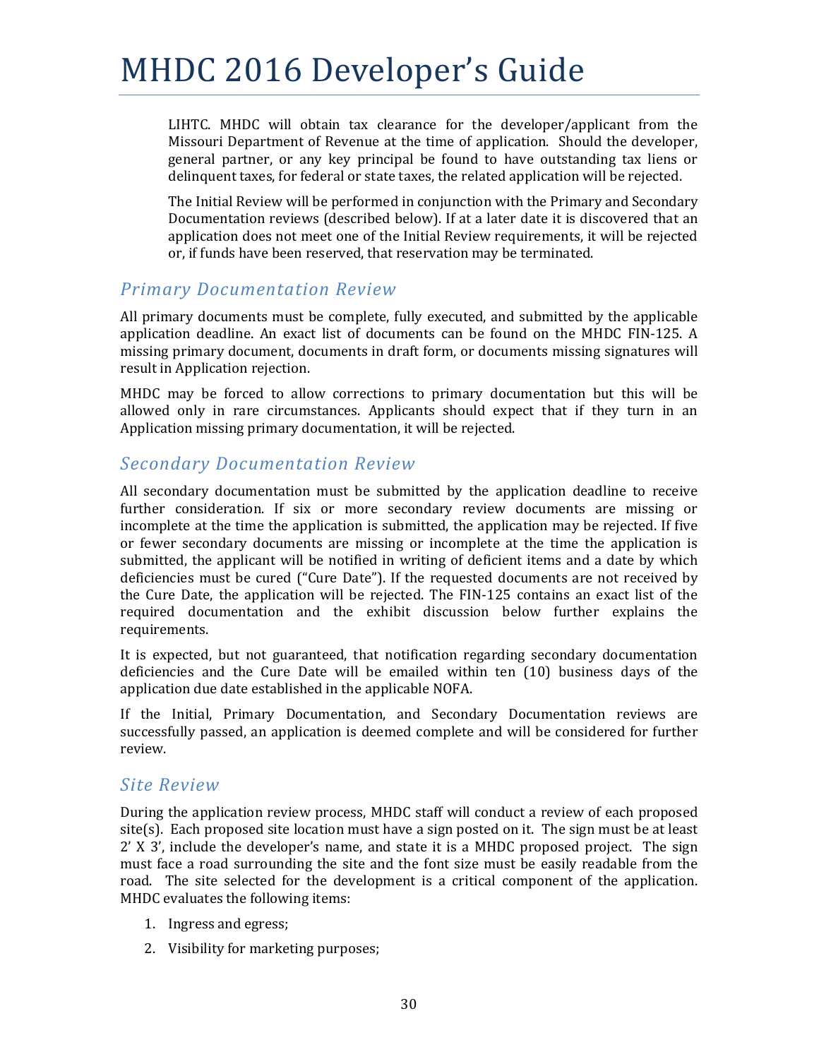LIHTC. MHDC will obtain tax clearance for the developer/applicant from the Missouri Department of Revenue at the time of application. Should the developer, general partner, or any key principal be found to have outstanding tax liens or delinquent taxes, for federal or state taxes, the related application will be rejected.

The Initial Review will be performed in conjunction with the Primary and Secondary Documentation reviews (described below). If at a later date it is discovered that an application does not meet one of the Initial Review requirements, it will be rejected or, if funds have been reserved, that reservation may be terminated.

## *Primary Documentation Review*

All primary documents must be complete, fully executed, and submitted by the applicable application deadline. An exact list of documents can be found on the MHDC FIN-125. A missing primary document, documents in draft form, or documents missing signatures will result in Application rejection.

MHDC may be forced to allow corrections to primary documentation but this will be allowed only in rare circumstances. Applicants should expect that if they turn in an Application missing primary documentation, it will be rejected.

## *Secondary Documentation Review*

All secondary documentation must be submitted by the application deadline to receive further consideration. If six or more secondary review documents are missing or incomplete at the time the application is submitted, the application may be rejected. If five or fewer secondary documents are missing or incomplete at the time the application is submitted, the applicant will be notified in writing of deficient items and a date by which deficiencies must be cured ("Cure Date"). If the requested documents are not received by the Cure Date, the application will be rejected. The FIN-125 contains an exact list of the required documentation and the exhibit discussion below further explains the requirements.

It is expected, but not guaranteed, that notification regarding secondary documentation deficiencies and the Cure Date will be emailed within ten (10) business days of the application due date established in the applicable NOFA.

If the Initial, Primary Documentation, and Secondary Documentation reviews are successfully passed, an application is deemed complete and will be considered for further review.

## *Site Review*

During the application review process, MHDC staff will conduct a review of each proposed site(s). Each proposed site location must have a sign posted on it. The sign must be at least 2' X 3', include the developer's name, and state it is a MHDC proposed project. The sign must face a road surrounding the site and the font size must be easily readable from the road. The site selected for the development is a critical component of the application. MHDC evaluates the following items:

1. Ingress and egress;
2. Visibility for marketing purposes;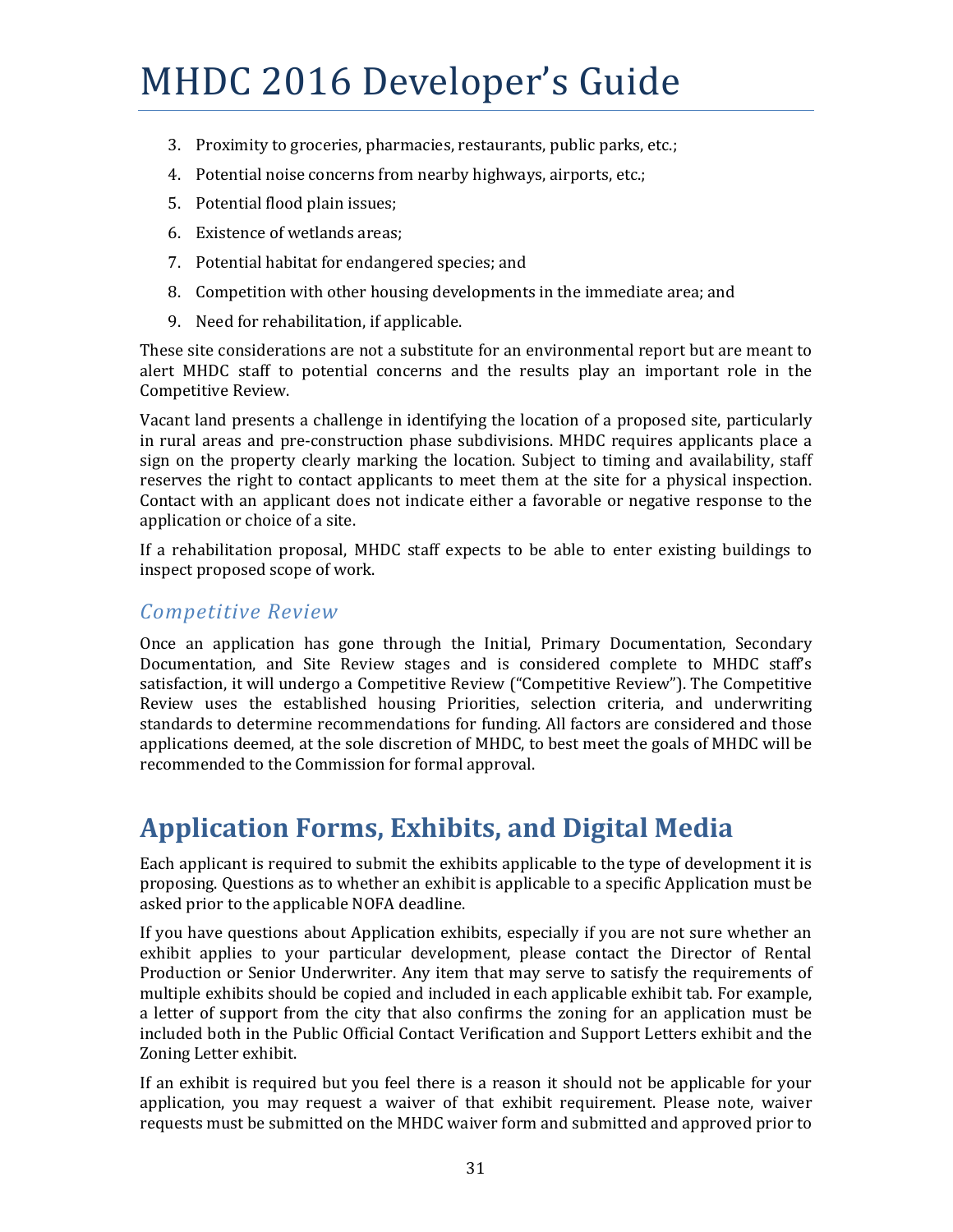3. Proximity to groceries, pharmacies, restaurants, public parks, etc.;
4. Potential noise concerns from nearby highways, airports, etc.;
5. Potential flood plain issues;
6. Existence of wetlands areas;
7. Potential habitat for endangered species; and
8. Competition with other housing developments in the immediate area; and
9. Need for rehabilitation, if applicable.

These site considerations are not a substitute for an environmental report but are meant to alert MHDC staff to potential concerns and the results play an important role in the Competitive Review.

Vacant land presents a challenge in identifying the location of a proposed site, particularly in rural areas and pre-construction phase subdivisions. MHDC requires applicants place a sign on the property clearly marking the location. Subject to timing and availability, staff reserves the right to contact applicants to meet them at the site for a physical inspection. Contact with an applicant does not indicate either a favorable or negative response to the application or choice of a site.

If a rehabilitation proposal, MHDC staff expects to be able to enter existing buildings to inspect proposed scope of work.

### *Competitive Review*

Once an application has gone through the Initial, Primary Documentation, Secondary Documentation, and Site Review stages and is considered complete to MHDC staff's satisfaction, it will undergo a Competitive Review ("Competitive Review"). The Competitive Review uses the established housing Priorities, selection criteria, and underwriting standards to determine recommendations for funding. All factors are considered and those applications deemed, at the sole discretion of MHDC, to best meet the goals of MHDC will be recommended to the Commission for formal approval.

## Application Forms, Exhibits, and Digital Media

Each applicant is required to submit the exhibits applicable to the type of development it is proposing. Questions as to whether an exhibit is applicable to a specific Application must be asked prior to the applicable NOFA deadline.

If you have questions about Application exhibits, especially if you are not sure whether an exhibit applies to your particular development, please contact the Director of Rental Production or Senior Underwriter. Any item that may serve to satisfy the requirements of multiple exhibits should be copied and included in each applicable exhibit tab. For example, a letter of support from the city that also confirms the zoning for an application must be included both in the Public Official Contact Verification and Support Letters exhibit and the Zoning Letter exhibit.

If an exhibit is required but you feel there is a reason it should not be applicable for your application, you may request a waiver of that exhibit requirement. Please note, waiver requests must be submitted on the MHDC waiver form and submitted and approved prior to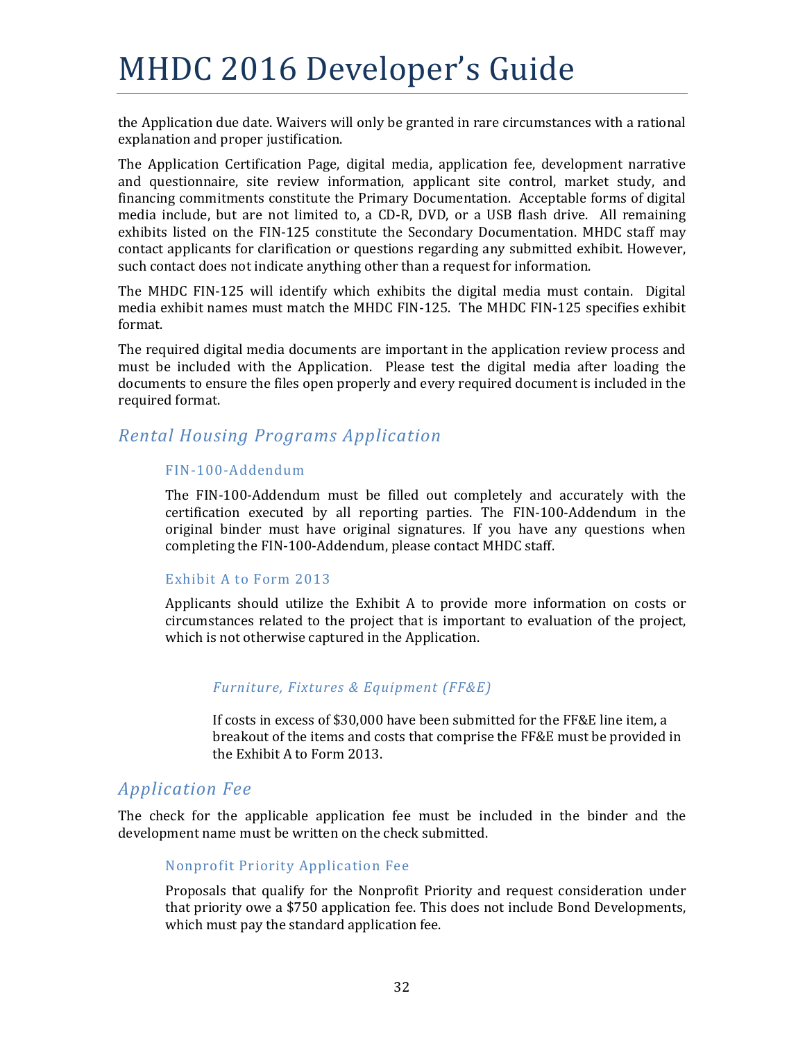the Application due date. Waivers will only be granted in rare circumstances with a rational explanation and proper justification.

The Application Certification Page, digital media, application fee, development narrative and questionnaire, site review information, applicant site control, market study, and financing commitments constitute the Primary Documentation. Acceptable forms of digital media include, but are not limited to, a CD-R, DVD, or a USB flash drive. All remaining exhibits listed on the FIN-125 constitute the Secondary Documentation. MHDC staff may contact applicants for clarification or questions regarding any submitted exhibit. However, such contact does not indicate anything other than a request for information.

The MHDC FIN-125 will identify which exhibits the digital media must contain. Digital media exhibit names must match the MHDC FIN-125. The MHDC FIN-125 specifies exhibit format.

The required digital media documents are important in the application review process and must be included with the Application. Please test the digital media after loading the documents to ensure the files open properly and every required document is included in the required format.

## *Rental Housing Programs Application*

### FIN-100-Addendum

The FIN-100-Addendum must be filled out completely and accurately with the certification executed by all reporting parties. The FIN-100-Addendum in the original binder must have original signatures. If you have any questions when completing the FIN-100-Addendum, please contact MHDC staff.

### Exhibit A to Form 2013

Applicants should utilize the Exhibit A to provide more information on costs or circumstances related to the project that is important to evaluation of the project, which is not otherwise captured in the Application.

#### *Furniture, Fixtures & Equipment (FF&E)*

If costs in excess of $30,000 have been submitted for the FF&E line item, a breakout of the items and costs that comprise the FF&E must be provided in the Exhibit A to Form 2013.

## *Application Fee*

The check for the applicable application fee must be included in the binder and the development name must be written on the check submitted.

### Nonprofit Priority Application Fee

Proposals that qualify for the Nonprofit Priority and request consideration under that priority owe a $750 application fee. This does not include Bond Developments, which must pay the standard application fee.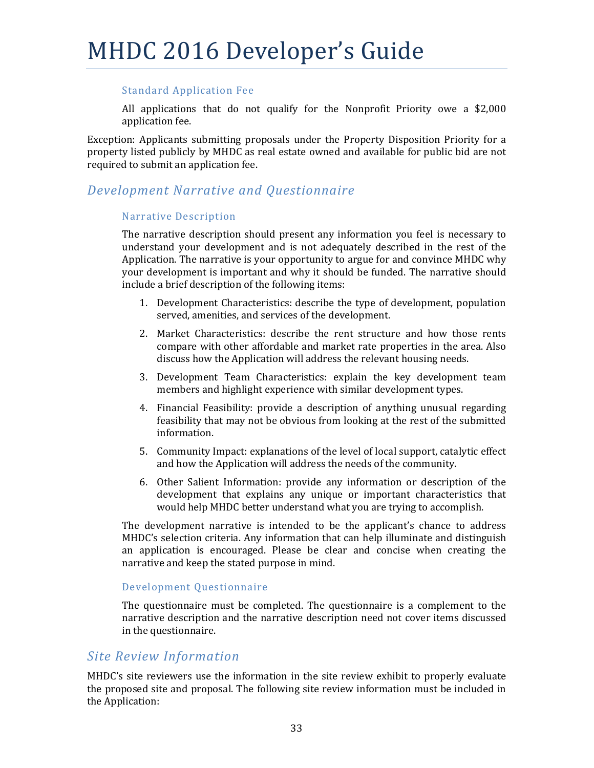#### Standard Application Fee

All applications that do not qualify for the Nonprofit Priority owe a $2,000 application fee.

Exception: Applicants submitting proposals under the Property Disposition Priority for a property listed publicly by MHDC as real estate owned and available for public bid are not required to submit an application fee.

### *Development Narrative and Questionnaire*

#### Narrative Description

The narrative description should present any information you feel is necessary to understand your development and is not adequately described in the rest of the Application. The narrative is your opportunity to argue for and convince MHDC why your development is important and why it should be funded. The narrative should include a brief description of the following items:

1. Development Characteristics: describe the type of development, population served, amenities, and services of the development.
2. Market Characteristics: describe the rent structure and how those rents compare with other affordable and market rate properties in the area. Also discuss how the Application will address the relevant housing needs.
3. Development Team Characteristics: explain the key development team members and highlight experience with similar development types.
4. Financial Feasibility: provide a description of anything unusual regarding feasibility that may not be obvious from looking at the rest of the submitted information.
5. Community Impact: explanations of the level of local support, catalytic effect and how the Application will address the needs of the community.
6. Other Salient Information: provide any information or description of the development that explains any unique or important characteristics that would help MHDC better understand what you are trying to accomplish.

The development narrative is intended to be the applicant's chance to address MHDC's selection criteria. Any information that can help illuminate and distinguish an application is encouraged. Please be clear and concise when creating the narrative and keep the stated purpose in mind.

#### Development Questionnaire

The questionnaire must be completed. The questionnaire is a complement to the narrative description and the narrative description need not cover items discussed in the questionnaire.

### *Site Review Information*

MHDC's site reviewers use the information in the site review exhibit to properly evaluate the proposed site and proposal. The following site review information must be included in the Application: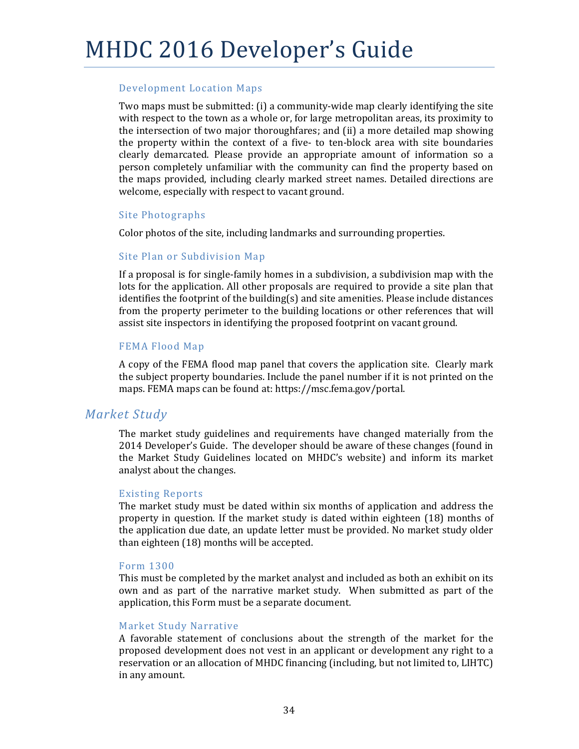#### Development Location Maps

Two maps must be submitted: (i) a community-wide map clearly identifying the site with respect to the town as a whole or, for large metropolitan areas, its proximity to the intersection of two major thoroughfares; and (ii) a more detailed map showing the property within the context of a five- to ten-block area with site boundaries clearly demarcated. Please provide an appropriate amount of information so a person completely unfamiliar with the community can find the property based on the maps provided, including clearly marked street names. Detailed directions are welcome, especially with respect to vacant ground.

#### Site Photographs

Color photos of the site, including landmarks and surrounding properties.

#### Site Plan or Subdivision Map

If a proposal is for single-family homes in a subdivision, a subdivision map with the lots for the application. All other proposals are required to provide a site plan that identifies the footprint of the building(s) and site amenities. Please include distances from the property perimeter to the building locations or other references that will assist site inspectors in identifying the proposed footprint on vacant ground.

#### FEMA Flood Map

A copy of the FEMA flood map panel that covers the application site. Clearly mark the subject property boundaries. Include the panel number if it is not printed on the maps. FEMA maps can be found at: https://msc.fema.gov/portal.

### *Market Study*

The market study guidelines and requirements have changed materially from the 2014 Developer's Guide. The developer should be aware of these changes (found in the Market Study Guidelines located on MHDC's website) and inform its market analyst about the changes.

#### Existing Reports

The market study must be dated within six months of application and address the property in question. If the market study is dated within eighteen (18) months of the application due date, an update letter must be provided. No market study older than eighteen (18) months will be accepted.

#### Form 1300

This must be completed by the market analyst and included as both an exhibit on its own and as part of the narrative market study. When submitted as part of the application, this Form must be a separate document.

#### Market Study Narrative

A favorable statement of conclusions about the strength of the market for the proposed development does not vest in an applicant or development any right to a reservation or an allocation of MHDC financing (including, but not limited to, LIHTC) in any amount.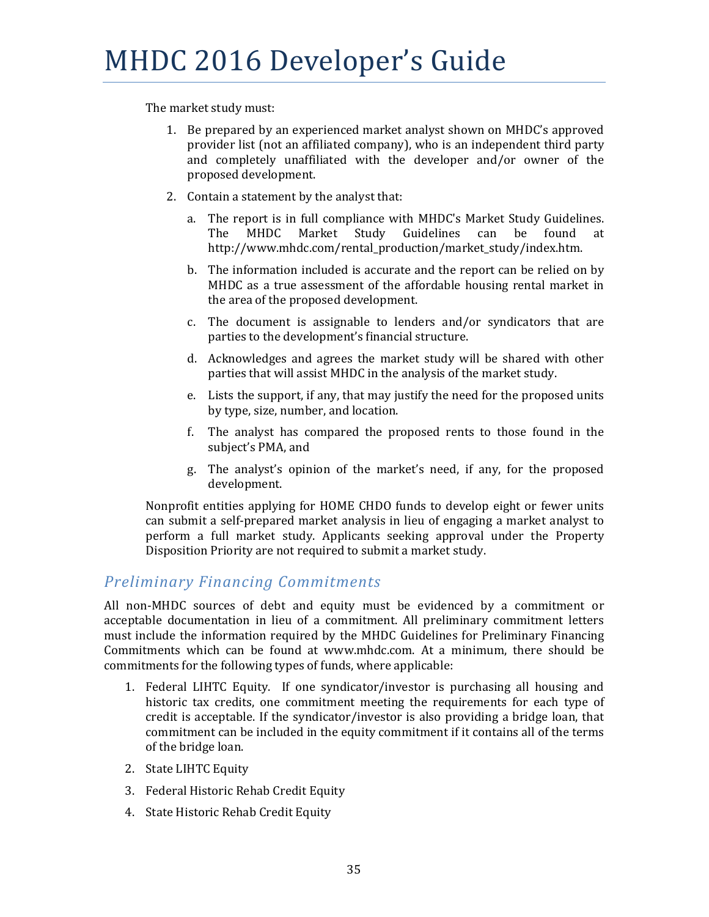The market study must:

1. Be prepared by an experienced market analyst shown on MHDC's approved provider list (not an affiliated company), who is an independent third party and completely unaffiliated with the developer and/or owner of the proposed development.
2. Contain a statement by the analyst that:
   a. The report is in full compliance with MHDC's Market Study Guidelines. The MHDC Market Study Guidelines can be found at http://www.mhdc.com/rental_production/market_study/index.htm.
   b. The information included is accurate and the report can be relied on by MHDC as a true assessment of the affordable housing rental market in the area of the proposed development.
   c. The document is assignable to lenders and/or syndicators that are parties to the development's financial structure.
   d. Acknowledges and agrees the market study will be shared with other parties that will assist MHDC in the analysis of the market study.
   e. Lists the support, if any, that may justify the need for the proposed units by type, size, number, and location.
   f. The analyst has compared the proposed rents to those found in the subject's PMA, and
   g. The analyst's opinion of the market's need, if any, for the proposed development.

Nonprofit entities applying for HOME CHDO funds to develop eight or fewer units can submit a self-prepared market analysis in lieu of engaging a market analyst to perform a full market study. Applicants seeking approval under the Property Disposition Priority are not required to submit a market study.

## *Preliminary Financing Commitments*

All non-MHDC sources of debt and equity must be evidenced by a commitment or acceptable documentation in lieu of a commitment. All preliminary commitment letters must include the information required by the MHDC Guidelines for Preliminary Financing Commitments which can be found at www.mhdc.com. At a minimum, there should be commitments for the following types of funds, where applicable:

1. Federal LIHTC Equity. If one syndicator/investor is purchasing all housing and historic tax credits, one commitment meeting the requirements for each type of credit is acceptable. If the syndicator/investor is also providing a bridge loan, that commitment can be included in the equity commitment if it contains all of the terms of the bridge loan.
2. State LIHTC Equity
3. Federal Historic Rehab Credit Equity
4. State Historic Rehab Credit Equity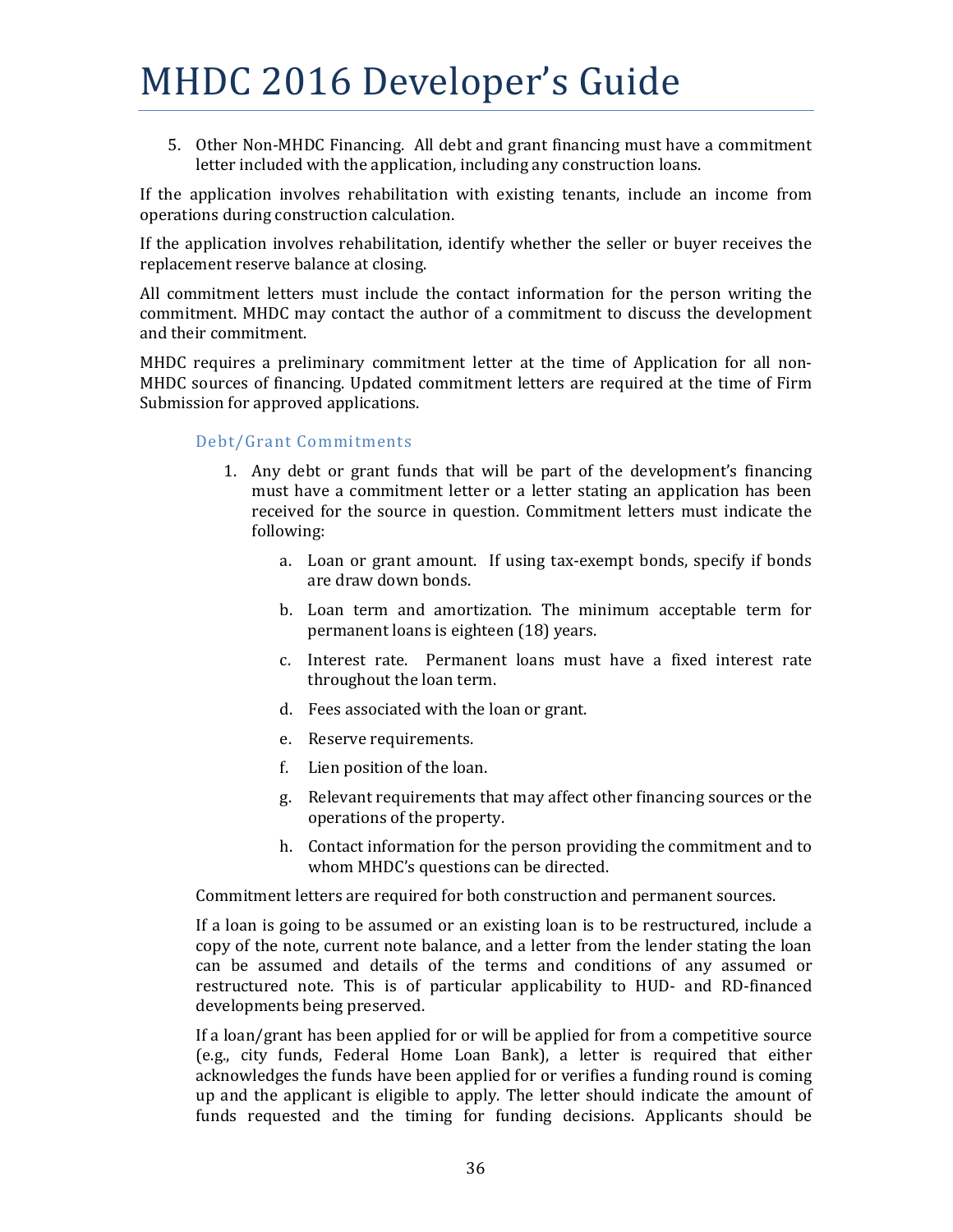5. Other Non-MHDC Financing. All debt and grant financing must have a commitment letter included with the application, including any construction loans.

If the application involves rehabilitation with existing tenants, include an income from operations during construction calculation.

If the application involves rehabilitation, identify whether the seller or buyer receives the replacement reserve balance at closing.

All commitment letters must include the contact information for the person writing the commitment. MHDC may contact the author of a commitment to discuss the development and their commitment.

MHDC requires a preliminary commitment letter at the time of Application for all non-MHDC sources of financing. Updated commitment letters are required at the time of Firm Submission for approved applications.

### Debt/Grant Commitments

1. Any debt or grant funds that will be part of the development's financing must have a commitment letter or a letter stating an application has been received for the source in question. Commitment letters must indicate the following:

   a. Loan or grant amount. If using tax-exempt bonds, specify if bonds are draw down bonds.

   b. Loan term and amortization. The minimum acceptable term for permanent loans is eighteen (18) years.

   c. Interest rate. Permanent loans must have a fixed interest rate throughout the loan term.

   d. Fees associated with the loan or grant.

   e. Reserve requirements.

   f. Lien position of the loan.

   g. Relevant requirements that may affect other financing sources or the operations of the property.

   h. Contact information for the person providing the commitment and to whom MHDC's questions can be directed.

Commitment letters are required for both construction and permanent sources.

If a loan is going to be assumed or an existing loan is to be restructured, include a copy of the note, current note balance, and a letter from the lender stating the loan can be assumed and details of the terms and conditions of any assumed or restructured note. This is of particular applicability to HUD- and RD-financed developments being preserved.

If a loan/grant has been applied for or will be applied for from a competitive source (e.g., city funds, Federal Home Loan Bank), a letter is required that either acknowledges the funds have been applied for or verifies a funding round is coming up and the applicant is eligible to apply. The letter should indicate the amount of funds requested and the timing for funding decisions. Applicants should be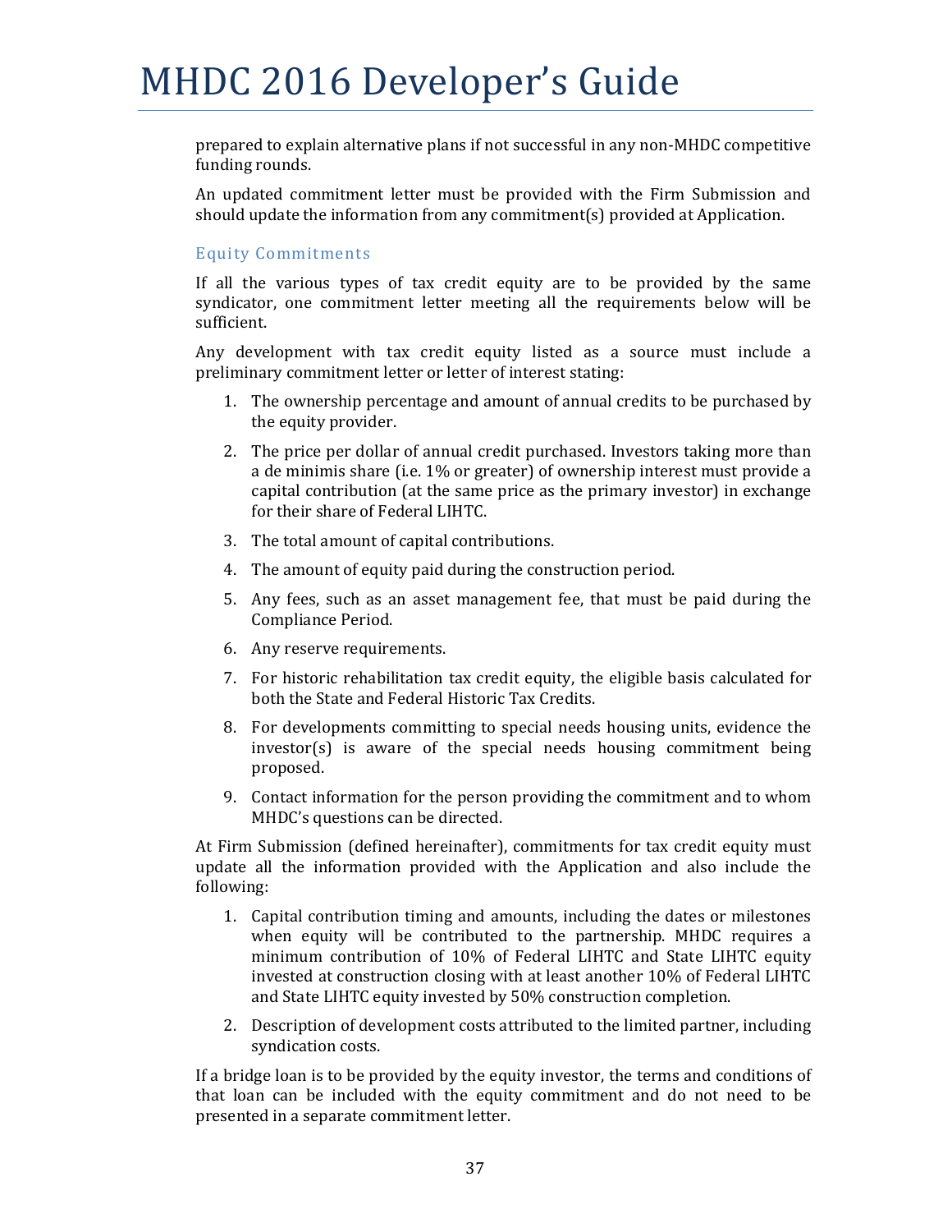prepared to explain alternative plans if not successful in any non-MHDC competitive funding rounds.

An updated commitment letter must be provided with the Firm Submission and should update the information from any commitment(s) provided at Application.

### Equity Commitments

If all the various types of tax credit equity are to be provided by the same syndicator, one commitment letter meeting all the requirements below will be sufficient.

Any development with tax credit equity listed as a source must include a preliminary commitment letter or letter of interest stating:

1. The ownership percentage and amount of annual credits to be purchased by the equity provider.
2. The price per dollar of annual credit purchased. Investors taking more than a de minimis share (i.e. 1% or greater) of ownership interest must provide a capital contribution (at the same price as the primary investor) in exchange for their share of Federal LIHTC.
3. The total amount of capital contributions.
4. The amount of equity paid during the construction period.
5. Any fees, such as an asset management fee, that must be paid during the Compliance Period.
6. Any reserve requirements.
7. For historic rehabilitation tax credit equity, the eligible basis calculated for both the State and Federal Historic Tax Credits.
8. For developments committing to special needs housing units, evidence the investor(s) is aware of the special needs housing commitment being proposed.
9. Contact information for the person providing the commitment and to whom MHDC's questions can be directed.

At Firm Submission (defined hereinafter), commitments for tax credit equity must update all the information provided with the Application and also include the following:

1. Capital contribution timing and amounts, including the dates or milestones when equity will be contributed to the partnership. MHDC requires a minimum contribution of 10% of Federal LIHTC and State LIHTC equity invested at construction closing with at least another 10% of Federal LIHTC and State LIHTC equity invested by 50% construction completion.
2. Description of development costs attributed to the limited partner, including syndication costs.

If a bridge loan is to be provided by the equity investor, the terms and conditions of that loan can be included with the equity commitment and do not need to be presented in a separate commitment letter.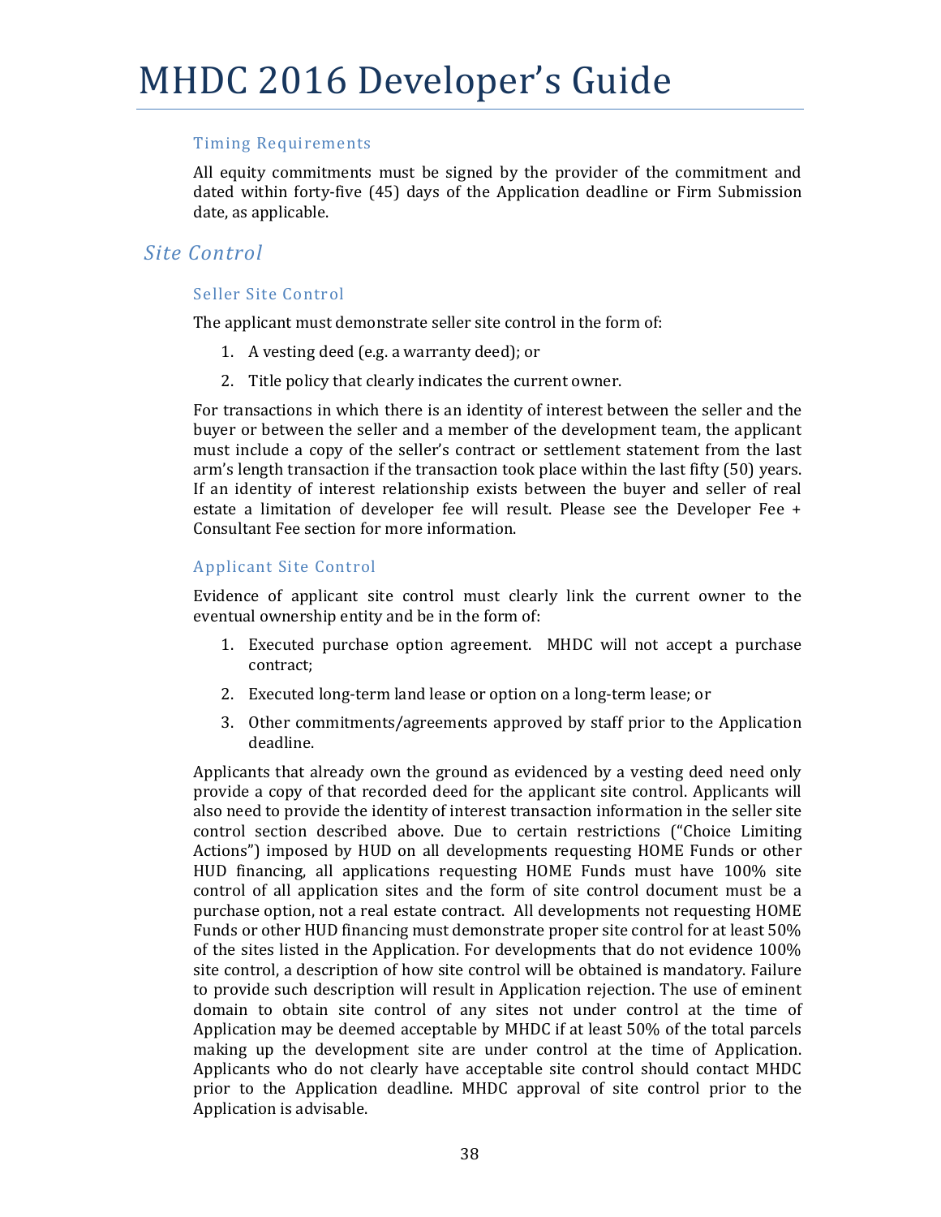#### Timing Requirements

All equity commitments must be signed by the provider of the commitment and dated within forty-five (45) days of the Application deadline or Firm Submission date, as applicable.

### *Site Control*

#### Seller Site Control

The applicant must demonstrate seller site control in the form of:

1. A vesting deed (e.g. a warranty deed); or
2. Title policy that clearly indicates the current owner.

For transactions in which there is an identity of interest between the seller and the buyer or between the seller and a member of the development team, the applicant must include a copy of the seller's contract or settlement statement from the last arm's length transaction if the transaction took place within the last fifty (50) years. If an identity of interest relationship exists between the buyer and seller of real estate a limitation of developer fee will result. Please see the Developer Fee + Consultant Fee section for more information.

#### Applicant Site Control

Evidence of applicant site control must clearly link the current owner to the eventual ownership entity and be in the form of:

1. Executed purchase option agreement. MHDC will not accept a purchase contract;
2. Executed long-term land lease or option on a long-term lease; or
3. Other commitments/agreements approved by staff prior to the Application deadline.

Applicants that already own the ground as evidenced by a vesting deed need only provide a copy of that recorded deed for the applicant site control. Applicants will also need to provide the identity of interest transaction information in the seller site control section described above. Due to certain restrictions ("Choice Limiting Actions") imposed by HUD on all developments requesting HOME Funds or other HUD financing, all applications requesting HOME Funds must have 100% site control of all application sites and the form of site control document must be a purchase option, not a real estate contract. All developments not requesting HOME Funds or other HUD financing must demonstrate proper site control for at least 50% of the sites listed in the Application. For developments that do not evidence 100% site control, a description of how site control will be obtained is mandatory. Failure to provide such description will result in Application rejection. The use of eminent domain to obtain site control of any sites not under control at the time of Application may be deemed acceptable by MHDC if at least 50% of the total parcels making up the development site are under control at the time of Application. Applicants who do not clearly have acceptable site control should contact MHDC prior to the Application deadline. MHDC approval of site control prior to the Application is advisable.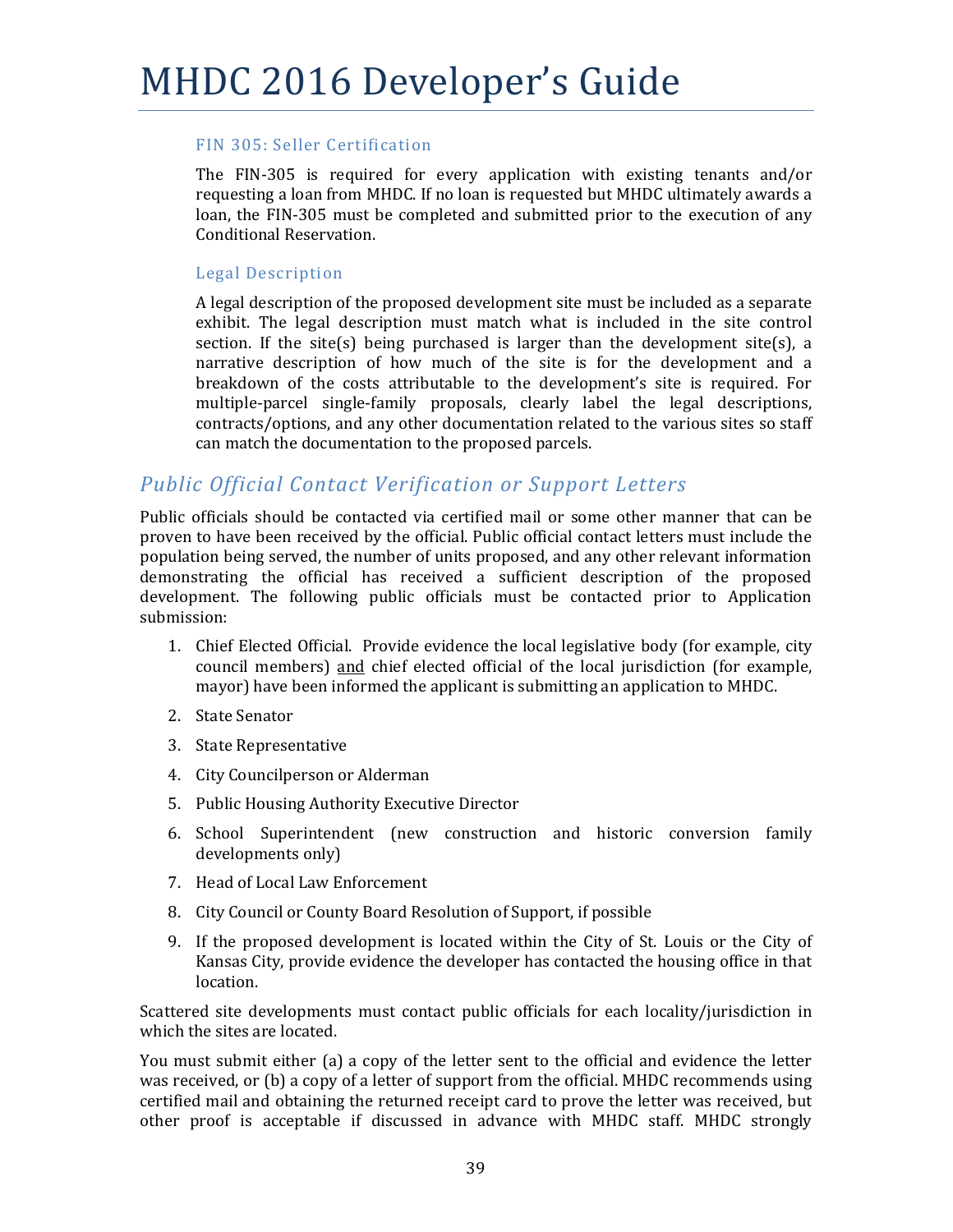### FIN 305: Seller Certification

The FIN-305 is required for every application with existing tenants and/or requesting a loan from MHDC. If no loan is requested but MHDC ultimately awards a loan, the FIN-305 must be completed and submitted prior to the execution of any Conditional Reservation.

### Legal Description

A legal description of the proposed development site must be included as a separate exhibit. The legal description must match what is included in the site control section. If the site(s) being purchased is larger than the development site(s), a narrative description of how much of the site is for the development and a breakdown of the costs attributable to the development's site is required. For multiple-parcel single-family proposals, clearly label the legal descriptions, contracts/options, and any other documentation related to the various sites so staff can match the documentation to the proposed parcels.

## *Public Official Contact Verification or Support Letters*

Public officials should be contacted via certified mail or some other manner that can be proven to have been received by the official. Public official contact letters must include the population being served, the number of units proposed, and any other relevant information demonstrating the official has received a sufficient description of the proposed development. The following public officials must be contacted prior to Application submission:

1. Chief Elected Official. Provide evidence the local legislative body (for example, city council members) and chief elected official of the local jurisdiction (for example, mayor) have been informed the applicant is submitting an application to MHDC.
2. State Senator
3. State Representative
4. City Councilperson or Alderman
5. Public Housing Authority Executive Director
6. School Superintendent (new construction and historic conversion family developments only)
7. Head of Local Law Enforcement
8. City Council or County Board Resolution of Support, if possible
9. If the proposed development is located within the City of St. Louis or the City of Kansas City, provide evidence the developer has contacted the housing office in that location.

Scattered site developments must contact public officials for each locality/jurisdiction in which the sites are located.

You must submit either (a) a copy of the letter sent to the official and evidence the letter was received, or (b) a copy of a letter of support from the official. MHDC recommends using certified mail and obtaining the returned receipt card to prove the letter was received, but other proof is acceptable if discussed in advance with MHDC staff. MHDC strongly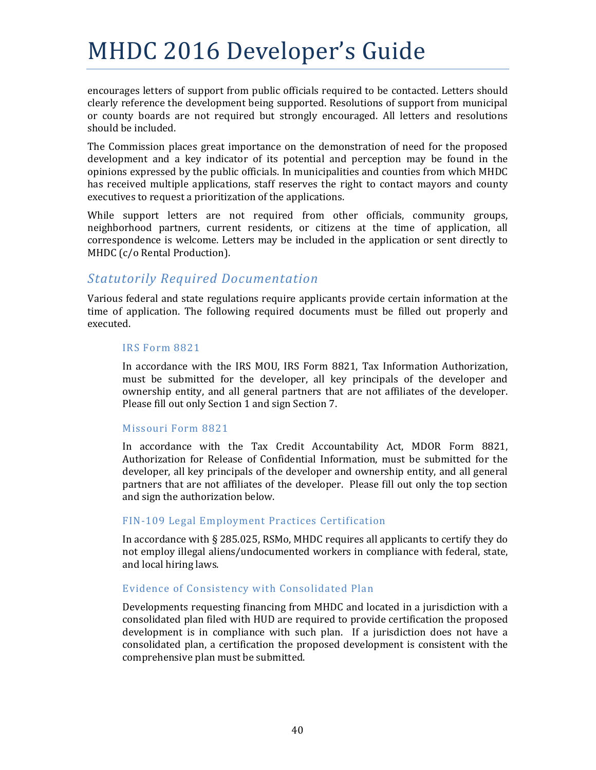encourages letters of support from public officials required to be contacted. Letters should clearly reference the development being supported. Resolutions of support from municipal or county boards are not required but strongly encouraged. All letters and resolutions should be included.

The Commission places great importance on the demonstration of need for the proposed development and a key indicator of its potential and perception may be found in the opinions expressed by the public officials. In municipalities and counties from which MHDC has received multiple applications, staff reserves the right to contact mayors and county executives to request a prioritization of the applications.

While support letters are not required from other officials, community groups, neighborhood partners, current residents, or citizens at the time of application, all correspondence is welcome. Letters may be included in the application or sent directly to MHDC (c/o Rental Production).

## *Statutorily Required Documentation*

Various federal and state regulations require applicants provide certain information at the time of application. The following required documents must be filled out properly and executed.

### IRS Form 8821

In accordance with the IRS MOU, IRS Form 8821, Tax Information Authorization, must be submitted for the developer, all key principals of the developer and ownership entity, and all general partners that are not affiliates of the developer. Please fill out only Section 1 and sign Section 7.

### Missouri Form 8821

In accordance with the Tax Credit Accountability Act, MDOR Form 8821, Authorization for Release of Confidential Information, must be submitted for the developer, all key principals of the developer and ownership entity, and all general partners that are not affiliates of the developer. Please fill out only the top section and sign the authorization below.

### FIN-109 Legal Employment Practices Certification

In accordance with § 285.025, RSMo, MHDC requires all applicants to certify they do not employ illegal aliens/undocumented workers in compliance with federal, state, and local hiring laws.

### Evidence of Consistency with Consolidated Plan

Developments requesting financing from MHDC and located in a jurisdiction with a consolidated plan filed with HUD are required to provide certification the proposed development is in compliance with such plan. If a jurisdiction does not have a consolidated plan, a certification the proposed development is consistent with the comprehensive plan must be submitted.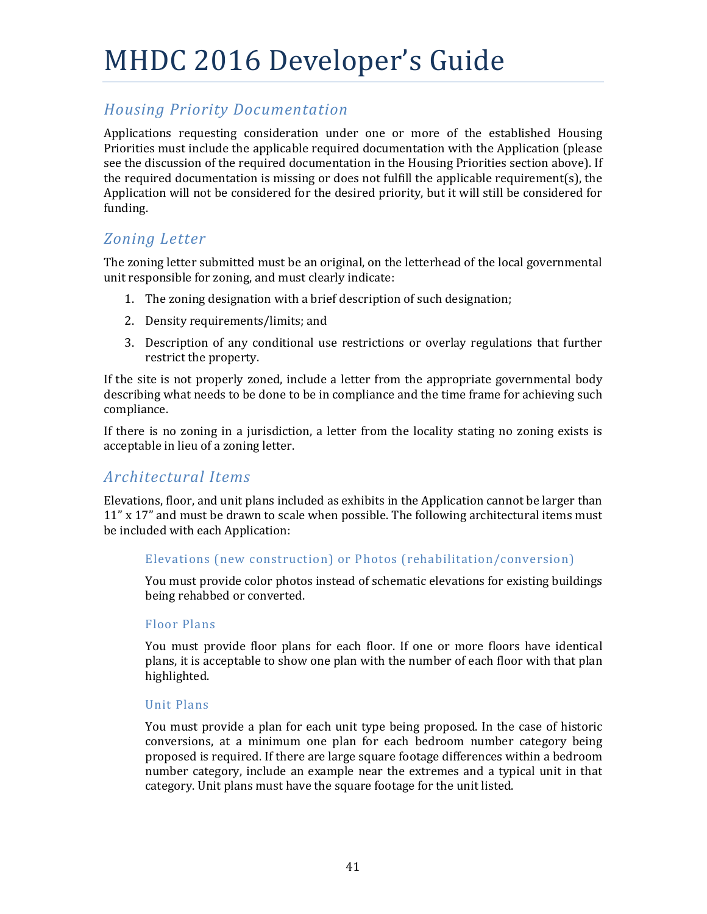## Housing Priority Documentation

Applications requesting consideration under one or more of the established Housing Priorities must include the applicable required documentation with the Application (please see the discussion of the required documentation in the Housing Priorities section above). If the required documentation is missing or does not fulfill the applicable requirement(s), the Application will not be considered for the desired priority, but it will still be considered for funding.

## Zoning Letter

The zoning letter submitted must be an original, on the letterhead of the local governmental unit responsible for zoning, and must clearly indicate:

1. The zoning designation with a brief description of such designation;
2. Density requirements/limits; and
3. Description of any conditional use restrictions or overlay regulations that further restrict the property.

If the site is not properly zoned, include a letter from the appropriate governmental body describing what needs to be done to be in compliance and the time frame for achieving such compliance.

If there is no zoning in a jurisdiction, a letter from the locality stating no zoning exists is acceptable in lieu of a zoning letter.

## Architectural Items

Elevations, floor, and unit plans included as exhibits in the Application cannot be larger than 11" x 17" and must be drawn to scale when possible. The following architectural items must be included with each Application:

### Elevations (new construction) or Photos (rehabilitation/conversion)

You must provide color photos instead of schematic elevations for existing buildings being rehabbed or converted.

### Floor Plans

You must provide floor plans for each floor. If one or more floors have identical plans, it is acceptable to show one plan with the number of each floor with that plan highlighted.

### Unit Plans

You must provide a plan for each unit type being proposed. In the case of historic conversions, at a minimum one plan for each bedroom number category being proposed is required. If there are large square footage differences within a bedroom number category, include an example near the extremes and a typical unit in that category. Unit plans must have the square footage for the unit listed.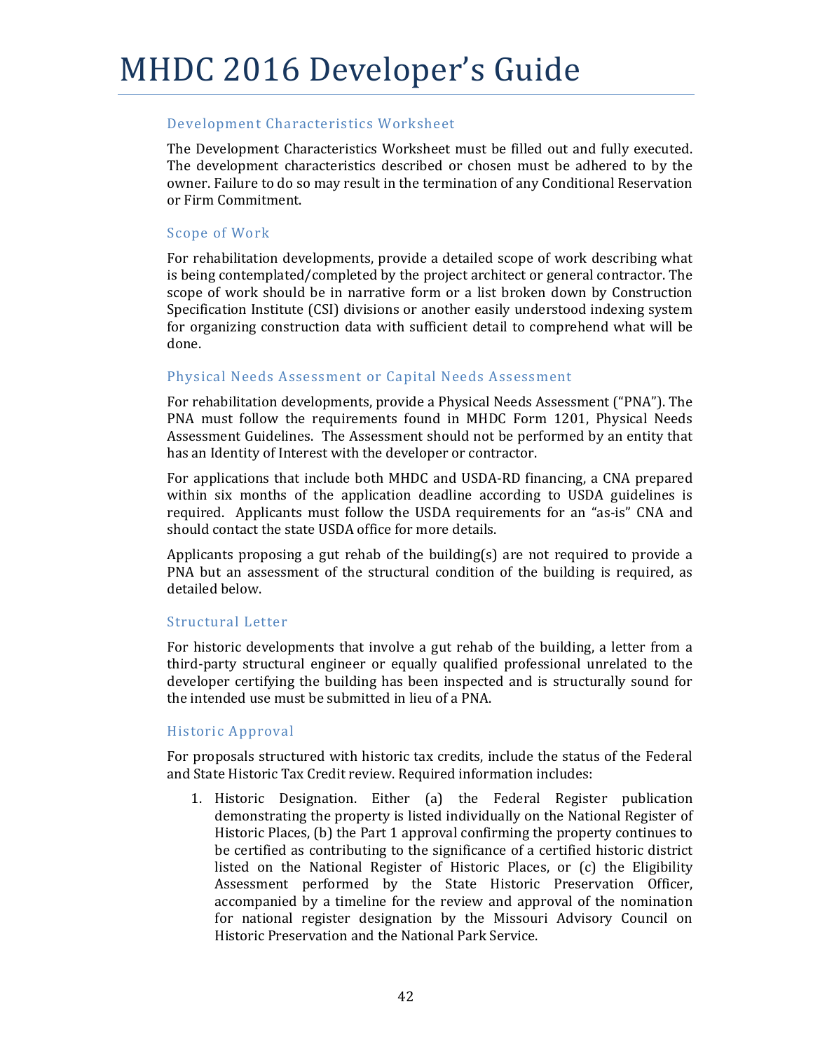### Development Characteristics Worksheet

The Development Characteristics Worksheet must be filled out and fully executed. The development characteristics described or chosen must be adhered to by the owner. Failure to do so may result in the termination of any Conditional Reservation or Firm Commitment.

### Scope of Work

For rehabilitation developments, provide a detailed scope of work describing what is being contemplated/completed by the project architect or general contractor. The scope of work should be in narrative form or a list broken down by Construction Specification Institute (CSI) divisions or another easily understood indexing system for organizing construction data with sufficient detail to comprehend what will be done.

### Physical Needs Assessment or Capital Needs Assessment

For rehabilitation developments, provide a Physical Needs Assessment ("PNA"). The PNA must follow the requirements found in MHDC Form 1201, Physical Needs Assessment Guidelines. The Assessment should not be performed by an entity that has an Identity of Interest with the developer or contractor.

For applications that include both MHDC and USDA-RD financing, a CNA prepared within six months of the application deadline according to USDA guidelines is required. Applicants must follow the USDA requirements for an "as-is" CNA and should contact the state USDA office for more details.

Applicants proposing a gut rehab of the building(s) are not required to provide a PNA but an assessment of the structural condition of the building is required, as detailed below.

### Structural Letter

For historic developments that involve a gut rehab of the building, a letter from a third-party structural engineer or equally qualified professional unrelated to the developer certifying the building has been inspected and is structurally sound for the intended use must be submitted in lieu of a PNA.

### Historic Approval

For proposals structured with historic tax credits, include the status of the Federal and State Historic Tax Credit review. Required information includes:

1. Historic Designation. Either (a) the Federal Register publication demonstrating the property is listed individually on the National Register of Historic Places, (b) the Part 1 approval confirming the property continues to be certified as contributing to the significance of a certified historic district listed on the National Register of Historic Places, or (c) the Eligibility Assessment performed by the State Historic Preservation Officer, accompanied by a timeline for the review and approval of the nomination for national register designation by the Missouri Advisory Council on Historic Preservation and the National Park Service.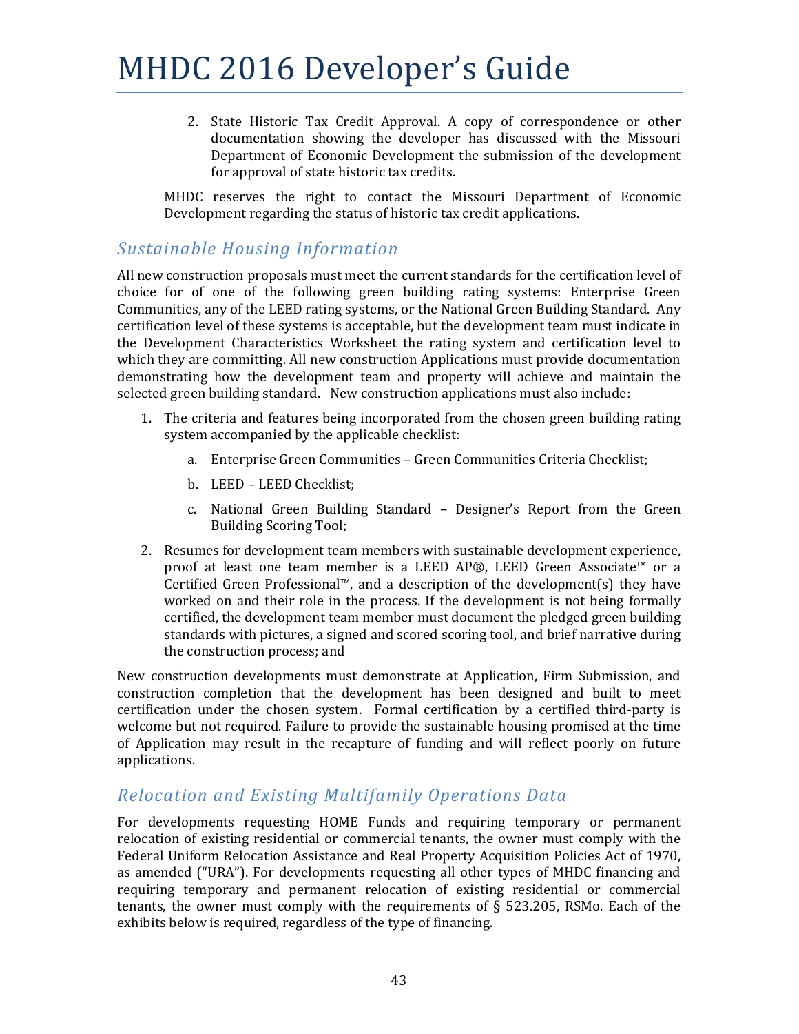2. State Historic Tax Credit Approval. A copy of correspondence or other documentation showing the developer has discussed with the Missouri Department of Economic Development the submission of the development for approval of state historic tax credits.

MHDC reserves the right to contact the Missouri Department of Economic Development regarding the status of historic tax credit applications.

## *Sustainable Housing Information*

All new construction proposals must meet the current standards for the certification level of choice for of one of the following green building rating systems: Enterprise Green Communities, any of the LEED rating systems, or the National Green Building Standard. Any certification level of these systems is acceptable, but the development team must indicate in the Development Characteristics Worksheet the rating system and certification level to which they are committing. All new construction Applications must provide documentation demonstrating how the development team and property will achieve and maintain the selected green building standard. New construction applications must also include:

1. The criteria and features being incorporated from the chosen green building rating system accompanied by the applicable checklist:
   a. Enterprise Green Communities – Green Communities Criteria Checklist;
   b. LEED – LEED Checklist;
   c. National Green Building Standard – Designer's Report from the Green Building Scoring Tool;
2. Resumes for development team members with sustainable development experience, proof at least one team member is a LEED AP®, LEED Green Associate™ or a Certified Green Professional™, and a description of the development(s) they have worked on and their role in the process. If the development is not being formally certified, the development team member must document the pledged green building standards with pictures, a signed and scored scoring tool, and brief narrative during the construction process; and

New construction developments must demonstrate at Application, Firm Submission, and construction completion that the development has been designed and built to meet certification under the chosen system. Formal certification by a certified third-party is welcome but not required. Failure to provide the sustainable housing promised at the time of Application may result in the recapture of funding and will reflect poorly on future applications.

## *Relocation and Existing Multifamily Operations Data*

For developments requesting HOME Funds and requiring temporary or permanent relocation of existing residential or commercial tenants, the owner must comply with the Federal Uniform Relocation Assistance and Real Property Acquisition Policies Act of 1970, as amended ("URA"). For developments requesting all other types of MHDC financing and requiring temporary and permanent relocation of existing residential or commercial tenants, the owner must comply with the requirements of § 523.205, RSMo. Each of the exhibits below is required, regardless of the type of financing.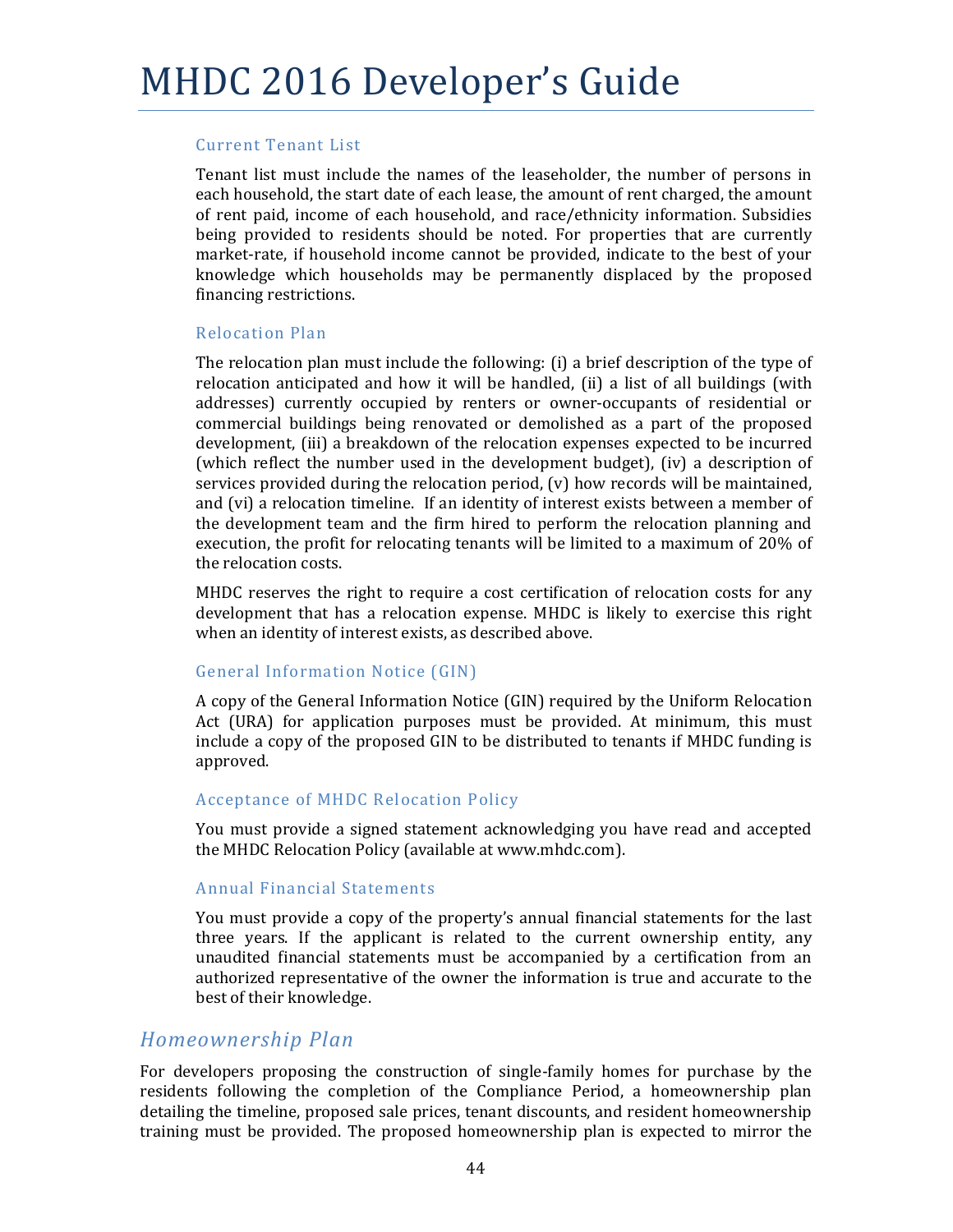#### Current Tenant List

Tenant list must include the names of the leaseholder, the number of persons in each household, the start date of each lease, the amount of rent charged, the amount of rent paid, income of each household, and race/ethnicity information. Subsidies being provided to residents should be noted. For properties that are currently market-rate, if household income cannot be provided, indicate to the best of your knowledge which households may be permanently displaced by the proposed financing restrictions.

#### Relocation Plan

The relocation plan must include the following: (i) a brief description of the type of relocation anticipated and how it will be handled, (ii) a list of all buildings (with addresses) currently occupied by renters or owner-occupants of residential or commercial buildings being renovated or demolished as a part of the proposed development, (iii) a breakdown of the relocation expenses expected to be incurred (which reflect the number used in the development budget), (iv) a description of services provided during the relocation period, (v) how records will be maintained, and (vi) a relocation timeline. If an identity of interest exists between a member of the development team and the firm hired to perform the relocation planning and execution, the profit for relocating tenants will be limited to a maximum of 20% of the relocation costs.

MHDC reserves the right to require a cost certification of relocation costs for any development that has a relocation expense. MHDC is likely to exercise this right when an identity of interest exists, as described above.

#### General Information Notice (GIN)

A copy of the General Information Notice (GIN) required by the Uniform Relocation Act (URA) for application purposes must be provided. At minimum, this must include a copy of the proposed GIN to be distributed to tenants if MHDC funding is approved.

#### Acceptance of MHDC Relocation Policy

You must provide a signed statement acknowledging you have read and accepted the MHDC Relocation Policy (available at www.mhdc.com).

#### Annual Financial Statements

You must provide a copy of the property's annual financial statements for the last three years. If the applicant is related to the current ownership entity, any unaudited financial statements must be accompanied by a certification from an authorized representative of the owner the information is true and accurate to the best of their knowledge.

### *Homeownership Plan*

For developers proposing the construction of single-family homes for purchase by the residents following the completion of the Compliance Period, a homeownership plan detailing the timeline, proposed sale prices, tenant discounts, and resident homeownership training must be provided. The proposed homeownership plan is expected to mirror the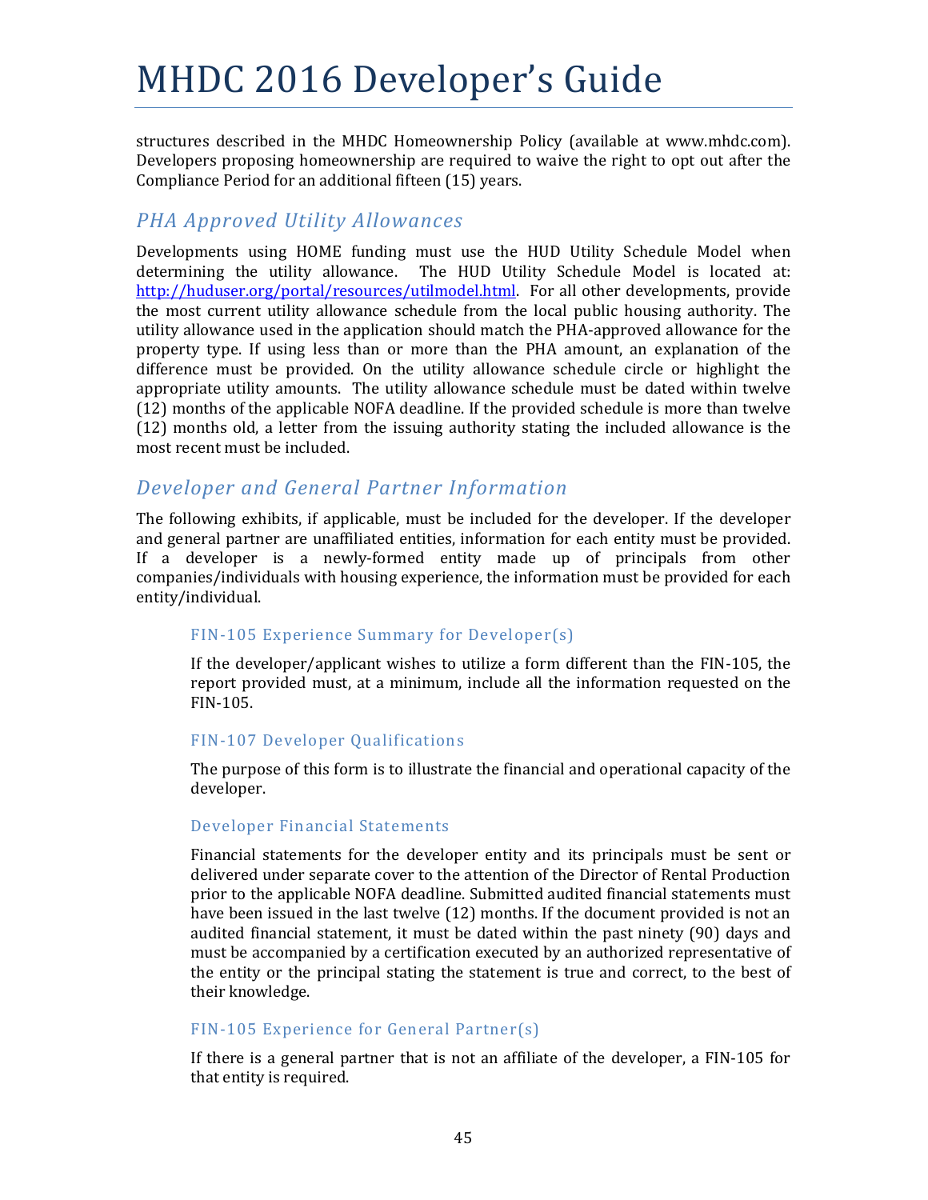structures described in the MHDC Homeownership Policy (available at www.mhdc.com). Developers proposing homeownership are required to waive the right to opt out after the Compliance Period for an additional fifteen (15) years.

## *PHA Approved Utility Allowances*

Developments using HOME funding must use the HUD Utility Schedule Model when determining the utility allowance. The HUD Utility Schedule Model is located at: [http://huduser.org/portal/resources/utilmodel.html](http://huduser.org/portal/resources/utilmodel.html). For all other developments, provide the most current utility allowance schedule from the local public housing authority. The utility allowance used in the application should match the PHA-approved allowance for the property type. If using less than or more than the PHA amount, an explanation of the difference must be provided. On the utility allowance schedule circle or highlight the appropriate utility amounts. The utility allowance schedule must be dated within twelve (12) months of the applicable NOFA deadline. If the provided schedule is more than twelve (12) months old, a letter from the issuing authority stating the included allowance is the most recent must be included.

## *Developer and General Partner Information*

The following exhibits, if applicable, must be included for the developer. If the developer and general partner are unaffiliated entities, information for each entity must be provided. If a developer is a newly-formed entity made up of principals from other companies/individuals with housing experience, the information must be provided for each entity/individual.

### FIN-105 Experience Summary for Developer(s)

If the developer/applicant wishes to utilize a form different than the FIN-105, the report provided must, at a minimum, include all the information requested on the FIN-105.

### FIN-107 Developer Qualifications

The purpose of this form is to illustrate the financial and operational capacity of the developer.

### Developer Financial Statements

Financial statements for the developer entity and its principals must be sent or delivered under separate cover to the attention of the Director of Rental Production prior to the applicable NOFA deadline. Submitted audited financial statements must have been issued in the last twelve (12) months. If the document provided is not an audited financial statement, it must be dated within the past ninety (90) days and must be accompanied by a certification executed by an authorized representative of the entity or the principal stating the statement is true and correct, to the best of their knowledge.

### FIN-105 Experience for General Partner(s)

If there is a general partner that is not an affiliate of the developer, a FIN-105 for that entity is required.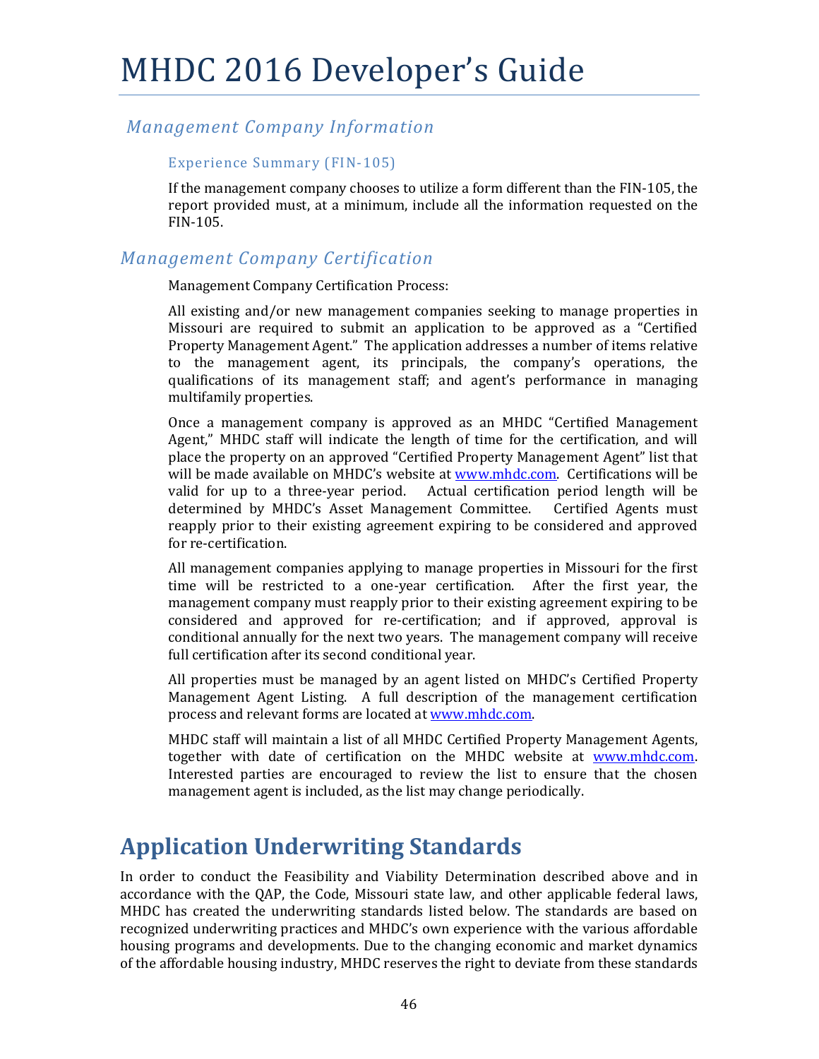## *Management Company Information*

### Experience Summary (FIN-105)

If the management company chooses to utilize a form different than the FIN-105, the report provided must, at a minimum, include all the information requested on the FIN-105.

## *Management Company Certification*

Management Company Certification Process:

All existing and/or new management companies seeking to manage properties in Missouri are required to submit an application to be approved as a "Certified Property Management Agent." The application addresses a number of items relative to the management agent, its principals, the company's operations, the qualifications of its management staff; and agent's performance in managing multifamily properties.

Once a management company is approved as an MHDC "Certified Management Agent," MHDC staff will indicate the length of time for the certification, and will place the property on an approved "Certified Property Management Agent" list that will be made available on MHDC's website at www.mhdc.com. Certifications will be valid for up to a three-year period. Actual certification period length will be determined by MHDC's Asset Management Committee. Certified Agents must reapply prior to their existing agreement expiring to be considered and approved for re-certification.

All management companies applying to manage properties in Missouri for the first time will be restricted to a one-year certification. After the first year, the management company must reapply prior to their existing agreement expiring to be considered and approved for re-certification; and if approved, approval is conditional annually for the next two years. The management company will receive full certification after its second conditional year.

All properties must be managed by an agent listed on MHDC's Certified Property Management Agent Listing. A full description of the management certification process and relevant forms are located at www.mhdc.com.

MHDC staff will maintain a list of all MHDC Certified Property Management Agents, together with date of certification on the MHDC website at www.mhdc.com. Interested parties are encouraged to review the list to ensure that the chosen management agent is included, as the list may change periodically.

# Application Underwriting Standards

In order to conduct the Feasibility and Viability Determination described above and in accordance with the QAP, the Code, Missouri state law, and other applicable federal laws, MHDC has created the underwriting standards listed below. The standards are based on recognized underwriting practices and MHDC's own experience with the various affordable housing programs and developments. Due to the changing economic and market dynamics of the affordable housing industry, MHDC reserves the right to deviate from these standards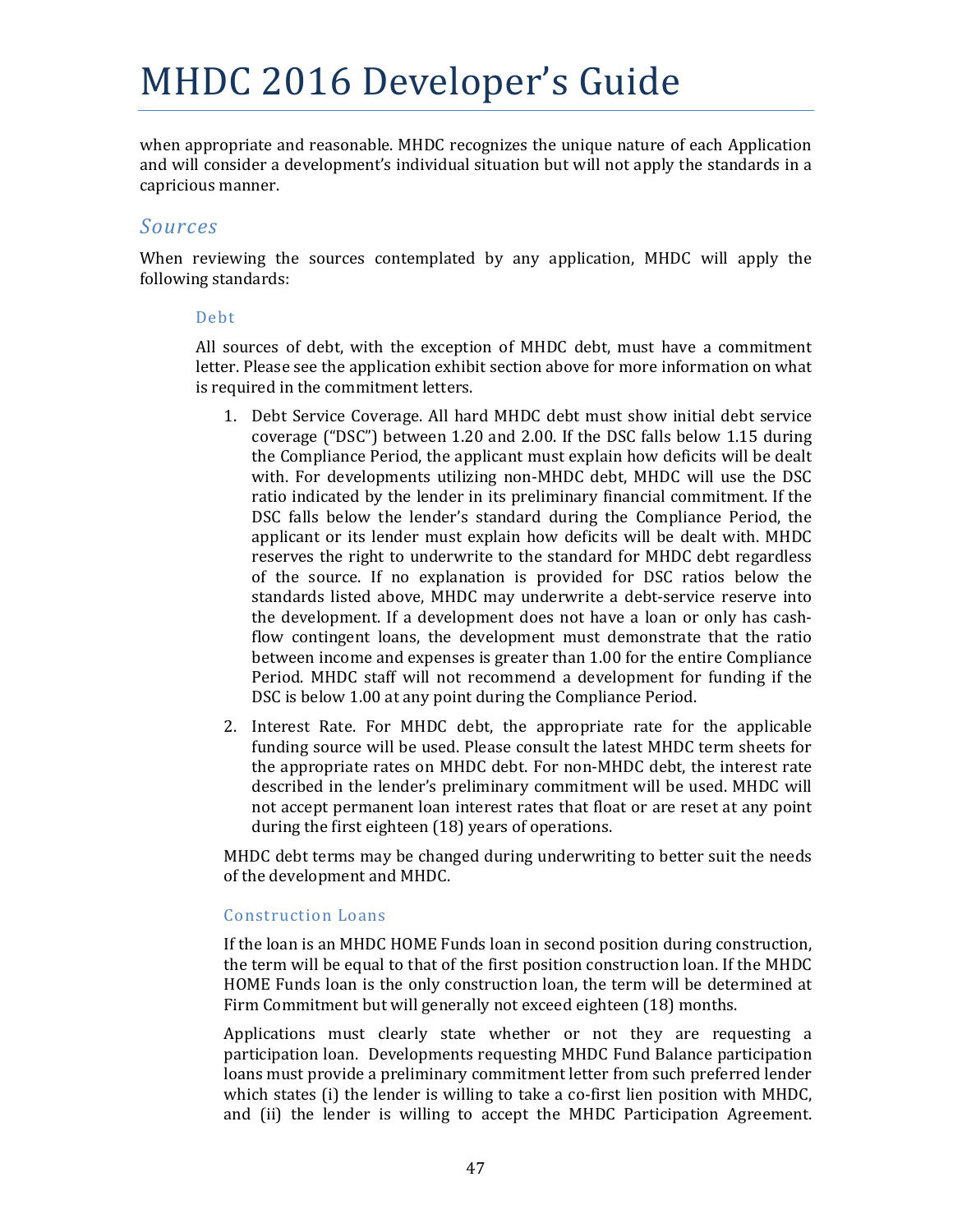when appropriate and reasonable. MHDC recognizes the unique nature of each Application and will consider a development's individual situation but will not apply the standards in a capricious manner.

## *Sources*

When reviewing the sources contemplated by any application, MHDC will apply the following standards:

### Debt

All sources of debt, with the exception of MHDC debt, must have a commitment letter. Please see the application exhibit section above for more information on what is required in the commitment letters.

1. Debt Service Coverage. All hard MHDC debt must show initial debt service coverage ("DSC") between 1.20 and 2.00. If the DSC falls below 1.15 during the Compliance Period, the applicant must explain how deficits will be dealt with. For developments utilizing non-MHDC debt, MHDC will use the DSC ratio indicated by the lender in its preliminary financial commitment. If the DSC falls below the lender's standard during the Compliance Period, the applicant or its lender must explain how deficits will be dealt with. MHDC reserves the right to underwrite to the standard for MHDC debt regardless of the source. If no explanation is provided for DSC ratios below the standards listed above, MHDC may underwrite a debt-service reserve into the development. If a development does not have a loan or only has cash-flow contingent loans, the development must demonstrate that the ratio between income and expenses is greater than 1.00 for the entire Compliance Period. MHDC staff will not recommend a development for funding if the DSC is below 1.00 at any point during the Compliance Period.

2. Interest Rate. For MHDC debt, the appropriate rate for the applicable funding source will be used. Please consult the latest MHDC term sheets for the appropriate rates on MHDC debt. For non-MHDC debt, the interest rate described in the lender's preliminary commitment will be used. MHDC will not accept permanent loan interest rates that float or are reset at any point during the first eighteen (18) years of operations.

MHDC debt terms may be changed during underwriting to better suit the needs of the development and MHDC.

### Construction Loans

If the loan is an MHDC HOME Funds loan in second position during construction, the term will be equal to that of the first position construction loan. If the MHDC HOME Funds loan is the only construction loan, the term will be determined at Firm Commitment but will generally not exceed eighteen (18) months.

Applications must clearly state whether or not they are requesting a participation loan. Developments requesting MHDC Fund Balance participation loans must provide a preliminary commitment letter from such preferred lender which states (i) the lender is willing to take a co-first lien position with MHDC, and (ii) the lender is willing to accept the MHDC Participation Agreement.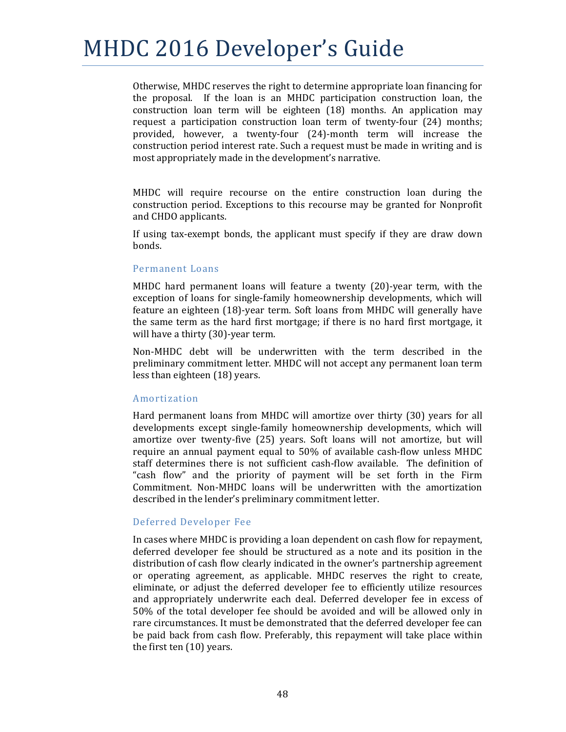Otherwise, MHDC reserves the right to determine appropriate loan financing for the proposal. If the loan is an MHDC participation construction loan, the construction loan term will be eighteen (18) months. An application may request a participation construction loan term of twenty-four (24) months; provided, however, a twenty-four (24)-month term will increase the construction period interest rate. Such a request must be made in writing and is most appropriately made in the development's narrative.

MHDC will require recourse on the entire construction loan during the construction period. Exceptions to this recourse may be granted for Nonprofit and CHDO applicants.

If using tax-exempt bonds, the applicant must specify if they are draw down bonds.

### Permanent Loans

MHDC hard permanent loans will feature a twenty (20)-year term, with the exception of loans for single-family homeownership developments, which will feature an eighteen (18)-year term. Soft loans from MHDC will generally have the same term as the hard first mortgage; if there is no hard first mortgage, it will have a thirty (30)-year term.

Non-MHDC debt will be underwritten with the term described in the preliminary commitment letter. MHDC will not accept any permanent loan term less than eighteen (18) years.

### Amortization

Hard permanent loans from MHDC will amortize over thirty (30) years for all developments except single-family homeownership developments, which will amortize over twenty-five (25) years. Soft loans will not amortize, but will require an annual payment equal to 50% of available cash-flow unless MHDC staff determines there is not sufficient cash-flow available. The definition of "cash flow" and the priority of payment will be set forth in the Firm Commitment. Non-MHDC loans will be underwritten with the amortization described in the lender's preliminary commitment letter.

### Deferred Developer Fee

In cases where MHDC is providing a loan dependent on cash flow for repayment, deferred developer fee should be structured as a note and its position in the distribution of cash flow clearly indicated in the owner's partnership agreement or operating agreement, as applicable. MHDC reserves the right to create, eliminate, or adjust the deferred developer fee to efficiently utilize resources and appropriately underwrite each deal. Deferred developer fee in excess of 50% of the total developer fee should be avoided and will be allowed only in rare circumstances. It must be demonstrated that the deferred developer fee can be paid back from cash flow. Preferably, this repayment will take place within the first ten (10) years.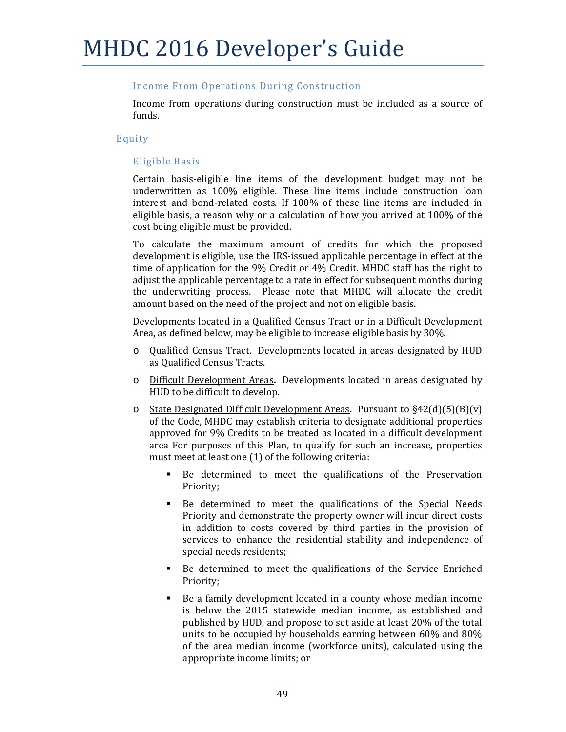### Income From Operations During Construction

Income from operations during construction must be included as a source of funds.

## Equity

### Eligible Basis

Certain basis-eligible line items of the development budget may not be underwritten as 100% eligible. These line items include construction loan interest and bond-related costs. If 100% of these line items are included in eligible basis, a reason why or a calculation of how you arrived at 100% of the cost being eligible must be provided.

To calculate the maximum amount of credits for which the proposed development is eligible, use the IRS-issued applicable percentage in effect at the time of application for the 9% Credit or 4% Credit. MHDC staff has the right to adjust the applicable percentage to a rate in effect for subsequent months during the underwriting process. Please note that MHDC will allocate the credit amount based on the need of the project and not on eligible basis.

Developments located in a Qualified Census Tract or in a Difficult Development Area, as defined below, may be eligible to increase eligible basis by 30%.

- Qualified Census Tract. Developments located in areas designated by HUD as Qualified Census Tracts.
- Difficult Development Areas**.** Developments located in areas designated by HUD to be difficult to develop.
- State Designated Difficult Development Areas**.** Pursuant to §42(d)(5)(B)(v) of the Code, MHDC may establish criteria to designate additional properties approved for 9% Credits to be treated as located in a difficult development area For purposes of this Plan, to qualify for such an increase, properties must meet at least one (1) of the following criteria:
  - Be determined to meet the qualifications of the Preservation Priority;
  - Be determined to meet the qualifications of the Special Needs Priority and demonstrate the property owner will incur direct costs in addition to costs covered by third parties in the provision of services to enhance the residential stability and independence of special needs residents;
  - Be determined to meet the qualifications of the Service Enriched Priority;
  - Be a family development located in a county whose median income is below the 2015 statewide median income, as established and published by HUD, and propose to set aside at least 20% of the total units to be occupied by households earning between 60% and 80% of the area median income (workforce units), calculated using the appropriate income limits; or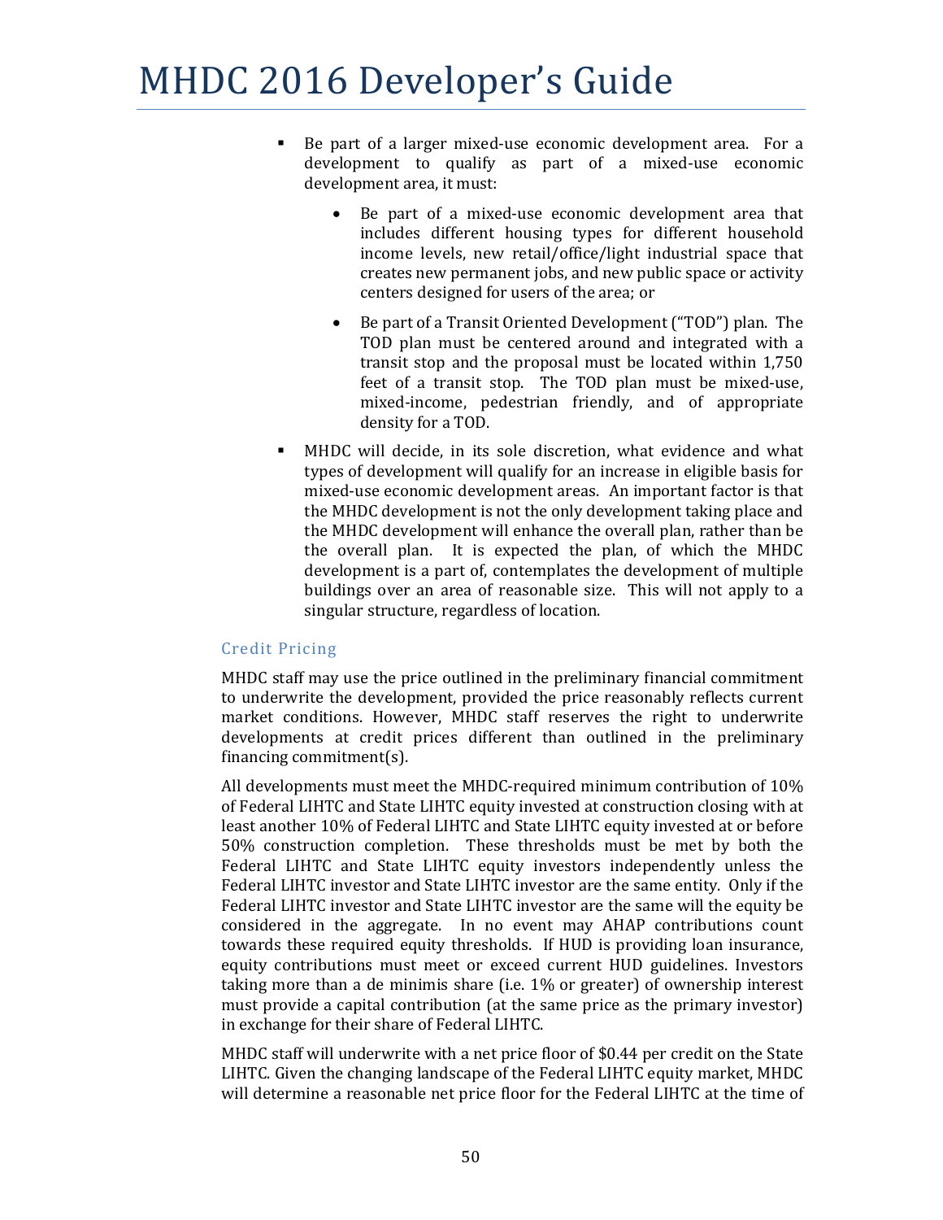- Be part of a larger mixed-use economic development area. For a development to qualify as part of a mixed-use economic development area, it must:
  - Be part of a mixed-use economic development area that includes different housing types for different household income levels, new retail/office/light industrial space that creates new permanent jobs, and new public space or activity centers designed for users of the area; or
  - Be part of a Transit Oriented Development ("TOD") plan. The TOD plan must be centered around and integrated with a transit stop and the proposal must be located within 1,750 feet of a transit stop. The TOD plan must be mixed-use, mixed-income, pedestrian friendly, and of appropriate density for a TOD.
- MHDC will decide, in its sole discretion, what evidence and what types of development will qualify for an increase in eligible basis for mixed-use economic development areas. An important factor is that the MHDC development is not the only development taking place and the MHDC development will enhance the overall plan, rather than be the overall plan. It is expected the plan, of which the MHDC development is a part of, contemplates the development of multiple buildings over an area of reasonable size. This will not apply to a singular structure, regardless of location.

### Credit Pricing

MHDC staff may use the price outlined in the preliminary financial commitment to underwrite the development, provided the price reasonably reflects current market conditions. However, MHDC staff reserves the right to underwrite developments at credit prices different than outlined in the preliminary financing commitment(s).

All developments must meet the MHDC-required minimum contribution of 10% of Federal LIHTC and State LIHTC equity invested at construction closing with at least another 10% of Federal LIHTC and State LIHTC equity invested at or before 50% construction completion. These thresholds must be met by both the Federal LIHTC and State LIHTC equity investors independently unless the Federal LIHTC investor and State LIHTC investor are the same entity. Only if the Federal LIHTC investor and State LIHTC investor are the same will the equity be considered in the aggregate. In no event may AHAP contributions count towards these required equity thresholds. If HUD is providing loan insurance, equity contributions must meet or exceed current HUD guidelines. Investors taking more than a de minimis share (i.e. 1% or greater) of ownership interest must provide a capital contribution (at the same price as the primary investor) in exchange for their share of Federal LIHTC.

MHDC staff will underwrite with a net price floor of $0.44 per credit on the State LIHTC. Given the changing landscape of the Federal LIHTC equity market, MHDC will determine a reasonable net price floor for the Federal LIHTC at the time of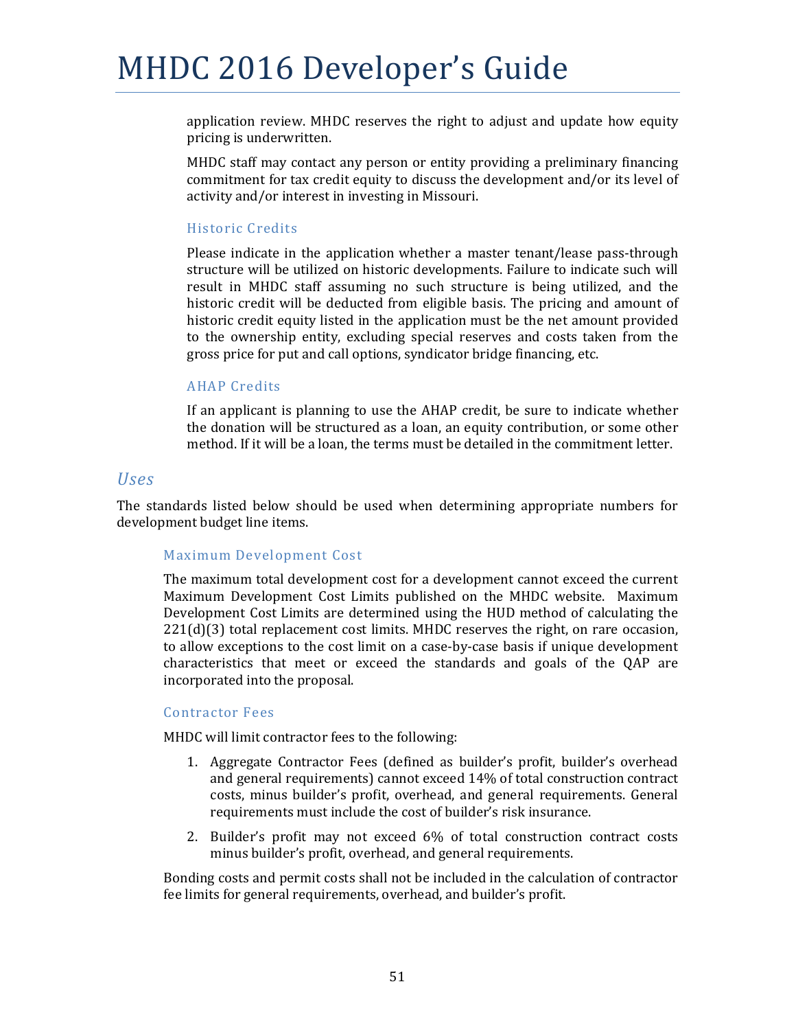application review. MHDC reserves the right to adjust and update how equity pricing is underwritten.

MHDC staff may contact any person or entity providing a preliminary financing commitment for tax credit equity to discuss the development and/or its level of activity and/or interest in investing in Missouri.

#### Historic Credits

Please indicate in the application whether a master tenant/lease pass-through structure will be utilized on historic developments. Failure to indicate such will result in MHDC staff assuming no such structure is being utilized, and the historic credit will be deducted from eligible basis. The pricing and amount of historic credit equity listed in the application must be the net amount provided to the ownership entity, excluding special reserves and costs taken from the gross price for put and call options, syndicator bridge financing, etc.

#### AHAP Credits

If an applicant is planning to use the AHAP credit, be sure to indicate whether the donation will be structured as a loan, an equity contribution, or some other method. If it will be a loan, the terms must be detailed in the commitment letter.

### *Uses*

The standards listed below should be used when determining appropriate numbers for development budget line items.

#### Maximum Development Cost

The maximum total development cost for a development cannot exceed the current Maximum Development Cost Limits published on the MHDC website. Maximum Development Cost Limits are determined using the HUD method of calculating the 221(d)(3) total replacement cost limits. MHDC reserves the right, on rare occasion, to allow exceptions to the cost limit on a case-by-case basis if unique development characteristics that meet or exceed the standards and goals of the QAP are incorporated into the proposal.

#### Contractor Fees

MHDC will limit contractor fees to the following:

1. Aggregate Contractor Fees (defined as builder's profit, builder's overhead and general requirements) cannot exceed 14% of total construction contract costs, minus builder's profit, overhead, and general requirements. General requirements must include the cost of builder's risk insurance.
2. Builder's profit may not exceed 6% of total construction contract costs minus builder's profit, overhead, and general requirements.

Bonding costs and permit costs shall not be included in the calculation of contractor fee limits for general requirements, overhead, and builder's profit.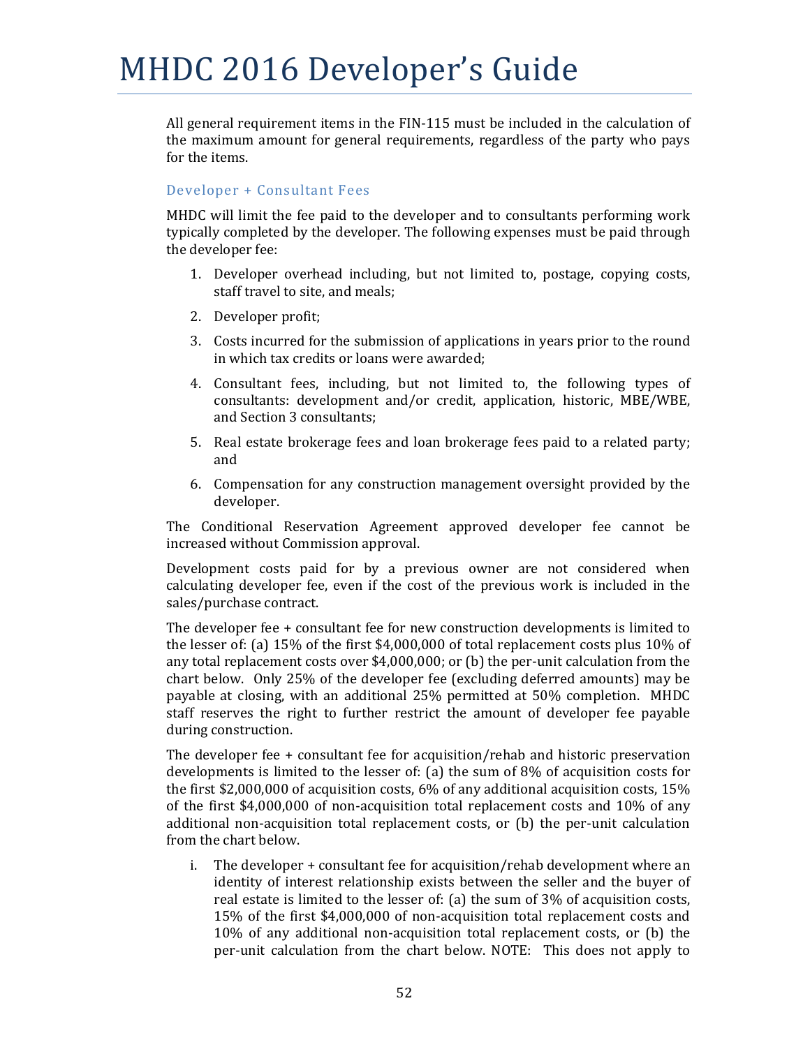All general requirement items in the FIN-115 must be included in the calculation of the maximum amount for general requirements, regardless of the party who pays for the items.

### Developer + Consultant Fees

MHDC will limit the fee paid to the developer and to consultants performing work typically completed by the developer. The following expenses must be paid through the developer fee:

1. Developer overhead including, but not limited to, postage, copying costs, staff travel to site, and meals;
2. Developer profit;
3. Costs incurred for the submission of applications in years prior to the round in which tax credits or loans were awarded;
4. Consultant fees, including, but not limited to, the following types of consultants: development and/or credit, application, historic, MBE/WBE, and Section 3 consultants;
5. Real estate brokerage fees and loan brokerage fees paid to a related party; and
6. Compensation for any construction management oversight provided by the developer.

The Conditional Reservation Agreement approved developer fee cannot be increased without Commission approval.

Development costs paid for by a previous owner are not considered when calculating developer fee, even if the cost of the previous work is included in the sales/purchase contract.

The developer fee + consultant fee for new construction developments is limited to the lesser of: (a) 15% of the first $4,000,000 of total replacement costs plus 10% of any total replacement costs over $4,000,000; or (b) the per-unit calculation from the chart below. Only 25% of the developer fee (excluding deferred amounts) may be payable at closing, with an additional 25% permitted at 50% completion. MHDC staff reserves the right to further restrict the amount of developer fee payable during construction.

The developer fee + consultant fee for acquisition/rehab and historic preservation developments is limited to the lesser of: (a) the sum of 8% of acquisition costs for the first $2,000,000 of acquisition costs, 6% of any additional acquisition costs, 15% of the first $4,000,000 of non-acquisition total replacement costs and 10% of any additional non-acquisition total replacement costs, or (b) the per-unit calculation from the chart below.

i. The developer + consultant fee for acquisition/rehab development where an identity of interest relationship exists between the seller and the buyer of real estate is limited to the lesser of: (a) the sum of 3% of acquisition costs, 15% of the first $4,000,000 of non-acquisition total replacement costs and 10% of any additional non-acquisition total replacement costs, or (b) the per-unit calculation from the chart below. NOTE: This does not apply to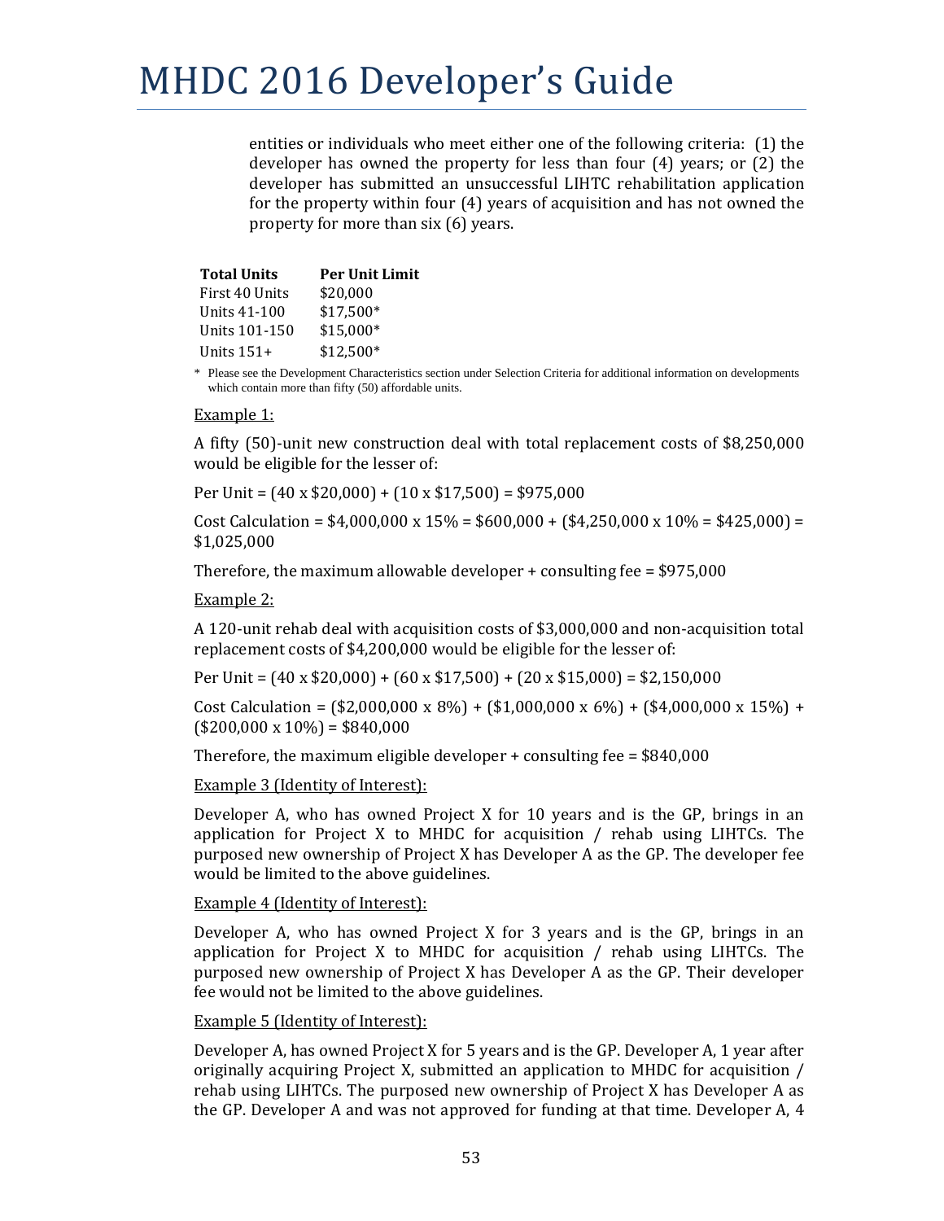entities or individuals who meet either one of the following criteria: (1) the developer has owned the property for less than four (4) years; or (2) the developer has submitted an unsuccessful LIHTC rehabilitation application for the property within four (4) years of acquisition and has not owned the property for more than six (6) years.

| Total Units | Per Unit Limit |
|---|---|
| First 40 Units | $20,000 |
| Units 41-100 | $17,500* |
| Units 101-150 | $15,000* |
| Units 151+ | $12,500* |

\* Please see the Development Characteristics section under Selection Criteria for additional information on developments which contain more than fifty (50) affordable units.

Example 1:

A fifty (50)-unit new construction deal with total replacement costs of $8,250,000 would be eligible for the lesser of:

Per Unit = (40 x $20,000) + (10 x $17,500) = $975,000

Cost Calculation = $4,000,000 x 15% = $600,000 + ($4,250,000 x 10% = $425,000) = $1,025,000

Therefore, the maximum allowable developer + consulting fee = $975,000

Example 2:

A 120-unit rehab deal with acquisition costs of $3,000,000 and non-acquisition total replacement costs of $4,200,000 would be eligible for the lesser of:

Per Unit = (40 x $20,000) + (60 x $17,500) + (20 x $15,000) = $2,150,000

Cost Calculation = ($2,000,000 x 8%) + ($1,000,000 x 6%) + ($4,000,000 x 15%) + ($200,000 x 10%) = $840,000

Therefore, the maximum eligible developer + consulting fee = $840,000

Example 3 (Identity of Interest):

Developer A, who has owned Project X for 10 years and is the GP, brings in an application for Project X to MHDC for acquisition / rehab using LIHTCs. The purposed new ownership of Project X has Developer A as the GP. The developer fee would be limited to the above guidelines.

Example 4 (Identity of Interest):

Developer A, who has owned Project X for 3 years and is the GP, brings in an application for Project X to MHDC for acquisition / rehab using LIHTCs. The purposed new ownership of Project X has Developer A as the GP. Their developer fee would not be limited to the above guidelines.

Example 5 (Identity of Interest):

Developer A, has owned Project X for 5 years and is the GP. Developer A, 1 year after originally acquiring Project X, submitted an application to MHDC for acquisition / rehab using LIHTCs. The purposed new ownership of Project X has Developer A as the GP. Developer A and was not approved for funding at that time. Developer A, 4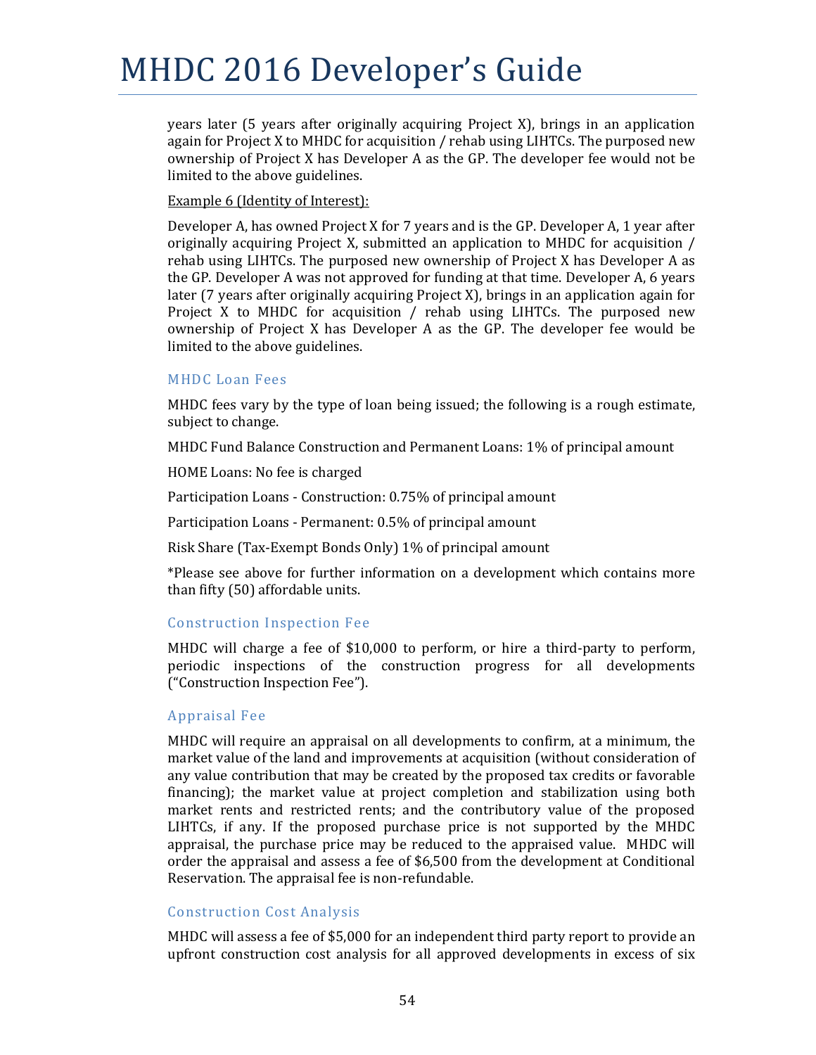years later (5 years after originally acquiring Project X), brings in an application again for Project X to MHDC for acquisition / rehab using LIHTCs. The purposed new ownership of Project X has Developer A as the GP. The developer fee would not be limited to the above guidelines.

Example 6 (Identity of Interest):

Developer A, has owned Project X for 7 years and is the GP. Developer A, 1 year after originally acquiring Project X, submitted an application to MHDC for acquisition / rehab using LIHTCs. The purposed new ownership of Project X has Developer A as the GP. Developer A was not approved for funding at that time. Developer A, 6 years later (7 years after originally acquiring Project X), brings in an application again for Project X to MHDC for acquisition / rehab using LIHTCs. The purposed new ownership of Project X has Developer A as the GP. The developer fee would be limited to the above guidelines.

### MHDC Loan Fees

MHDC fees vary by the type of loan being issued; the following is a rough estimate, subject to change.

MHDC Fund Balance Construction and Permanent Loans: 1% of principal amount

HOME Loans: No fee is charged

Participation Loans - Construction: 0.75% of principal amount

Participation Loans - Permanent: 0.5% of principal amount

Risk Share (Tax-Exempt Bonds Only) 1% of principal amount

*Please see above for further information on a development which contains more than fifty (50) affordable units.

### Construction Inspection Fee

MHDC will charge a fee of $10,000 to perform, or hire a third-party to perform, periodic inspections of the construction progress for all developments ("Construction Inspection Fee").

### Appraisal Fee

MHDC will require an appraisal on all developments to confirm, at a minimum, the market value of the land and improvements at acquisition (without consideration of any value contribution that may be created by the proposed tax credits or favorable financing); the market value at project completion and stabilization using both market rents and restricted rents; and the contributory value of the proposed LIHTCs, if any. If the proposed purchase price is not supported by the MHDC appraisal, the purchase price may be reduced to the appraised value. MHDC will order the appraisal and assess a fee of $6,500 from the development at Conditional Reservation. The appraisal fee is non-refundable.

### Construction Cost Analysis

MHDC will assess a fee of $5,000 for an independent third party report to provide an upfront construction cost analysis for all approved developments in excess of six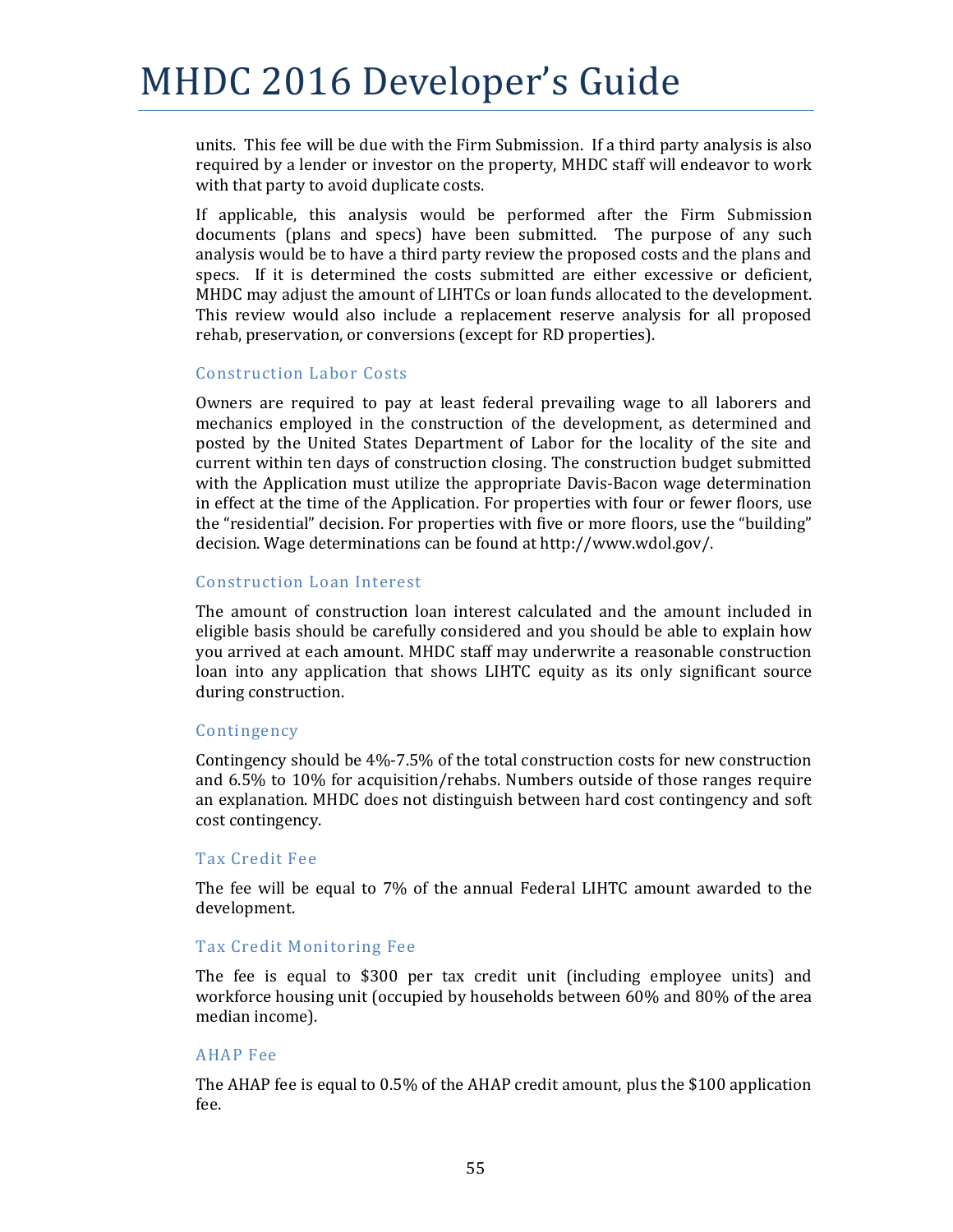units. This fee will be due with the Firm Submission. If a third party analysis is also required by a lender or investor on the property, MHDC staff will endeavor to work with that party to avoid duplicate costs.

If applicable, this analysis would be performed after the Firm Submission documents (plans and specs) have been submitted. The purpose of any such analysis would be to have a third party review the proposed costs and the plans and specs. If it is determined the costs submitted are either excessive or deficient, MHDC may adjust the amount of LIHTCs or loan funds allocated to the development. This review would also include a replacement reserve analysis for all proposed rehab, preservation, or conversions (except for RD properties).

### Construction Labor Costs

Owners are required to pay at least federal prevailing wage to all laborers and mechanics employed in the construction of the development, as determined and posted by the United States Department of Labor for the locality of the site and current within ten days of construction closing. The construction budget submitted with the Application must utilize the appropriate Davis-Bacon wage determination in effect at the time of the Application. For properties with four or fewer floors, use the "residential" decision. For properties with five or more floors, use the "building" decision. Wage determinations can be found at http://www.wdol.gov/.

### Construction Loan Interest

The amount of construction loan interest calculated and the amount included in eligible basis should be carefully considered and you should be able to explain how you arrived at each amount. MHDC staff may underwrite a reasonable construction loan into any application that shows LIHTC equity as its only significant source during construction.

### Contingency

Contingency should be 4%-7.5% of the total construction costs for new construction and 6.5% to 10% for acquisition/rehabs. Numbers outside of those ranges require an explanation. MHDC does not distinguish between hard cost contingency and soft cost contingency.

### Tax Credit Fee

The fee will be equal to 7% of the annual Federal LIHTC amount awarded to the development.

### Tax Credit Monitoring Fee

The fee is equal to $300 per tax credit unit (including employee units) and workforce housing unit (occupied by households between 60% and 80% of the area median income).

### AHAP Fee

The AHAP fee is equal to 0.5% of the AHAP credit amount, plus the $100 application fee.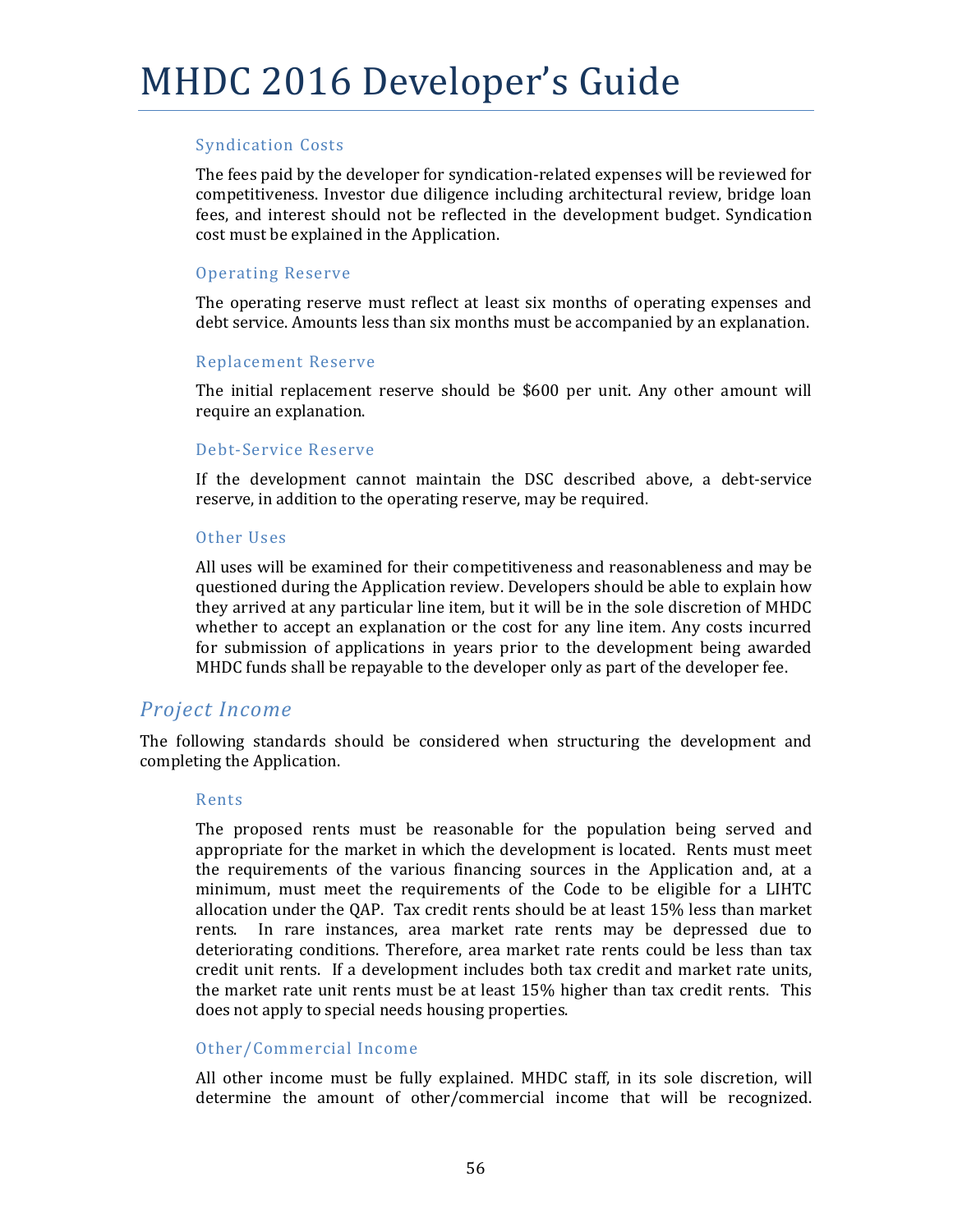#### Syndication Costs

The fees paid by the developer for syndication-related expenses will be reviewed for competitiveness. Investor due diligence including architectural review, bridge loan fees, and interest should not be reflected in the development budget. Syndication cost must be explained in the Application.

#### Operating Reserve

The operating reserve must reflect at least six months of operating expenses and debt service. Amounts less than six months must be accompanied by an explanation.

#### Replacement Reserve

The initial replacement reserve should be $600 per unit. Any other amount will require an explanation.

#### Debt-Service Reserve

If the development cannot maintain the DSC described above, a debt-service reserve, in addition to the operating reserve, may be required.

#### Other Uses

All uses will be examined for their competitiveness and reasonableness and may be questioned during the Application review. Developers should be able to explain how they arrived at any particular line item, but it will be in the sole discretion of MHDC whether to accept an explanation or the cost for any line item. Any costs incurred for submission of applications in years prior to the development being awarded MHDC funds shall be repayable to the developer only as part of the developer fee.

### *Project Income*

The following standards should be considered when structuring the development and completing the Application.

#### Rents

The proposed rents must be reasonable for the population being served and appropriate for the market in which the development is located. Rents must meet the requirements of the various financing sources in the Application and, at a minimum, must meet the requirements of the Code to be eligible for a LIHTC allocation under the QAP. Tax credit rents should be at least 15% less than market rents. In rare instances, area market rate rents may be depressed due to deteriorating conditions. Therefore, area market rate rents could be less than tax credit unit rents. If a development includes both tax credit and market rate units, the market rate unit rents must be at least 15% higher than tax credit rents. This does not apply to special needs housing properties.

#### Other/Commercial Income

All other income must be fully explained. MHDC staff, in its sole discretion, will determine the amount of other/commercial income that will be recognized.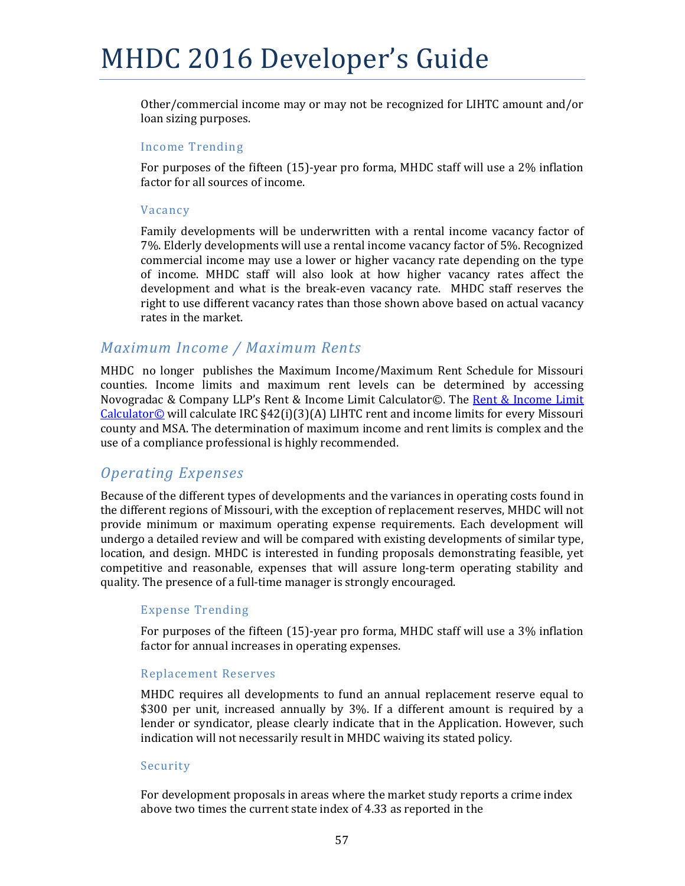Other/commercial income may or may not be recognized for LIHTC amount and/or loan sizing purposes.

### Income Trending

For purposes of the fifteen (15)-year pro forma, MHDC staff will use a 2% inflation factor for all sources of income.

### Vacancy

Family developments will be underwritten with a rental income vacancy factor of 7%. Elderly developments will use a rental income vacancy factor of 5%. Recognized commercial income may use a lower or higher vacancy rate depending on the type of income. MHDC staff will also look at how higher vacancy rates affect the development and what is the break-even vacancy rate. MHDC staff reserves the right to use different vacancy rates than those shown above based on actual vacancy rates in the market.

## *Maximum Income / Maximum Rents*

MHDC no longer publishes the Maximum Income/Maximum Rent Schedule for Missouri counties. Income limits and maximum rent levels can be determined by accessing Novogradac & Company LLP's Rent & Income Limit Calculator©. The Rent & Income Limit Calculator© will calculate IRC §42(i)(3)(A) LIHTC rent and income limits for every Missouri county and MSA. The determination of maximum income and rent limits is complex and the use of a compliance professional is highly recommended.

## *Operating Expenses*

Because of the different types of developments and the variances in operating costs found in the different regions of Missouri, with the exception of replacement reserves, MHDC will not provide minimum or maximum operating expense requirements. Each development will undergo a detailed review and will be compared with existing developments of similar type, location, and design. MHDC is interested in funding proposals demonstrating feasible, yet competitive and reasonable, expenses that will assure long-term operating stability and quality. The presence of a full-time manager is strongly encouraged.

### Expense Trending

For purposes of the fifteen (15)-year pro forma, MHDC staff will use a 3% inflation factor for annual increases in operating expenses.

### Replacement Reserves

MHDC requires all developments to fund an annual replacement reserve equal to $300 per unit, increased annually by 3%. If a different amount is required by a lender or syndicator, please clearly indicate that in the Application. However, such indication will not necessarily result in MHDC waiving its stated policy.

### Security

For development proposals in areas where the market study reports a crime index above two times the current state index of 4.33 as reported in the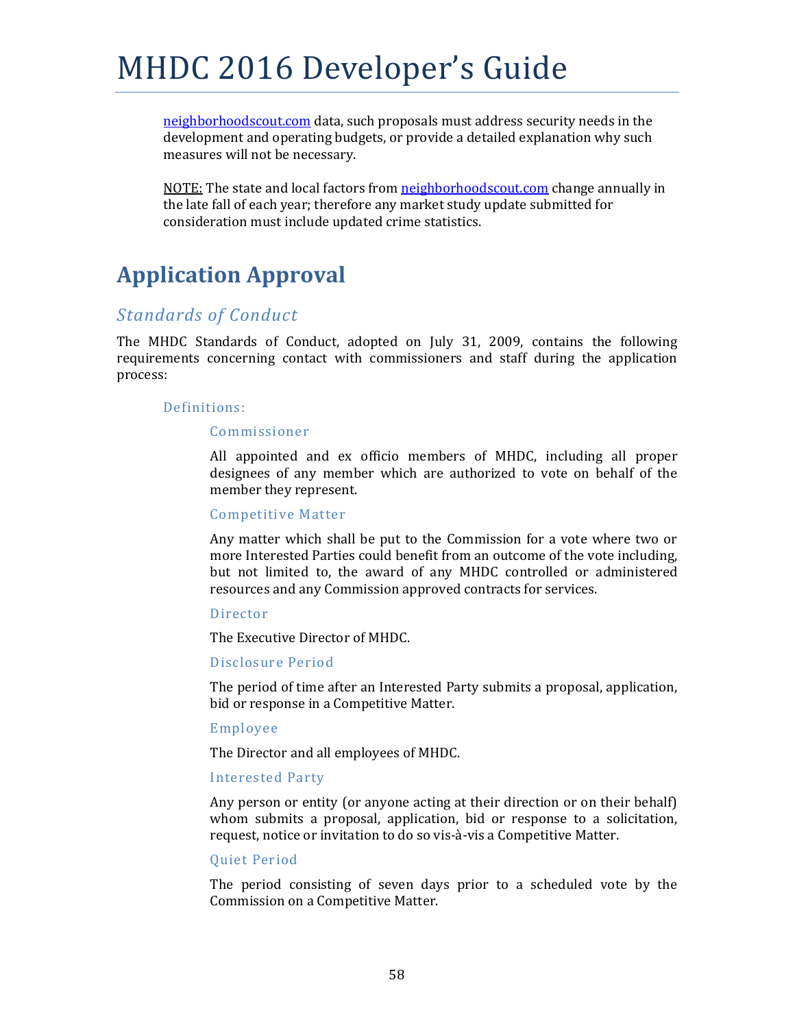neighborhoodscout.com data, such proposals must address security needs in the development and operating budgets, or provide a detailed explanation why such measures will not be necessary.

NOTE: The state and local factors from neighborhoodscout.com change annually in the late fall of each year; therefore any market study update submitted for consideration must include updated crime statistics.

## Application Approval

### *Standards of Conduct*

The MHDC Standards of Conduct, adopted on July 31, 2009, contains the following requirements concerning contact with commissioners and staff during the application process:

#### Definitions:

##### Commissioner

All appointed and ex officio members of MHDC, including all proper designees of any member which are authorized to vote on behalf of the member they represent.

##### Competitive Matter

Any matter which shall be put to the Commission for a vote where two or more Interested Parties could benefit from an outcome of the vote including, but not limited to, the award of any MHDC controlled or administered resources and any Commission approved contracts for services.

##### Director

The Executive Director of MHDC.

##### Disclosure Period

The period of time after an Interested Party submits a proposal, application, bid or response in a Competitive Matter.

##### Employee

The Director and all employees of MHDC.

##### Interested Party

Any person or entity (or anyone acting at their direction or on their behalf) whom submits a proposal, application, bid or response to a solicitation, request, notice or invitation to do so vis-à-vis a Competitive Matter.

##### Quiet Period

The period consisting of seven days prior to a scheduled vote by the Commission on a Competitive Matter.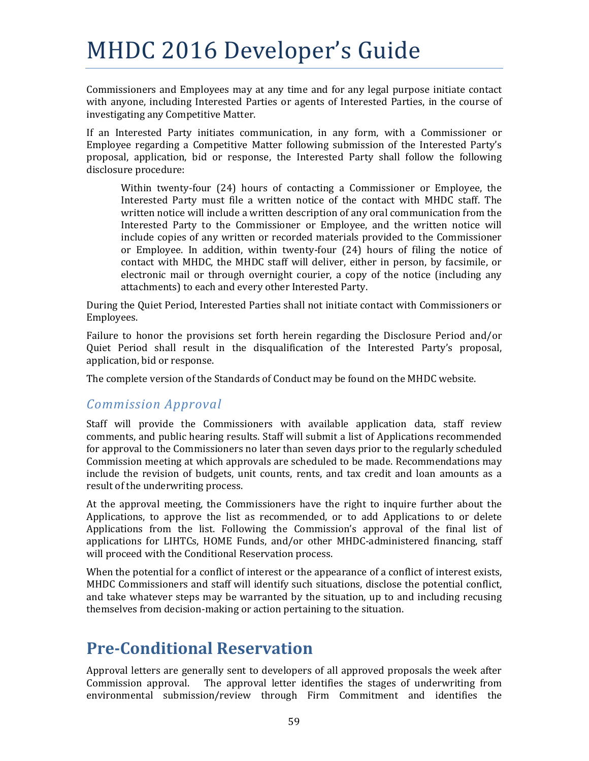Commissioners and Employees may at any time and for any legal purpose initiate contact with anyone, including Interested Parties or agents of Interested Parties, in the course of investigating any Competitive Matter.

If an Interested Party initiates communication, in any form, with a Commissioner or Employee regarding a Competitive Matter following submission of the Interested Party's proposal, application, bid or response, the Interested Party shall follow the following disclosure procedure:

> Within twenty-four (24) hours of contacting a Commissioner or Employee, the Interested Party must file a written notice of the contact with MHDC staff. The written notice will include a written description of any oral communication from the Interested Party to the Commissioner or Employee, and the written notice will include copies of any written or recorded materials provided to the Commissioner or Employee. In addition, within twenty-four (24) hours of filing the notice of contact with MHDC, the MHDC staff will deliver, either in person, by facsimile, or electronic mail or through overnight courier, a copy of the notice (including any attachments) to each and every other Interested Party.

During the Quiet Period, Interested Parties shall not initiate contact with Commissioners or Employees.

Failure to honor the provisions set forth herein regarding the Disclosure Period and/or Quiet Period shall result in the disqualification of the Interested Party's proposal, application, bid or response.

The complete version of the Standards of Conduct may be found on the MHDC website.

### *Commission Approval*

Staff will provide the Commissioners with available application data, staff review comments, and public hearing results. Staff will submit a list of Applications recommended for approval to the Commissioners no later than seven days prior to the regularly scheduled Commission meeting at which approvals are scheduled to be made. Recommendations may include the revision of budgets, unit counts, rents, and tax credit and loan amounts as a result of the underwriting process.

At the approval meeting, the Commissioners have the right to inquire further about the Applications, to approve the list as recommended, or to add Applications to or delete Applications from the list. Following the Commission's approval of the final list of applications for LIHTCs, HOME Funds, and/or other MHDC-administered financing, staff will proceed with the Conditional Reservation process.

When the potential for a conflict of interest or the appearance of a conflict of interest exists, MHDC Commissioners and staff will identify such situations, disclose the potential conflict, and take whatever steps may be warranted by the situation, up to and including recusing themselves from decision-making or action pertaining to the situation.

## Pre-Conditional Reservation

Approval letters are generally sent to developers of all approved proposals the week after Commission approval. The approval letter identifies the stages of underwriting from environmental submission/review through Firm Commitment and identifies the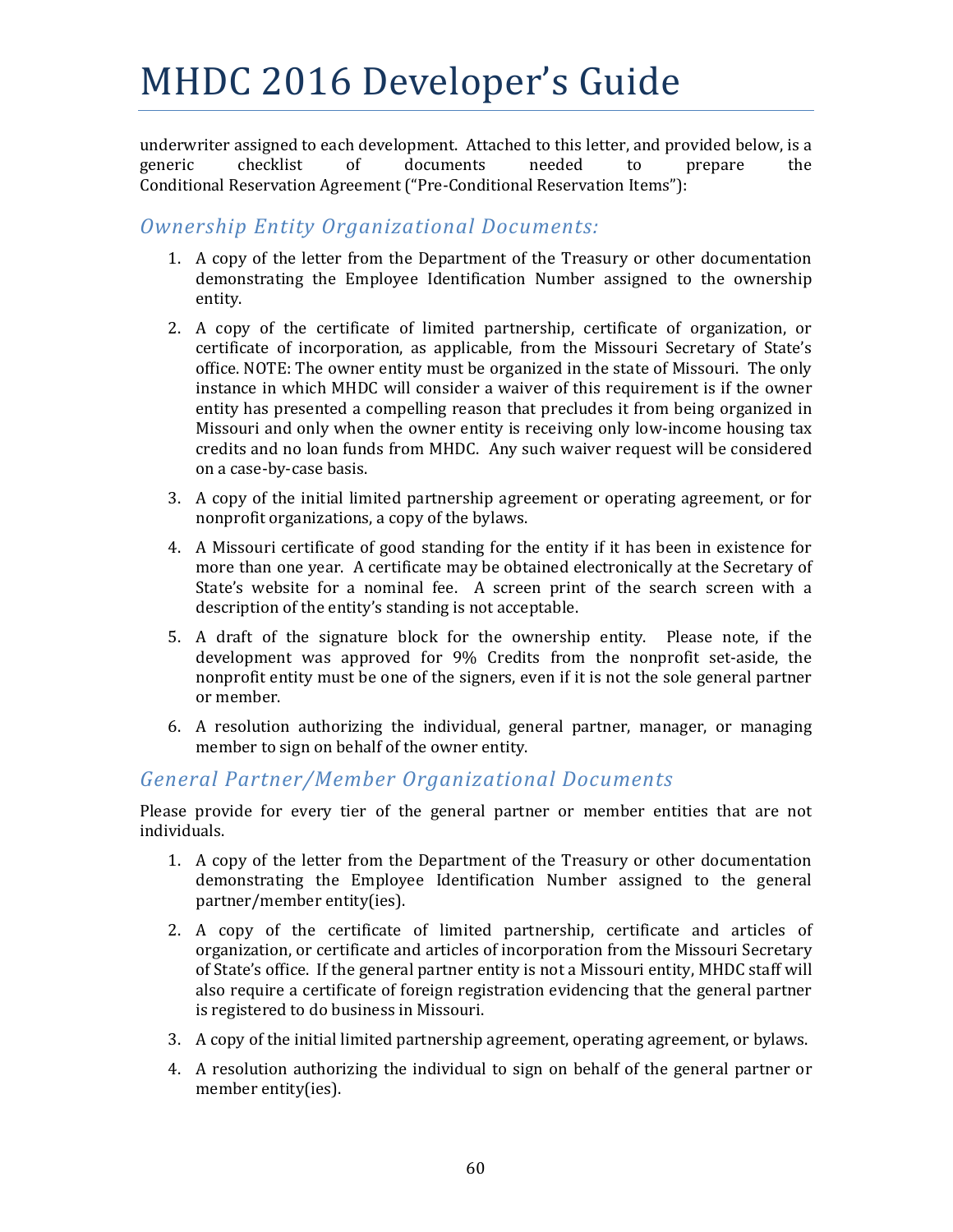underwriter assigned to each development. Attached to this letter, and provided below, is a generic checklist of documents needed to prepare the Conditional Reservation Agreement ("Pre-Conditional Reservation Items"):

## *Ownership Entity Organizational Documents:*

1. A copy of the letter from the Department of the Treasury or other documentation demonstrating the Employee Identification Number assigned to the ownership entity.
2. A copy of the certificate of limited partnership, certificate of organization, or certificate of incorporation, as applicable, from the Missouri Secretary of State's office. NOTE: The owner entity must be organized in the state of Missouri. The only instance in which MHDC will consider a waiver of this requirement is if the owner entity has presented a compelling reason that precludes it from being organized in Missouri and only when the owner entity is receiving only low-income housing tax credits and no loan funds from MHDC. Any such waiver request will be considered on a case-by-case basis.
3. A copy of the initial limited partnership agreement or operating agreement, or for nonprofit organizations, a copy of the bylaws.
4. A Missouri certificate of good standing for the entity if it has been in existence for more than one year. A certificate may be obtained electronically at the Secretary of State's website for a nominal fee. A screen print of the search screen with a description of the entity's standing is not acceptable.
5. A draft of the signature block for the ownership entity. Please note, if the development was approved for 9% Credits from the nonprofit set-aside, the nonprofit entity must be one of the signers, even if it is not the sole general partner or member.
6. A resolution authorizing the individual, general partner, manager, or managing member to sign on behalf of the owner entity.

## *General Partner/Member Organizational Documents*

Please provide for every tier of the general partner or member entities that are not individuals.

1. A copy of the letter from the Department of the Treasury or other documentation demonstrating the Employee Identification Number assigned to the general partner/member entity(ies).
2. A copy of the certificate of limited partnership, certificate and articles of organization, or certificate and articles of incorporation from the Missouri Secretary of State's office. If the general partner entity is not a Missouri entity, MHDC staff will also require a certificate of foreign registration evidencing that the general partner is registered to do business in Missouri.
3. A copy of the initial limited partnership agreement, operating agreement, or bylaws.
4. A resolution authorizing the individual to sign on behalf of the general partner or member entity(ies).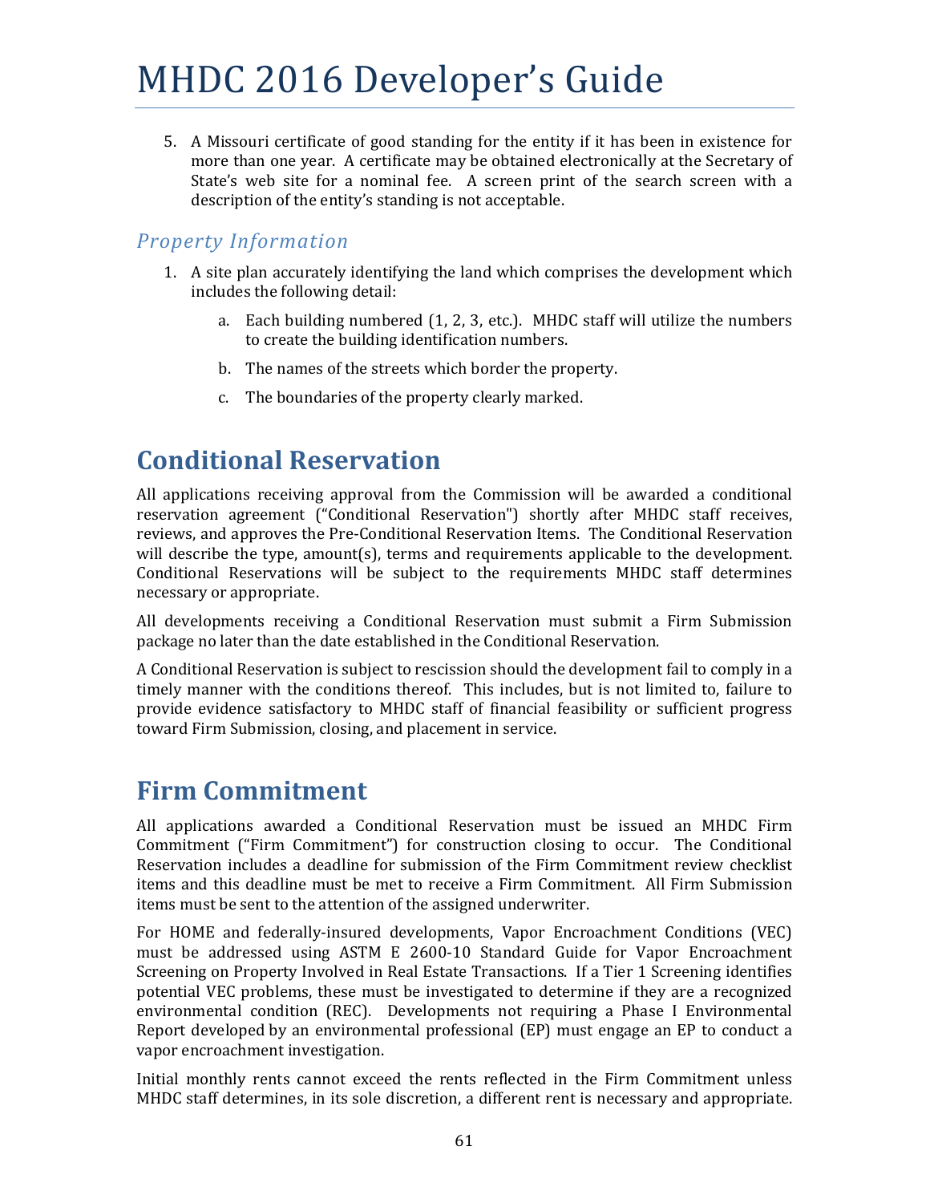5. A Missouri certificate of good standing for the entity if it has been in existence for more than one year. A certificate may be obtained electronically at the Secretary of State's web site for a nominal fee. A screen print of the search screen with a description of the entity's standing is not acceptable.

### *Property Information*

1. A site plan accurately identifying the land which comprises the development which includes the following detail:
    a. Each building numbered (1, 2, 3, etc.). MHDC staff will utilize the numbers to create the building identification numbers.
    b. The names of the streets which border the property.
    c. The boundaries of the property clearly marked.

## Conditional Reservation

All applications receiving approval from the Commission will be awarded a conditional reservation agreement ("Conditional Reservation") shortly after MHDC staff receives, reviews, and approves the Pre-Conditional Reservation Items. The Conditional Reservation will describe the type, amount(s), terms and requirements applicable to the development. Conditional Reservations will be subject to the requirements MHDC staff determines necessary or appropriate.

All developments receiving a Conditional Reservation must submit a Firm Submission package no later than the date established in the Conditional Reservation.

A Conditional Reservation is subject to rescission should the development fail to comply in a timely manner with the conditions thereof. This includes, but is not limited to, failure to provide evidence satisfactory to MHDC staff of financial feasibility or sufficient progress toward Firm Submission, closing, and placement in service.

## Firm Commitment

All applications awarded a Conditional Reservation must be issued an MHDC Firm Commitment ("Firm Commitment") for construction closing to occur. The Conditional Reservation includes a deadline for submission of the Firm Commitment review checklist items and this deadline must be met to receive a Firm Commitment. All Firm Submission items must be sent to the attention of the assigned underwriter.

For HOME and federally-insured developments, Vapor Encroachment Conditions (VEC) must be addressed using ASTM E 2600-10 Standard Guide for Vapor Encroachment Screening on Property Involved in Real Estate Transactions. If a Tier 1 Screening identifies potential VEC problems, these must be investigated to determine if they are a recognized environmental condition (REC). Developments not requiring a Phase I Environmental Report developed by an environmental professional (EP) must engage an EP to conduct a vapor encroachment investigation.

Initial monthly rents cannot exceed the rents reflected in the Firm Commitment unless MHDC staff determines, in its sole discretion, a different rent is necessary and appropriate.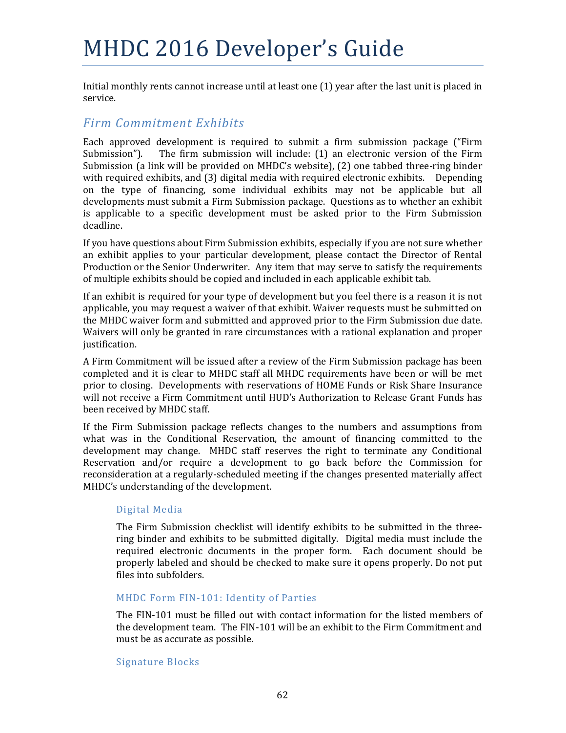Initial monthly rents cannot increase until at least one (1) year after the last unit is placed in service.

## *Firm Commitment Exhibits*

Each approved development is required to submit a firm submission package ("Firm Submission"). The firm submission will include: (1) an electronic version of the Firm Submission (a link will be provided on MHDC's website), (2) one tabbed three-ring binder with required exhibits, and (3) digital media with required electronic exhibits. Depending on the type of financing, some individual exhibits may not be applicable but all developments must submit a Firm Submission package. Questions as to whether an exhibit is applicable to a specific development must be asked prior to the Firm Submission deadline.

If you have questions about Firm Submission exhibits, especially if you are not sure whether an exhibit applies to your particular development, please contact the Director of Rental Production or the Senior Underwriter. Any item that may serve to satisfy the requirements of multiple exhibits should be copied and included in each applicable exhibit tab.

If an exhibit is required for your type of development but you feel there is a reason it is not applicable, you may request a waiver of that exhibit. Waiver requests must be submitted on the MHDC waiver form and submitted and approved prior to the Firm Submission due date. Waivers will only be granted in rare circumstances with a rational explanation and proper justification.

A Firm Commitment will be issued after a review of the Firm Submission package has been completed and it is clear to MHDC staff all MHDC requirements have been or will be met prior to closing. Developments with reservations of HOME Funds or Risk Share Insurance will not receive a Firm Commitment until HUD's Authorization to Release Grant Funds has been received by MHDC staff.

If the Firm Submission package reflects changes to the numbers and assumptions from what was in the Conditional Reservation, the amount of financing committed to the development may change. MHDC staff reserves the right to terminate any Conditional Reservation and/or require a development to go back before the Commission for reconsideration at a regularly-scheduled meeting if the changes presented materially affect MHDC's understanding of the development.

### Digital Media

The Firm Submission checklist will identify exhibits to be submitted in the three-ring binder and exhibits to be submitted digitally. Digital media must include the required electronic documents in the proper form. Each document should be properly labeled and should be checked to make sure it opens properly. Do not put files into subfolders.

### MHDC Form FIN-101: Identity of Parties

The FIN-101 must be filled out with contact information for the listed members of the development team. The FIN-101 will be an exhibit to the Firm Commitment and must be as accurate as possible.

### Signature Blocks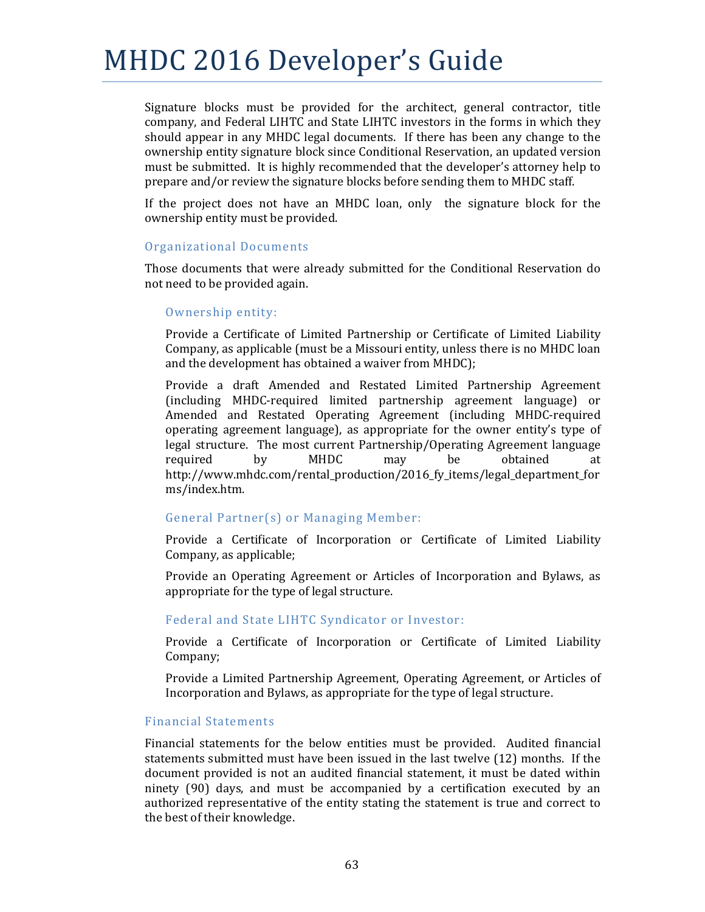Signature blocks must be provided for the architect, general contractor, title company, and Federal LIHTC and State LIHTC investors in the forms in which they should appear in any MHDC legal documents. If there has been any change to the ownership entity signature block since Conditional Reservation, an updated version must be submitted. It is highly recommended that the developer's attorney help to prepare and/or review the signature blocks before sending them to MHDC staff.

If the project does not have an MHDC loan, only the signature block for the ownership entity must be provided.

### Organizational Documents

Those documents that were already submitted for the Conditional Reservation do not need to be provided again.

#### Ownership entity:

Provide a Certificate of Limited Partnership or Certificate of Limited Liability Company, as applicable (must be a Missouri entity, unless there is no MHDC loan and the development has obtained a waiver from MHDC);

Provide a draft Amended and Restated Limited Partnership Agreement (including MHDC-required limited partnership agreement language) or Amended and Restated Operating Agreement (including MHDC-required operating agreement language), as appropriate for the owner entity's type of legal structure. The most current Partnership/Operating Agreement language required by MHDC may be obtained at http://www.mhdc.com/rental_production/2016_fy_items/legal_department_forms/index.htm.

#### General Partner(s) or Managing Member:

Provide a Certificate of Incorporation or Certificate of Limited Liability Company, as applicable;

Provide an Operating Agreement or Articles of Incorporation and Bylaws, as appropriate for the type of legal structure.

#### Federal and State LIHTC Syndicator or Investor:

Provide a Certificate of Incorporation or Certificate of Limited Liability Company;

Provide a Limited Partnership Agreement, Operating Agreement, or Articles of Incorporation and Bylaws, as appropriate for the type of legal structure.

### Financial Statements

Financial statements for the below entities must be provided. Audited financial statements submitted must have been issued in the last twelve (12) months. If the document provided is not an audited financial statement, it must be dated within ninety (90) days, and must be accompanied by a certification executed by an authorized representative of the entity stating the statement is true and correct to the best of their knowledge.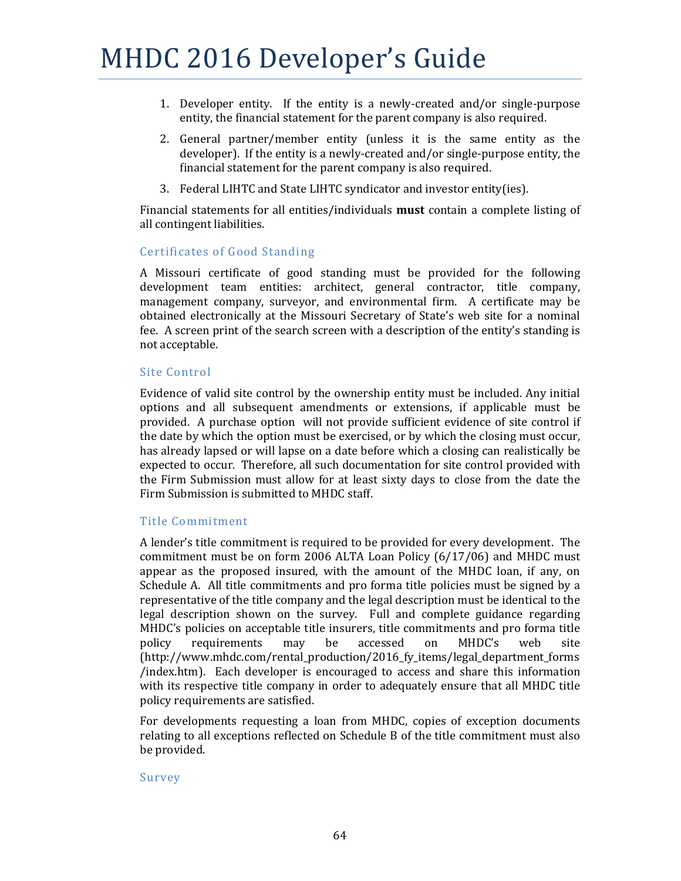1. Developer entity. If the entity is a newly-created and/or single-purpose entity, the financial statement for the parent company is also required.
2. General partner/member entity (unless it is the same entity as the developer). If the entity is a newly-created and/or single-purpose entity, the financial statement for the parent company is also required.
3. Federal LIHTC and State LIHTC syndicator and investor entity(ies).

Financial statements for all entities/individuals **must** contain a complete listing of all contingent liabilities.

### Certificates of Good Standing

A Missouri certificate of good standing must be provided for the following development team entities: architect, general contractor, title company, management company, surveyor, and environmental firm. A certificate may be obtained electronically at the Missouri Secretary of State's web site for a nominal fee. A screen print of the search screen with a description of the entity's standing is not acceptable.

### Site Control

Evidence of valid site control by the ownership entity must be included. Any initial options and all subsequent amendments or extensions, if applicable must be provided. A purchase option will not provide sufficient evidence of site control if the date by which the option must be exercised, or by which the closing must occur, has already lapsed or will lapse on a date before which a closing can realistically be expected to occur. Therefore, all such documentation for site control provided with the Firm Submission must allow for at least sixty days to close from the date the Firm Submission is submitted to MHDC staff.

### Title Commitment

A lender's title commitment is required to be provided for every development. The commitment must be on form 2006 ALTA Loan Policy (6/17/06) and MHDC must appear as the proposed insured, with the amount of the MHDC loan, if any, on Schedule A. All title commitments and pro forma title policies must be signed by a representative of the title company and the legal description must be identical to the legal description shown on the survey. Full and complete guidance regarding MHDC's policies on acceptable title insurers, title commitments and pro forma title policy requirements may be accessed on MHDC's web site (http://www.mhdc.com/rental_production/2016_fy_items/legal_department_forms/index.htm). Each developer is encouraged to access and share this information with its respective title company in order to adequately ensure that all MHDC title policy requirements are satisfied.

For developments requesting a loan from MHDC, copies of exception documents relating to all exceptions reflected on Schedule B of the title commitment must also be provided.

### Survey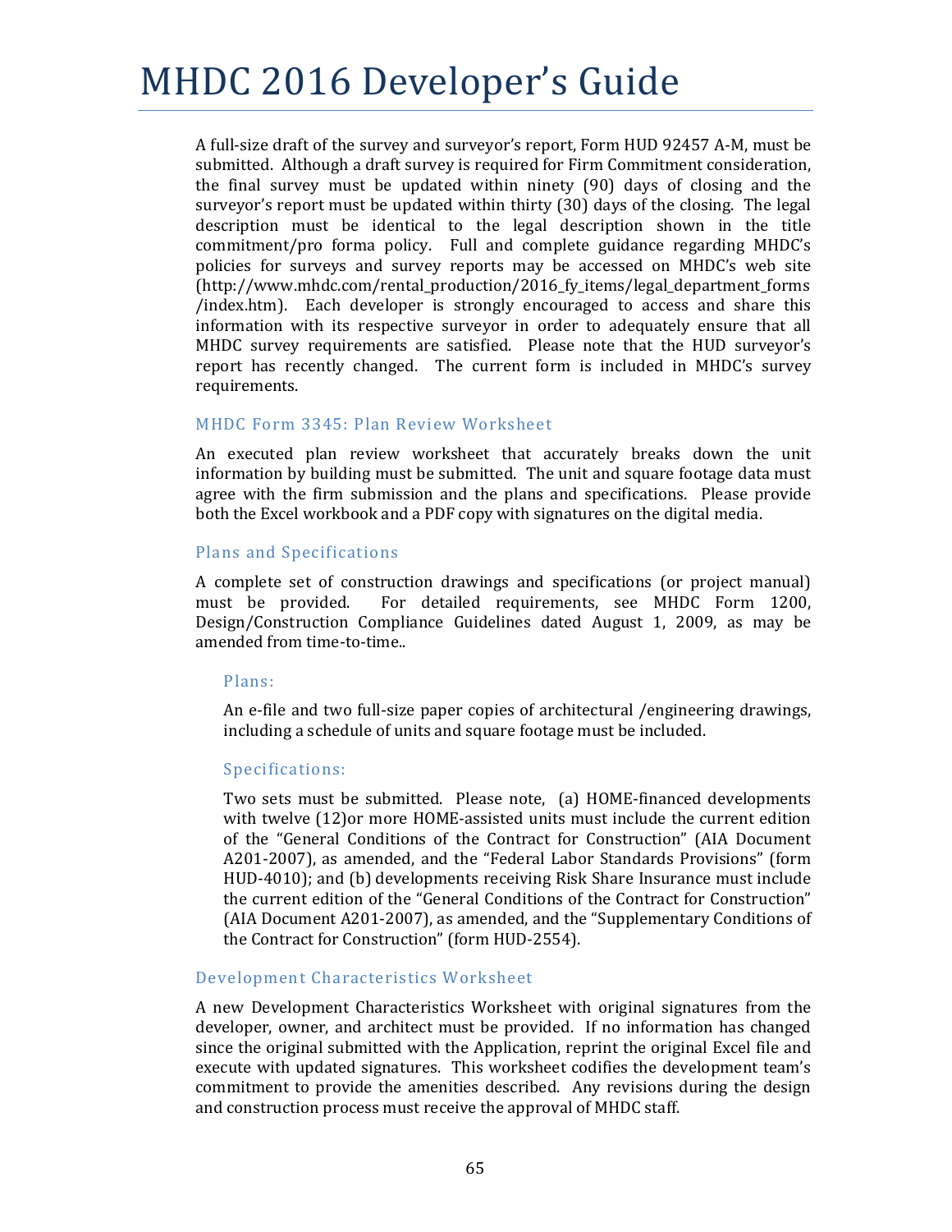A full-size draft of the survey and surveyor's report, Form HUD 92457 A-M, must be submitted. Although a draft survey is required for Firm Commitment consideration, the final survey must be updated within ninety (90) days of closing and the surveyor's report must be updated within thirty (30) days of the closing. The legal description must be identical to the legal description shown in the title commitment/pro forma policy. Full and complete guidance regarding MHDC's policies for surveys and survey reports may be accessed on MHDC's web site (http://www.mhdc.com/rental_production/2016_fy_items/legal_department_forms/index.htm). Each developer is strongly encouraged to access and share this information with its respective surveyor in order to adequately ensure that all MHDC survey requirements are satisfied. Please note that the HUD surveyor's report has recently changed. The current form is included in MHDC's survey requirements.

## MHDC Form 3345: Plan Review Worksheet

An executed plan review worksheet that accurately breaks down the unit information by building must be submitted. The unit and square footage data must agree with the firm submission and the plans and specifications. Please provide both the Excel workbook and a PDF copy with signatures on the digital media.

## Plans and Specifications

A complete set of construction drawings and specifications (or project manual) must be provided. For detailed requirements, see MHDC Form 1200, Design/Construction Compliance Guidelines dated August 1, 2009, as may be amended from time-to-time..

### Plans:

An e-file and two full-size paper copies of architectural /engineering drawings, including a schedule of units and square footage must be included.

### Specifications:

Two sets must be submitted. Please note, (a) HOME-financed developments with twelve (12)or more HOME-assisted units must include the current edition of the "General Conditions of the Contract for Construction" (AIA Document A201-2007), as amended, and the "Federal Labor Standards Provisions" (form HUD-4010); and (b) developments receiving Risk Share Insurance must include the current edition of the "General Conditions of the Contract for Construction" (AIA Document A201-2007), as amended, and the "Supplementary Conditions of the Contract for Construction" (form HUD-2554).

## Development Characteristics Worksheet

A new Development Characteristics Worksheet with original signatures from the developer, owner, and architect must be provided. If no information has changed since the original submitted with the Application, reprint the original Excel file and execute with updated signatures. This worksheet codifies the development team's commitment to provide the amenities described. Any revisions during the design and construction process must receive the approval of MHDC staff.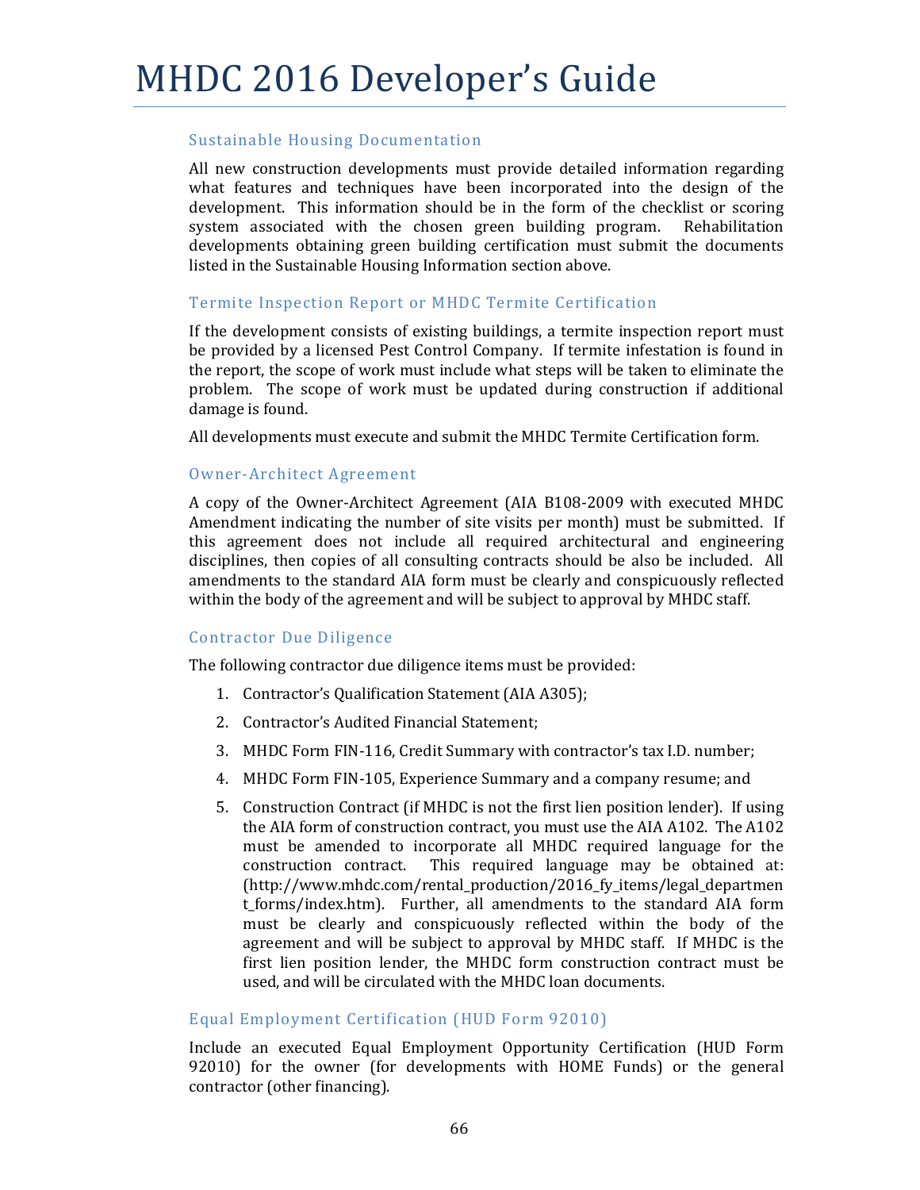### Sustainable Housing Documentation

All new construction developments must provide detailed information regarding what features and techniques have been incorporated into the design of the development. This information should be in the form of the checklist or scoring system associated with the chosen green building program. Rehabilitation developments obtaining green building certification must submit the documents listed in the Sustainable Housing Information section above.

### Termite Inspection Report or MHDC Termite Certification

If the development consists of existing buildings, a termite inspection report must be provided by a licensed Pest Control Company. If termite infestation is found in the report, the scope of work must include what steps will be taken to eliminate the problem. The scope of work must be updated during construction if additional damage is found.

All developments must execute and submit the MHDC Termite Certification form.

### Owner-Architect Agreement

A copy of the Owner-Architect Agreement (AIA B108-2009 with executed MHDC Amendment indicating the number of site visits per month) must be submitted. If this agreement does not include all required architectural and engineering disciplines, then copies of all consulting contracts should be also be included. All amendments to the standard AIA form must be clearly and conspicuously reflected within the body of the agreement and will be subject to approval by MHDC staff.

### Contractor Due Diligence

The following contractor due diligence items must be provided:

1. Contractor's Qualification Statement (AIA A305);
2. Contractor's Audited Financial Statement;
3. MHDC Form FIN-116, Credit Summary with contractor's tax I.D. number;
4. MHDC Form FIN-105, Experience Summary and a company resume; and
5. Construction Contract (if MHDC is not the first lien position lender). If using the AIA form of construction contract, you must use the AIA A102. The A102 must be amended to incorporate all MHDC required language for the construction contract. This required language may be obtained at: (http://www.mhdc.com/rental_production/2016_fy_items/legal_department_forms/index.htm). Further, all amendments to the standard AIA form must be clearly and conspicuously reflected within the body of the agreement and will be subject to approval by MHDC staff. If MHDC is the first lien position lender, the MHDC form construction contract must be used, and will be circulated with the MHDC loan documents.

### Equal Employment Certification (HUD Form 92010)

Include an executed Equal Employment Opportunity Certification (HUD Form 92010) for the owner (for developments with HOME Funds) or the general contractor (other financing).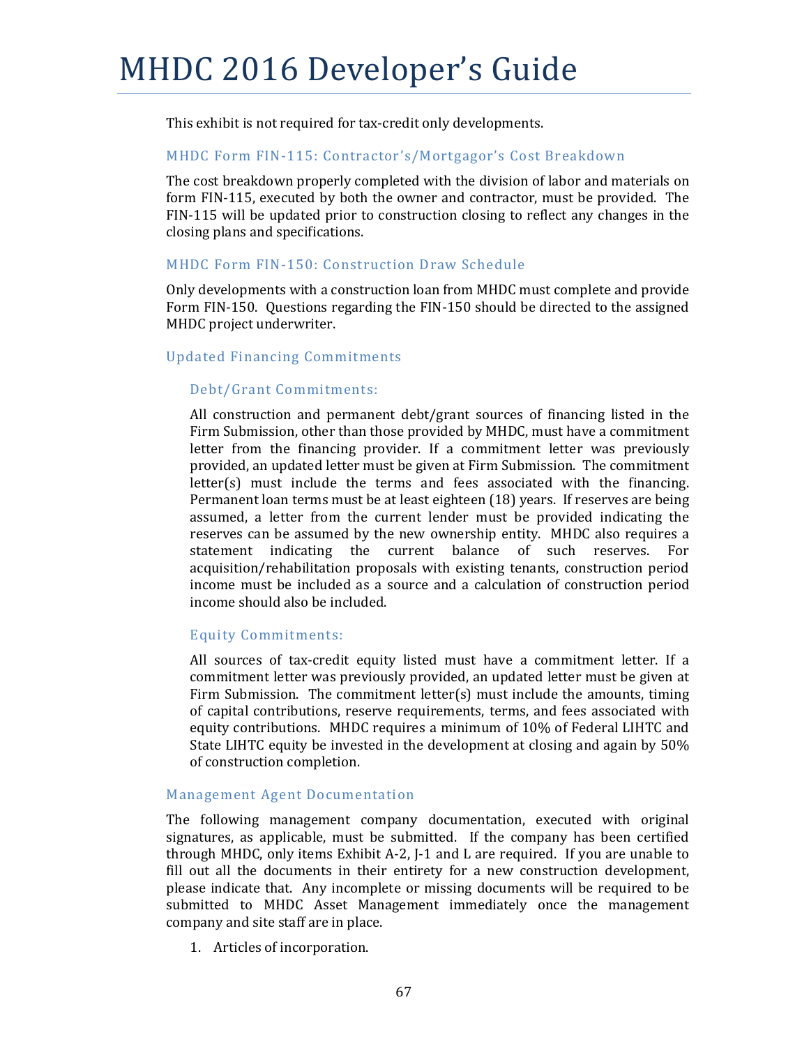This exhibit is not required for tax-credit only developments.

### MHDC Form FIN-115: Contractor's/Mortgagor's Cost Breakdown

The cost breakdown properly completed with the division of labor and materials on form FIN-115, executed by both the owner and contractor, must be provided. The FIN-115 will be updated prior to construction closing to reflect any changes in the closing plans and specifications.

### MHDC Form FIN-150: Construction Draw Schedule

Only developments with a construction loan from MHDC must complete and provide Form FIN-150. Questions regarding the FIN-150 should be directed to the assigned MHDC project underwriter.

### Updated Financing Commitments

#### Debt/Grant Commitments:

All construction and permanent debt/grant sources of financing listed in the Firm Submission, other than those provided by MHDC, must have a commitment letter from the financing provider. If a commitment letter was previously provided, an updated letter must be given at Firm Submission. The commitment letter(s) must include the terms and fees associated with the financing. Permanent loan terms must be at least eighteen (18) years. If reserves are being assumed, a letter from the current lender must be provided indicating the reserves can be assumed by the new ownership entity. MHDC also requires a statement indicating the current balance of such reserves. For acquisition/rehabilitation proposals with existing tenants, construction period income must be included as a source and a calculation of construction period income should also be included.

#### Equity Commitments:

All sources of tax-credit equity listed must have a commitment letter. If a commitment letter was previously provided, an updated letter must be given at Firm Submission. The commitment letter(s) must include the amounts, timing of capital contributions, reserve requirements, terms, and fees associated with equity contributions. MHDC requires a minimum of 10% of Federal LIHTC and State LIHTC equity be invested in the development at closing and again by 50% of construction completion.

### Management Agent Documentation

The following management company documentation, executed with original signatures, as applicable, must be submitted. If the company has been certified through MHDC, only items Exhibit A-2, J-1 and L are required. If you are unable to fill out all the documents in their entirety for a new construction development, please indicate that. Any incomplete or missing documents will be required to be submitted to MHDC Asset Management immediately once the management company and site staff are in place.

1. Articles of incorporation.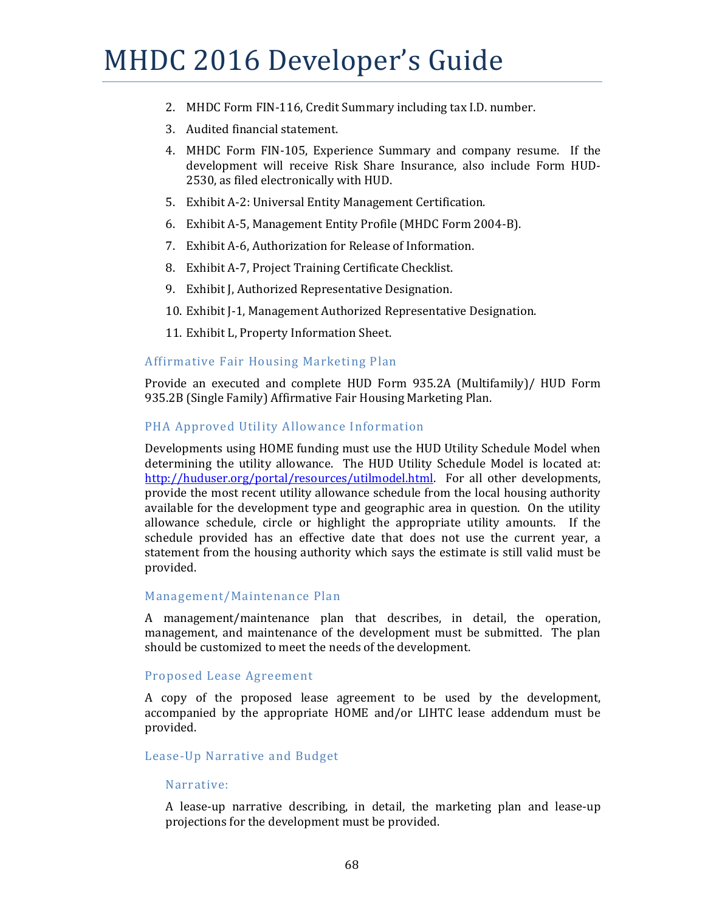2. MHDC Form FIN-116, Credit Summary including tax I.D. number.
3. Audited financial statement.
4. MHDC Form FIN-105, Experience Summary and company resume. If the development will receive Risk Share Insurance, also include Form HUD-2530, as filed electronically with HUD.
5. Exhibit A-2: Universal Entity Management Certification.
6. Exhibit A-5, Management Entity Profile (MHDC Form 2004-B).
7. Exhibit A-6, Authorization for Release of Information.
8. Exhibit A-7, Project Training Certificate Checklist.
9. Exhibit J, Authorized Representative Designation.
10. Exhibit J-1, Management Authorized Representative Designation.
11. Exhibit L, Property Information Sheet.

### Affirmative Fair Housing Marketing Plan

Provide an executed and complete HUD Form 935.2A (Multifamily)/ HUD Form 935.2B (Single Family) Affirmative Fair Housing Marketing Plan.

### PHA Approved Utility Allowance Information

Developments using HOME funding must use the HUD Utility Schedule Model when determining the utility allowance. The HUD Utility Schedule Model is located at: http://huduser.org/portal/resources/utilmodel.html. For all other developments, provide the most recent utility allowance schedule from the local housing authority available for the development type and geographic area in question. On the utility allowance schedule, circle or highlight the appropriate utility amounts. If the schedule provided has an effective date that does not use the current year, a statement from the housing authority which says the estimate is still valid must be provided.

### Management/Maintenance Plan

A management/maintenance plan that describes, in detail, the operation, management, and maintenance of the development must be submitted. The plan should be customized to meet the needs of the development.

### Proposed Lease Agreement

A copy of the proposed lease agreement to be used by the development, accompanied by the appropriate HOME and/or LIHTC lease addendum must be provided.

### Lease-Up Narrative and Budget

#### Narrative:

A lease-up narrative describing, in detail, the marketing plan and lease-up projections for the development must be provided.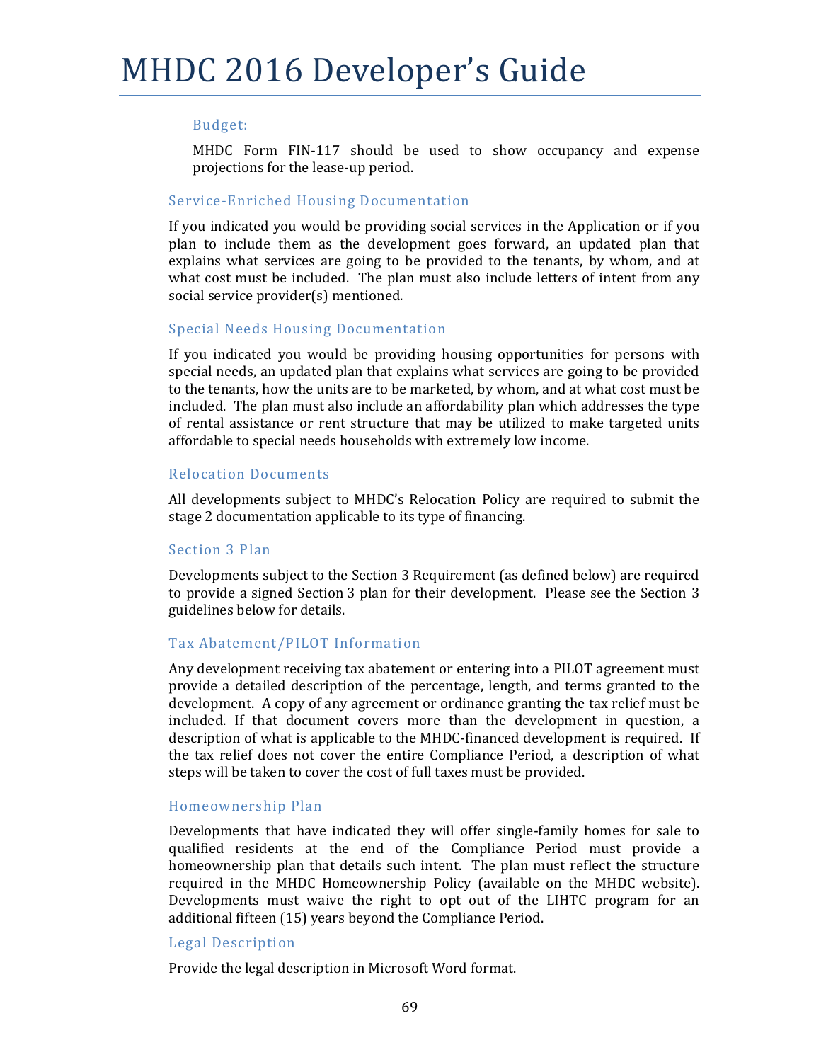#### Budget:

MHDC Form FIN-117 should be used to show occupancy and expense projections for the lease-up period.

### Service-Enriched Housing Documentation

If you indicated you would be providing social services in the Application or if you plan to include them as the development goes forward, an updated plan that explains what services are going to be provided to the tenants, by whom, and at what cost must be included. The plan must also include letters of intent from any social service provider(s) mentioned.

### Special Needs Housing Documentation

If you indicated you would be providing housing opportunities for persons with special needs, an updated plan that explains what services are going to be provided to the tenants, how the units are to be marketed, by whom, and at what cost must be included. The plan must also include an affordability plan which addresses the type of rental assistance or rent structure that may be utilized to make targeted units affordable to special needs households with extremely low income.

### Relocation Documents

All developments subject to MHDC's Relocation Policy are required to submit the stage 2 documentation applicable to its type of financing.

### Section 3 Plan

Developments subject to the Section 3 Requirement (as defined below) are required to provide a signed Section 3 plan for their development. Please see the Section 3 guidelines below for details.

### Tax Abatement/PILOT Information

Any development receiving tax abatement or entering into a PILOT agreement must provide a detailed description of the percentage, length, and terms granted to the development. A copy of any agreement or ordinance granting the tax relief must be included. If that document covers more than the development in question, a description of what is applicable to the MHDC-financed development is required. If the tax relief does not cover the entire Compliance Period, a description of what steps will be taken to cover the cost of full taxes must be provided.

### Homeownership Plan

Developments that have indicated they will offer single-family homes for sale to qualified residents at the end of the Compliance Period must provide a homeownership plan that details such intent. The plan must reflect the structure required in the MHDC Homeownership Policy (available on the MHDC website). Developments must waive the right to opt out of the LIHTC program for an additional fifteen (15) years beyond the Compliance Period.

### Legal Description

Provide the legal description in Microsoft Word format.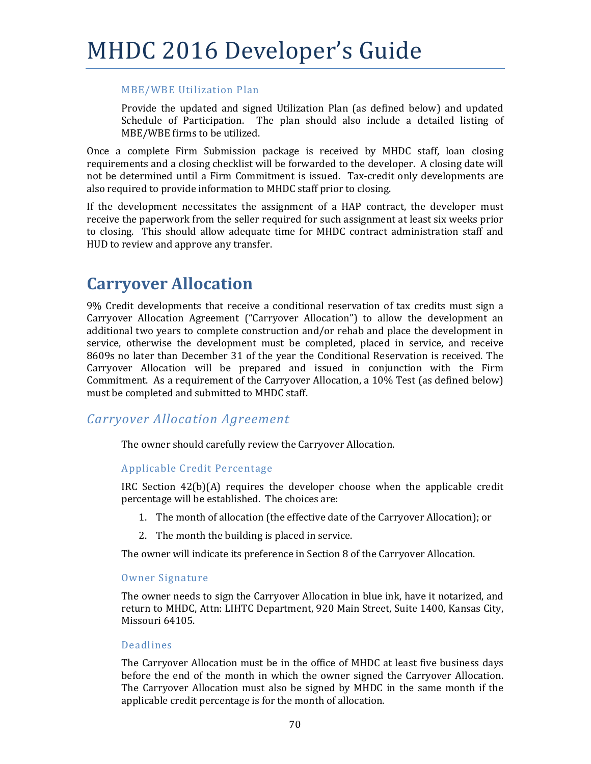#### MBE/WBE Utilization Plan

Provide the updated and signed Utilization Plan (as defined below) and updated Schedule of Participation. The plan should also include a detailed listing of MBE/WBE firms to be utilized.

Once a complete Firm Submission package is received by MHDC staff, loan closing requirements and a closing checklist will be forwarded to the developer. A closing date will not be determined until a Firm Commitment is issued. Tax-credit only developments are also required to provide information to MHDC staff prior to closing.

If the development necessitates the assignment of a HAP contract, the developer must receive the paperwork from the seller required for such assignment at least six weeks prior to closing. This should allow adequate time for MHDC contract administration staff and HUD to review and approve any transfer.

## Carryover Allocation

9% Credit developments that receive a conditional reservation of tax credits must sign a Carryover Allocation Agreement ("Carryover Allocation") to allow the development an additional two years to complete construction and/or rehab and place the development in service, otherwise the development must be completed, placed in service, and receive 8609s no later than December 31 of the year the Conditional Reservation is received. The Carryover Allocation will be prepared and issued in conjunction with the Firm Commitment. As a requirement of the Carryover Allocation, a 10% Test (as defined below) must be completed and submitted to MHDC staff.

### *Carryover Allocation Agreement*

The owner should carefully review the Carryover Allocation.

#### Applicable Credit Percentage

IRC Section 42(b)(A) requires the developer choose when the applicable credit percentage will be established. The choices are:

1. The month of allocation (the effective date of the Carryover Allocation); or
2. The month the building is placed in service.

The owner will indicate its preference in Section 8 of the Carryover Allocation.

#### Owner Signature

The owner needs to sign the Carryover Allocation in blue ink, have it notarized, and return to MHDC, Attn: LIHTC Department, 920 Main Street, Suite 1400, Kansas City, Missouri 64105.

#### Deadlines

The Carryover Allocation must be in the office of MHDC at least five business days before the end of the month in which the owner signed the Carryover Allocation. The Carryover Allocation must also be signed by MHDC in the same month if the applicable credit percentage is for the month of allocation.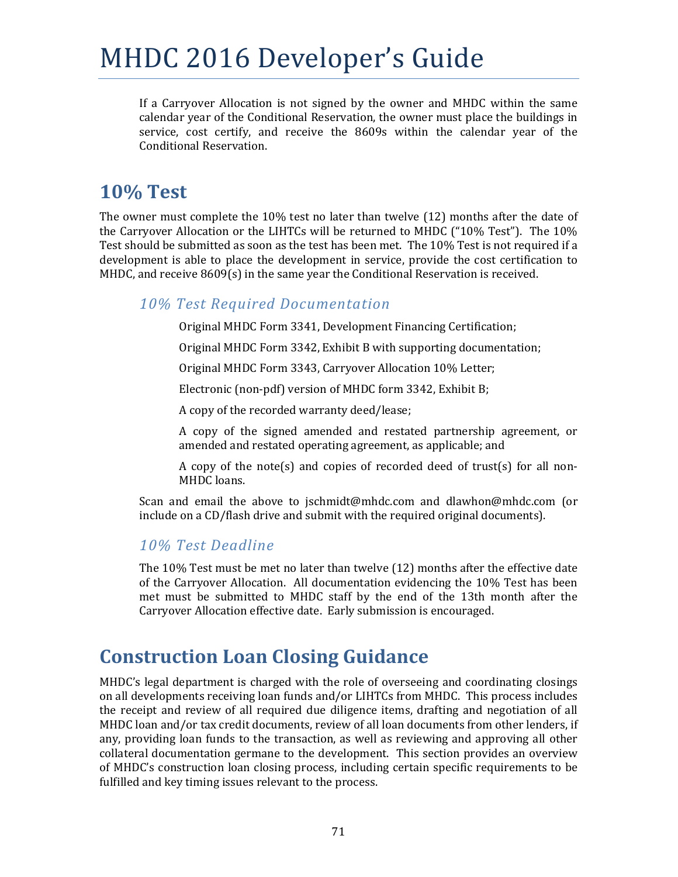If a Carryover Allocation is not signed by the owner and MHDC within the same calendar year of the Conditional Reservation, the owner must place the buildings in service, cost certify, and receive the 8609s within the calendar year of the Conditional Reservation.

## 10% Test

The owner must complete the 10% test no later than twelve (12) months after the date of the Carryover Allocation or the LIHTCs will be returned to MHDC ("10% Test"). The 10% Test should be submitted as soon as the test has been met. The 10% Test is not required if a development is able to place the development in service, provide the cost certification to MHDC, and receive 8609(s) in the same year the Conditional Reservation is received.

### *10% Test Required Documentation*

Original MHDC Form 3341, Development Financing Certification;

Original MHDC Form 3342, Exhibit B with supporting documentation;

Original MHDC Form 3343, Carryover Allocation 10% Letter;

Electronic (non-pdf) version of MHDC form 3342, Exhibit B;

A copy of the recorded warranty deed/lease;

A copy of the signed amended and restated partnership agreement, or amended and restated operating agreement, as applicable; and

A copy of the note(s) and copies of recorded deed of trust(s) for all non-MHDC loans.

Scan and email the above to jschmidt@mhdc.com and dlawhon@mhdc.com (or include on a CD/flash drive and submit with the required original documents).

### *10% Test Deadline*

The 10% Test must be met no later than twelve (12) months after the effective date of the Carryover Allocation. All documentation evidencing the 10% Test has been met must be submitted to MHDC staff by the end of the 13th month after the Carryover Allocation effective date. Early submission is encouraged.

## Construction Loan Closing Guidance

MHDC's legal department is charged with the role of overseeing and coordinating closings on all developments receiving loan funds and/or LIHTCs from MHDC. This process includes the receipt and review of all required due diligence items, drafting and negotiation of all MHDC loan and/or tax credit documents, review of all loan documents from other lenders, if any, providing loan funds to the transaction, as well as reviewing and approving all other collateral documentation germane to the development. This section provides an overview of MHDC's construction loan closing process, including certain specific requirements to be fulfilled and key timing issues relevant to the process.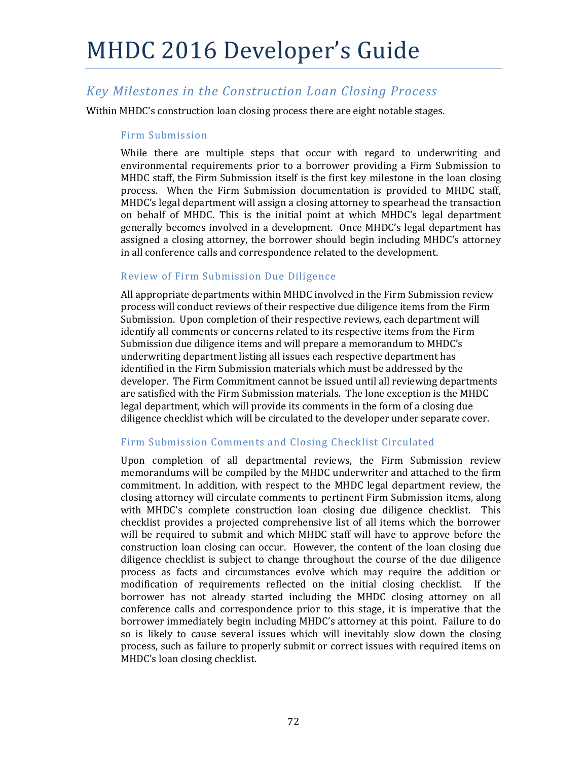## Key Milestones in the Construction Loan Closing Process

Within MHDC's construction loan closing process there are eight notable stages.

### Firm Submission

While there are multiple steps that occur with regard to underwriting and environmental requirements prior to a borrower providing a Firm Submission to MHDC staff, the Firm Submission itself is the first key milestone in the loan closing process. When the Firm Submission documentation is provided to MHDC staff, MHDC's legal department will assign a closing attorney to spearhead the transaction on behalf of MHDC. This is the initial point at which MHDC's legal department generally becomes involved in a development. Once MHDC's legal department has assigned a closing attorney, the borrower should begin including MHDC's attorney in all conference calls and correspondence related to the development.

### Review of Firm Submission Due Diligence

All appropriate departments within MHDC involved in the Firm Submission review process will conduct reviews of their respective due diligence items from the Firm Submission. Upon completion of their respective reviews, each department will identify all comments or concerns related to its respective items from the Firm Submission due diligence items and will prepare a memorandum to MHDC's underwriting department listing all issues each respective department has identified in the Firm Submission materials which must be addressed by the developer. The Firm Commitment cannot be issued until all reviewing departments are satisfied with the Firm Submission materials. The lone exception is the MHDC legal department, which will provide its comments in the form of a closing due diligence checklist which will be circulated to the developer under separate cover.

### Firm Submission Comments and Closing Checklist Circulated

Upon completion of all departmental reviews, the Firm Submission review memorandums will be compiled by the MHDC underwriter and attached to the firm commitment. In addition, with respect to the MHDC legal department review, the closing attorney will circulate comments to pertinent Firm Submission items, along with MHDC's complete construction loan closing due diligence checklist. This checklist provides a projected comprehensive list of all items which the borrower will be required to submit and which MHDC staff will have to approve before the construction loan closing can occur. However, the content of the loan closing due diligence checklist is subject to change throughout the course of the due diligence process as facts and circumstances evolve which may require the addition or modification of requirements reflected on the initial closing checklist. If the borrower has not already started including the MHDC closing attorney on all conference calls and correspondence prior to this stage, it is imperative that the borrower immediately begin including MHDC's attorney at this point. Failure to do so is likely to cause several issues which will inevitably slow down the closing process, such as failure to properly submit or correct issues with required items on MHDC's loan closing checklist.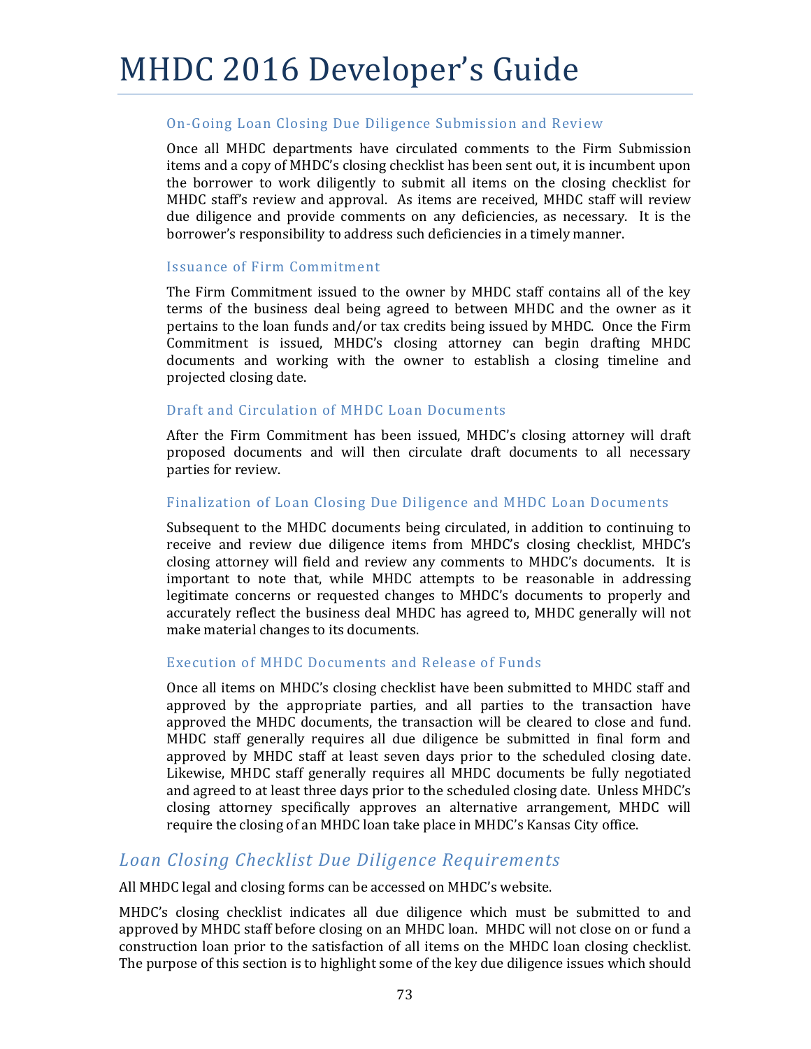### On-Going Loan Closing Due Diligence Submission and Review

Once all MHDC departments have circulated comments to the Firm Submission items and a copy of MHDC's closing checklist has been sent out, it is incumbent upon the borrower to work diligently to submit all items on the closing checklist for MHDC staff's review and approval. As items are received, MHDC staff will review due diligence and provide comments on any deficiencies, as necessary. It is the borrower's responsibility to address such deficiencies in a timely manner.

### Issuance of Firm Commitment

The Firm Commitment issued to the owner by MHDC staff contains all of the key terms of the business deal being agreed to between MHDC and the owner as it pertains to the loan funds and/or tax credits being issued by MHDC. Once the Firm Commitment is issued, MHDC's closing attorney can begin drafting MHDC documents and working with the owner to establish a closing timeline and projected closing date.

### Draft and Circulation of MHDC Loan Documents

After the Firm Commitment has been issued, MHDC's closing attorney will draft proposed documents and will then circulate draft documents to all necessary parties for review.

### Finalization of Loan Closing Due Diligence and MHDC Loan Documents

Subsequent to the MHDC documents being circulated, in addition to continuing to receive and review due diligence items from MHDC's closing checklist, MHDC's closing attorney will field and review any comments to MHDC's documents. It is important to note that, while MHDC attempts to be reasonable in addressing legitimate concerns or requested changes to MHDC's documents to properly and accurately reflect the business deal MHDC has agreed to, MHDC generally will not make material changes to its documents.

### Execution of MHDC Documents and Release of Funds

Once all items on MHDC's closing checklist have been submitted to MHDC staff and approved by the appropriate parties, and all parties to the transaction have approved the MHDC documents, the transaction will be cleared to close and fund. MHDC staff generally requires all due diligence be submitted in final form and approved by MHDC staff at least seven days prior to the scheduled closing date. Likewise, MHDC staff generally requires all MHDC documents be fully negotiated and agreed to at least three days prior to the scheduled closing date. Unless MHDC's closing attorney specifically approves an alternative arrangement, MHDC will require the closing of an MHDC loan take place in MHDC's Kansas City office.

## *Loan Closing Checklist Due Diligence Requirements*

All MHDC legal and closing forms can be accessed on MHDC's website.

MHDC's closing checklist indicates all due diligence which must be submitted to and approved by MHDC staff before closing on an MHDC loan. MHDC will not close on or fund a construction loan prior to the satisfaction of all items on the MHDC loan closing checklist. The purpose of this section is to highlight some of the key due diligence issues which should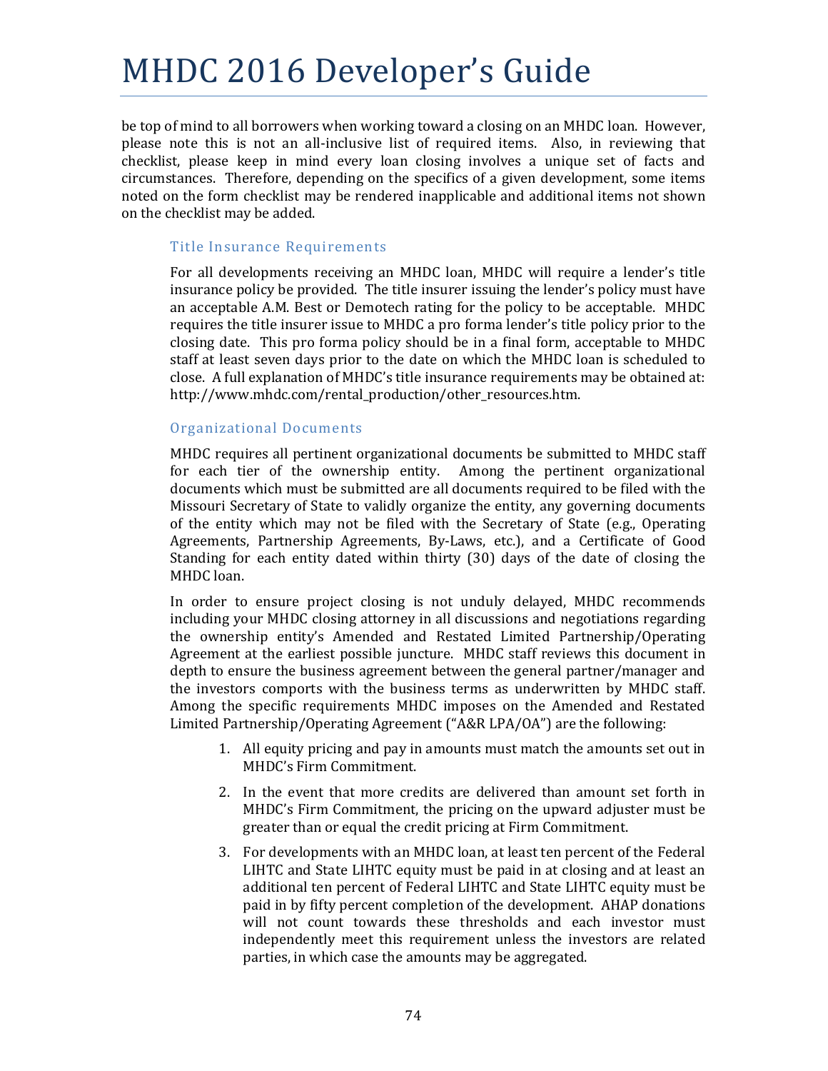be top of mind to all borrowers when working toward a closing on an MHDC loan. However, please note this is not an all-inclusive list of required items. Also, in reviewing that checklist, please keep in mind every loan closing involves a unique set of facts and circumstances. Therefore, depending on the specifics of a given development, some items noted on the form checklist may be rendered inapplicable and additional items not shown on the checklist may be added.

### Title Insurance Requirements

For all developments receiving an MHDC loan, MHDC will require a lender's title insurance policy be provided. The title insurer issuing the lender's policy must have an acceptable A.M. Best or Demotech rating for the policy to be acceptable. MHDC requires the title insurer issue to MHDC a pro forma lender's title policy prior to the closing date. This pro forma policy should be in a final form, acceptable to MHDC staff at least seven days prior to the date on which the MHDC loan is scheduled to close. A full explanation of MHDC's title insurance requirements may be obtained at: http://www.mhdc.com/rental_production/other_resources.htm.

### Organizational Documents

MHDC requires all pertinent organizational documents be submitted to MHDC staff for each tier of the ownership entity. Among the pertinent organizational documents which must be submitted are all documents required to be filed with the Missouri Secretary of State to validly organize the entity, any governing documents of the entity which may not be filed with the Secretary of State (e.g., Operating Agreements, Partnership Agreements, By-Laws, etc.), and a Certificate of Good Standing for each entity dated within thirty (30) days of the date of closing the MHDC loan.

In order to ensure project closing is not unduly delayed, MHDC recommends including your MHDC closing attorney in all discussions and negotiations regarding the ownership entity's Amended and Restated Limited Partnership/Operating Agreement at the earliest possible juncture. MHDC staff reviews this document in depth to ensure the business agreement between the general partner/manager and the investors comports with the business terms as underwritten by MHDC staff. Among the specific requirements MHDC imposes on the Amended and Restated Limited Partnership/Operating Agreement ("A&R LPA/OA") are the following:

1. All equity pricing and pay in amounts must match the amounts set out in MHDC's Firm Commitment.
2. In the event that more credits are delivered than amount set forth in MHDC's Firm Commitment, the pricing on the upward adjuster must be greater than or equal the credit pricing at Firm Commitment.
3. For developments with an MHDC loan, at least ten percent of the Federal LIHTC and State LIHTC equity must be paid in at closing and at least an additional ten percent of Federal LIHTC and State LIHTC equity must be paid in by fifty percent completion of the development. AHAP donations will not count towards these thresholds and each investor must independently meet this requirement unless the investors are related parties, in which case the amounts may be aggregated.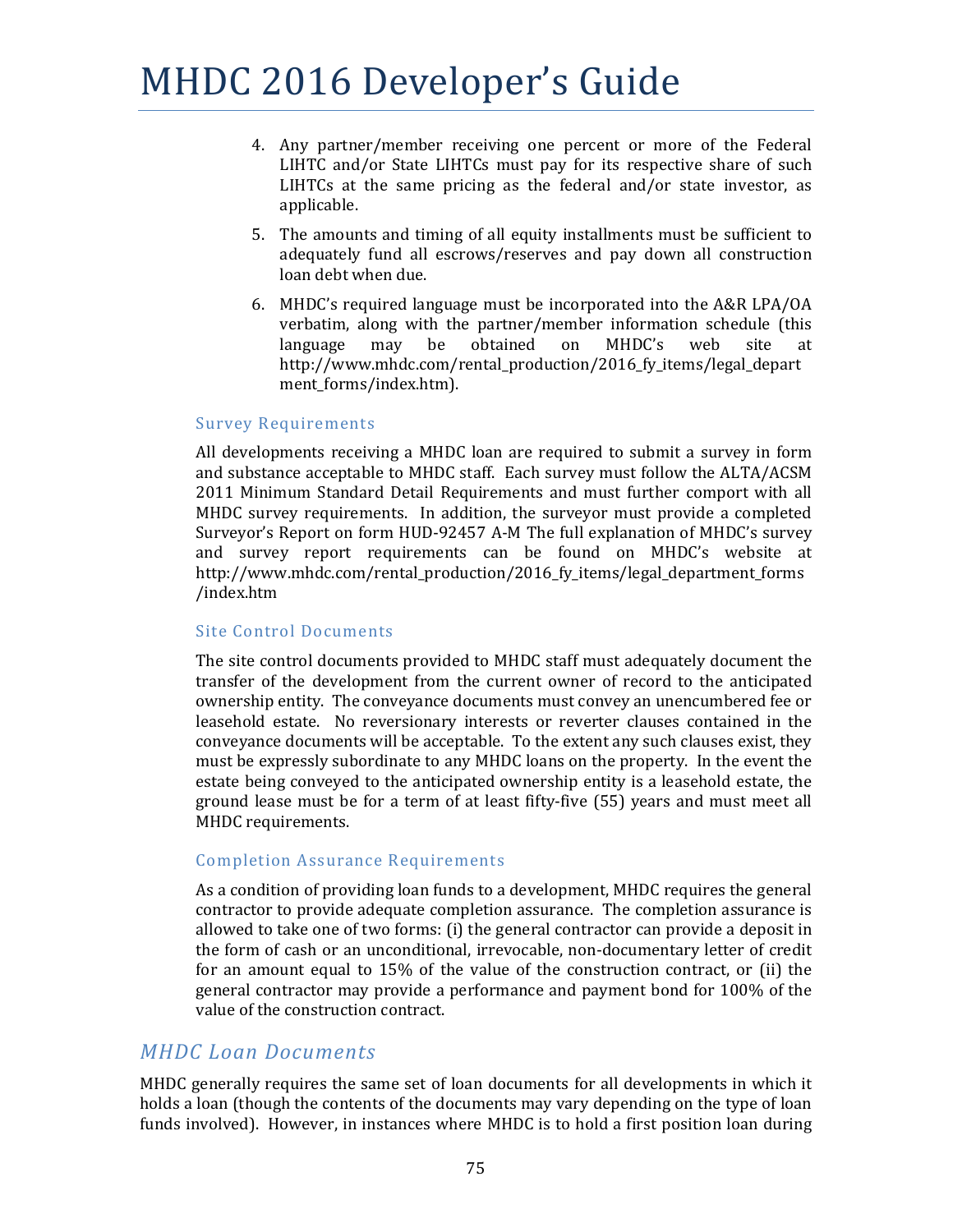4. Any partner/member receiving one percent or more of the Federal LIHTC and/or State LIHTCs must pay for its respective share of such LIHTCs at the same pricing as the federal and/or state investor, as applicable.
5. The amounts and timing of all equity installments must be sufficient to adequately fund all escrows/reserves and pay down all construction loan debt when due.
6. MHDC's required language must be incorporated into the A&R LPA/OA verbatim, along with the partner/member information schedule (this language may be obtained on MHDC's web site at http://www.mhdc.com/rental_production/2016_fy_items/legal_department_forms/index.htm).

### Survey Requirements

All developments receiving a MHDC loan are required to submit a survey in form and substance acceptable to MHDC staff. Each survey must follow the ALTA/ACSM 2011 Minimum Standard Detail Requirements and must further comport with all MHDC survey requirements. In addition, the surveyor must provide a completed Surveyor's Report on form HUD-92457 A-M The full explanation of MHDC's survey and survey report requirements can be found on MHDC's website at http://www.mhdc.com/rental_production/2016_fy_items/legal_department_forms/index.htm

### Site Control Documents

The site control documents provided to MHDC staff must adequately document the transfer of the development from the current owner of record to the anticipated ownership entity. The conveyance documents must convey an unencumbered fee or leasehold estate. No reversionary interests or reverter clauses contained in the conveyance documents will be acceptable. To the extent any such clauses exist, they must be expressly subordinate to any MHDC loans on the property. In the event the estate being conveyed to the anticipated ownership entity is a leasehold estate, the ground lease must be for a term of at least fifty-five (55) years and must meet all MHDC requirements.

### Completion Assurance Requirements

As a condition of providing loan funds to a development, MHDC requires the general contractor to provide adequate completion assurance. The completion assurance is allowed to take one of two forms: (i) the general contractor can provide a deposit in the form of cash or an unconditional, irrevocable, non-documentary letter of credit for an amount equal to 15% of the value of the construction contract, or (ii) the general contractor may provide a performance and payment bond for 100% of the value of the construction contract.

## *MHDC Loan Documents*

MHDC generally requires the same set of loan documents for all developments in which it holds a loan (though the contents of the documents may vary depending on the type of loan funds involved). However, in instances where MHDC is to hold a first position loan during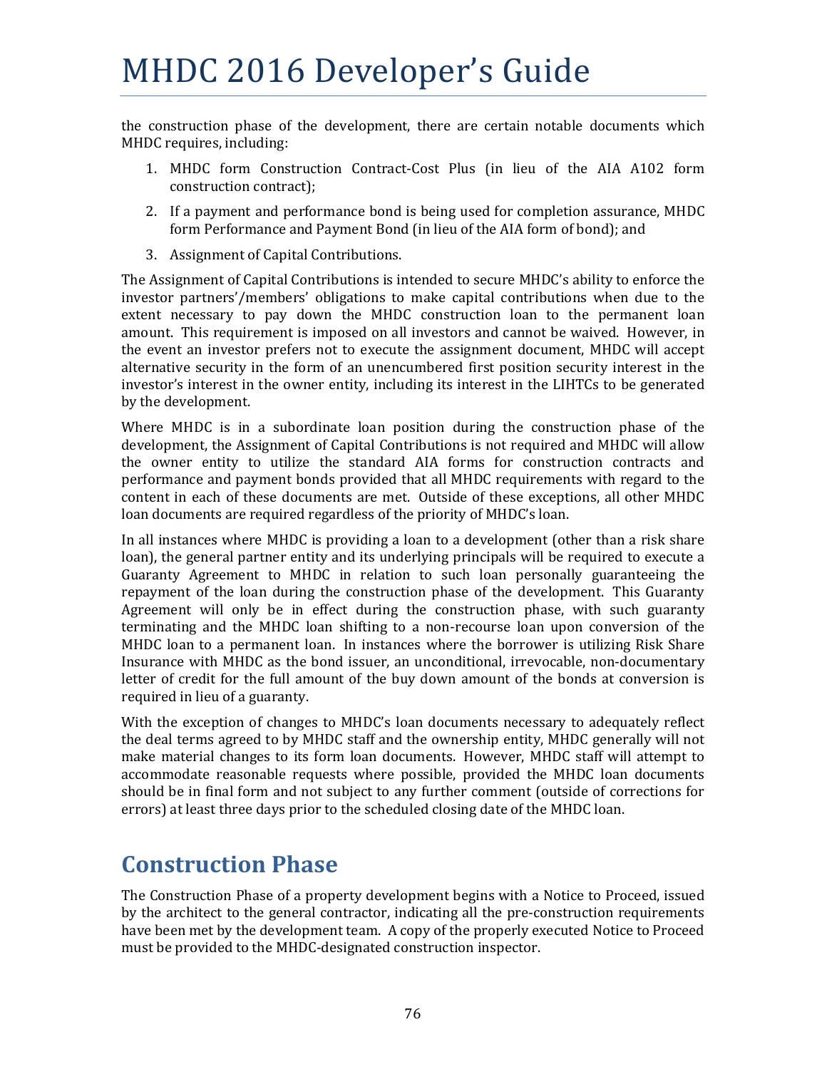the construction phase of the development, there are certain notable documents which MHDC requires, including:

1. MHDC form Construction Contract-Cost Plus (in lieu of the AIA A102 form construction contract);
2. If a payment and performance bond is being used for completion assurance, MHDC form Performance and Payment Bond (in lieu of the AIA form of bond); and
3. Assignment of Capital Contributions.

The Assignment of Capital Contributions is intended to secure MHDC's ability to enforce the investor partners'/members' obligations to make capital contributions when due to the extent necessary to pay down the MHDC construction loan to the permanent loan amount. This requirement is imposed on all investors and cannot be waived. However, in the event an investor prefers not to execute the assignment document, MHDC will accept alternative security in the form of an unencumbered first position security interest in the investor's interest in the owner entity, including its interest in the LIHTCs to be generated by the development.

Where MHDC is in a subordinate loan position during the construction phase of the development, the Assignment of Capital Contributions is not required and MHDC will allow the owner entity to utilize the standard AIA forms for construction contracts and performance and payment bonds provided that all MHDC requirements with regard to the content in each of these documents are met. Outside of these exceptions, all other MHDC loan documents are required regardless of the priority of MHDC's loan.

In all instances where MHDC is providing a loan to a development (other than a risk share loan), the general partner entity and its underlying principals will be required to execute a Guaranty Agreement to MHDC in relation to such loan personally guaranteeing the repayment of the loan during the construction phase of the development. This Guaranty Agreement will only be in effect during the construction phase, with such guaranty terminating and the MHDC loan shifting to a non-recourse loan upon conversion of the MHDC loan to a permanent loan. In instances where the borrower is utilizing Risk Share Insurance with MHDC as the bond issuer, an unconditional, irrevocable, non-documentary letter of credit for the full amount of the buy down amount of the bonds at conversion is required in lieu of a guaranty.

With the exception of changes to MHDC's loan documents necessary to adequately reflect the deal terms agreed to by MHDC staff and the ownership entity, MHDC generally will not make material changes to its form loan documents. However, MHDC staff will attempt to accommodate reasonable requests where possible, provided the MHDC loan documents should be in final form and not subject to any further comment (outside of corrections for errors) at least three days prior to the scheduled closing date of the MHDC loan.

## Construction Phase

The Construction Phase of a property development begins with a Notice to Proceed, issued by the architect to the general contractor, indicating all the pre-construction requirements have been met by the development team. A copy of the properly executed Notice to Proceed must be provided to the MHDC-designated construction inspector.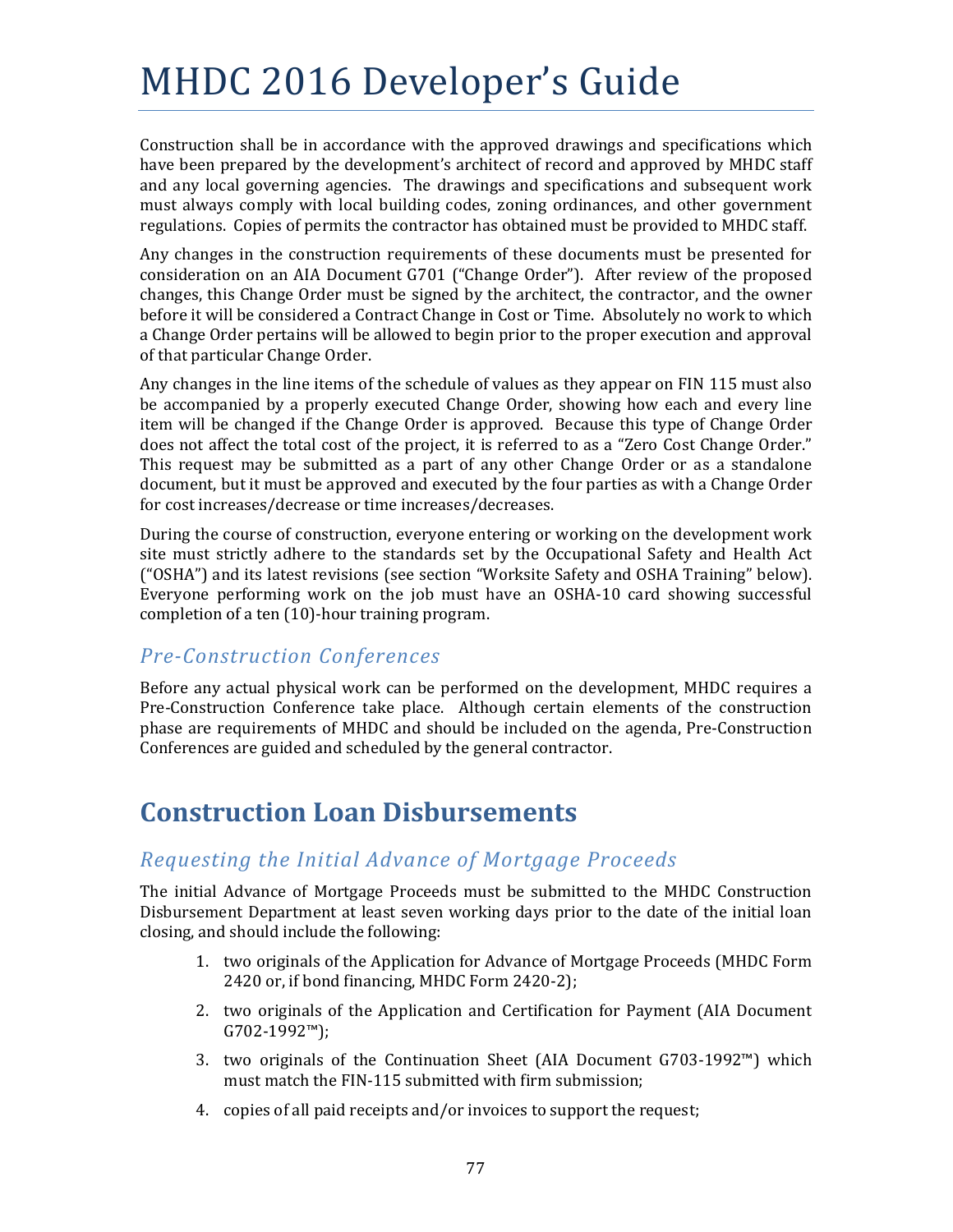Construction shall be in accordance with the approved drawings and specifications which have been prepared by the development's architect of record and approved by MHDC staff and any local governing agencies. The drawings and specifications and subsequent work must always comply with local building codes, zoning ordinances, and other government regulations. Copies of permits the contractor has obtained must be provided to MHDC staff.

Any changes in the construction requirements of these documents must be presented for consideration on an AIA Document G701 ("Change Order"). After review of the proposed changes, this Change Order must be signed by the architect, the contractor, and the owner before it will be considered a Contract Change in Cost or Time. Absolutely no work to which a Change Order pertains will be allowed to begin prior to the proper execution and approval of that particular Change Order.

Any changes in the line items of the schedule of values as they appear on FIN 115 must also be accompanied by a properly executed Change Order, showing how each and every line item will be changed if the Change Order is approved. Because this type of Change Order does not affect the total cost of the project, it is referred to as a "Zero Cost Change Order." This request may be submitted as a part of any other Change Order or as a standalone document, but it must be approved and executed by the four parties as with a Change Order for cost increases/decrease or time increases/decreases.

During the course of construction, everyone entering or working on the development work site must strictly adhere to the standards set by the Occupational Safety and Health Act ("OSHA") and its latest revisions (see section "Worksite Safety and OSHA Training" below). Everyone performing work on the job must have an OSHA-10 card showing successful completion of a ten (10)-hour training program.

### *Pre-Construction Conferences*

Before any actual physical work can be performed on the development, MHDC requires a Pre-Construction Conference take place. Although certain elements of the construction phase are requirements of MHDC and should be included on the agenda, Pre-Construction Conferences are guided and scheduled by the general contractor.

## Construction Loan Disbursements

### *Requesting the Initial Advance of Mortgage Proceeds*

The initial Advance of Mortgage Proceeds must be submitted to the MHDC Construction Disbursement Department at least seven working days prior to the date of the initial loan closing, and should include the following:

1. two originals of the Application for Advance of Mortgage Proceeds (MHDC Form 2420 or, if bond financing, MHDC Form 2420-2);
2. two originals of the Application and Certification for Payment (AIA Document G702-1992™);
3. two originals of the Continuation Sheet (AIA Document G703-1992™) which must match the FIN-115 submitted with firm submission;
4. copies of all paid receipts and/or invoices to support the request;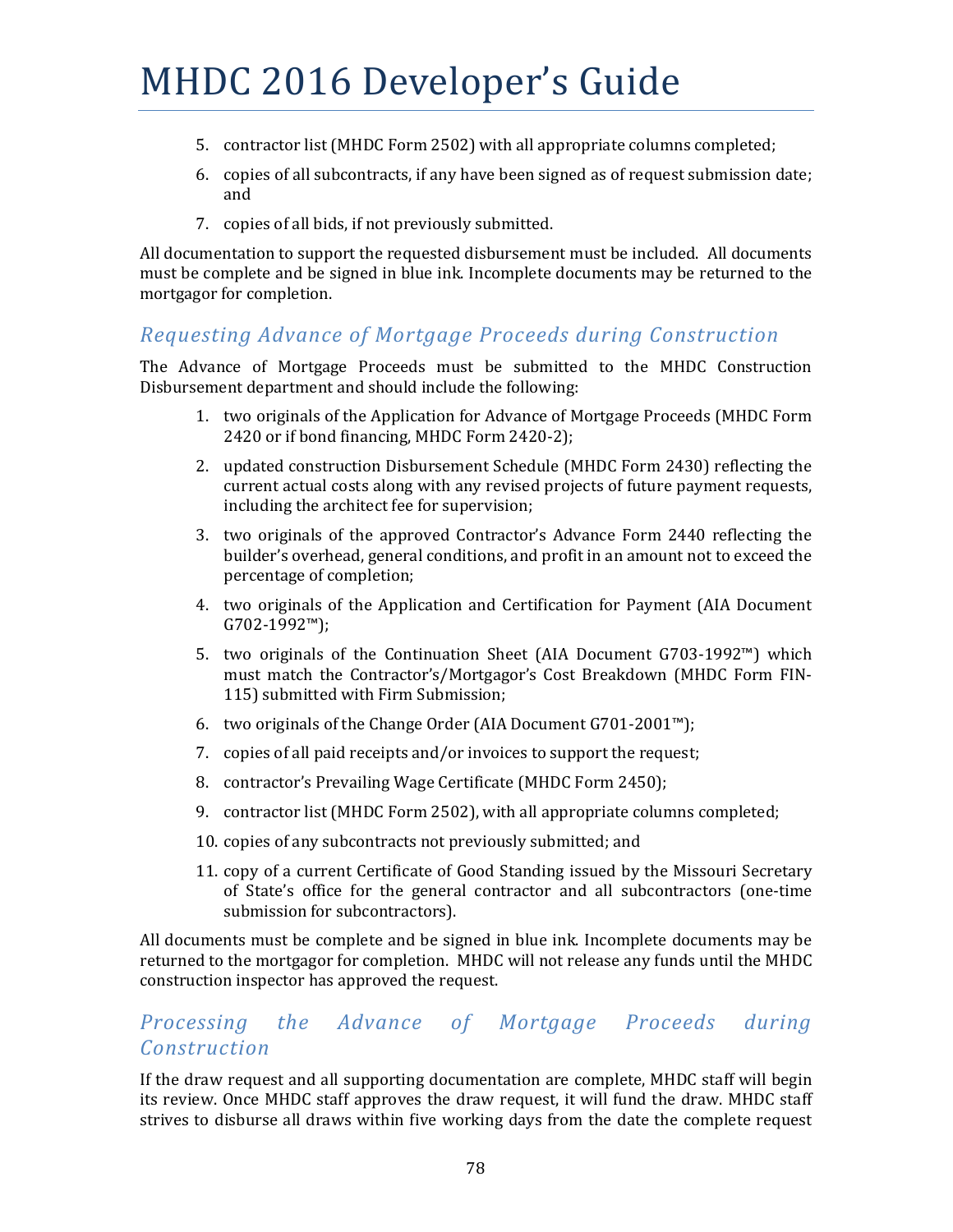5. contractor list (MHDC Form 2502) with all appropriate columns completed;
6. copies of all subcontracts, if any have been signed as of request submission date; and
7. copies of all bids, if not previously submitted.

All documentation to support the requested disbursement must be included. All documents must be complete and be signed in blue ink. Incomplete documents may be returned to the mortgagor for completion.

### *Requesting Advance of Mortgage Proceeds during Construction*

The Advance of Mortgage Proceeds must be submitted to the MHDC Construction Disbursement department and should include the following:

1. two originals of the Application for Advance of Mortgage Proceeds (MHDC Form 2420 or if bond financing, MHDC Form 2420-2);
2. updated construction Disbursement Schedule (MHDC Form 2430) reflecting the current actual costs along with any revised projects of future payment requests, including the architect fee for supervision;
3. two originals of the approved Contractor's Advance Form 2440 reflecting the builder's overhead, general conditions, and profit in an amount not to exceed the percentage of completion;
4. two originals of the Application and Certification for Payment (AIA Document G702-1992™);
5. two originals of the Continuation Sheet (AIA Document G703-1992™) which must match the Contractor's/Mortgagor's Cost Breakdown (MHDC Form FIN-115) submitted with Firm Submission;
6. two originals of the Change Order (AIA Document G701-2001™);
7. copies of all paid receipts and/or invoices to support the request;
8. contractor's Prevailing Wage Certificate (MHDC Form 2450);
9. contractor list (MHDC Form 2502), with all appropriate columns completed;
10. copies of any subcontracts not previously submitted; and
11. copy of a current Certificate of Good Standing issued by the Missouri Secretary of State's office for the general contractor and all subcontractors (one-time submission for subcontractors).

All documents must be complete and be signed in blue ink. Incomplete documents may be returned to the mortgagor for completion. MHDC will not release any funds until the MHDC construction inspector has approved the request.

### *Processing the Advance of Mortgage Proceeds during Construction*

If the draw request and all supporting documentation are complete, MHDC staff will begin its review. Once MHDC staff approves the draw request, it will fund the draw. MHDC staff strives to disburse all draws within five working days from the date the complete request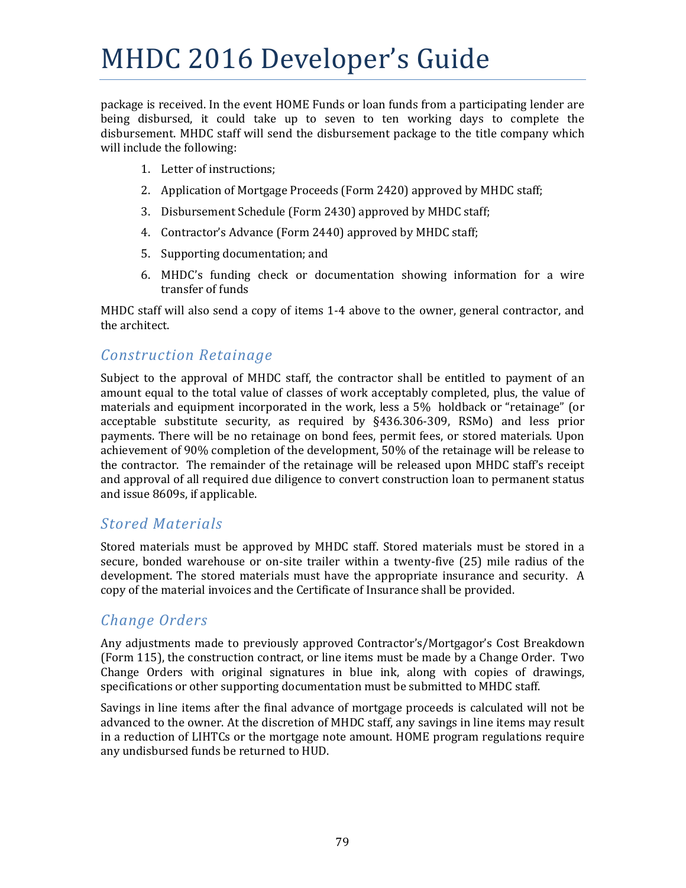package is received. In the event HOME Funds or loan funds from a participating lender are being disbursed, it could take up to seven to ten working days to complete the disbursement. MHDC staff will send the disbursement package to the title company which will include the following:

1. Letter of instructions;
2. Application of Mortgage Proceeds (Form 2420) approved by MHDC staff;
3. Disbursement Schedule (Form 2430) approved by MHDC staff;
4. Contractor's Advance (Form 2440) approved by MHDC staff;
5. Supporting documentation; and
6. MHDC's funding check or documentation showing information for a wire transfer of funds

MHDC staff will also send a copy of items 1-4 above to the owner, general contractor, and the architect.

## *Construction Retainage*

Subject to the approval of MHDC staff, the contractor shall be entitled to payment of an amount equal to the total value of classes of work acceptably completed, plus, the value of materials and equipment incorporated in the work, less a 5% holdback or "retainage" (or acceptable substitute security, as required by §436.306-309, RSMo) and less prior payments. There will be no retainage on bond fees, permit fees, or stored materials. Upon achievement of 90% completion of the development, 50% of the retainage will be release to the contractor. The remainder of the retainage will be released upon MHDC staff's receipt and approval of all required due diligence to convert construction loan to permanent status and issue 8609s, if applicable.

## *Stored Materials*

Stored materials must be approved by MHDC staff. Stored materials must be stored in a secure, bonded warehouse or on-site trailer within a twenty-five (25) mile radius of the development. The stored materials must have the appropriate insurance and security. A copy of the material invoices and the Certificate of Insurance shall be provided.

## *Change Orders*

Any adjustments made to previously approved Contractor's/Mortgagor's Cost Breakdown (Form 115), the construction contract, or line items must be made by a Change Order. Two Change Orders with original signatures in blue ink, along with copies of drawings, specifications or other supporting documentation must be submitted to MHDC staff.

Savings in line items after the final advance of mortgage proceeds is calculated will not be advanced to the owner. At the discretion of MHDC staff, any savings in line items may result in a reduction of LIHTCs or the mortgage note amount. HOME program regulations require any undisbursed funds be returned to HUD.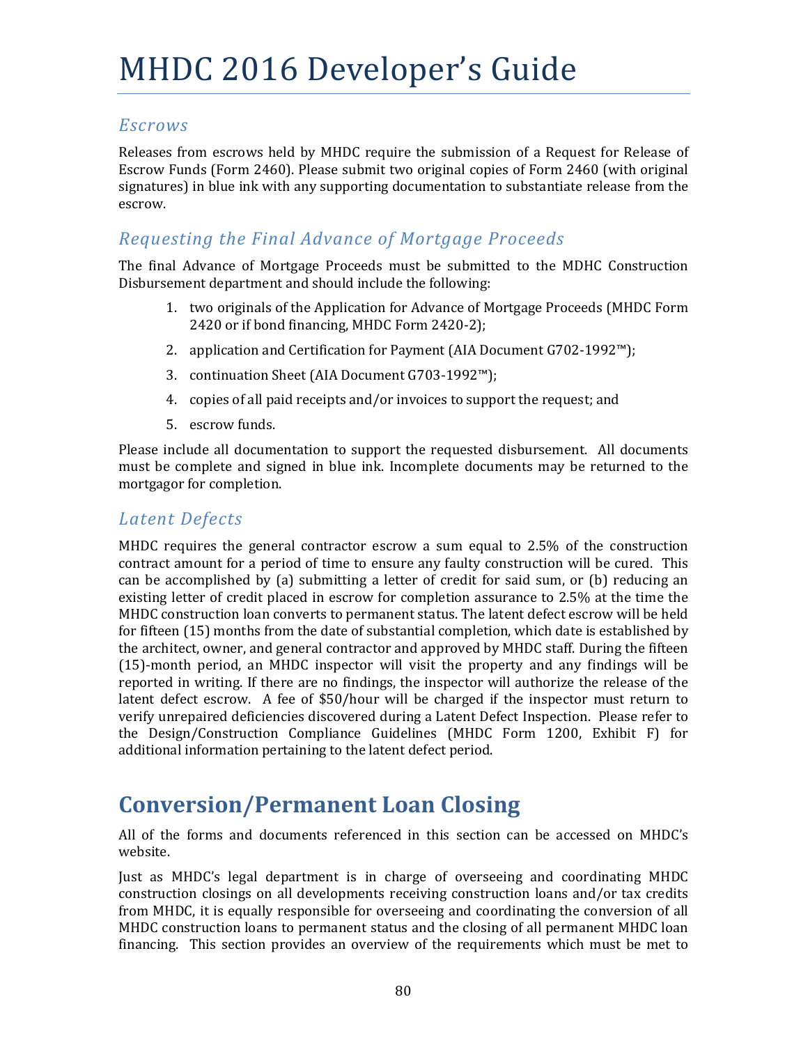## *Escrows*

Releases from escrows held by MHDC require the submission of a Request for Release of Escrow Funds (Form 2460). Please submit two original copies of Form 2460 (with original signatures) in blue ink with any supporting documentation to substantiate release from the escrow.

## *Requesting the Final Advance of Mortgage Proceeds*

The final Advance of Mortgage Proceeds must be submitted to the MDHC Construction Disbursement department and should include the following:

1. two originals of the Application for Advance of Mortgage Proceeds (MHDC Form 2420 or if bond financing, MHDC Form 2420-2);
2. application and Certification for Payment (AIA Document G702-1992™);
3. continuation Sheet (AIA Document G703-1992™);
4. copies of all paid receipts and/or invoices to support the request; and
5. escrow funds.

Please include all documentation to support the requested disbursement. All documents must be complete and signed in blue ink. Incomplete documents may be returned to the mortgagor for completion.

## *Latent Defects*

MHDC requires the general contractor escrow a sum equal to 2.5% of the construction contract amount for a period of time to ensure any faulty construction will be cured. This can be accomplished by (a) submitting a letter of credit for said sum, or (b) reducing an existing letter of credit placed in escrow for completion assurance to 2.5% at the time the MHDC construction loan converts to permanent status. The latent defect escrow will be held for fifteen (15) months from the date of substantial completion, which date is established by the architect, owner, and general contractor and approved by MHDC staff. During the fifteen (15)-month period, an MHDC inspector will visit the property and any findings will be reported in writing. If there are no findings, the inspector will authorize the release of the latent defect escrow. A fee of $50/hour will be charged if the inspector must return to verify unrepaired deficiencies discovered during a Latent Defect Inspection. Please refer to the Design/Construction Compliance Guidelines (MHDC Form 1200, Exhibit F) for additional information pertaining to the latent defect period.

# Conversion/Permanent Loan Closing

All of the forms and documents referenced in this section can be accessed on MHDC's website.

Just as MHDC's legal department is in charge of overseeing and coordinating MHDC construction closings on all developments receiving construction loans and/or tax credits from MHDC, it is equally responsible for overseeing and coordinating the conversion of all MHDC construction loans to permanent status and the closing of all permanent MHDC loan financing. This section provides an overview of the requirements which must be met to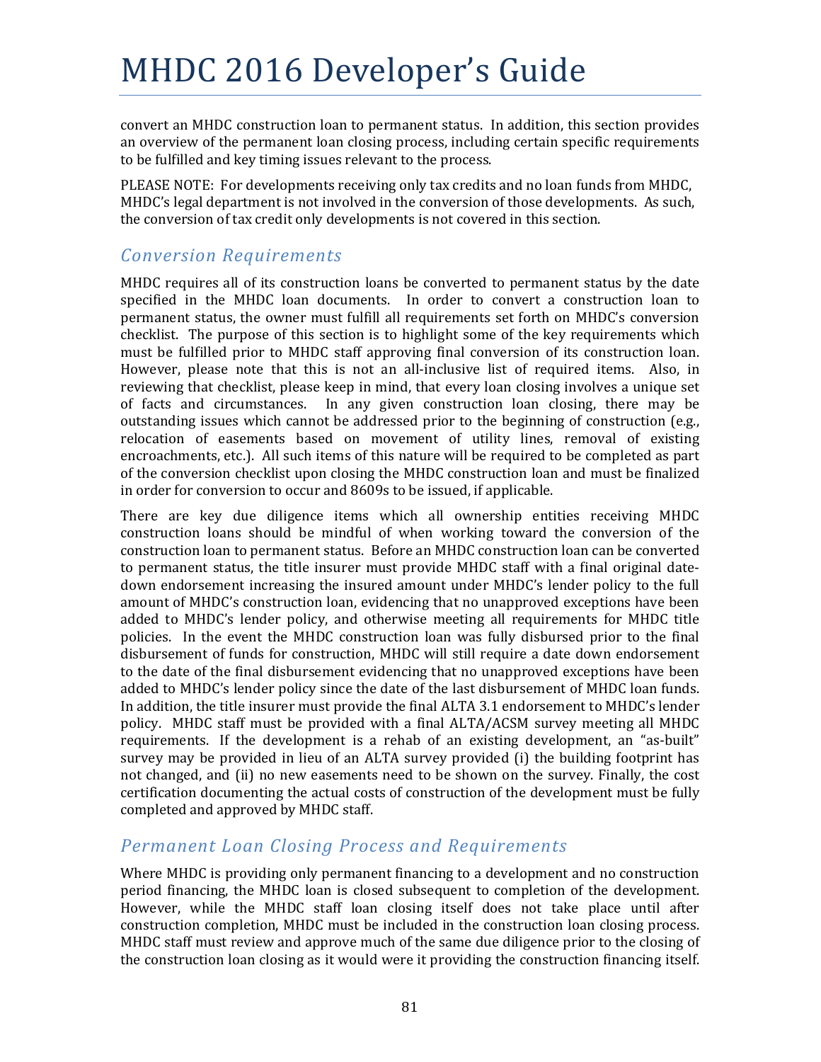convert an MHDC construction loan to permanent status. In addition, this section provides an overview of the permanent loan closing process, including certain specific requirements to be fulfilled and key timing issues relevant to the process.

PLEASE NOTE: For developments receiving only tax credits and no loan funds from MHDC, MHDC's legal department is not involved in the conversion of those developments. As such, the conversion of tax credit only developments is not covered in this section.

## *Conversion Requirements*

MHDC requires all of its construction loans be converted to permanent status by the date specified in the MHDC loan documents. In order to convert a construction loan to permanent status, the owner must fulfill all requirements set forth on MHDC's conversion checklist. The purpose of this section is to highlight some of the key requirements which must be fulfilled prior to MHDC staff approving final conversion of its construction loan. However, please note that this is not an all-inclusive list of required items. Also, in reviewing that checklist, please keep in mind, that every loan closing involves a unique set of facts and circumstances. In any given construction loan closing, there may be outstanding issues which cannot be addressed prior to the beginning of construction (e.g., relocation of easements based on movement of utility lines, removal of existing encroachments, etc.). All such items of this nature will be required to be completed as part of the conversion checklist upon closing the MHDC construction loan and must be finalized in order for conversion to occur and 8609s to be issued, if applicable.

There are key due diligence items which all ownership entities receiving MHDC construction loans should be mindful of when working toward the conversion of the construction loan to permanent status. Before an MHDC construction loan can be converted to permanent status, the title insurer must provide MHDC staff with a final original date-down endorsement increasing the insured amount under MHDC's lender policy to the full amount of MHDC's construction loan, evidencing that no unapproved exceptions have been added to MHDC's lender policy, and otherwise meeting all requirements for MHDC title policies. In the event the MHDC construction loan was fully disbursed prior to the final disbursement of funds for construction, MHDC will still require a date down endorsement to the date of the final disbursement evidencing that no unapproved exceptions have been added to MHDC's lender policy since the date of the last disbursement of MHDC loan funds. In addition, the title insurer must provide the final ALTA 3.1 endorsement to MHDC's lender policy. MHDC staff must be provided with a final ALTA/ACSM survey meeting all MHDC requirements. If the development is a rehab of an existing development, an "as-built" survey may be provided in lieu of an ALTA survey provided (i) the building footprint has not changed, and (ii) no new easements need to be shown on the survey. Finally, the cost certification documenting the actual costs of construction of the development must be fully completed and approved by MHDC staff.

## *Permanent Loan Closing Process and Requirements*

Where MHDC is providing only permanent financing to a development and no construction period financing, the MHDC loan is closed subsequent to completion of the development. However, while the MHDC staff loan closing itself does not take place until after construction completion, MHDC must be included in the construction loan closing process. MHDC staff must review and approve much of the same due diligence prior to the closing of the construction loan closing as it would were it providing the construction financing itself.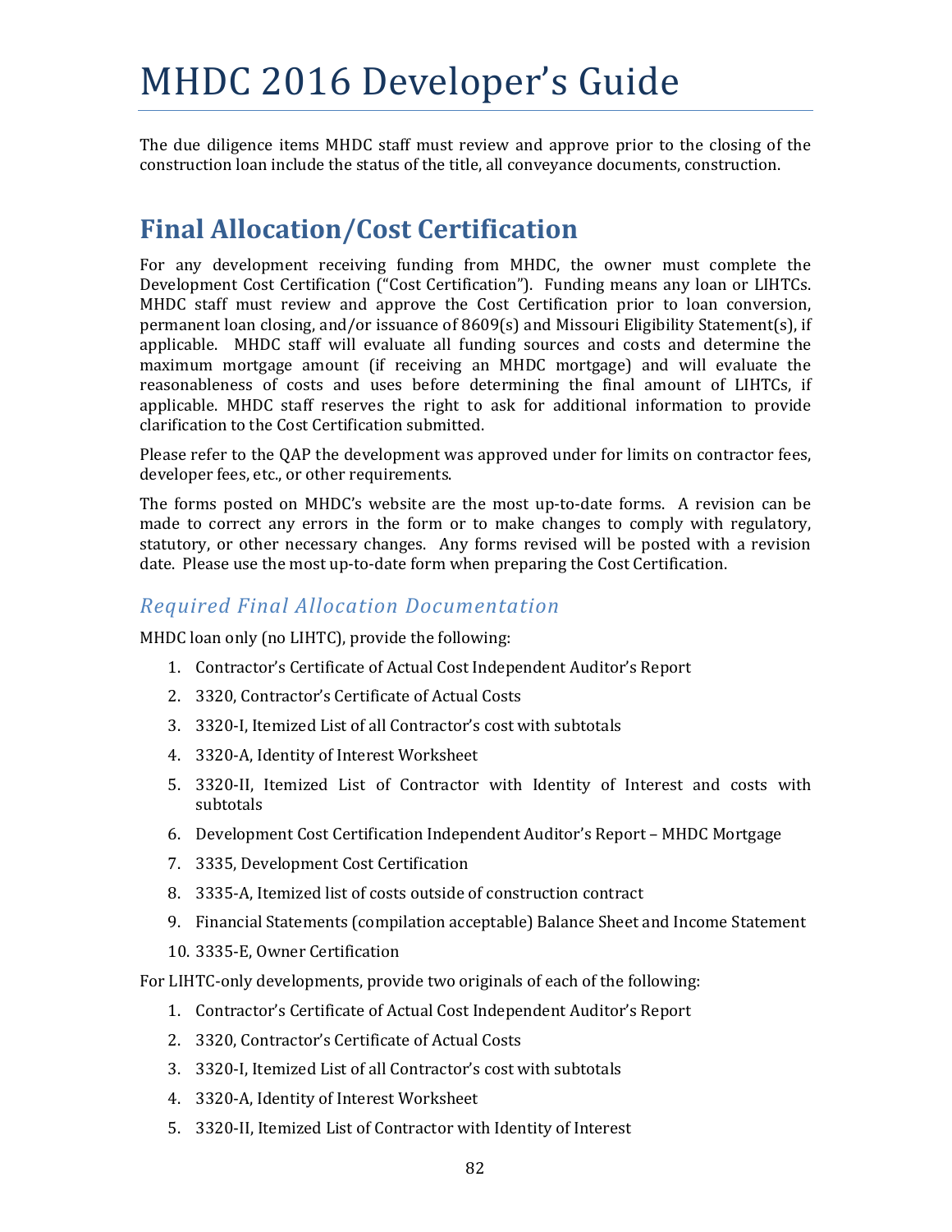The due diligence items MHDC staff must review and approve prior to the closing of the construction loan include the status of the title, all conveyance documents, construction.

## Final Allocation/Cost Certification

For any development receiving funding from MHDC, the owner must complete the Development Cost Certification ("Cost Certification"). Funding means any loan or LIHTCs. MHDC staff must review and approve the Cost Certification prior to loan conversion, permanent loan closing, and/or issuance of 8609(s) and Missouri Eligibility Statement(s), if applicable. MHDC staff will evaluate all funding sources and costs and determine the maximum mortgage amount (if receiving an MHDC mortgage) and will evaluate the reasonableness of costs and uses before determining the final amount of LIHTCs, if applicable. MHDC staff reserves the right to ask for additional information to provide clarification to the Cost Certification submitted.

Please refer to the QAP the development was approved under for limits on contractor fees, developer fees, etc., or other requirements.

The forms posted on MHDC's website are the most up-to-date forms. A revision can be made to correct any errors in the form or to make changes to comply with regulatory, statutory, or other necessary changes. Any forms revised will be posted with a revision date. Please use the most up-to-date form when preparing the Cost Certification.

### *Required Final Allocation Documentation*

MHDC loan only (no LIHTC), provide the following:

1. Contractor's Certificate of Actual Cost Independent Auditor's Report
2. 3320, Contractor's Certificate of Actual Costs
3. 3320-I, Itemized List of all Contractor's cost with subtotals
4. 3320-A, Identity of Interest Worksheet
5. 3320-II, Itemized List of Contractor with Identity of Interest and costs with subtotals
6. Development Cost Certification Independent Auditor's Report – MHDC Mortgage
7. 3335, Development Cost Certification
8. 3335-A, Itemized list of costs outside of construction contract
9. Financial Statements (compilation acceptable) Balance Sheet and Income Statement
10. 3335-E, Owner Certification

For LIHTC-only developments, provide two originals of each of the following:

1. Contractor's Certificate of Actual Cost Independent Auditor's Report
2. 3320, Contractor's Certificate of Actual Costs
3. 3320-I, Itemized List of all Contractor's cost with subtotals
4. 3320-A, Identity of Interest Worksheet
5. 3320-II, Itemized List of Contractor with Identity of Interest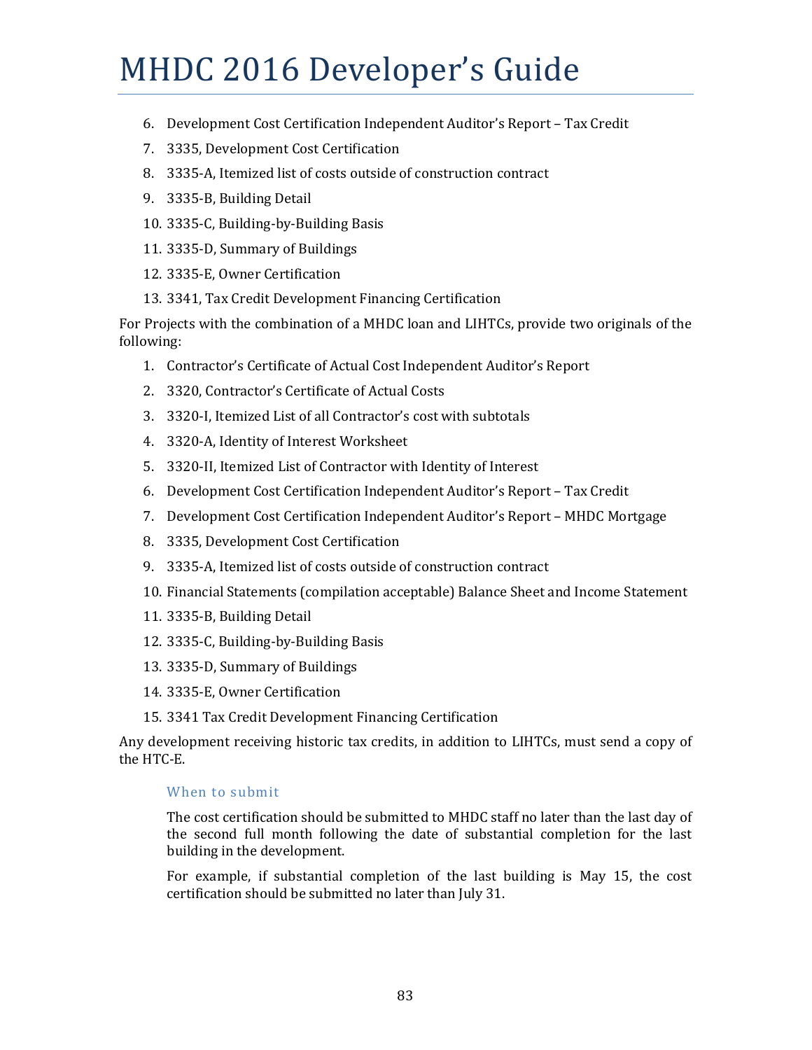6. Development Cost Certification Independent Auditor's Report – Tax Credit
7. 3335, Development Cost Certification
8. 3335-A, Itemized list of costs outside of construction contract
9. 3335-B, Building Detail
10. 3335-C, Building-by-Building Basis
11. 3335-D, Summary of Buildings
12. 3335-E, Owner Certification
13. 3341, Tax Credit Development Financing Certification

For Projects with the combination of a MHDC loan and LIHTCs, provide two originals of the following:

1. Contractor's Certificate of Actual Cost Independent Auditor's Report
2. 3320, Contractor's Certificate of Actual Costs
3. 3320-I, Itemized List of all Contractor's cost with subtotals
4. 3320-A, Identity of Interest Worksheet
5. 3320-II, Itemized List of Contractor with Identity of Interest
6. Development Cost Certification Independent Auditor's Report – Tax Credit
7. Development Cost Certification Independent Auditor's Report – MHDC Mortgage
8. 3335, Development Cost Certification
9. 3335-A, Itemized list of costs outside of construction contract
10. Financial Statements (compilation acceptable) Balance Sheet and Income Statement
11. 3335-B, Building Detail
12. 3335-C, Building-by-Building Basis
13. 3335-D, Summary of Buildings
14. 3335-E, Owner Certification
15. 3341 Tax Credit Development Financing Certification

Any development receiving historic tax credits, in addition to LIHTCs, must send a copy of the HTC-E.

### When to submit

The cost certification should be submitted to MHDC staff no later than the last day of the second full month following the date of substantial completion for the last building in the development.

For example, if substantial completion of the last building is May 15, the cost certification should be submitted no later than July 31.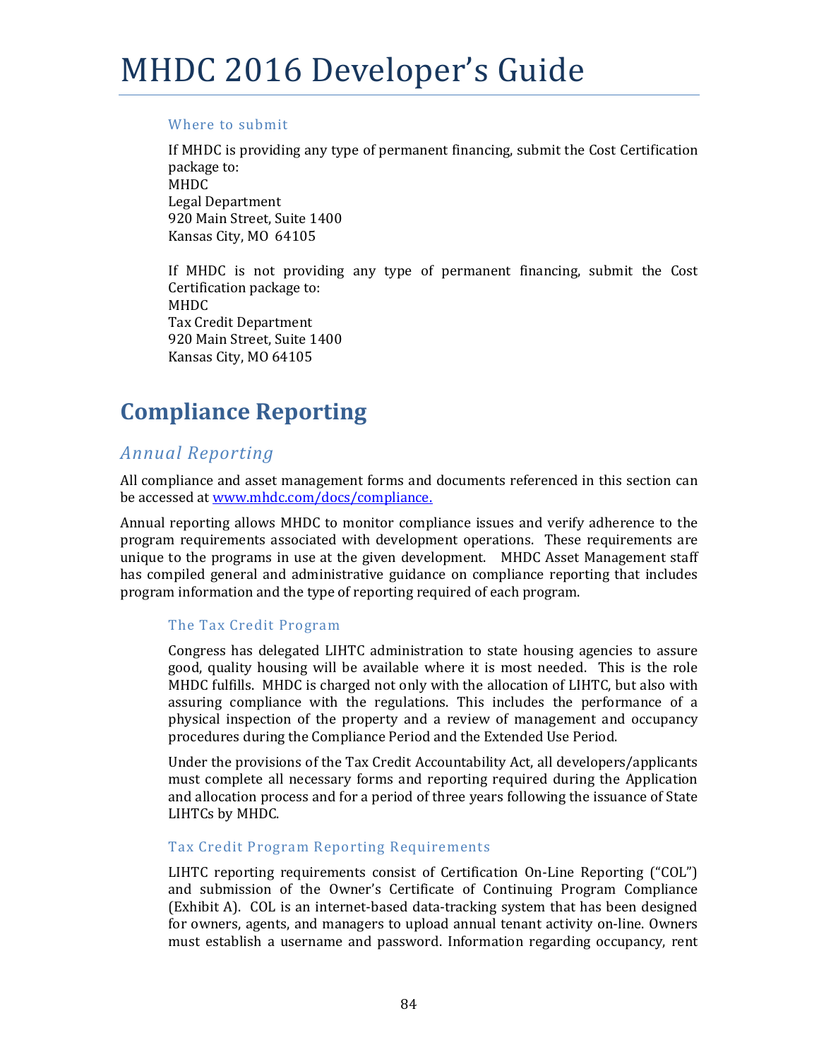#### Where to submit

If MHDC is providing any type of permanent financing, submit the Cost Certification package to:
MHDC
Legal Department
920 Main Street, Suite 1400
Kansas City, MO 64105

If MHDC is not providing any type of permanent financing, submit the Cost Certification package to:
MHDC
Tax Credit Department
920 Main Street, Suite 1400
Kansas City, MO 64105

## Compliance Reporting

### *Annual Reporting*

All compliance and asset management forms and documents referenced in this section can be accessed at www.mhdc.com/docs/compliance.

Annual reporting allows MHDC to monitor compliance issues and verify adherence to the program requirements associated with development operations. These requirements are unique to the programs in use at the given development. MHDC Asset Management staff has compiled general and administrative guidance on compliance reporting that includes program information and the type of reporting required of each program.

#### The Tax Credit Program

Congress has delegated LIHTC administration to state housing agencies to assure good, quality housing will be available where it is most needed. This is the role MHDC fulfills. MHDC is charged not only with the allocation of LIHTC, but also with assuring compliance with the regulations. This includes the performance of a physical inspection of the property and a review of management and occupancy procedures during the Compliance Period and the Extended Use Period.

Under the provisions of the Tax Credit Accountability Act, all developers/applicants must complete all necessary forms and reporting required during the Application and allocation process and for a period of three years following the issuance of State LIHTCs by MHDC.

#### Tax Credit Program Reporting Requirements

LIHTC reporting requirements consist of Certification On-Line Reporting ("COL") and submission of the Owner's Certificate of Continuing Program Compliance (Exhibit A). COL is an internet-based data-tracking system that has been designed for owners, agents, and managers to upload annual tenant activity on-line. Owners must establish a username and password. Information regarding occupancy, rent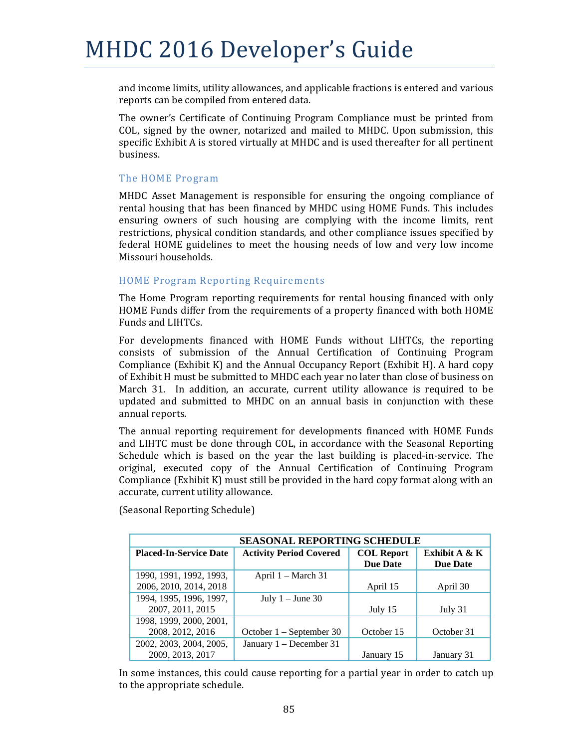and income limits, utility allowances, and applicable fractions is entered and various reports can be compiled from entered data.

The owner's Certificate of Continuing Program Compliance must be printed from COL, signed by the owner, notarized and mailed to MHDC. Upon submission, this specific Exhibit A is stored virtually at MHDC and is used thereafter for all pertinent business.

### The HOME Program

MHDC Asset Management is responsible for ensuring the ongoing compliance of rental housing that has been financed by MHDC using HOME Funds. This includes ensuring owners of such housing are complying with the income limits, rent restrictions, physical condition standards, and other compliance issues specified by federal HOME guidelines to meet the housing needs of low and very low income Missouri households.

### HOME Program Reporting Requirements

The Home Program reporting requirements for rental housing financed with only HOME Funds differ from the requirements of a property financed with both HOME Funds and LIHTCs.

For developments financed with HOME Funds without LIHTCs, the reporting consists of submission of the Annual Certification of Continuing Program Compliance (Exhibit K) and the Annual Occupancy Report (Exhibit H). A hard copy of Exhibit H must be submitted to MHDC each year no later than close of business on March 31. In addition, an accurate, current utility allowance is required to be updated and submitted to MHDC on an annual basis in conjunction with these annual reports.

The annual reporting requirement for developments financed with HOME Funds and LIHTC must be done through COL, in accordance with the Seasonal Reporting Schedule which is based on the year the last building is placed-in-service. The original, executed copy of the Annual Certification of Continuing Program Compliance (Exhibit K) must still be provided in the hard copy format along with an accurate, current utility allowance.

(Seasonal Reporting Schedule)

| SEASONAL REPORTING SCHEDULE | | | |
|---|---|---|---|
| **Placed-In-Service Date** | **Activity Period Covered** | **COL Report Due Date** | **Exhibit A & K Due Date** |
| 1990, 1991, 1992, 1993, 2006, 2010, 2014, 2018 | April 1 – March 31 | April 15 | April 30 |
| 1994, 1995, 1996, 1997, 2007, 2011, 2015 | July 1 – June 30 | July 15 | July 31 |
| 1998, 1999, 2000, 2001, 2008, 2012, 2016 | October 1 – September 30 | October 15 | October 31 |
| 2002, 2003, 2004, 2005, 2009, 2013, 2017 | January 1 – December 31 | January 15 | January 31 |

In some instances, this could cause reporting for a partial year in order to catch up to the appropriate schedule.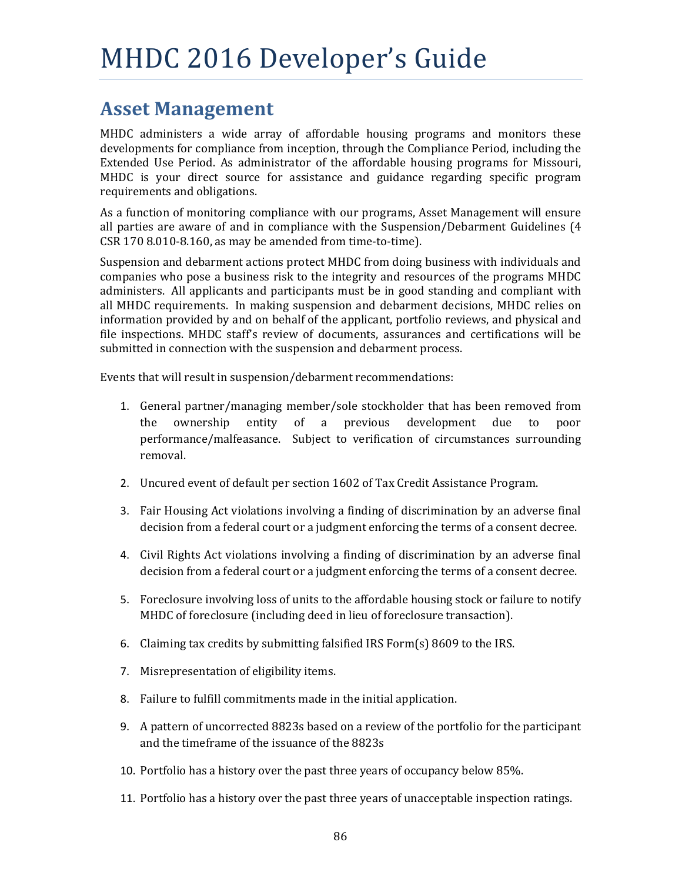# MHDC 2016 Developer's Guide

## Asset Management

MHDC administers a wide array of affordable housing programs and monitors these developments for compliance from inception, through the Compliance Period, including the Extended Use Period. As administrator of the affordable housing programs for Missouri, MHDC is your direct source for assistance and guidance regarding specific program requirements and obligations.

As a function of monitoring compliance with our programs, Asset Management will ensure all parties are aware of and in compliance with the Suspension/Debarment Guidelines (4 CSR 170 8.010-8.160, as may be amended from time-to-time).

Suspension and debarment actions protect MHDC from doing business with individuals and companies who pose a business risk to the integrity and resources of the programs MHDC administers. All applicants and participants must be in good standing and compliant with all MHDC requirements. In making suspension and debarment decisions, MHDC relies on information provided by and on behalf of the applicant, portfolio reviews, and physical and file inspections. MHDC staff's review of documents, assurances and certifications will be submitted in connection with the suspension and debarment process.

Events that will result in suspension/debarment recommendations:

1. General partner/managing member/sole stockholder that has been removed from the ownership entity of a previous development due to poor performance/malfeasance. Subject to verification of circumstances surrounding removal.
2. Uncured event of default per section 1602 of Tax Credit Assistance Program.
3. Fair Housing Act violations involving a finding of discrimination by an adverse final decision from a federal court or a judgment enforcing the terms of a consent decree.
4. Civil Rights Act violations involving a finding of discrimination by an adverse final decision from a federal court or a judgment enforcing the terms of a consent decree.
5. Foreclosure involving loss of units to the affordable housing stock or failure to notify MHDC of foreclosure (including deed in lieu of foreclosure transaction).
6. Claiming tax credits by submitting falsified IRS Form(s) 8609 to the IRS.
7. Misrepresentation of eligibility items.
8. Failure to fulfill commitments made in the initial application.
9. A pattern of uncorrected 8823s based on a review of the portfolio for the participant and the timeframe of the issuance of the 8823s
10. Portfolio has a history over the past three years of occupancy below 85%.
11. Portfolio has a history over the past three years of unacceptable inspection ratings.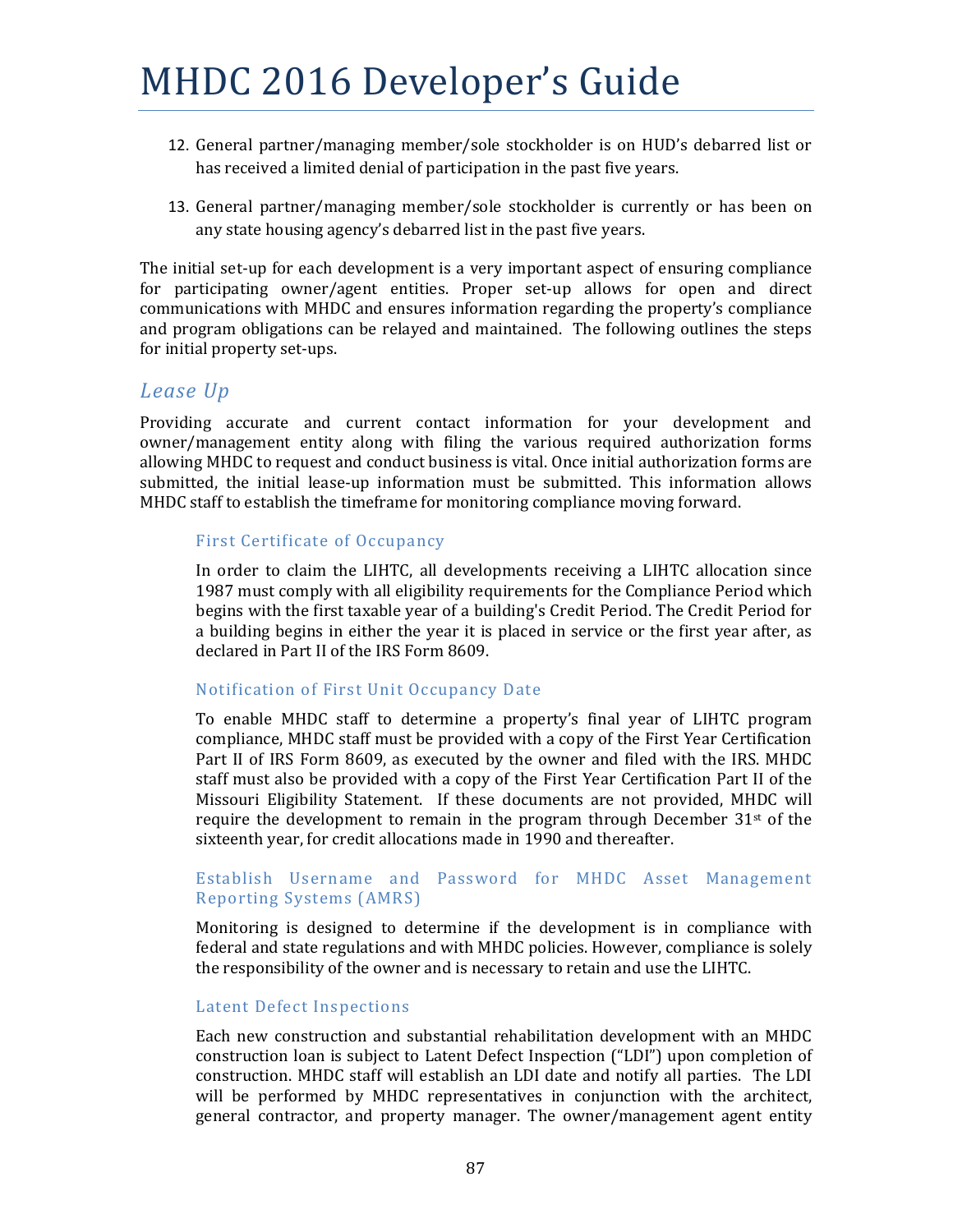12. General partner/managing member/sole stockholder is on HUD's debarred list or has received a limited denial of participation in the past five years.

13. General partner/managing member/sole stockholder is currently or has been on any state housing agency's debarred list in the past five years.

The initial set-up for each development is a very important aspect of ensuring compliance for participating owner/agent entities. Proper set-up allows for open and direct communications with MHDC and ensures information regarding the property's compliance and program obligations can be relayed and maintained. The following outlines the steps for initial property set-ups.

## *Lease Up*

Providing accurate and current contact information for your development and owner/management entity along with filing the various required authorization forms allowing MHDC to request and conduct business is vital. Once initial authorization forms are submitted, the initial lease-up information must be submitted. This information allows MHDC staff to establish the timeframe for monitoring compliance moving forward.

### First Certificate of Occupancy

In order to claim the LIHTC, all developments receiving a LIHTC allocation since 1987 must comply with all eligibility requirements for the Compliance Period which begins with the first taxable year of a building's Credit Period. The Credit Period for a building begins in either the year it is placed in service or the first year after, as declared in Part II of the IRS Form 8609.

### Notification of First Unit Occupancy Date

To enable MHDC staff to determine a property's final year of LIHTC program compliance, MHDC staff must be provided with a copy of the First Year Certification Part II of IRS Form 8609, as executed by the owner and filed with the IRS. MHDC staff must also be provided with a copy of the First Year Certification Part II of the Missouri Eligibility Statement. If these documents are not provided, MHDC will require the development to remain in the program through December 31st of the sixteenth year, for credit allocations made in 1990 and thereafter.

### Establish Username and Password for MHDC Asset Management Reporting Systems (AMRS)

Monitoring is designed to determine if the development is in compliance with federal and state regulations and with MHDC policies. However, compliance is solely the responsibility of the owner and is necessary to retain and use the LIHTC.

### Latent Defect Inspections

Each new construction and substantial rehabilitation development with an MHDC construction loan is subject to Latent Defect Inspection ("LDI") upon completion of construction. MHDC staff will establish an LDI date and notify all parties. The LDI will be performed by MHDC representatives in conjunction with the architect, general contractor, and property manager. The owner/management agent entity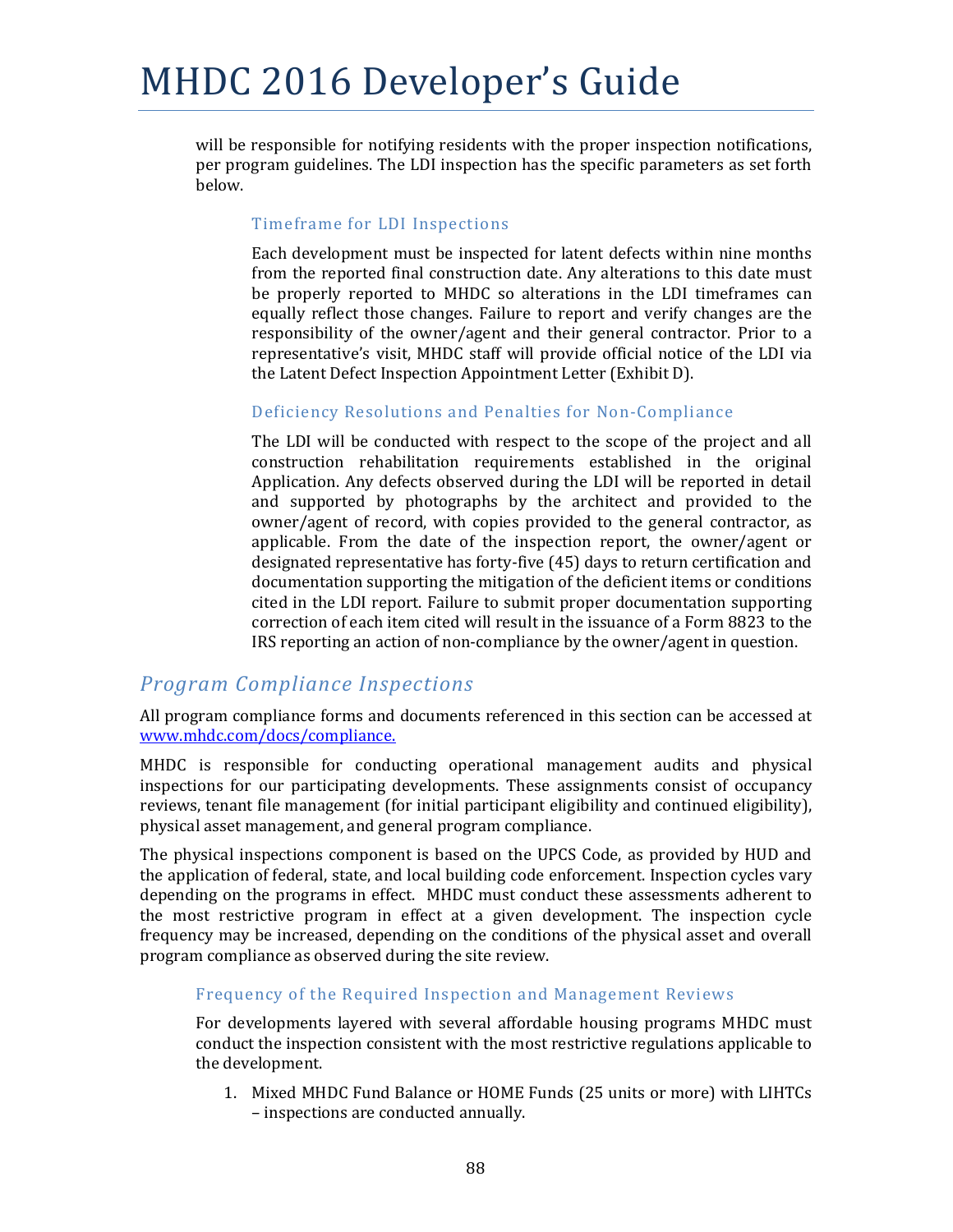will be responsible for notifying residents with the proper inspection notifications, per program guidelines. The LDI inspection has the specific parameters as set forth below.

#### Timeframe for LDI Inspections

Each development must be inspected for latent defects within nine months from the reported final construction date. Any alterations to this date must be properly reported to MHDC so alterations in the LDI timeframes can equally reflect those changes. Failure to report and verify changes are the responsibility of the owner/agent and their general contractor. Prior to a representative's visit, MHDC staff will provide official notice of the LDI via the Latent Defect Inspection Appointment Letter (Exhibit D).

#### Deficiency Resolutions and Penalties for Non-Compliance

The LDI will be conducted with respect to the scope of the project and all construction rehabilitation requirements established in the original Application. Any defects observed during the LDI will be reported in detail and supported by photographs by the architect and provided to the owner/agent of record, with copies provided to the general contractor, as applicable. From the date of the inspection report, the owner/agent or designated representative has forty-five (45) days to return certification and documentation supporting the mitigation of the deficient items or conditions cited in the LDI report. Failure to submit proper documentation supporting correction of each item cited will result in the issuance of a Form 8823 to the IRS reporting an action of non-compliance by the owner/agent in question.

## *Program Compliance Inspections*

All program compliance forms and documents referenced in this section can be accessed at www.mhdc.com/docs/compliance.

MHDC is responsible for conducting operational management audits and physical inspections for our participating developments. These assignments consist of occupancy reviews, tenant file management (for initial participant eligibility and continued eligibility), physical asset management, and general program compliance.

The physical inspections component is based on the UPCS Code, as provided by HUD and the application of federal, state, and local building code enforcement. Inspection cycles vary depending on the programs in effect. MHDC must conduct these assessments adherent to the most restrictive program in effect at a given development. The inspection cycle frequency may be increased, depending on the conditions of the physical asset and overall program compliance as observed during the site review.

### Frequency of the Required Inspection and Management Reviews

For developments layered with several affordable housing programs MHDC must conduct the inspection consistent with the most restrictive regulations applicable to the development.

1. Mixed MHDC Fund Balance or HOME Funds (25 units or more) with LIHTCs – inspections are conducted annually.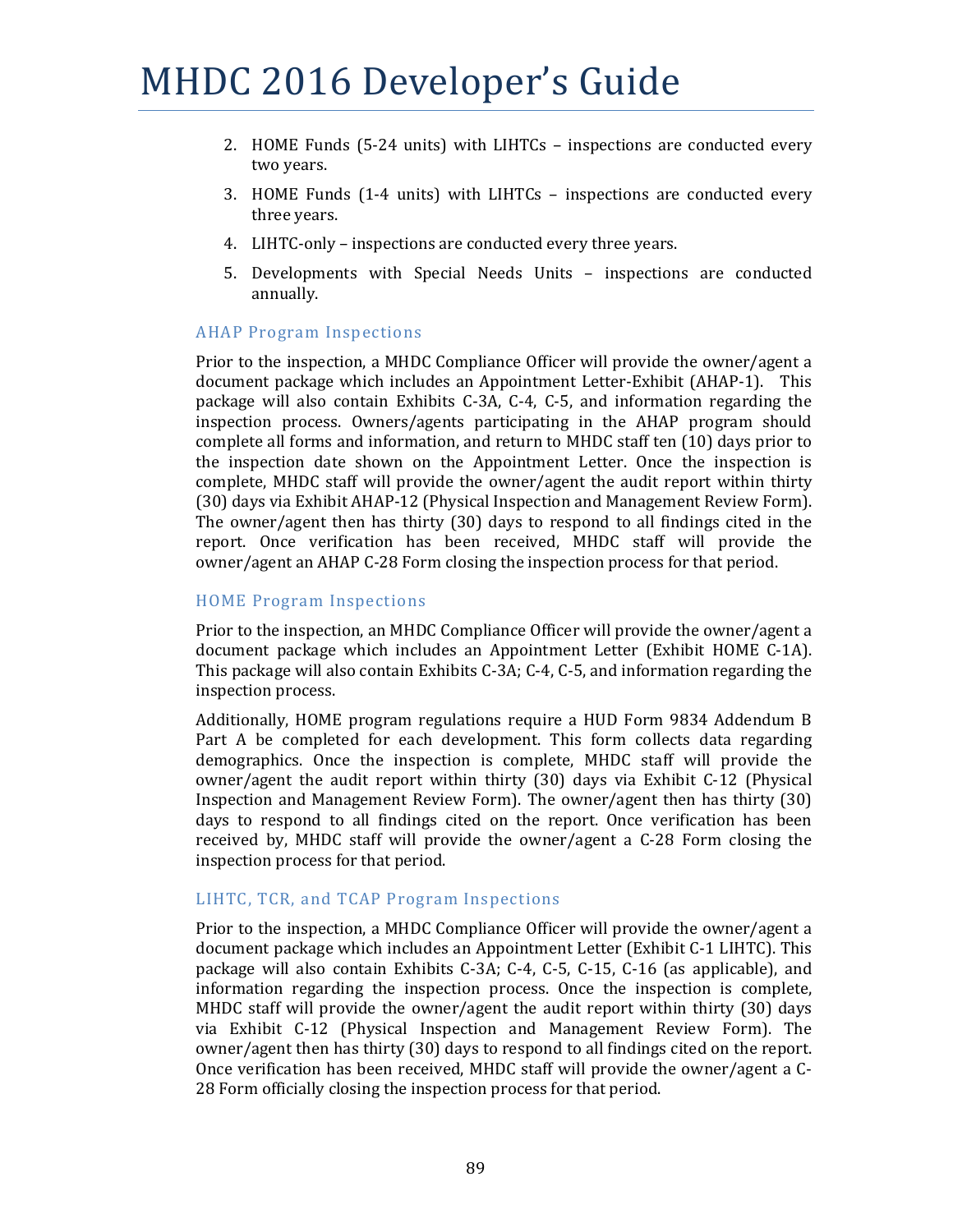2. HOME Funds (5-24 units) with LIHTCs – inspections are conducted every two years.
3. HOME Funds (1-4 units) with LIHTCs – inspections are conducted every three years.
4. LIHTC-only – inspections are conducted every three years.
5. Developments with Special Needs Units – inspections are conducted annually.

### AHAP Program Inspections

Prior to the inspection, a MHDC Compliance Officer will provide the owner/agent a document package which includes an Appointment Letter-Exhibit (AHAP-1). This package will also contain Exhibits C-3A, C-4, C-5, and information regarding the inspection process. Owners/agents participating in the AHAP program should complete all forms and information, and return to MHDC staff ten (10) days prior to the inspection date shown on the Appointment Letter. Once the inspection is complete, MHDC staff will provide the owner/agent the audit report within thirty (30) days via Exhibit AHAP-12 (Physical Inspection and Management Review Form). The owner/agent then has thirty (30) days to respond to all findings cited in the report. Once verification has been received, MHDC staff will provide the owner/agent an AHAP C-28 Form closing the inspection process for that period.

### HOME Program Inspections

Prior to the inspection, an MHDC Compliance Officer will provide the owner/agent a document package which includes an Appointment Letter (Exhibit HOME C-1A). This package will also contain Exhibits C-3A; C-4, C-5, and information regarding the inspection process.

Additionally, HOME program regulations require a HUD Form 9834 Addendum B Part A be completed for each development. This form collects data regarding demographics. Once the inspection is complete, MHDC staff will provide the owner/agent the audit report within thirty (30) days via Exhibit C-12 (Physical Inspection and Management Review Form). The owner/agent then has thirty (30) days to respond to all findings cited on the report. Once verification has been received by, MHDC staff will provide the owner/agent a C-28 Form closing the inspection process for that period.

### LIHTC, TCR, and TCAP Program Inspections

Prior to the inspection, a MHDC Compliance Officer will provide the owner/agent a document package which includes an Appointment Letter (Exhibit C-1 LIHTC). This package will also contain Exhibits C-3A; C-4, C-5, C-15, C-16 (as applicable), and information regarding the inspection process. Once the inspection is complete, MHDC staff will provide the owner/agent the audit report within thirty (30) days via Exhibit C-12 (Physical Inspection and Management Review Form). The owner/agent then has thirty (30) days to respond to all findings cited on the report. Once verification has been received, MHDC staff will provide the owner/agent a C-28 Form officially closing the inspection process for that period.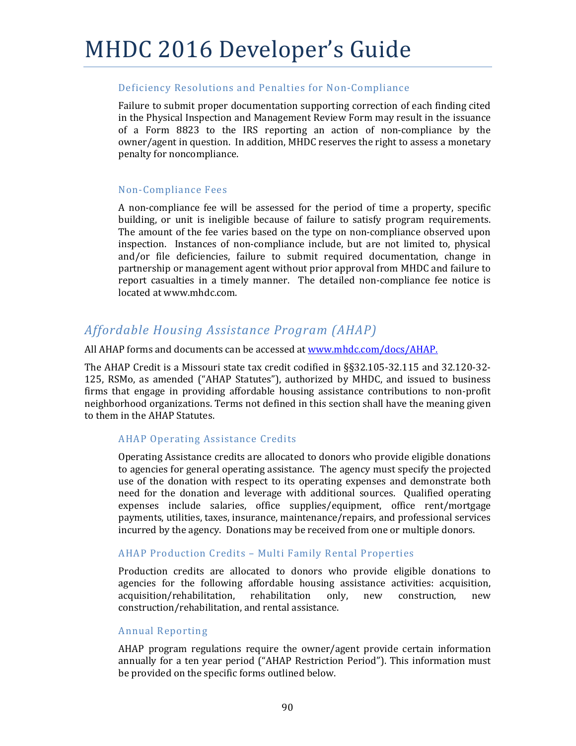### Deficiency Resolutions and Penalties for Non-Compliance

Failure to submit proper documentation supporting correction of each finding cited in the Physical Inspection and Management Review Form may result in the issuance of a Form 8823 to the IRS reporting an action of non-compliance by the owner/agent in question. In addition, MHDC reserves the right to assess a monetary penalty for noncompliance.

### Non-Compliance Fees

A non-compliance fee will be assessed for the period of time a property, specific building, or unit is ineligible because of failure to satisfy program requirements. The amount of the fee varies based on the type on non-compliance observed upon inspection. Instances of non-compliance include, but are not limited to, physical and/or file deficiencies, failure to submit required documentation, change in partnership or management agent without prior approval from MHDC and failure to report casualties in a timely manner. The detailed non-compliance fee notice is located at www.mhdc.com.

## *Affordable Housing Assistance Program (AHAP)*

All AHAP forms and documents can be accessed at [www.mhdc.com/docs/AHAP.](www.mhdc.com/docs/AHAP)

The AHAP Credit is a Missouri state tax credit codified in §§32.105-32.115 and 32.120-32-125, RSMo, as amended ("AHAP Statutes"), authorized by MHDC, and issued to business firms that engage in providing affordable housing assistance contributions to non-profit neighborhood organizations. Terms not defined in this section shall have the meaning given to them in the AHAP Statutes.

### AHAP Operating Assistance Credits

Operating Assistance credits are allocated to donors who provide eligible donations to agencies for general operating assistance. The agency must specify the projected use of the donation with respect to its operating expenses and demonstrate both need for the donation and leverage with additional sources. Qualified operating expenses include salaries, office supplies/equipment, office rent/mortgage payments, utilities, taxes, insurance, maintenance/repairs, and professional services incurred by the agency. Donations may be received from one or multiple donors.

### AHAP Production Credits – Multi Family Rental Properties

Production credits are allocated to donors who provide eligible donations to agencies for the following affordable housing assistance activities: acquisition, acquisition/rehabilitation, rehabilitation only, new construction, new construction/rehabilitation, and rental assistance.

### Annual Reporting

AHAP program regulations require the owner/agent provide certain information annually for a ten year period ("AHAP Restriction Period"). This information must be provided on the specific forms outlined below.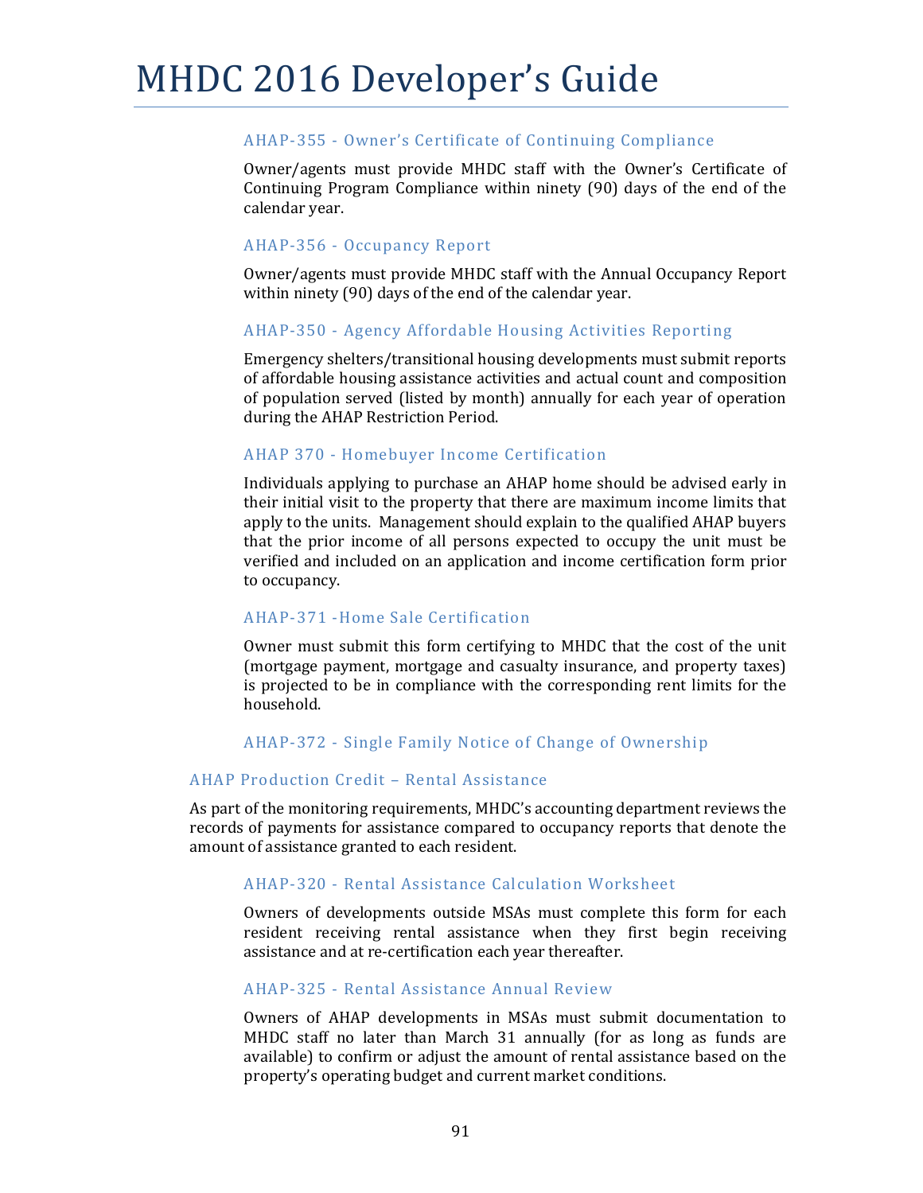#### AHAP-355 - Owner's Certificate of Continuing Compliance

Owner/agents must provide MHDC staff with the Owner's Certificate of Continuing Program Compliance within ninety (90) days of the end of the calendar year.

#### AHAP-356 - Occupancy Report

Owner/agents must provide MHDC staff with the Annual Occupancy Report within ninety (90) days of the end of the calendar year.

#### AHAP-350 - Agency Affordable Housing Activities Reporting

Emergency shelters/transitional housing developments must submit reports of affordable housing assistance activities and actual count and composition of population served (listed by month) annually for each year of operation during the AHAP Restriction Period.

#### AHAP 370 - Homebuyer Income Certification

Individuals applying to purchase an AHAP home should be advised early in their initial visit to the property that there are maximum income limits that apply to the units. Management should explain to the qualified AHAP buyers that the prior income of all persons expected to occupy the unit must be verified and included on an application and income certification form prior to occupancy.

#### AHAP-371 -Home Sale Certification

Owner must submit this form certifying to MHDC that the cost of the unit (mortgage payment, mortgage and casualty insurance, and property taxes) is projected to be in compliance with the corresponding rent limits for the household.

#### AHAP-372 - Single Family Notice of Change of Ownership

### AHAP Production Credit – Rental Assistance

As part of the monitoring requirements, MHDC's accounting department reviews the records of payments for assistance compared to occupancy reports that denote the amount of assistance granted to each resident.

#### AHAP-320 - Rental Assistance Calculation Worksheet

Owners of developments outside MSAs must complete this form for each resident receiving rental assistance when they first begin receiving assistance and at re-certification each year thereafter.

#### AHAP-325 - Rental Assistance Annual Review

Owners of AHAP developments in MSAs must submit documentation to MHDC staff no later than March 31 annually (for as long as funds are available) to confirm or adjust the amount of rental assistance based on the property's operating budget and current market conditions.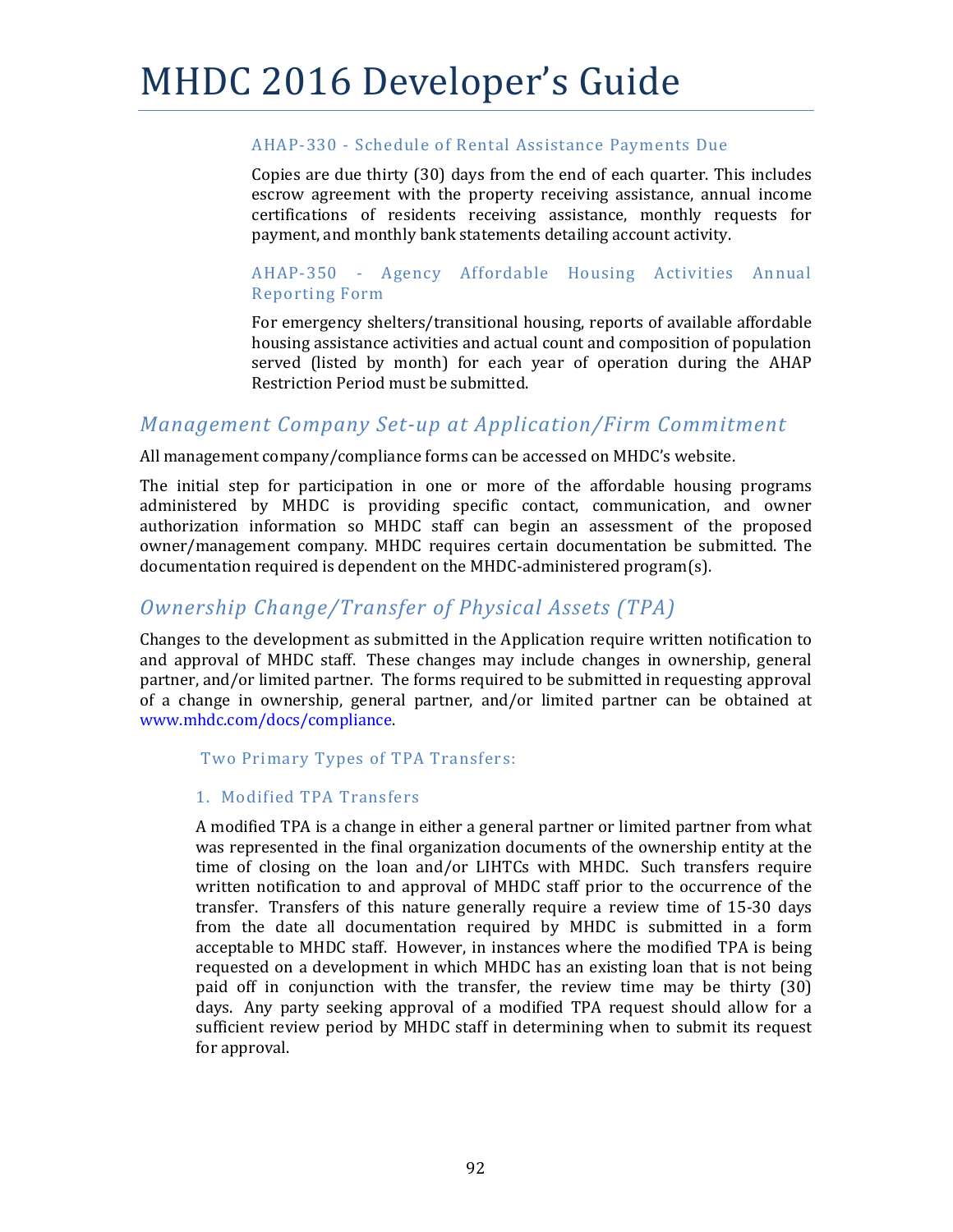#### AHAP-330 - Schedule of Rental Assistance Payments Due

Copies are due thirty (30) days from the end of each quarter. This includes escrow agreement with the property receiving assistance, annual income certifications of residents receiving assistance, monthly requests for payment, and monthly bank statements detailing account activity.

#### AHAP-350 - Agency Affordable Housing Activities Annual Reporting Form

For emergency shelters/transitional housing, reports of available affordable housing assistance activities and actual count and composition of population served (listed by month) for each year of operation during the AHAP Restriction Period must be submitted.

## *Management Company Set-up at Application/Firm Commitment*

All management company/compliance forms can be accessed on MHDC's website.

The initial step for participation in one or more of the affordable housing programs administered by MHDC is providing specific contact, communication, and owner authorization information so MHDC staff can begin an assessment of the proposed owner/management company. MHDC requires certain documentation be submitted. The documentation required is dependent on the MHDC-administered program(s).

## *Ownership Change/Transfer of Physical Assets (TPA)*

Changes to the development as submitted in the Application require written notification to and approval of MHDC staff. These changes may include changes in ownership, general partner, and/or limited partner. The forms required to be submitted in requesting approval of a change in ownership, general partner, and/or limited partner can be obtained at www.mhdc.com/docs/compliance.

### Two Primary Types of TPA Transfers:

#### 1. Modified TPA Transfers

A modified TPA is a change in either a general partner or limited partner from what was represented in the final organization documents of the ownership entity at the time of closing on the loan and/or LIHTCs with MHDC. Such transfers require written notification to and approval of MHDC staff prior to the occurrence of the transfer. Transfers of this nature generally require a review time of 15-30 days from the date all documentation required by MHDC is submitted in a form acceptable to MHDC staff. However, in instances where the modified TPA is being requested on a development in which MHDC has an existing loan that is not being paid off in conjunction with the transfer, the review time may be thirty (30) days. Any party seeking approval of a modified TPA request should allow for a sufficient review period by MHDC staff in determining when to submit its request for approval.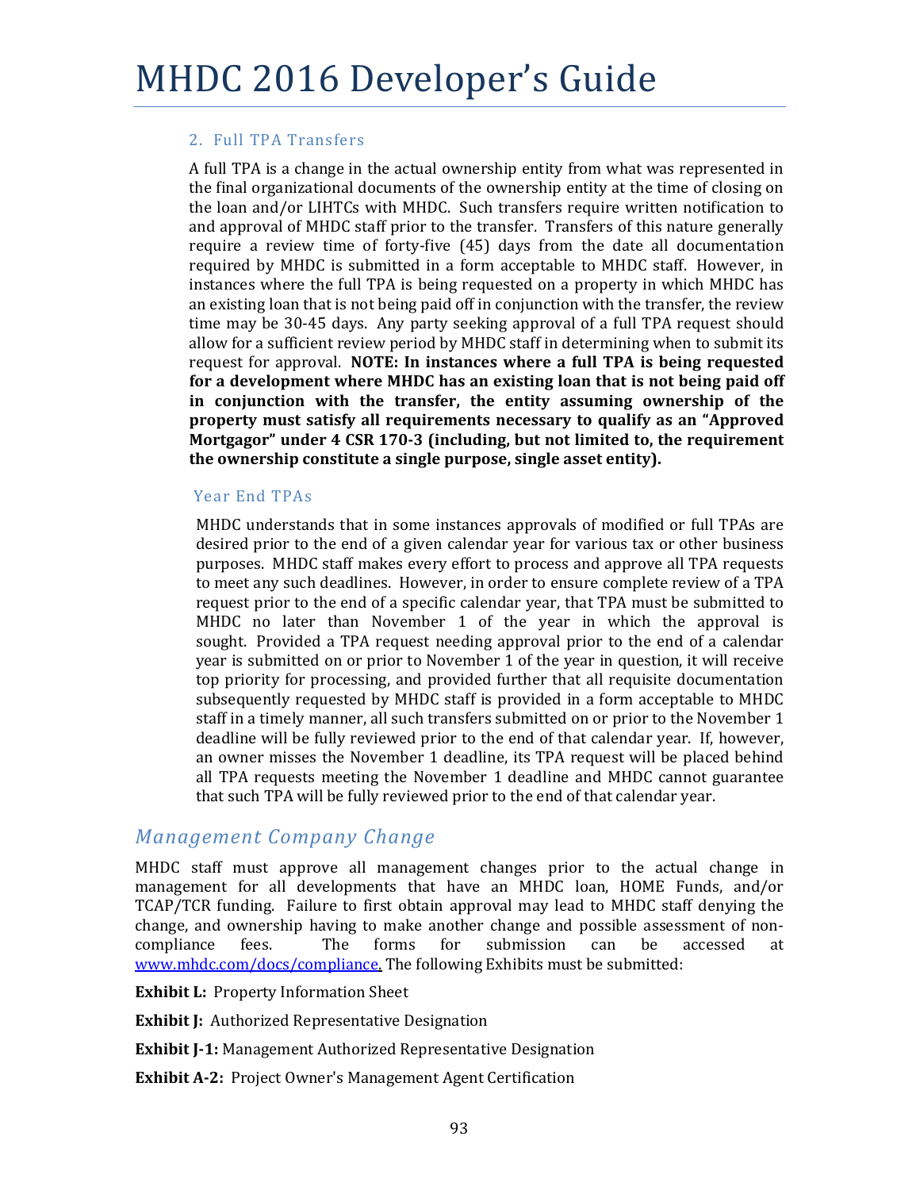### 2. Full TPA Transfers

A full TPA is a change in the actual ownership entity from what was represented in the final organizational documents of the ownership entity at the time of closing on the loan and/or LIHTCs with MHDC. Such transfers require written notification to and approval of MHDC staff prior to the transfer. Transfers of this nature generally require a review time of forty-five (45) days from the date all documentation required by MHDC is submitted in a form acceptable to MHDC staff. However, in instances where the full TPA is being requested on a property in which MHDC has an existing loan that is not being paid off in conjunction with the transfer, the review time may be 30-45 days. Any party seeking approval of a full TPA request should allow for a sufficient review period by MHDC staff in determining when to submit its request for approval. **NOTE: In instances where a full TPA is being requested for a development where MHDC has an existing loan that is not being paid off in conjunction with the transfer, the entity assuming ownership of the property must satisfy all requirements necessary to qualify as an "Approved Mortgagor" under 4 CSR 170-3 (including, but not limited to, the requirement the ownership constitute a single purpose, single asset entity).**

### Year End TPAs

MHDC understands that in some instances approvals of modified or full TPAs are desired prior to the end of a given calendar year for various tax or other business purposes. MHDC staff makes every effort to process and approve all TPA requests to meet any such deadlines. However, in order to ensure complete review of a TPA request prior to the end of a specific calendar year, that TPA must be submitted to MHDC no later than November 1 of the year in which the approval is sought. Provided a TPA request needing approval prior to the end of a calendar year is submitted on or prior to November 1 of the year in question, it will receive top priority for processing, and provided further that all requisite documentation subsequently requested by MHDC staff is provided in a form acceptable to MHDC staff in a timely manner, all such transfers submitted on or prior to the November 1 deadline will be fully reviewed prior to the end of that calendar year. If, however, an owner misses the November 1 deadline, its TPA request will be placed behind all TPA requests meeting the November 1 deadline and MHDC cannot guarantee that such TPA will be fully reviewed prior to the end of that calendar year.

## *Management Company Change*

MHDC staff must approve all management changes prior to the actual change in management for all developments that have an MHDC loan, HOME Funds, and/or TCAP/TCR funding. Failure to first obtain approval may lead to MHDC staff denying the change, and ownership having to make another change and possible assessment of non-compliance fees. The forms for submission can be accessed at www.mhdc.com/docs/compliance. The following Exhibits must be submitted:

**Exhibit L:** Property Information Sheet

**Exhibit J:** Authorized Representative Designation

**Exhibit J-1:** Management Authorized Representative Designation

**Exhibit A-2:** Project Owner's Management Agent Certification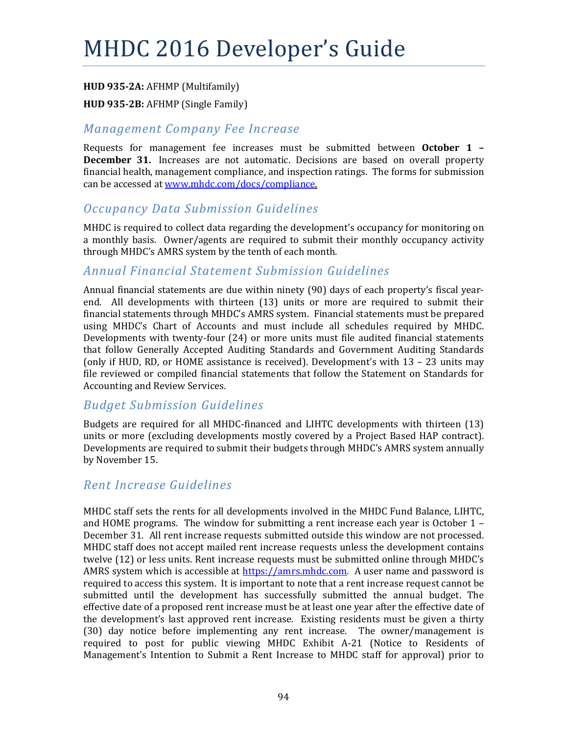**HUD 935-2A:** AFHMP (Multifamily)

**HUD 935-2B:** AFHMP (Single Family)

## *Management Company Fee Increase*

Requests for management fee increases must be submitted between **October 1 – December 31.** Increases are not automatic. Decisions are based on overall property financial health, management compliance, and inspection ratings. The forms for submission can be accessed at www.mhdc.com/docs/compliance.

## *Occupancy Data Submission Guidelines*

MHDC is required to collect data regarding the development's occupancy for monitoring on a monthly basis. Owner/agents are required to submit their monthly occupancy activity through MHDC's AMRS system by the tenth of each month.

## *Annual Financial Statement Submission Guidelines*

Annual financial statements are due within ninety (90) days of each property's fiscal year-end. All developments with thirteen (13) units or more are required to submit their financial statements through MHDC's AMRS system. Financial statements must be prepared using MHDC's Chart of Accounts and must include all schedules required by MHDC. Developments with twenty-four (24) or more units must file audited financial statements that follow Generally Accepted Auditing Standards and Government Auditing Standards (only if HUD, RD, or HOME assistance is received). Development's with 13 – 23 units may file reviewed or compiled financial statements that follow the Statement on Standards for Accounting and Review Services.

## *Budget Submission Guidelines*

Budgets are required for all MHDC-financed and LIHTC developments with thirteen (13) units or more (excluding developments mostly covered by a Project Based HAP contract). Developments are required to submit their budgets through MHDC's AMRS system annually by November 15.

## *Rent Increase Guidelines*

MHDC staff sets the rents for all developments involved in the MHDC Fund Balance, LIHTC, and HOME programs. The window for submitting a rent increase each year is October 1 – December 31. All rent increase requests submitted outside this window are not processed. MHDC staff does not accept mailed rent increase requests unless the development contains twelve (12) or less units. Rent increase requests must be submitted online through MHDC's AMRS system which is accessible at https://amrs.mhdc.com. A user name and password is required to access this system. It is important to note that a rent increase request cannot be submitted until the development has successfully submitted the annual budget. The effective date of a proposed rent increase must be at least one year after the effective date of the development's last approved rent increase. Existing residents must be given a thirty (30) day notice before implementing any rent increase. The owner/management is required to post for public viewing MHDC Exhibit A-21 (Notice to Residents of Management's Intention to Submit a Rent Increase to MHDC staff for approval) prior to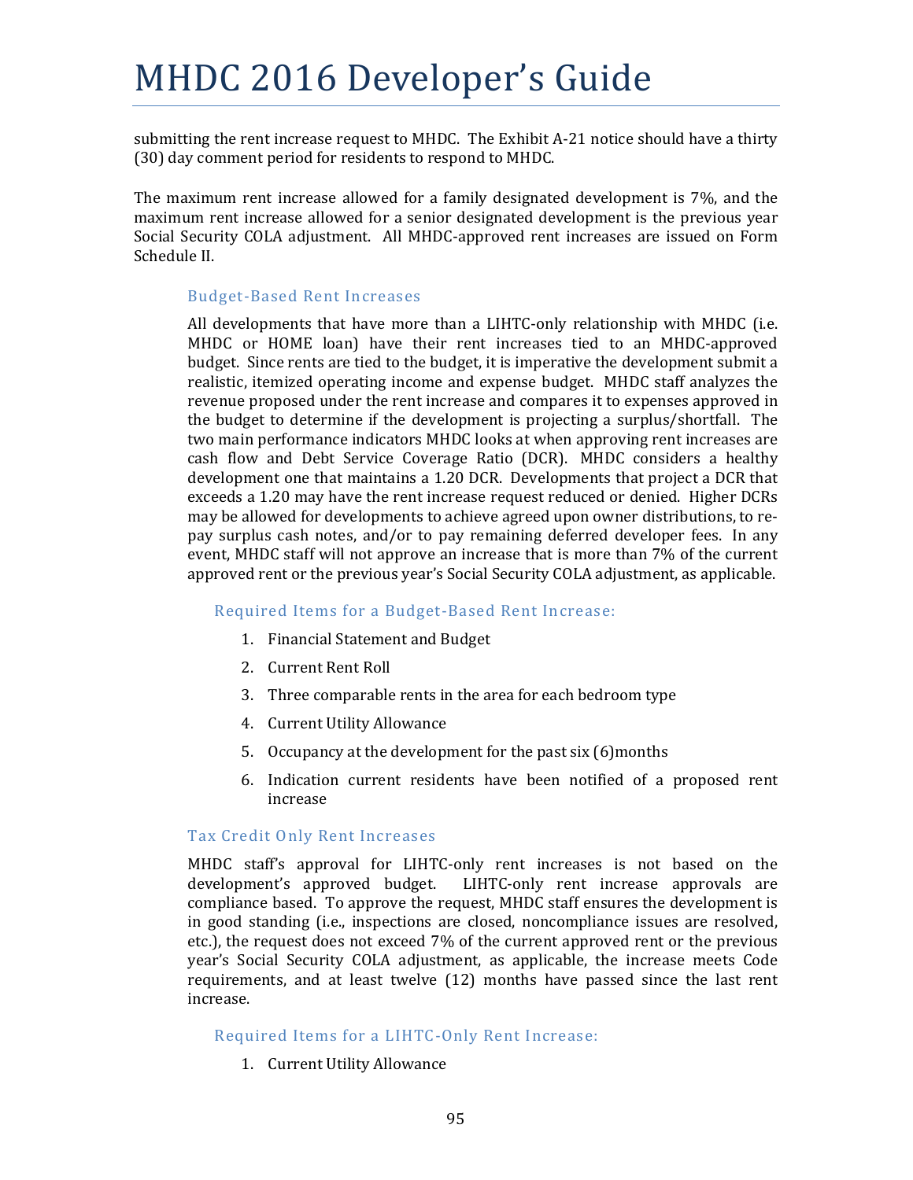submitting the rent increase request to MHDC. The Exhibit A-21 notice should have a thirty (30) day comment period for residents to respond to MHDC.

The maximum rent increase allowed for a family designated development is 7%, and the maximum rent increase allowed for a senior designated development is the previous year Social Security COLA adjustment. All MHDC-approved rent increases are issued on Form Schedule II.

### Budget-Based Rent Increases

All developments that have more than a LIHTC-only relationship with MHDC (i.e. MHDC or HOME loan) have their rent increases tied to an MHDC-approved budget. Since rents are tied to the budget, it is imperative the development submit a realistic, itemized operating income and expense budget. MHDC staff analyzes the revenue proposed under the rent increase and compares it to expenses approved in the budget to determine if the development is projecting a surplus/shortfall. The two main performance indicators MHDC looks at when approving rent increases are cash flow and Debt Service Coverage Ratio (DCR). MHDC considers a healthy development one that maintains a 1.20 DCR. Developments that project a DCR that exceeds a 1.20 may have the rent increase request reduced or denied. Higher DCRs may be allowed for developments to achieve agreed upon owner distributions, to re-pay surplus cash notes, and/or to pay remaining deferred developer fees. In any event, MHDC staff will not approve an increase that is more than 7% of the current approved rent or the previous year's Social Security COLA adjustment, as applicable.

#### Required Items for a Budget-Based Rent Increase:

1. Financial Statement and Budget
2. Current Rent Roll
3. Three comparable rents in the area for each bedroom type
4. Current Utility Allowance
5. Occupancy at the development for the past six (6)months
6. Indication current residents have been notified of a proposed rent increase

### Tax Credit Only Rent Increases

MHDC staff's approval for LIHTC-only rent increases is not based on the development's approved budget. LIHTC-only rent increase approvals are compliance based. To approve the request, MHDC staff ensures the development is in good standing (i.e., inspections are closed, noncompliance issues are resolved, etc.), the request does not exceed 7% of the current approved rent or the previous year's Social Security COLA adjustment, as applicable, the increase meets Code requirements, and at least twelve (12) months have passed since the last rent increase.

#### Required Items for a LIHTC-Only Rent Increase:

1. Current Utility Allowance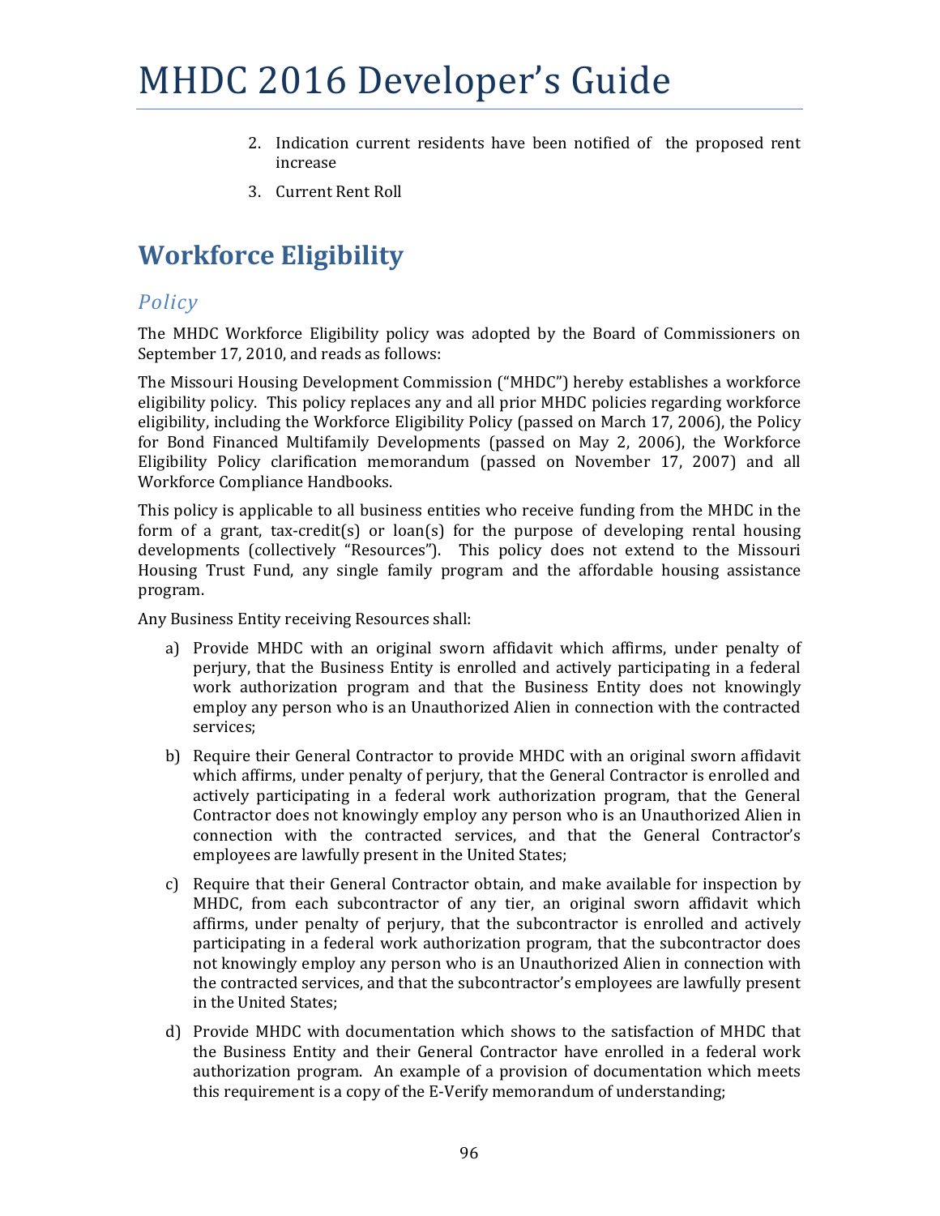2. Indication current residents have been notified of the proposed rent increase
3. Current Rent Roll

## Workforce Eligibility

### *Policy*

The MHDC Workforce Eligibility policy was adopted by the Board of Commissioners on September 17, 2010, and reads as follows:

The Missouri Housing Development Commission ("MHDC") hereby establishes a workforce eligibility policy. This policy replaces any and all prior MHDC policies regarding workforce eligibility, including the Workforce Eligibility Policy (passed on March 17, 2006), the Policy for Bond Financed Multifamily Developments (passed on May 2, 2006), the Workforce Eligibility Policy clarification memorandum (passed on November 17, 2007) and all Workforce Compliance Handbooks.

This policy is applicable to all business entities who receive funding from the MHDC in the form of a grant, tax-credit(s) or loan(s) for the purpose of developing rental housing developments (collectively "Resources"). This policy does not extend to the Missouri Housing Trust Fund, any single family program and the affordable housing assistance program.

Any Business Entity receiving Resources shall:

a) Provide MHDC with an original sworn affidavit which affirms, under penalty of perjury, that the Business Entity is enrolled and actively participating in a federal work authorization program and that the Business Entity does not knowingly employ any person who is an Unauthorized Alien in connection with the contracted services;

b) Require their General Contractor to provide MHDC with an original sworn affidavit which affirms, under penalty of perjury, that the General Contractor is enrolled and actively participating in a federal work authorization program, that the General Contractor does not knowingly employ any person who is an Unauthorized Alien in connection with the contracted services, and that the General Contractor's employees are lawfully present in the United States;

c) Require that their General Contractor obtain, and make available for inspection by MHDC, from each subcontractor of any tier, an original sworn affidavit which affirms, under penalty of perjury, that the subcontractor is enrolled and actively participating in a federal work authorization program, that the subcontractor does not knowingly employ any person who is an Unauthorized Alien in connection with the contracted services, and that the subcontractor's employees are lawfully present in the United States;

d) Provide MHDC with documentation which shows to the satisfaction of MHDC that the Business Entity and their General Contractor have enrolled in a federal work authorization program. An example of a provision of documentation which meets this requirement is a copy of the E-Verify memorandum of understanding;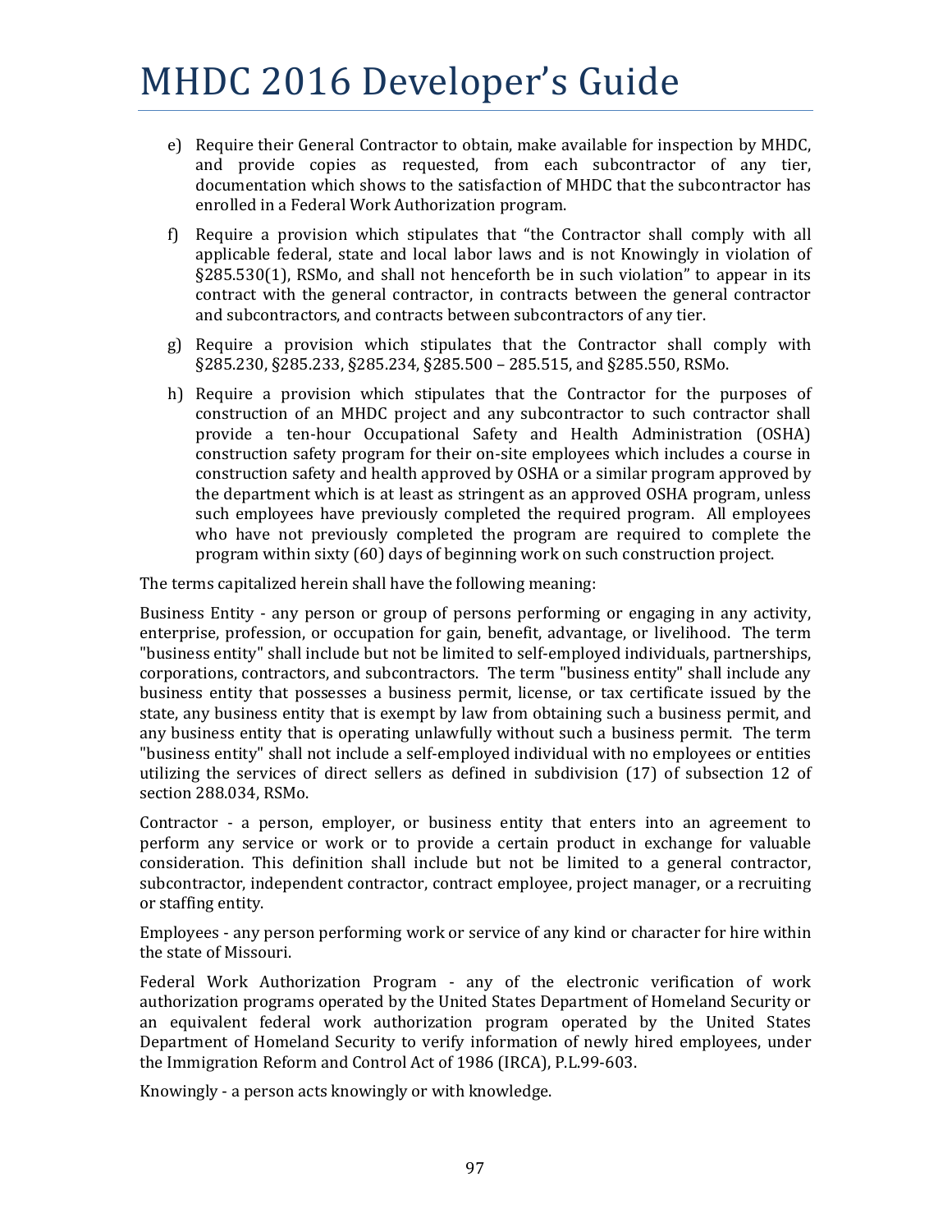e) Require their General Contractor to obtain, make available for inspection by MHDC, and provide copies as requested, from each subcontractor of any tier, documentation which shows to the satisfaction of MHDC that the subcontractor has enrolled in a Federal Work Authorization program.

f) Require a provision which stipulates that "the Contractor shall comply with all applicable federal, state and local labor laws and is not Knowingly in violation of §285.530(1), RSMo, and shall not henceforth be in such violation" to appear in its contract with the general contractor, in contracts between the general contractor and subcontractors, and contracts between subcontractors of any tier.

g) Require a provision which stipulates that the Contractor shall comply with §285.230, §285.233, §285.234, §285.500 – 285.515, and §285.550, RSMo.

h) Require a provision which stipulates that the Contractor for the purposes of construction of an MHDC project and any subcontractor to such contractor shall provide a ten-hour Occupational Safety and Health Administration (OSHA) construction safety program for their on-site employees which includes a course in construction safety and health approved by OSHA or a similar program approved by the department which is at least as stringent as an approved OSHA program, unless such employees have previously completed the required program. All employees who have not previously completed the program are required to complete the program within sixty (60) days of beginning work on such construction project.

The terms capitalized herein shall have the following meaning:

Business Entity - any person or group of persons performing or engaging in any activity, enterprise, profession, or occupation for gain, benefit, advantage, or livelihood. The term "business entity" shall include but not be limited to self-employed individuals, partnerships, corporations, contractors, and subcontractors. The term "business entity" shall include any business entity that possesses a business permit, license, or tax certificate issued by the state, any business entity that is exempt by law from obtaining such a business permit, and any business entity that is operating unlawfully without such a business permit. The term "business entity" shall not include a self-employed individual with no employees or entities utilizing the services of direct sellers as defined in subdivision (17) of subsection 12 of section 288.034, RSMo.

Contractor - a person, employer, or business entity that enters into an agreement to perform any service or work or to provide a certain product in exchange for valuable consideration. This definition shall include but not be limited to a general contractor, subcontractor, independent contractor, contract employee, project manager, or a recruiting or staffing entity.

Employees - any person performing work or service of any kind or character for hire within the state of Missouri.

Federal Work Authorization Program - any of the electronic verification of work authorization programs operated by the United States Department of Homeland Security or an equivalent federal work authorization program operated by the United States Department of Homeland Security to verify information of newly hired employees, under the Immigration Reform and Control Act of 1986 (IRCA), P.L.99-603.

Knowingly - a person acts knowingly or with knowledge.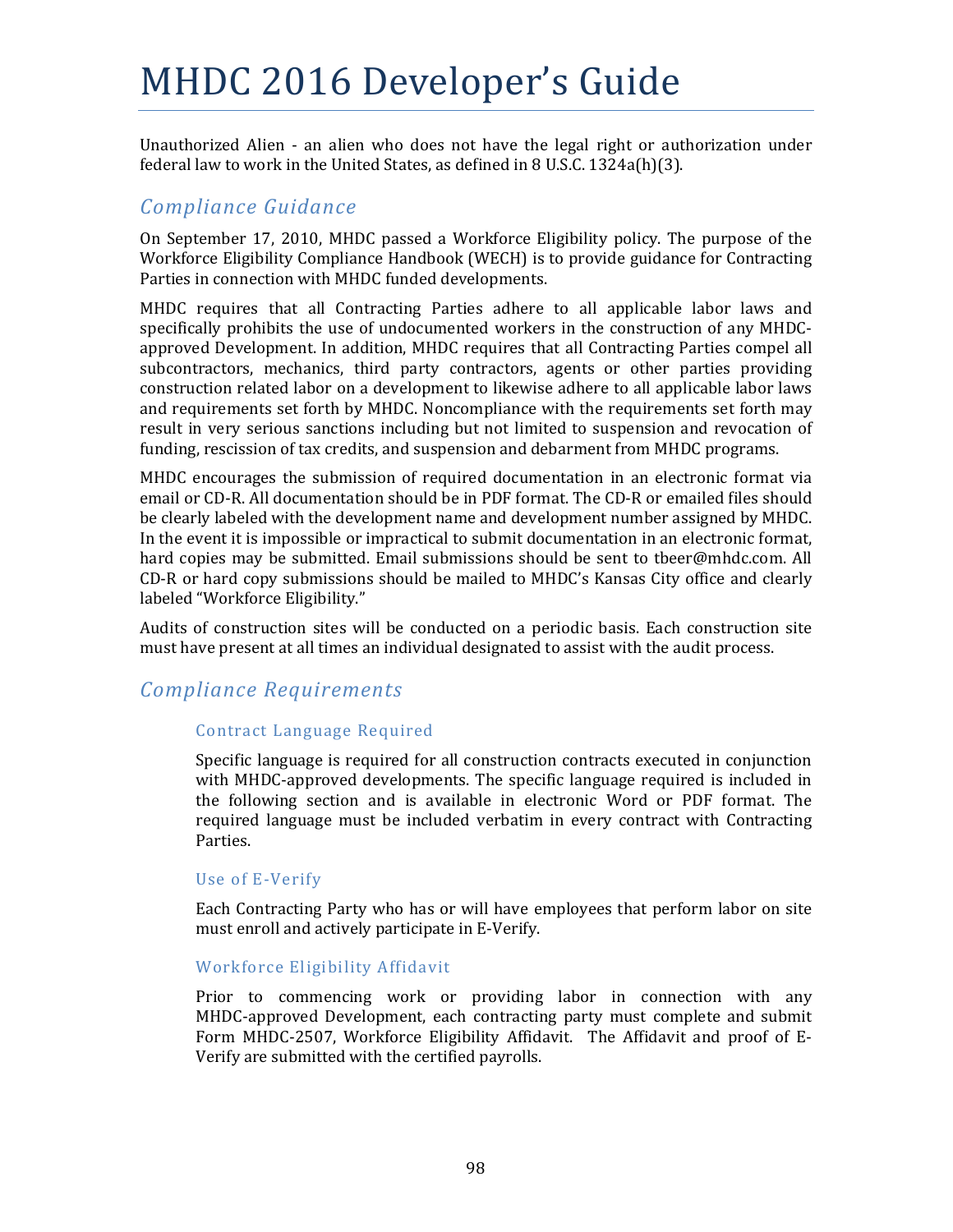Unauthorized Alien - an alien who does not have the legal right or authorization under federal law to work in the United States, as defined in 8 U.S.C. 1324a(h)(3).

## *Compliance Guidance*

On September 17, 2010, MHDC passed a Workforce Eligibility policy. The purpose of the Workforce Eligibility Compliance Handbook (WECH) is to provide guidance for Contracting Parties in connection with MHDC funded developments.

MHDC requires that all Contracting Parties adhere to all applicable labor laws and specifically prohibits the use of undocumented workers in the construction of any MHDC-approved Development. In addition, MHDC requires that all Contracting Parties compel all subcontractors, mechanics, third party contractors, agents or other parties providing construction related labor on a development to likewise adhere to all applicable labor laws and requirements set forth by MHDC. Noncompliance with the requirements set forth may result in very serious sanctions including but not limited to suspension and revocation of funding, rescission of tax credits, and suspension and debarment from MHDC programs.

MHDC encourages the submission of required documentation in an electronic format via email or CD-R. All documentation should be in PDF format. The CD-R or emailed files should be clearly labeled with the development name and development number assigned by MHDC. In the event it is impossible or impractical to submit documentation in an electronic format, hard copies may be submitted. Email submissions should be sent to tbeer@mhdc.com. All CD-R or hard copy submissions should be mailed to MHDC's Kansas City office and clearly labeled "Workforce Eligibility."

Audits of construction sites will be conducted on a periodic basis. Each construction site must have present at all times an individual designated to assist with the audit process.

## *Compliance Requirements*

### Contract Language Required

Specific language is required for all construction contracts executed in conjunction with MHDC-approved developments. The specific language required is included in the following section and is available in electronic Word or PDF format. The required language must be included verbatim in every contract with Contracting Parties.

### Use of E-Verify

Each Contracting Party who has or will have employees that perform labor on site must enroll and actively participate in E-Verify.

### Workforce Eligibility Affidavit

Prior to commencing work or providing labor in connection with any MHDC-approved Development, each contracting party must complete and submit Form MHDC-2507, Workforce Eligibility Affidavit. The Affidavit and proof of E-Verify are submitted with the certified payrolls.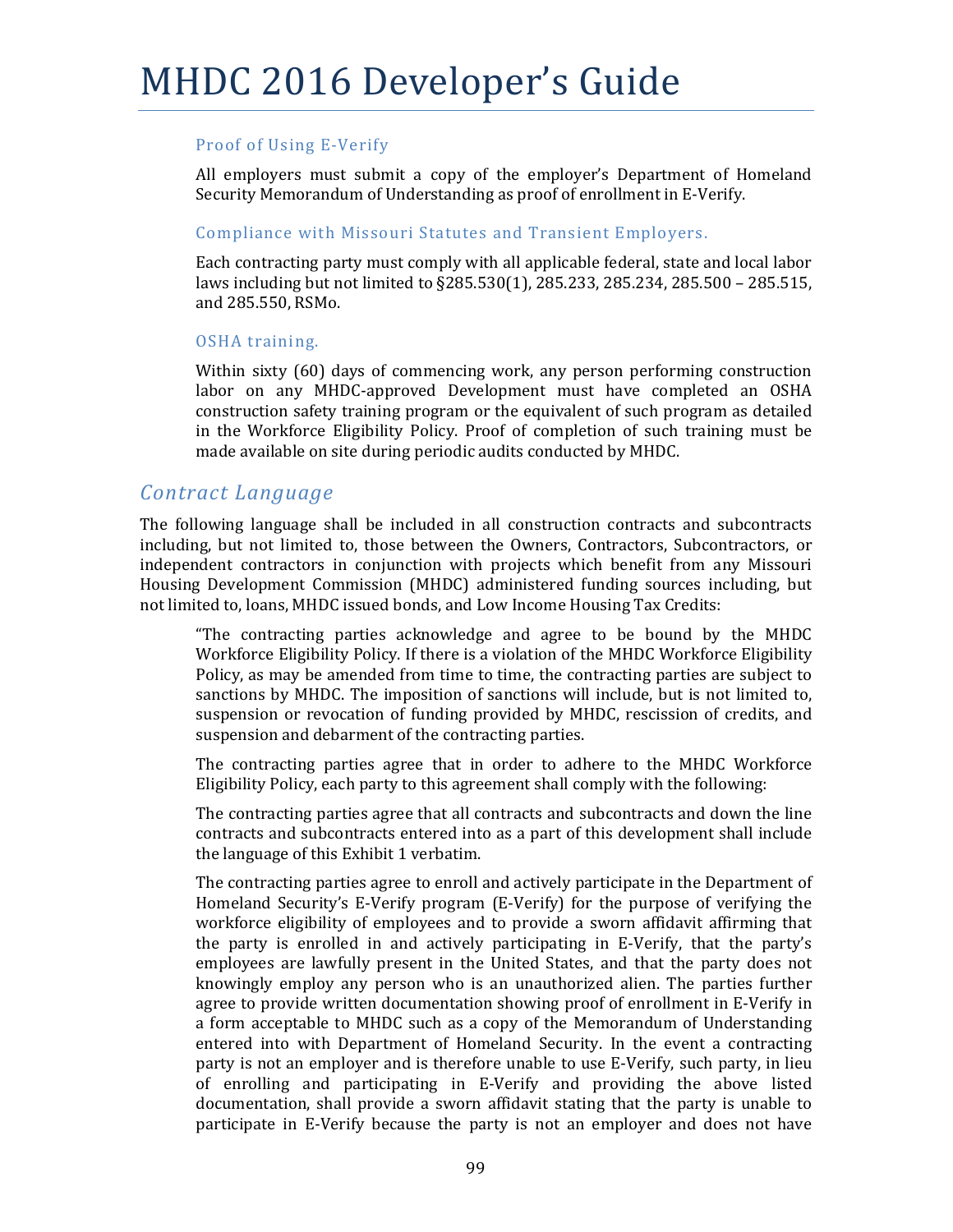### Proof of Using E-Verify

All employers must submit a copy of the employer's Department of Homeland Security Memorandum of Understanding as proof of enrollment in E-Verify.

### Compliance with Missouri Statutes and Transient Employers.

Each contracting party must comply with all applicable federal, state and local labor laws including but not limited to §285.530(1), 285.233, 285.234, 285.500 – 285.515, and 285.550, RSMo.

### OSHA training.

Within sixty (60) days of commencing work, any person performing construction labor on any MHDC-approved Development must have completed an OSHA construction safety training program or the equivalent of such program as detailed in the Workforce Eligibility Policy. Proof of completion of such training must be made available on site during periodic audits conducted by MHDC.

## *Contract Language*

The following language shall be included in all construction contracts and subcontracts including, but not limited to, those between the Owners, Contractors, Subcontractors, or independent contractors in conjunction with projects which benefit from any Missouri Housing Development Commission (MHDC) administered funding sources including, but not limited to, loans, MHDC issued bonds, and Low Income Housing Tax Credits:

> "The contracting parties acknowledge and agree to be bound by the MHDC Workforce Eligibility Policy. If there is a violation of the MHDC Workforce Eligibility Policy, as may be amended from time to time, the contracting parties are subject to sanctions by MHDC. The imposition of sanctions will include, but is not limited to, suspension or revocation of funding provided by MHDC, rescission of credits, and suspension and debarment of the contracting parties.
>
> The contracting parties agree that in order to adhere to the MHDC Workforce Eligibility Policy, each party to this agreement shall comply with the following:
>
> The contracting parties agree that all contracts and subcontracts and down the line contracts and subcontracts entered into as a part of this development shall include the language of this Exhibit 1 verbatim.
>
> The contracting parties agree to enroll and actively participate in the Department of Homeland Security's E-Verify program (E-Verify) for the purpose of verifying the workforce eligibility of employees and to provide a sworn affidavit affirming that the party is enrolled in and actively participating in E-Verify, that the party's employees are lawfully present in the United States, and that the party does not knowingly employ any person who is an unauthorized alien. The parties further agree to provide written documentation showing proof of enrollment in E-Verify in a form acceptable to MHDC such as a copy of the Memorandum of Understanding entered into with Department of Homeland Security. In the event a contracting party is not an employer and is therefore unable to use E-Verify, such party, in lieu of enrolling and participating in E-Verify and providing the above listed documentation, shall provide a sworn affidavit stating that the party is unable to participate in E-Verify because the party is not an employer and does not have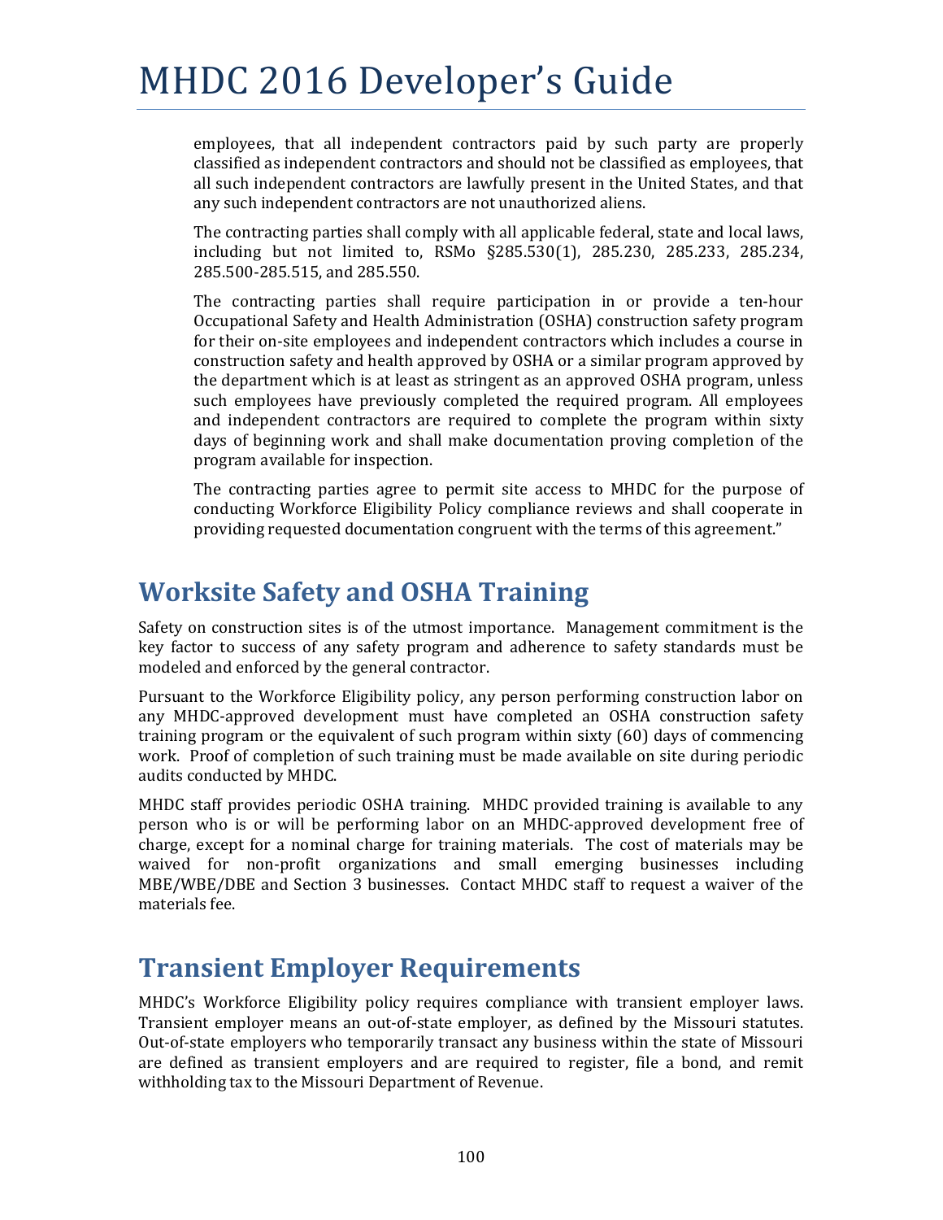employees, that all independent contractors paid by such party are properly classified as independent contractors and should not be classified as employees, that all such independent contractors are lawfully present in the United States, and that any such independent contractors are not unauthorized aliens.

The contracting parties shall comply with all applicable federal, state and local laws, including but not limited to, RSMo §285.530(1), 285.230, 285.233, 285.234, 285.500-285.515, and 285.550.

The contracting parties shall require participation in or provide a ten-hour Occupational Safety and Health Administration (OSHA) construction safety program for their on-site employees and independent contractors which includes a course in construction safety and health approved by OSHA or a similar program approved by the department which is at least as stringent as an approved OSHA program, unless such employees have previously completed the required program. All employees and independent contractors are required to complete the program within sixty days of beginning work and shall make documentation proving completion of the program available for inspection.

The contracting parties agree to permit site access to MHDC for the purpose of conducting Workforce Eligibility Policy compliance reviews and shall cooperate in providing requested documentation congruent with the terms of this agreement."

## Worksite Safety and OSHA Training

Safety on construction sites is of the utmost importance. Management commitment is the key factor to success of any safety program and adherence to safety standards must be modeled and enforced by the general contractor.

Pursuant to the Workforce Eligibility policy, any person performing construction labor on any MHDC-approved development must have completed an OSHA construction safety training program or the equivalent of such program within sixty (60) days of commencing work. Proof of completion of such training must be made available on site during periodic audits conducted by MHDC.

MHDC staff provides periodic OSHA training. MHDC provided training is available to any person who is or will be performing labor on an MHDC-approved development free of charge, except for a nominal charge for training materials. The cost of materials may be waived for non-profit organizations and small emerging businesses including MBE/WBE/DBE and Section 3 businesses. Contact MHDC staff to request a waiver of the materials fee.

## Transient Employer Requirements

MHDC's Workforce Eligibility policy requires compliance with transient employer laws. Transient employer means an out-of-state employer, as defined by the Missouri statutes. Out-of-state employers who temporarily transact any business within the state of Missouri are defined as transient employers and are required to register, file a bond, and remit withholding tax to the Missouri Department of Revenue.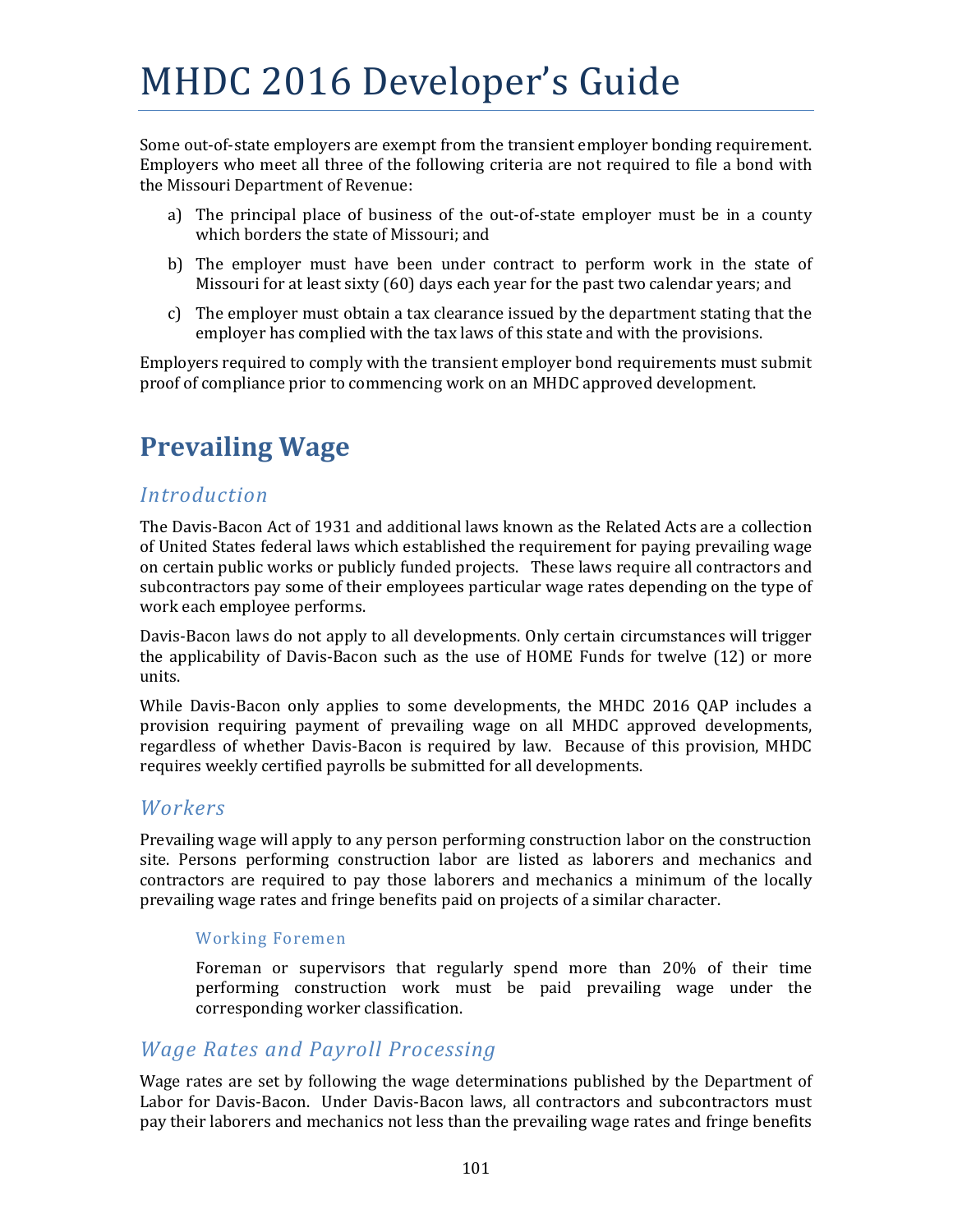Some out-of-state employers are exempt from the transient employer bonding requirement. Employers who meet all three of the following criteria are not required to file a bond with the Missouri Department of Revenue:

a) The principal place of business of the out-of-state employer must be in a county which borders the state of Missouri; and

b) The employer must have been under contract to perform work in the state of Missouri for at least sixty (60) days each year for the past two calendar years; and

c) The employer must obtain a tax clearance issued by the department stating that the employer has complied with the tax laws of this state and with the provisions.

Employers required to comply with the transient employer bond requirements must submit proof of compliance prior to commencing work on an MHDC approved development.

## Prevailing Wage

### *Introduction*

The Davis-Bacon Act of 1931 and additional laws known as the Related Acts are a collection of United States federal laws which established the requirement for paying prevailing wage on certain public works or publicly funded projects. These laws require all contractors and subcontractors pay some of their employees particular wage rates depending on the type of work each employee performs.

Davis-Bacon laws do not apply to all developments. Only certain circumstances will trigger the applicability of Davis-Bacon such as the use of HOME Funds for twelve (12) or more units.

While Davis-Bacon only applies to some developments, the MHDC 2016 QAP includes a provision requiring payment of prevailing wage on all MHDC approved developments, regardless of whether Davis-Bacon is required by law. Because of this provision, MHDC requires weekly certified payrolls be submitted for all developments.

### *Workers*

Prevailing wage will apply to any person performing construction labor on the construction site. Persons performing construction labor are listed as laborers and mechanics and contractors are required to pay those laborers and mechanics a minimum of the locally prevailing wage rates and fringe benefits paid on projects of a similar character.

#### Working Foremen

Foreman or supervisors that regularly spend more than 20% of their time performing construction work must be paid prevailing wage under the corresponding worker classification.

### *Wage Rates and Payroll Processing*

Wage rates are set by following the wage determinations published by the Department of Labor for Davis-Bacon. Under Davis-Bacon laws, all contractors and subcontractors must pay their laborers and mechanics not less than the prevailing wage rates and fringe benefits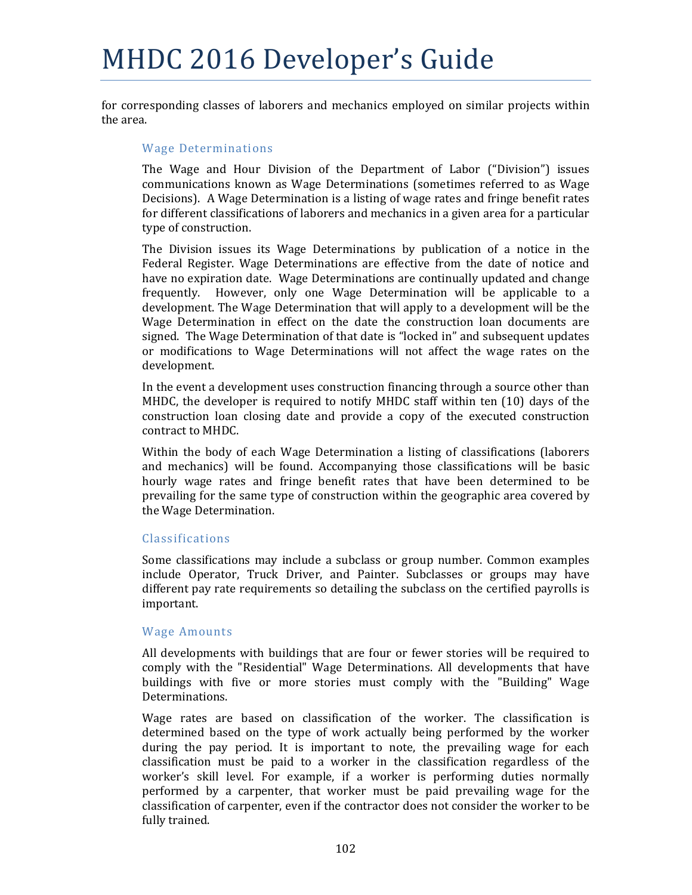for corresponding classes of laborers and mechanics employed on similar projects within the area.

### Wage Determinations

The Wage and Hour Division of the Department of Labor ("Division") issues communications known as Wage Determinations (sometimes referred to as Wage Decisions). A Wage Determination is a listing of wage rates and fringe benefit rates for different classifications of laborers and mechanics in a given area for a particular type of construction.

The Division issues its Wage Determinations by publication of a notice in the Federal Register. Wage Determinations are effective from the date of notice and have no expiration date. Wage Determinations are continually updated and change frequently. However, only one Wage Determination will be applicable to a development. The Wage Determination that will apply to a development will be the Wage Determination in effect on the date the construction loan documents are signed. The Wage Determination of that date is "locked in" and subsequent updates or modifications to Wage Determinations will not affect the wage rates on the development.

In the event a development uses construction financing through a source other than MHDC, the developer is required to notify MHDC staff within ten (10) days of the construction loan closing date and provide a copy of the executed construction contract to MHDC.

Within the body of each Wage Determination a listing of classifications (laborers and mechanics) will be found. Accompanying those classifications will be basic hourly wage rates and fringe benefit rates that have been determined to be prevailing for the same type of construction within the geographic area covered by the Wage Determination.

### Classifications

Some classifications may include a subclass or group number. Common examples include Operator, Truck Driver, and Painter. Subclasses or groups may have different pay rate requirements so detailing the subclass on the certified payrolls is important.

### Wage Amounts

All developments with buildings that are four or fewer stories will be required to comply with the "Residential" Wage Determinations. All developments that have buildings with five or more stories must comply with the "Building" Wage Determinations.

Wage rates are based on classification of the worker. The classification is determined based on the type of work actually being performed by the worker during the pay period. It is important to note, the prevailing wage for each classification must be paid to a worker in the classification regardless of the worker's skill level. For example, if a worker is performing duties normally performed by a carpenter, that worker must be paid prevailing wage for the classification of carpenter, even if the contractor does not consider the worker to be fully trained.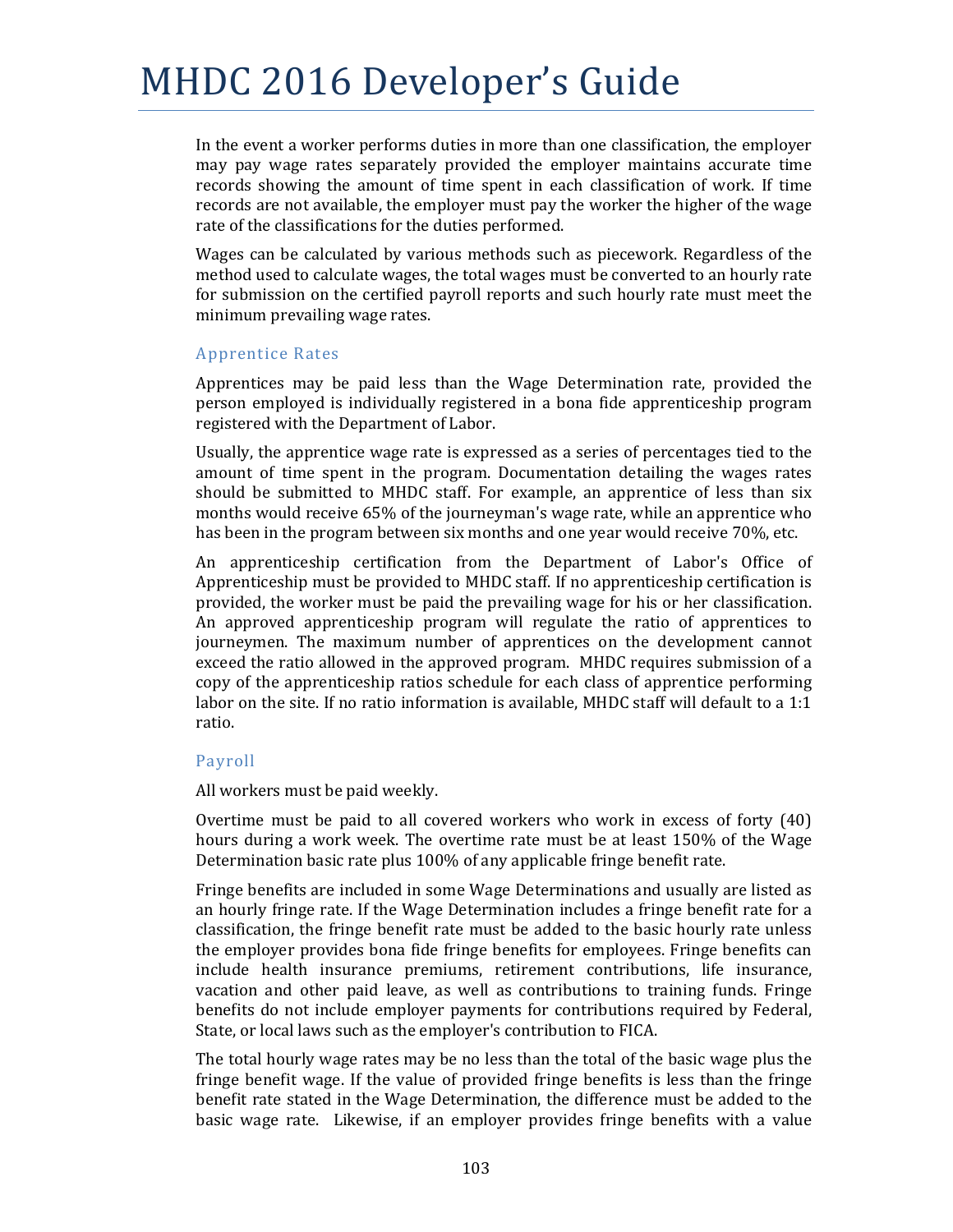In the event a worker performs duties in more than one classification, the employer may pay wage rates separately provided the employer maintains accurate time records showing the amount of time spent in each classification of work. If time records are not available, the employer must pay the worker the higher of the wage rate of the classifications for the duties performed.

Wages can be calculated by various methods such as piecework. Regardless of the method used to calculate wages, the total wages must be converted to an hourly rate for submission on the certified payroll reports and such hourly rate must meet the minimum prevailing wage rates.

### Apprentice Rates

Apprentices may be paid less than the Wage Determination rate, provided the person employed is individually registered in a bona fide apprenticeship program registered with the Department of Labor.

Usually, the apprentice wage rate is expressed as a series of percentages tied to the amount of time spent in the program. Documentation detailing the wages rates should be submitted to MHDC staff. For example, an apprentice of less than six months would receive 65% of the journeyman's wage rate, while an apprentice who has been in the program between six months and one year would receive 70%, etc.

An apprenticeship certification from the Department of Labor's Office of Apprenticeship must be provided to MHDC staff. If no apprenticeship certification is provided, the worker must be paid the prevailing wage for his or her classification. An approved apprenticeship program will regulate the ratio of apprentices to journeymen. The maximum number of apprentices on the development cannot exceed the ratio allowed in the approved program. MHDC requires submission of a copy of the apprenticeship ratios schedule for each class of apprentice performing labor on the site. If no ratio information is available, MHDC staff will default to a 1:1 ratio.

### Payroll

All workers must be paid weekly.

Overtime must be paid to all covered workers who work in excess of forty (40) hours during a work week. The overtime rate must be at least 150% of the Wage Determination basic rate plus 100% of any applicable fringe benefit rate.

Fringe benefits are included in some Wage Determinations and usually are listed as an hourly fringe rate. If the Wage Determination includes a fringe benefit rate for a classification, the fringe benefit rate must be added to the basic hourly rate unless the employer provides bona fide fringe benefits for employees. Fringe benefits can include health insurance premiums, retirement contributions, life insurance, vacation and other paid leave, as well as contributions to training funds. Fringe benefits do not include employer payments for contributions required by Federal, State, or local laws such as the employer's contribution to FICA.

The total hourly wage rates may be no less than the total of the basic wage plus the fringe benefit wage. If the value of provided fringe benefits is less than the fringe benefit rate stated in the Wage Determination, the difference must be added to the basic wage rate. Likewise, if an employer provides fringe benefits with a value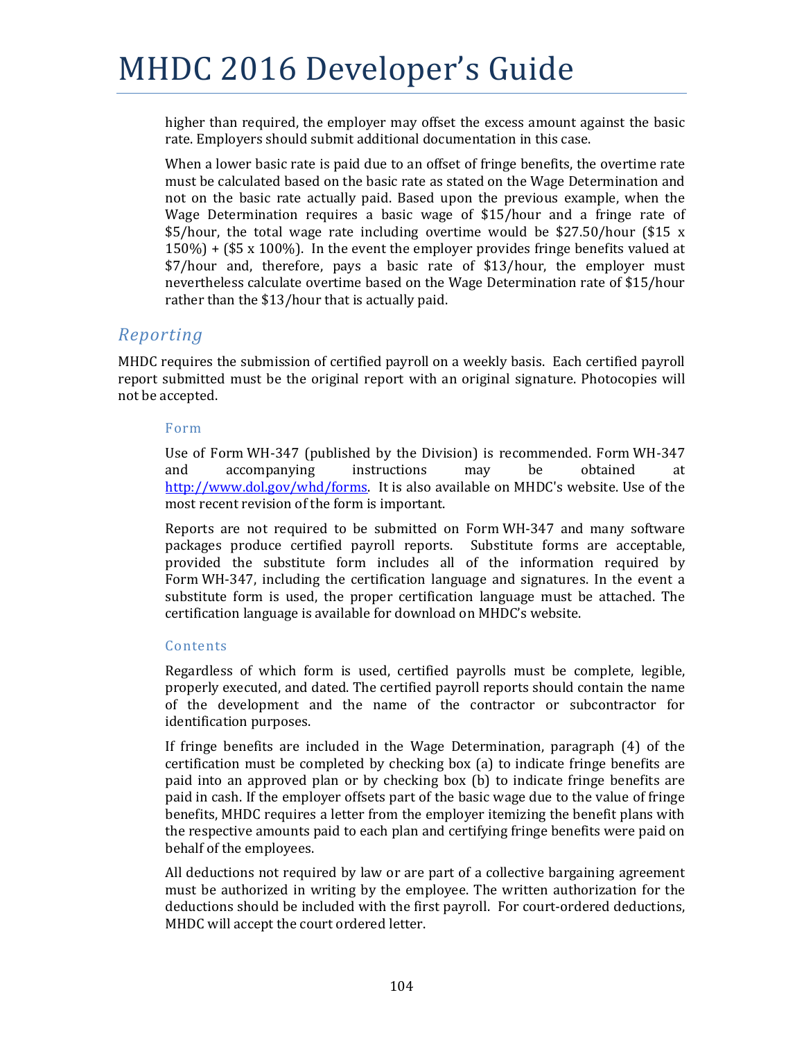higher than required, the employer may offset the excess amount against the basic rate. Employers should submit additional documentation in this case.

When a lower basic rate is paid due to an offset of fringe benefits, the overtime rate must be calculated based on the basic rate as stated on the Wage Determination and not on the basic rate actually paid. Based upon the previous example, when the Wage Determination requires a basic wage of $15/hour and a fringe rate of $5/hour, the total wage rate including overtime would be $27.50/hour ($15 x 150%) + ($5 x 100%). In the event the employer provides fringe benefits valued at $7/hour and, therefore, pays a basic rate of $13/hour, the employer must nevertheless calculate overtime based on the Wage Determination rate of $15/hour rather than the $13/hour that is actually paid.

## *Reporting*

MHDC requires the submission of certified payroll on a weekly basis. Each certified payroll report submitted must be the original report with an original signature. Photocopies will not be accepted.

### Form

Use of Form WH-347 (published by the Division) is recommended. Form WH-347 and accompanying instructions may be obtained at http://www.dol.gov/whd/forms. It is also available on MHDC's website. Use of the most recent revision of the form is important.

Reports are not required to be submitted on Form WH-347 and many software packages produce certified payroll reports. Substitute forms are acceptable, provided the substitute form includes all of the information required by Form WH-347, including the certification language and signatures. In the event a substitute form is used, the proper certification language must be attached. The certification language is available for download on MHDC's website.

### Contents

Regardless of which form is used, certified payrolls must be complete, legible, properly executed, and dated. The certified payroll reports should contain the name of the development and the name of the contractor or subcontractor for identification purposes.

If fringe benefits are included in the Wage Determination, paragraph (4) of the certification must be completed by checking box (a) to indicate fringe benefits are paid into an approved plan or by checking box (b) to indicate fringe benefits are paid in cash. If the employer offsets part of the basic wage due to the value of fringe benefits, MHDC requires a letter from the employer itemizing the benefit plans with the respective amounts paid to each plan and certifying fringe benefits were paid on behalf of the employees.

All deductions not required by law or are part of a collective bargaining agreement must be authorized in writing by the employee. The written authorization for the deductions should be included with the first payroll. For court-ordered deductions, MHDC will accept the court ordered letter.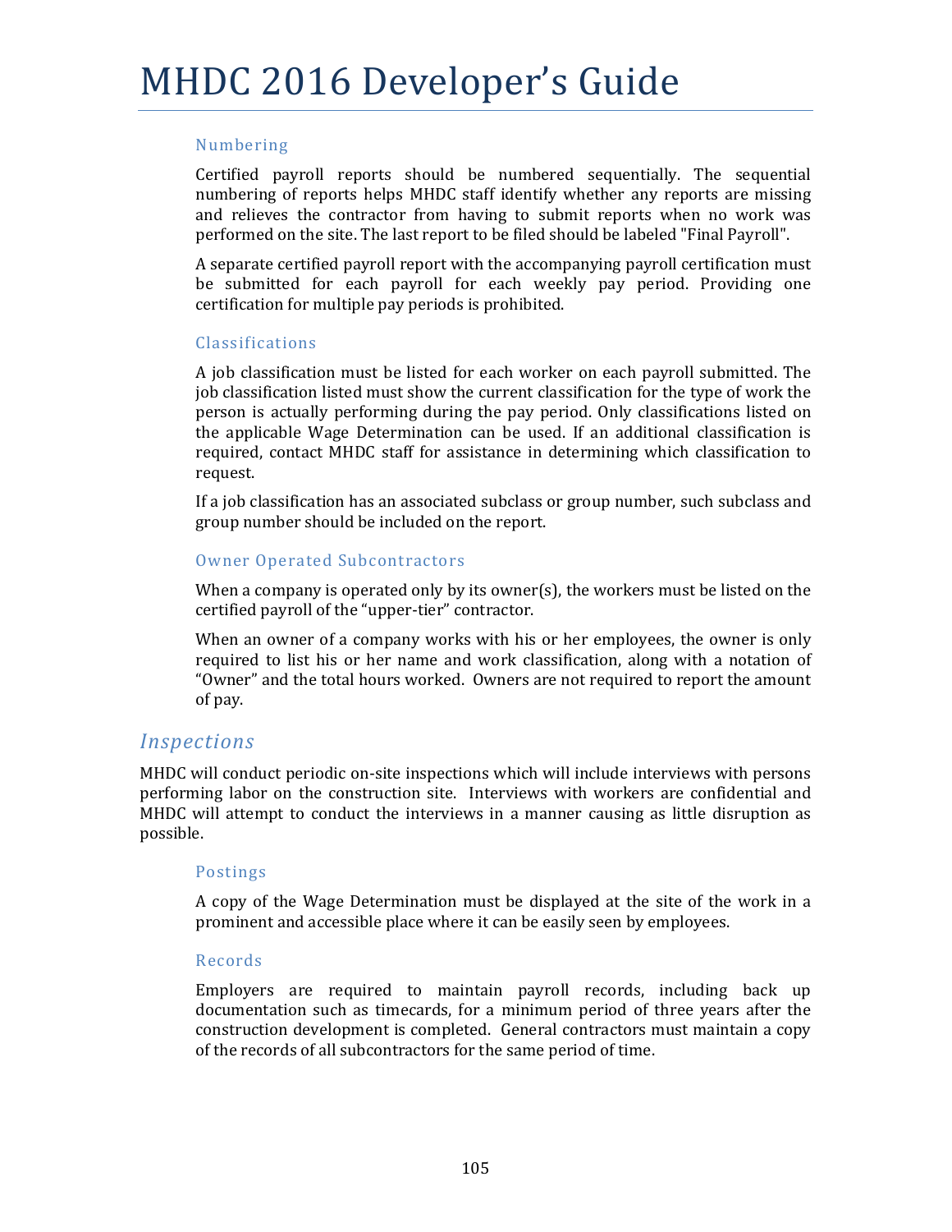#### Numbering

Certified payroll reports should be numbered sequentially. The sequential numbering of reports helps MHDC staff identify whether any reports are missing and relieves the contractor from having to submit reports when no work was performed on the site. The last report to be filed should be labeled "Final Payroll".

A separate certified payroll report with the accompanying payroll certification must be submitted for each payroll for each weekly pay period. Providing one certification for multiple pay periods is prohibited.

#### Classifications

A job classification must be listed for each worker on each payroll submitted. The job classification listed must show the current classification for the type of work the person is actually performing during the pay period. Only classifications listed on the applicable Wage Determination can be used. If an additional classification is required, contact MHDC staff for assistance in determining which classification to request.

If a job classification has an associated subclass or group number, such subclass and group number should be included on the report.

#### Owner Operated Subcontractors

When a company is operated only by its owner(s), the workers must be listed on the certified payroll of the "upper-tier" contractor.

When an owner of a company works with his or her employees, the owner is only required to list his or her name and work classification, along with a notation of "Owner" and the total hours worked. Owners are not required to report the amount of pay.

### *Inspections*

MHDC will conduct periodic on-site inspections which will include interviews with persons performing labor on the construction site. Interviews with workers are confidential and MHDC will attempt to conduct the interviews in a manner causing as little disruption as possible.

#### Postings

A copy of the Wage Determination must be displayed at the site of the work in a prominent and accessible place where it can be easily seen by employees.

#### Records

Employers are required to maintain payroll records, including back up documentation such as timecards, for a minimum period of three years after the construction development is completed. General contractors must maintain a copy of the records of all subcontractors for the same period of time.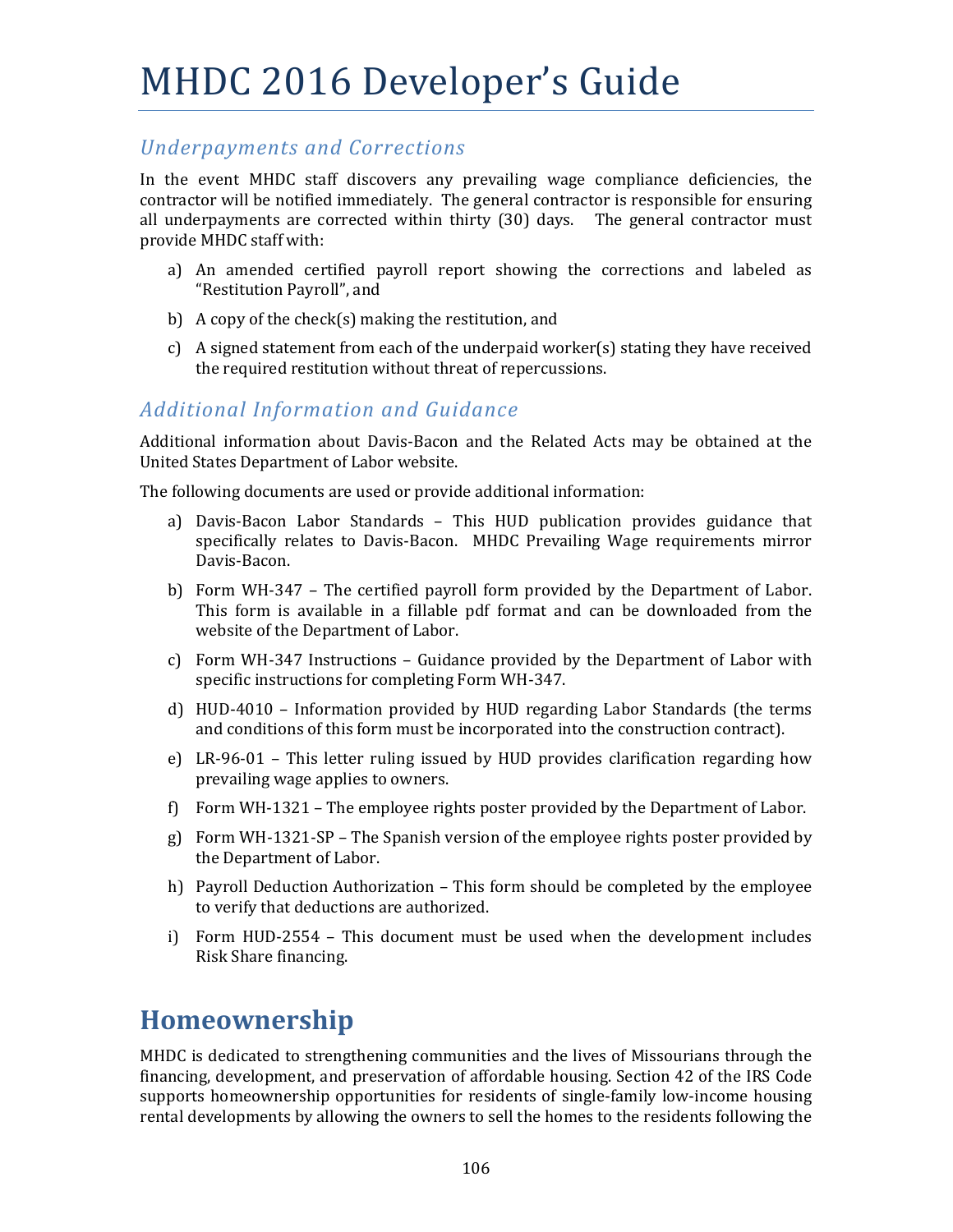### *Underpayments and Corrections*

In the event MHDC staff discovers any prevailing wage compliance deficiencies, the contractor will be notified immediately. The general contractor is responsible for ensuring all underpayments are corrected within thirty (30) days. The general contractor must provide MHDC staff with:

a) An amended certified payroll report showing the corrections and labeled as "Restitution Payroll", and

b) A copy of the check(s) making the restitution, and

c) A signed statement from each of the underpaid worker(s) stating they have received the required restitution without threat of repercussions.

### *Additional Information and Guidance*

Additional information about Davis-Bacon and the Related Acts may be obtained at the United States Department of Labor website.

The following documents are used or provide additional information:

a) Davis-Bacon Labor Standards – This HUD publication provides guidance that specifically relates to Davis-Bacon. MHDC Prevailing Wage requirements mirror Davis-Bacon.

b) Form WH-347 – The certified payroll form provided by the Department of Labor. This form is available in a fillable pdf format and can be downloaded from the website of the Department of Labor.

c) Form WH-347 Instructions – Guidance provided by the Department of Labor with specific instructions for completing Form WH-347.

d) HUD-4010 – Information provided by HUD regarding Labor Standards (the terms and conditions of this form must be incorporated into the construction contract).

e) LR-96-01 – This letter ruling issued by HUD provides clarification regarding how prevailing wage applies to owners.

f) Form WH-1321 – The employee rights poster provided by the Department of Labor.

g) Form WH-1321-SP – The Spanish version of the employee rights poster provided by the Department of Labor.

h) Payroll Deduction Authorization – This form should be completed by the employee to verify that deductions are authorized.

i) Form HUD-2554 – This document must be used when the development includes Risk Share financing.

## Homeownership

MHDC is dedicated to strengthening communities and the lives of Missourians through the financing, development, and preservation of affordable housing. Section 42 of the IRS Code supports homeownership opportunities for residents of single-family low-income housing rental developments by allowing the owners to sell the homes to the residents following the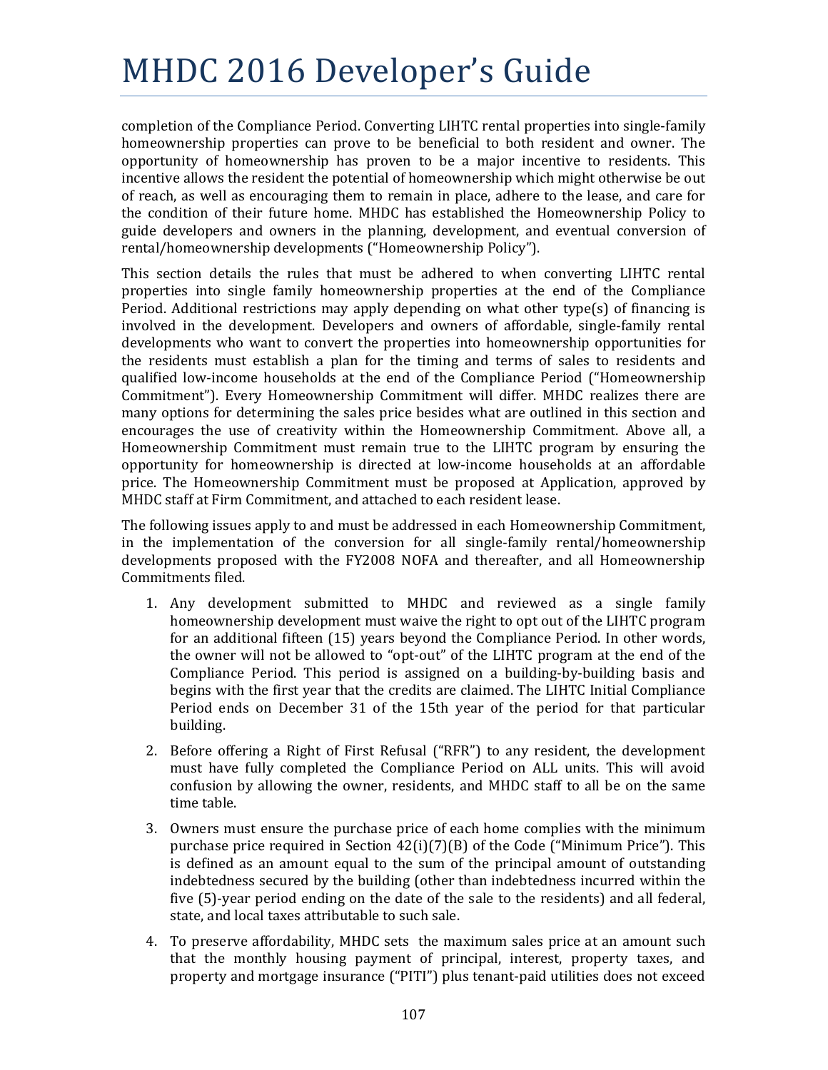completion of the Compliance Period. Converting LIHTC rental properties into single-family homeownership properties can prove to be beneficial to both resident and owner. The opportunity of homeownership has proven to be a major incentive to residents. This incentive allows the resident the potential of homeownership which might otherwise be out of reach, as well as encouraging them to remain in place, adhere to the lease, and care for the condition of their future home. MHDC has established the Homeownership Policy to guide developers and owners in the planning, development, and eventual conversion of rental/homeownership developments ("Homeownership Policy").

This section details the rules that must be adhered to when converting LIHTC rental properties into single family homeownership properties at the end of the Compliance Period. Additional restrictions may apply depending on what other type(s) of financing is involved in the development. Developers and owners of affordable, single-family rental developments who want to convert the properties into homeownership opportunities for the residents must establish a plan for the timing and terms of sales to residents and qualified low-income households at the end of the Compliance Period ("Homeownership Commitment"). Every Homeownership Commitment will differ. MHDC realizes there are many options for determining the sales price besides what are outlined in this section and encourages the use of creativity within the Homeownership Commitment. Above all, a Homeownership Commitment must remain true to the LIHTC program by ensuring the opportunity for homeownership is directed at low-income households at an affordable price. The Homeownership Commitment must be proposed at Application, approved by MHDC staff at Firm Commitment, and attached to each resident lease.

The following issues apply to and must be addressed in each Homeownership Commitment, in the implementation of the conversion for all single-family rental/homeownership developments proposed with the FY2008 NOFA and thereafter, and all Homeownership Commitments filed.

1. Any development submitted to MHDC and reviewed as a single family homeownership development must waive the right to opt out of the LIHTC program for an additional fifteen (15) years beyond the Compliance Period. In other words, the owner will not be allowed to "opt-out" of the LIHTC program at the end of the Compliance Period. This period is assigned on a building-by-building basis and begins with the first year that the credits are claimed. The LIHTC Initial Compliance Period ends on December 31 of the 15th year of the period for that particular building.

2. Before offering a Right of First Refusal ("RFR") to any resident, the development must have fully completed the Compliance Period on ALL units. This will avoid confusion by allowing the owner, residents, and MHDC staff to all be on the same time table.

3. Owners must ensure the purchase price of each home complies with the minimum purchase price required in Section 42(i)(7)(B) of the Code ("Minimum Price"). This is defined as an amount equal to the sum of the principal amount of outstanding indebtedness secured by the building (other than indebtedness incurred within the five (5)-year period ending on the date of the sale to the residents) and all federal, state, and local taxes attributable to such sale.

4. To preserve affordability, MHDC sets the maximum sales price at an amount such that the monthly housing payment of principal, interest, property taxes, and property and mortgage insurance ("PITI") plus tenant-paid utilities does not exceed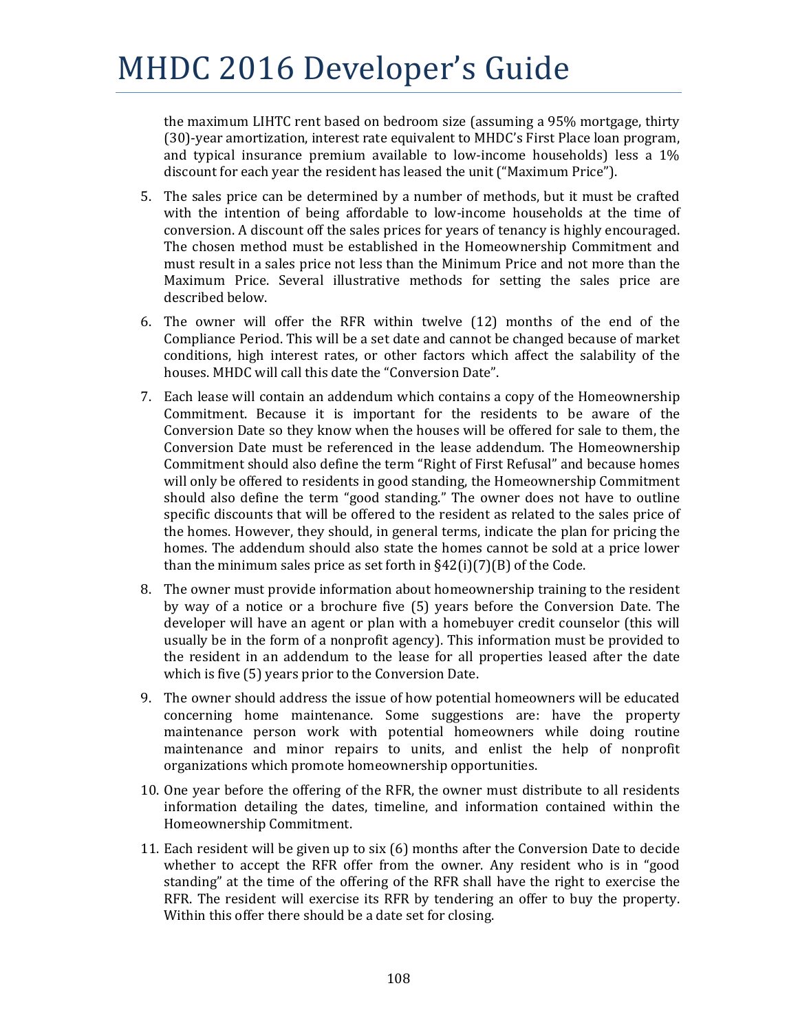the maximum LIHTC rent based on bedroom size (assuming a 95% mortgage, thirty (30)-year amortization, interest rate equivalent to MHDC's First Place loan program, and typical insurance premium available to low-income households) less a 1% discount for each year the resident has leased the unit ("Maximum Price").

5. The sales price can be determined by a number of methods, but it must be crafted with the intention of being affordable to low-income households at the time of conversion. A discount off the sales prices for years of tenancy is highly encouraged. The chosen method must be established in the Homeownership Commitment and must result in a sales price not less than the Minimum Price and not more than the Maximum Price. Several illustrative methods for setting the sales price are described below.

6. The owner will offer the RFR within twelve (12) months of the end of the Compliance Period. This will be a set date and cannot be changed because of market conditions, high interest rates, or other factors which affect the salability of the houses. MHDC will call this date the "Conversion Date".

7. Each lease will contain an addendum which contains a copy of the Homeownership Commitment. Because it is important for the residents to be aware of the Conversion Date so they know when the houses will be offered for sale to them, the Conversion Date must be referenced in the lease addendum. The Homeownership Commitment should also define the term "Right of First Refusal" and because homes will only be offered to residents in good standing, the Homeownership Commitment should also define the term "good standing." The owner does not have to outline specific discounts that will be offered to the resident as related to the sales price of the homes. However, they should, in general terms, indicate the plan for pricing the homes. The addendum should also state the homes cannot be sold at a price lower than the minimum sales price as set forth in §42(i)(7)(B) of the Code.

8. The owner must provide information about homeownership training to the resident by way of a notice or a brochure five (5) years before the Conversion Date. The developer will have an agent or plan with a homebuyer credit counselor (this will usually be in the form of a nonprofit agency). This information must be provided to the resident in an addendum to the lease for all properties leased after the date which is five (5) years prior to the Conversion Date.

9. The owner should address the issue of how potential homeowners will be educated concerning home maintenance. Some suggestions are: have the property maintenance person work with potential homeowners while doing routine maintenance and minor repairs to units, and enlist the help of nonprofit organizations which promote homeownership opportunities.

10. One year before the offering of the RFR, the owner must distribute to all residents information detailing the dates, timeline, and information contained within the Homeownership Commitment.

11. Each resident will be given up to six (6) months after the Conversion Date to decide whether to accept the RFR offer from the owner. Any resident who is in "good standing" at the time of the offering of the RFR shall have the right to exercise the RFR. The resident will exercise its RFR by tendering an offer to buy the property. Within this offer there should be a date set for closing.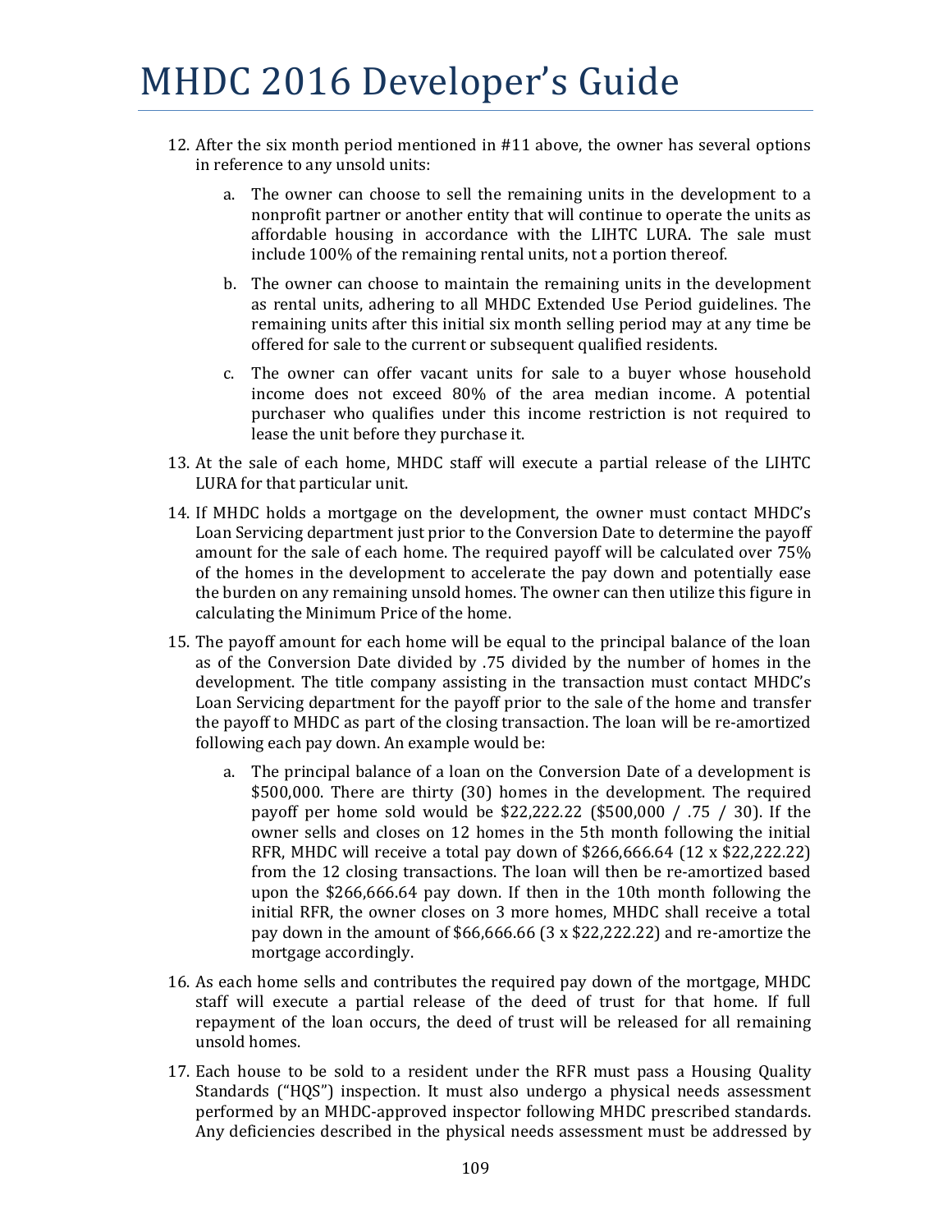12. After the six month period mentioned in #11 above, the owner has several options in reference to any unsold units:

    a. The owner can choose to sell the remaining units in the development to a nonprofit partner or another entity that will continue to operate the units as affordable housing in accordance with the LIHTC LURA. The sale must include 100% of the remaining rental units, not a portion thereof.

    b. The owner can choose to maintain the remaining units in the development as rental units, adhering to all MHDC Extended Use Period guidelines. The remaining units after this initial six month selling period may at any time be offered for sale to the current or subsequent qualified residents.

    c. The owner can offer vacant units for sale to a buyer whose household income does not exceed 80% of the area median income. A potential purchaser who qualifies under this income restriction is not required to lease the unit before they purchase it.

13. At the sale of each home, MHDC staff will execute a partial release of the LIHTC LURA for that particular unit.

14. If MHDC holds a mortgage on the development, the owner must contact MHDC's Loan Servicing department just prior to the Conversion Date to determine the payoff amount for the sale of each home. The required payoff will be calculated over 75% of the homes in the development to accelerate the pay down and potentially ease the burden on any remaining unsold homes. The owner can then utilize this figure in calculating the Minimum Price of the home.

15. The payoff amount for each home will be equal to the principal balance of the loan as of the Conversion Date divided by .75 divided by the number of homes in the development. The title company assisting in the transaction must contact MHDC's Loan Servicing department for the payoff prior to the sale of the home and transfer the payoff to MHDC as part of the closing transaction. The loan will be re-amortized following each pay down. An example would be:

    a. The principal balance of a loan on the Conversion Date of a development is $500,000. There are thirty (30) homes in the development. The required payoff per home sold would be $22,222.22 ($500,000 / .75 / 30). If the owner sells and closes on 12 homes in the 5th month following the initial RFR, MHDC will receive a total pay down of $266,666.64 (12 x $22,222.22) from the 12 closing transactions. The loan will then be re-amortized based upon the $266,666.64 pay down. If then in the 10th month following the initial RFR, the owner closes on 3 more homes, MHDC shall receive a total pay down in the amount of $66,666.66 (3 x $22,222.22) and re-amortize the mortgage accordingly.

16. As each home sells and contributes the required pay down of the mortgage, MHDC staff will execute a partial release of the deed of trust for that home. If full repayment of the loan occurs, the deed of trust will be released for all remaining unsold homes.

17. Each house to be sold to a resident under the RFR must pass a Housing Quality Standards ("HQS") inspection. It must also undergo a physical needs assessment performed by an MHDC-approved inspector following MHDC prescribed standards. Any deficiencies described in the physical needs assessment must be addressed by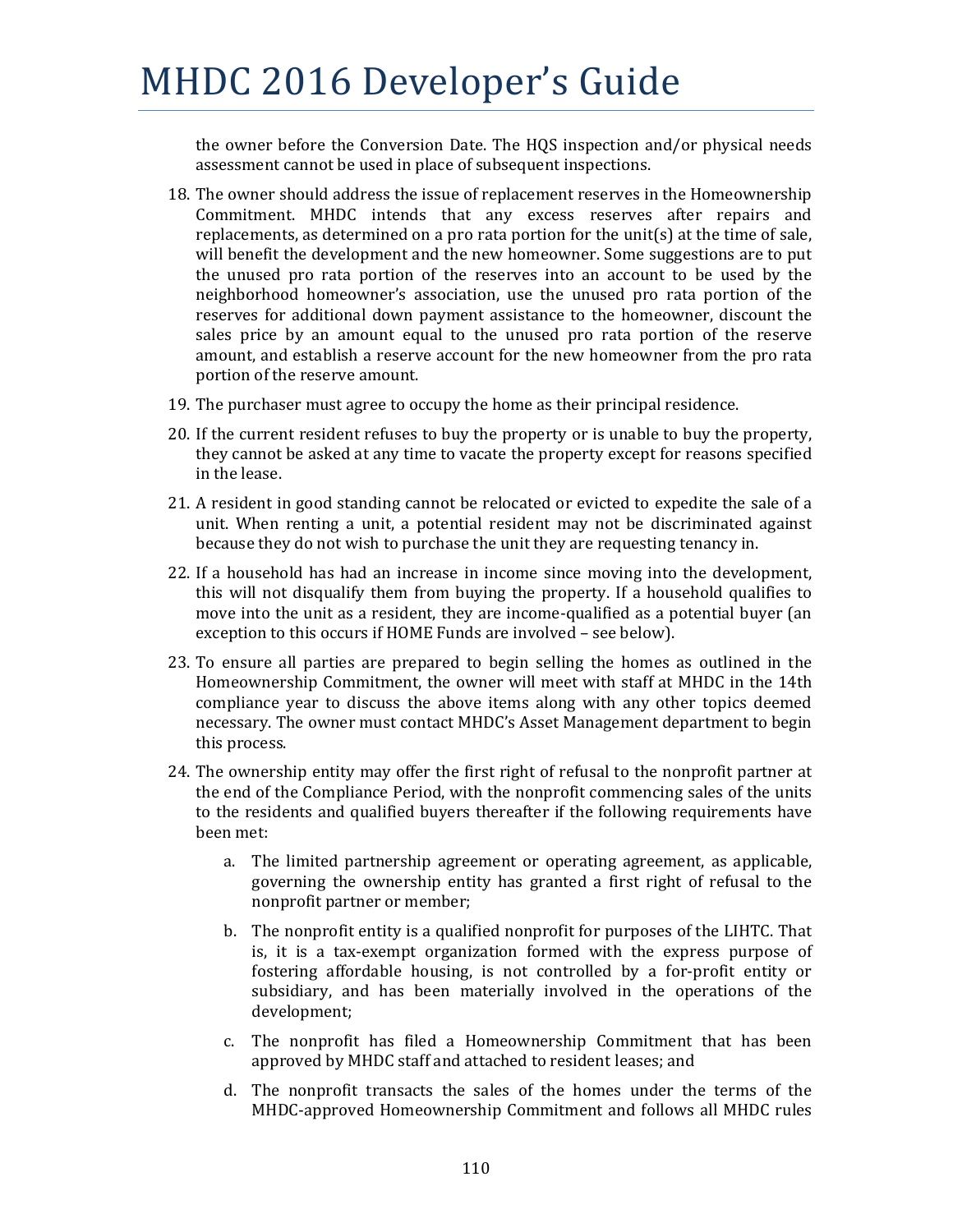the owner before the Conversion Date. The HQS inspection and/or physical needs assessment cannot be used in place of subsequent inspections.

18. The owner should address the issue of replacement reserves in the Homeownership Commitment. MHDC intends that any excess reserves after repairs and replacements, as determined on a pro rata portion for the unit(s) at the time of sale, will benefit the development and the new homeowner. Some suggestions are to put the unused pro rata portion of the reserves into an account to be used by the neighborhood homeowner's association, use the unused pro rata portion of the reserves for additional down payment assistance to the homeowner, discount the sales price by an amount equal to the unused pro rata portion of the reserve amount, and establish a reserve account for the new homeowner from the pro rata portion of the reserve amount.
19. The purchaser must agree to occupy the home as their principal residence.
20. If the current resident refuses to buy the property or is unable to buy the property, they cannot be asked at any time to vacate the property except for reasons specified in the lease.
21. A resident in good standing cannot be relocated or evicted to expedite the sale of a unit. When renting a unit, a potential resident may not be discriminated against because they do not wish to purchase the unit they are requesting tenancy in.
22. If a household has had an increase in income since moving into the development, this will not disqualify them from buying the property. If a household qualifies to move into the unit as a resident, they are income-qualified as a potential buyer (an exception to this occurs if HOME Funds are involved – see below).
23. To ensure all parties are prepared to begin selling the homes as outlined in the Homeownership Commitment, the owner will meet with staff at MHDC in the 14th compliance year to discuss the above items along with any other topics deemed necessary. The owner must contact MHDC's Asset Management department to begin this process.
24. The ownership entity may offer the first right of refusal to the nonprofit partner at the end of the Compliance Period, with the nonprofit commencing sales of the units to the residents and qualified buyers thereafter if the following requirements have been met:
    a. The limited partnership agreement or operating agreement, as applicable, governing the ownership entity has granted a first right of refusal to the nonprofit partner or member;
    b. The nonprofit entity is a qualified nonprofit for purposes of the LIHTC. That is, it is a tax-exempt organization formed with the express purpose of fostering affordable housing, is not controlled by a for-profit entity or subsidiary, and has been materially involved in the operations of the development;
    c. The nonprofit has filed a Homeownership Commitment that has been approved by MHDC staff and attached to resident leases; and
    d. The nonprofit transacts the sales of the homes under the terms of the MHDC-approved Homeownership Commitment and follows all MHDC rules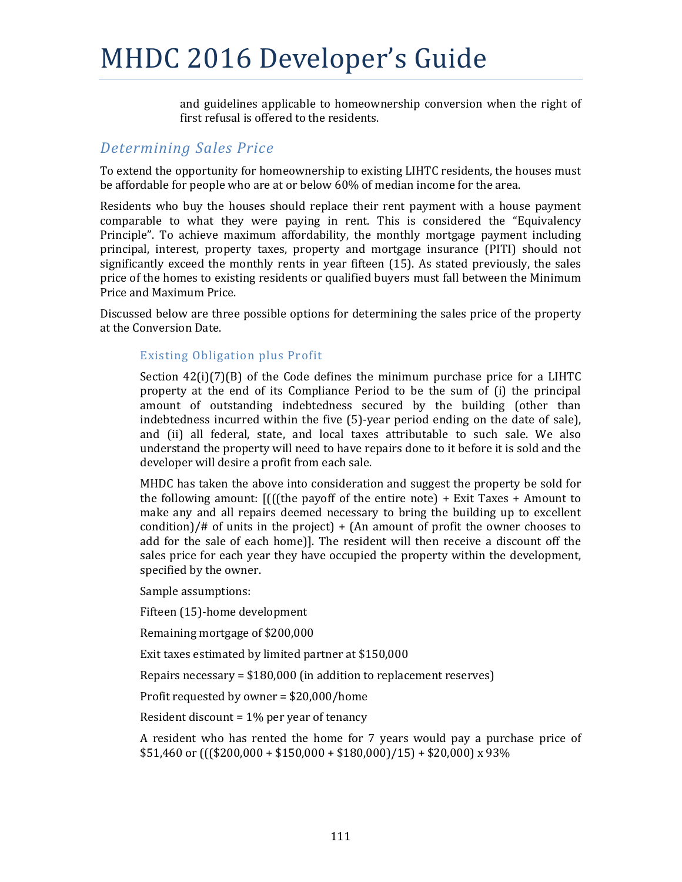and guidelines applicable to homeownership conversion when the right of first refusal is offered to the residents.

## *Determining Sales Price*

To extend the opportunity for homeownership to existing LIHTC residents, the houses must be affordable for people who are at or below 60% of median income for the area.

Residents who buy the houses should replace their rent payment with a house payment comparable to what they were paying in rent. This is considered the "Equivalency Principle". To achieve maximum affordability, the monthly mortgage payment including principal, interest, property taxes, property and mortgage insurance (PITI) should not significantly exceed the monthly rents in year fifteen (15). As stated previously, the sales price of the homes to existing residents or qualified buyers must fall between the Minimum Price and Maximum Price.

Discussed below are three possible options for determining the sales price of the property at the Conversion Date.

### Existing Obligation plus Profit

Section 42(i)(7)(B) of the Code defines the minimum purchase price for a LIHTC property at the end of its Compliance Period to be the sum of (i) the principal amount of outstanding indebtedness secured by the building (other than indebtedness incurred within the five (5)-year period ending on the date of sale), and (ii) all federal, state, and local taxes attributable to such sale. We also understand the property will need to have repairs done to it before it is sold and the developer will desire a profit from each sale.

MHDC has taken the above into consideration and suggest the property be sold for the following amount: [((((the payoff of the entire note) + Exit Taxes + Amount to make any and all repairs deemed necessary to bring the building up to excellent condition)/# of units in the project) + (An amount of profit the owner chooses to add for the sale of each home)]. The resident will then receive a discount off the sales price for each year they have occupied the property within the development, specified by the owner.

Sample assumptions:

Fifteen (15)-home development

Remaining mortgage of $200,000

Exit taxes estimated by limited partner at $150,000

Repairs necessary = $180,000 (in addition to replacement reserves)

Profit requested by owner = $20,000/home

Resident discount = 1% per year of tenancy

A resident who has rented the home for 7 years would pay a purchase price of $51,460 or ((($200,000 + $150,000 + $180,000)/15) + $20,000) x 93%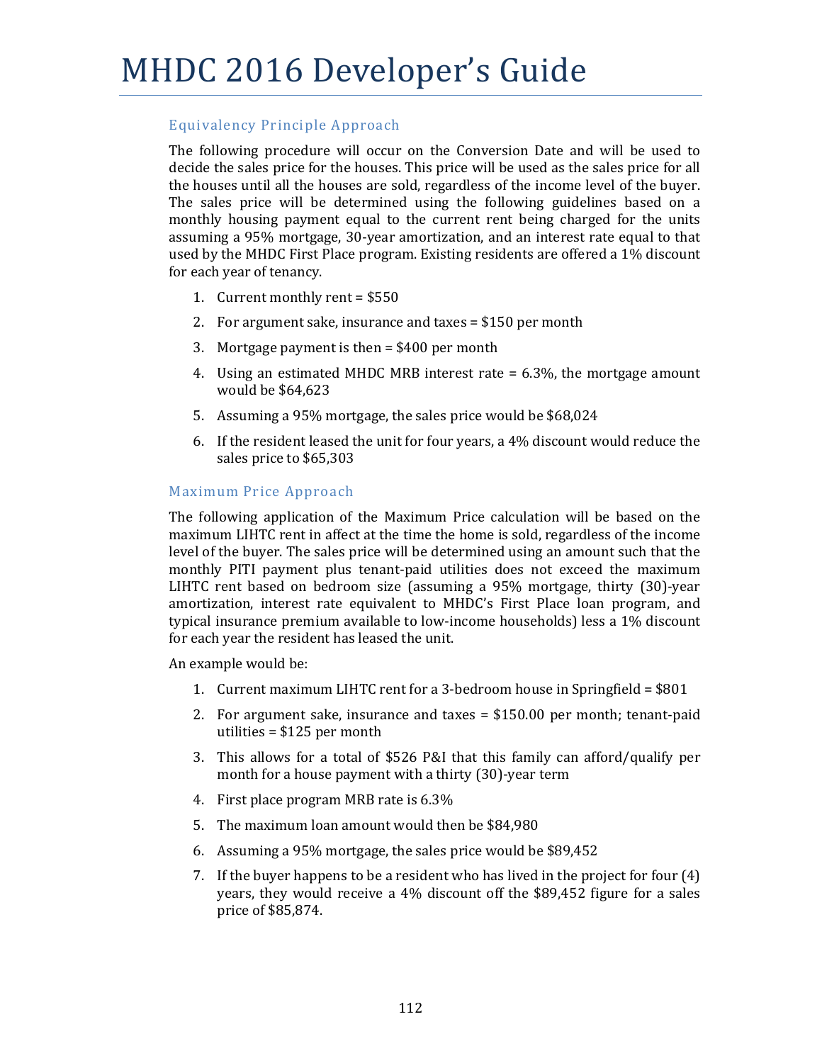## Equivalency Principle Approach

The following procedure will occur on the Conversion Date and will be used to decide the sales price for the houses. This price will be used as the sales price for all the houses until all the houses are sold, regardless of the income level of the buyer. The sales price will be determined using the following guidelines based on a monthly housing payment equal to the current rent being charged for the units assuming a 95% mortgage, 30-year amortization, and an interest rate equal to that used by the MHDC First Place program. Existing residents are offered a 1% discount for each year of tenancy.

1. Current monthly rent = $550
2. For argument sake, insurance and taxes = $150 per month
3. Mortgage payment is then = $400 per month
4. Using an estimated MHDC MRB interest rate = 6.3%, the mortgage amount would be $64,623
5. Assuming a 95% mortgage, the sales price would be $68,024
6. If the resident leased the unit for four years, a 4% discount would reduce the sales price to $65,303

## Maximum Price Approach

The following application of the Maximum Price calculation will be based on the maximum LIHTC rent in affect at the time the home is sold, regardless of the income level of the buyer. The sales price will be determined using an amount such that the monthly PITI payment plus tenant-paid utilities does not exceed the maximum LIHTC rent based on bedroom size (assuming a 95% mortgage, thirty (30)-year amortization, interest rate equivalent to MHDC's First Place loan program, and typical insurance premium available to low-income households) less a 1% discount for each year the resident has leased the unit.

An example would be:

1. Current maximum LIHTC rent for a 3-bedroom house in Springfield = $801
2. For argument sake, insurance and taxes = $150.00 per month; tenant-paid utilities = $125 per month
3. This allows for a total of $526 P&I that this family can afford/qualify per month for a house payment with a thirty (30)-year term
4. First place program MRB rate is 6.3%
5. The maximum loan amount would then be $84,980
6. Assuming a 95% mortgage, the sales price would be $89,452
7. If the buyer happens to be a resident who has lived in the project for four (4) years, they would receive a 4% discount off the $89,452 figure for a sales price of $85,874.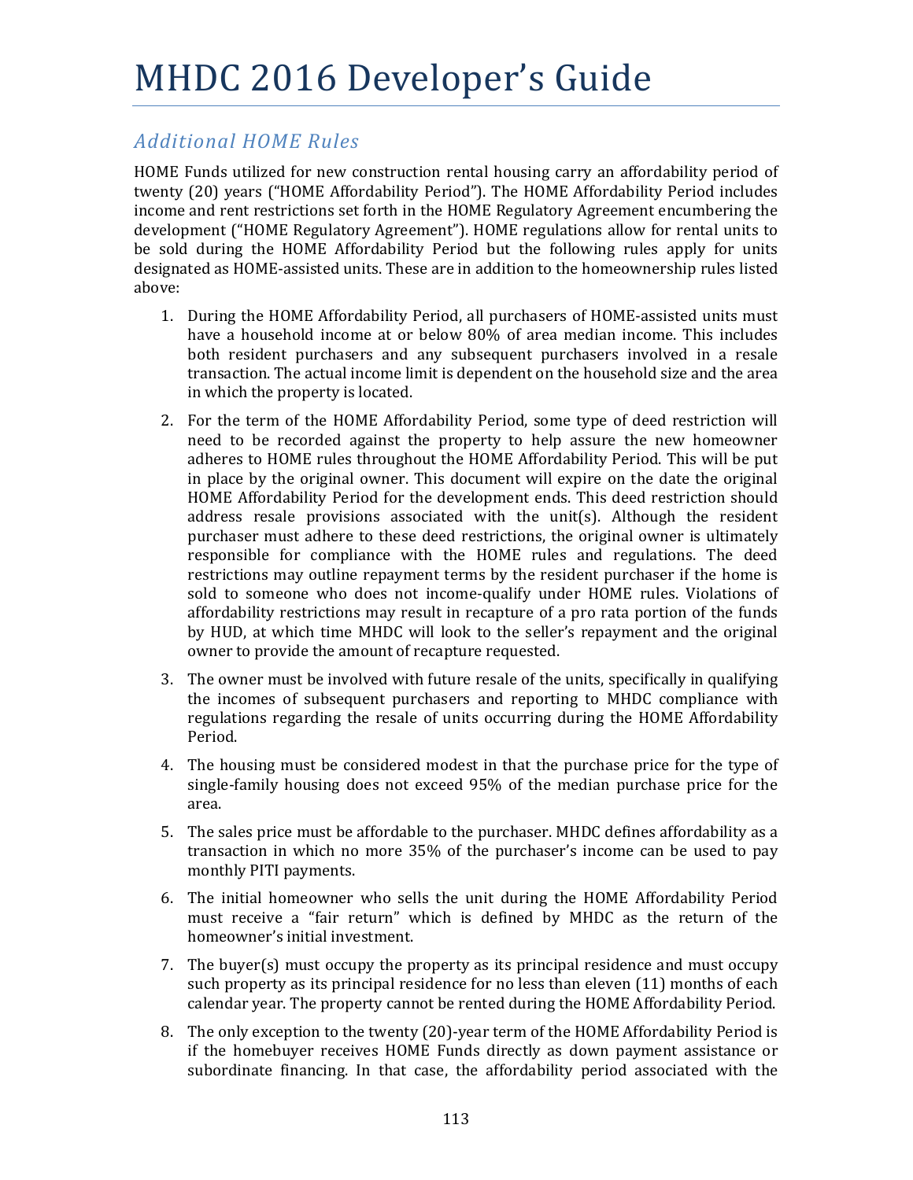### *Additional HOME Rules*

HOME Funds utilized for new construction rental housing carry an affordability period of twenty (20) years ("HOME Affordability Period"). The HOME Affordability Period includes income and rent restrictions set forth in the HOME Regulatory Agreement encumbering the development ("HOME Regulatory Agreement"). HOME regulations allow for rental units to be sold during the HOME Affordability Period but the following rules apply for units designated as HOME-assisted units. These are in addition to the homeownership rules listed above:

1. During the HOME Affordability Period, all purchasers of HOME-assisted units must have a household income at or below 80% of area median income. This includes both resident purchasers and any subsequent purchasers involved in a resale transaction. The actual income limit is dependent on the household size and the area in which the property is located.
2. For the term of the HOME Affordability Period, some type of deed restriction will need to be recorded against the property to help assure the new homeowner adheres to HOME rules throughout the HOME Affordability Period. This will be put in place by the original owner. This document will expire on the date the original HOME Affordability Period for the development ends. This deed restriction should address resale provisions associated with the unit(s). Although the resident purchaser must adhere to these deed restrictions, the original owner is ultimately responsible for compliance with the HOME rules and regulations. The deed restrictions may outline repayment terms by the resident purchaser if the home is sold to someone who does not income-qualify under HOME rules. Violations of affordability restrictions may result in recapture of a pro rata portion of the funds by HUD, at which time MHDC will look to the seller's repayment and the original owner to provide the amount of recapture requested.
3. The owner must be involved with future resale of the units, specifically in qualifying the incomes of subsequent purchasers and reporting to MHDC compliance with regulations regarding the resale of units occurring during the HOME Affordability Period.
4. The housing must be considered modest in that the purchase price for the type of single-family housing does not exceed 95% of the median purchase price for the area.
5. The sales price must be affordable to the purchaser. MHDC defines affordability as a transaction in which no more 35% of the purchaser's income can be used to pay monthly PITI payments.
6. The initial homeowner who sells the unit during the HOME Affordability Period must receive a "fair return" which is defined by MHDC as the return of the homeowner's initial investment.
7. The buyer(s) must occupy the property as its principal residence and must occupy such property as its principal residence for no less than eleven (11) months of each calendar year. The property cannot be rented during the HOME Affordability Period.
8. The only exception to the twenty (20)-year term of the HOME Affordability Period is if the homebuyer receives HOME Funds directly as down payment assistance or subordinate financing. In that case, the affordability period associated with the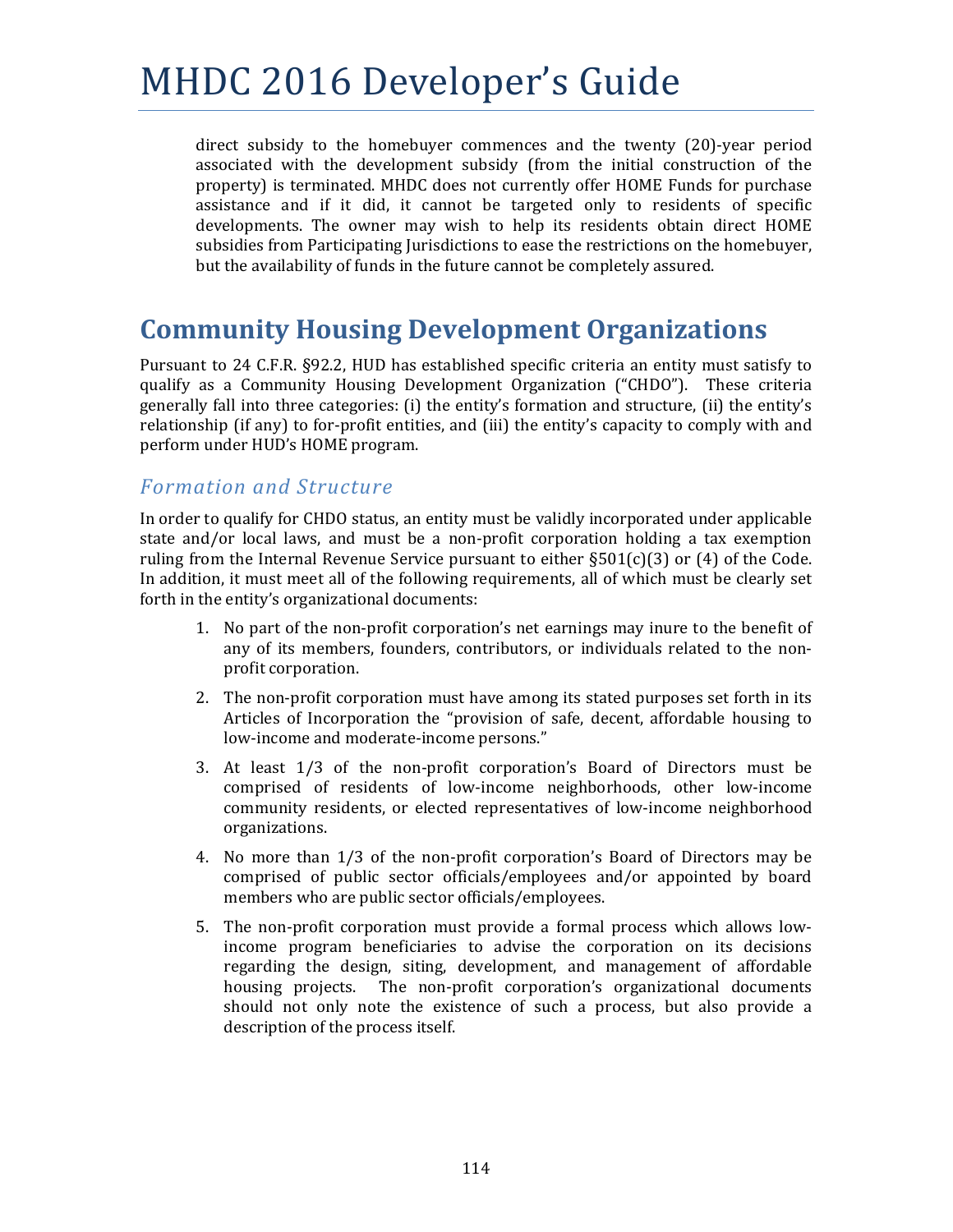direct subsidy to the homebuyer commences and the twenty (20)-year period associated with the development subsidy (from the initial construction of the property) is terminated. MHDC does not currently offer HOME Funds for purchase assistance and if it did, it cannot be targeted only to residents of specific developments. The owner may wish to help its residents obtain direct HOME subsidies from Participating Jurisdictions to ease the restrictions on the homebuyer, but the availability of funds in the future cannot be completely assured.

## Community Housing Development Organizations

Pursuant to 24 C.F.R. §92.2, HUD has established specific criteria an entity must satisfy to qualify as a Community Housing Development Organization ("CHDO"). These criteria generally fall into three categories: (i) the entity's formation and structure, (ii) the entity's relationship (if any) to for-profit entities, and (iii) the entity's capacity to comply with and perform under HUD's HOME program.

### *Formation and Structure*

In order to qualify for CHDO status, an entity must be validly incorporated under applicable state and/or local laws, and must be a non-profit corporation holding a tax exemption ruling from the Internal Revenue Service pursuant to either §501(c)(3) or (4) of the Code. In addition, it must meet all of the following requirements, all of which must be clearly set forth in the entity's organizational documents:

1. No part of the non-profit corporation's net earnings may inure to the benefit of any of its members, founders, contributors, or individuals related to the non-profit corporation.
2. The non-profit corporation must have among its stated purposes set forth in its Articles of Incorporation the "provision of safe, decent, affordable housing to low-income and moderate-income persons."
3. At least 1/3 of the non-profit corporation's Board of Directors must be comprised of residents of low-income neighborhoods, other low-income community residents, or elected representatives of low-income neighborhood organizations.
4. No more than 1/3 of the non-profit corporation's Board of Directors may be comprised of public sector officials/employees and/or appointed by board members who are public sector officials/employees.
5. The non-profit corporation must provide a formal process which allows low-income program beneficiaries to advise the corporation on its decisions regarding the design, siting, development, and management of affordable housing projects. The non-profit corporation's organizational documents should not only note the existence of such a process, but also provide a description of the process itself.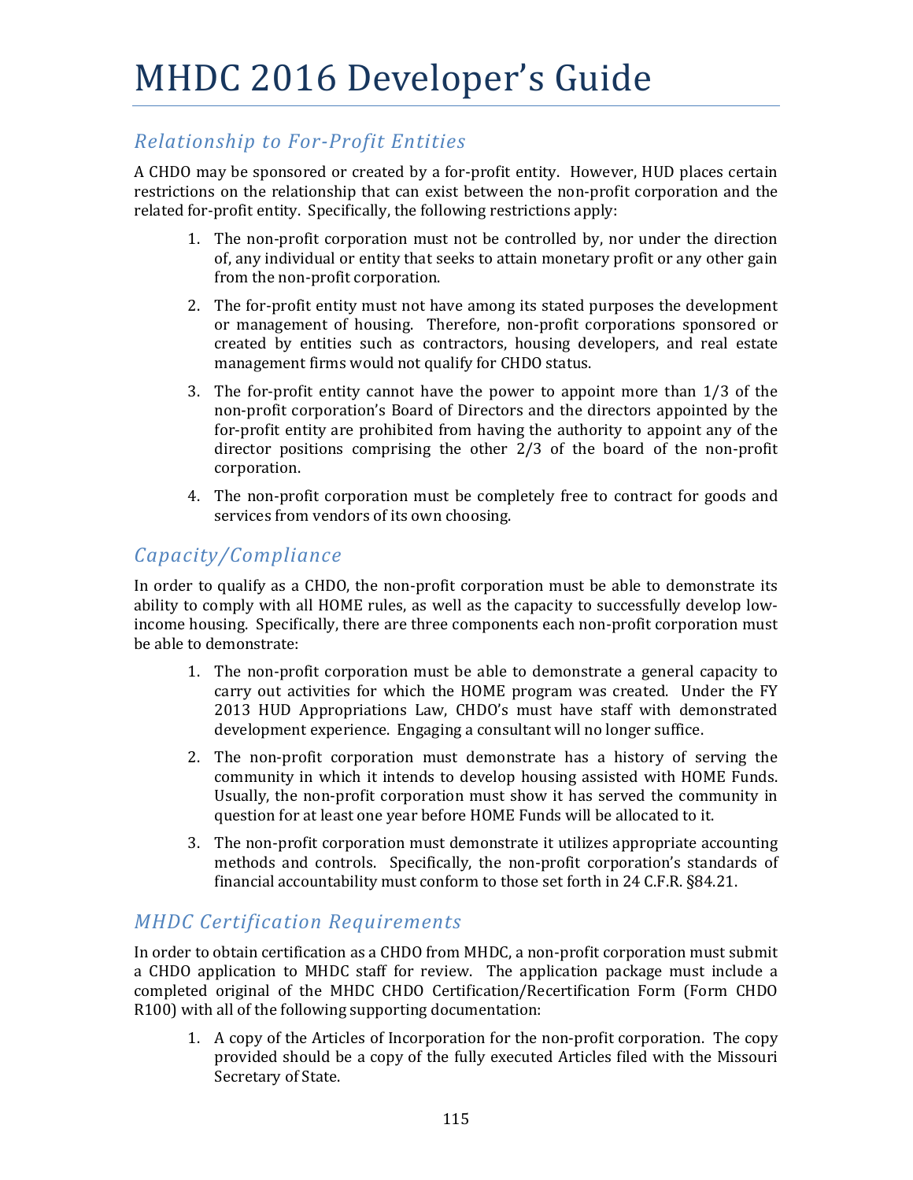### *Relationship to For-Profit Entities*

A CHDO may be sponsored or created by a for-profit entity. However, HUD places certain restrictions on the relationship that can exist between the non-profit corporation and the related for-profit entity. Specifically, the following restrictions apply:

1. The non-profit corporation must not be controlled by, nor under the direction of, any individual or entity that seeks to attain monetary profit or any other gain from the non-profit corporation.
2. The for-profit entity must not have among its stated purposes the development or management of housing. Therefore, non-profit corporations sponsored or created by entities such as contractors, housing developers, and real estate management firms would not qualify for CHDO status.
3. The for-profit entity cannot have the power to appoint more than 1/3 of the non-profit corporation's Board of Directors and the directors appointed by the for-profit entity are prohibited from having the authority to appoint any of the director positions comprising the other 2/3 of the board of the non-profit corporation.
4. The non-profit corporation must be completely free to contract for goods and services from vendors of its own choosing.

### *Capacity/Compliance*

In order to qualify as a CHDO, the non-profit corporation must be able to demonstrate its ability to comply with all HOME rules, as well as the capacity to successfully develop low-income housing. Specifically, there are three components each non-profit corporation must be able to demonstrate:

1. The non-profit corporation must be able to demonstrate a general capacity to carry out activities for which the HOME program was created. Under the FY 2013 HUD Appropriations Law, CHDO's must have staff with demonstrated development experience. Engaging a consultant will no longer suffice.
2. The non-profit corporation must demonstrate has a history of serving the community in which it intends to develop housing assisted with HOME Funds. Usually, the non-profit corporation must show it has served the community in question for at least one year before HOME Funds will be allocated to it.
3. The non-profit corporation must demonstrate it utilizes appropriate accounting methods and controls. Specifically, the non-profit corporation's standards of financial accountability must conform to those set forth in 24 C.F.R. §84.21.

### *MHDC Certification Requirements*

In order to obtain certification as a CHDO from MHDC, a non-profit corporation must submit a CHDO application to MHDC staff for review. The application package must include a completed original of the MHDC CHDO Certification/Recertification Form (Form CHDO R100) with all of the following supporting documentation:

1. A copy of the Articles of Incorporation for the non-profit corporation. The copy provided should be a copy of the fully executed Articles filed with the Missouri Secretary of State.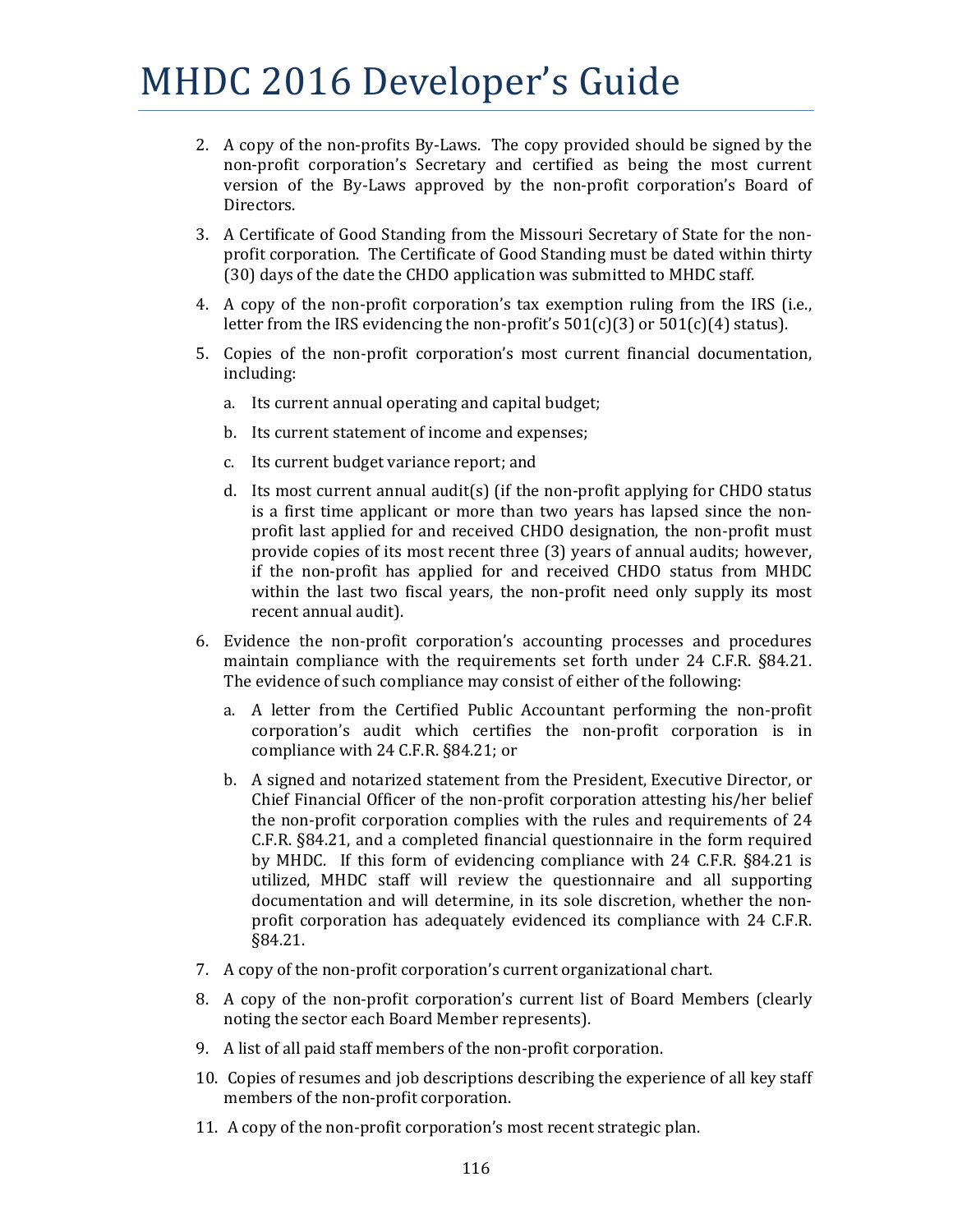2. A copy of the non-profits By-Laws. The copy provided should be signed by the non-profit corporation's Secretary and certified as being the most current version of the By-Laws approved by the non-profit corporation's Board of Directors.

3. A Certificate of Good Standing from the Missouri Secretary of State for the non-profit corporation. The Certificate of Good Standing must be dated within thirty (30) days of the date the CHDO application was submitted to MHDC staff.

4. A copy of the non-profit corporation's tax exemption ruling from the IRS (i.e., letter from the IRS evidencing the non-profit's 501(c)(3) or 501(c)(4) status).

5. Copies of the non-profit corporation's most current financial documentation, including:

   a. Its current annual operating and capital budget;

   b. Its current statement of income and expenses;

   c. Its current budget variance report; and

   d. Its most current annual audit(s) (if the non-profit applying for CHDO status is a first time applicant or more than two years has lapsed since the non-profit last applied for and received CHDO designation, the non-profit must provide copies of its most recent three (3) years of annual audits; however, if the non-profit has applied for and received CHDO status from MHDC within the last two fiscal years, the non-profit need only supply its most recent annual audit).

6. Evidence the non-profit corporation's accounting processes and procedures maintain compliance with the requirements set forth under 24 C.F.R. §84.21. The evidence of such compliance may consist of either of the following:

   a. A letter from the Certified Public Accountant performing the non-profit corporation's audit which certifies the non-profit corporation is in compliance with 24 C.F.R. §84.21; or

   b. A signed and notarized statement from the President, Executive Director, or Chief Financial Officer of the non-profit corporation attesting his/her belief the non-profit corporation complies with the rules and requirements of 24 C.F.R. §84.21, and a completed financial questionnaire in the form required by MHDC. If this form of evidencing compliance with 24 C.F.R. §84.21 is utilized, MHDC staff will review the questionnaire and all supporting documentation and will determine, in its sole discretion, whether the non-profit corporation has adequately evidenced its compliance with 24 C.F.R. §84.21.

7. A copy of the non-profit corporation's current organizational chart.

8. A copy of the non-profit corporation's current list of Board Members (clearly noting the sector each Board Member represents).

9. A list of all paid staff members of the non-profit corporation.

10. Copies of resumes and job descriptions describing the experience of all key staff members of the non-profit corporation.

11. A copy of the non-profit corporation's most recent strategic plan.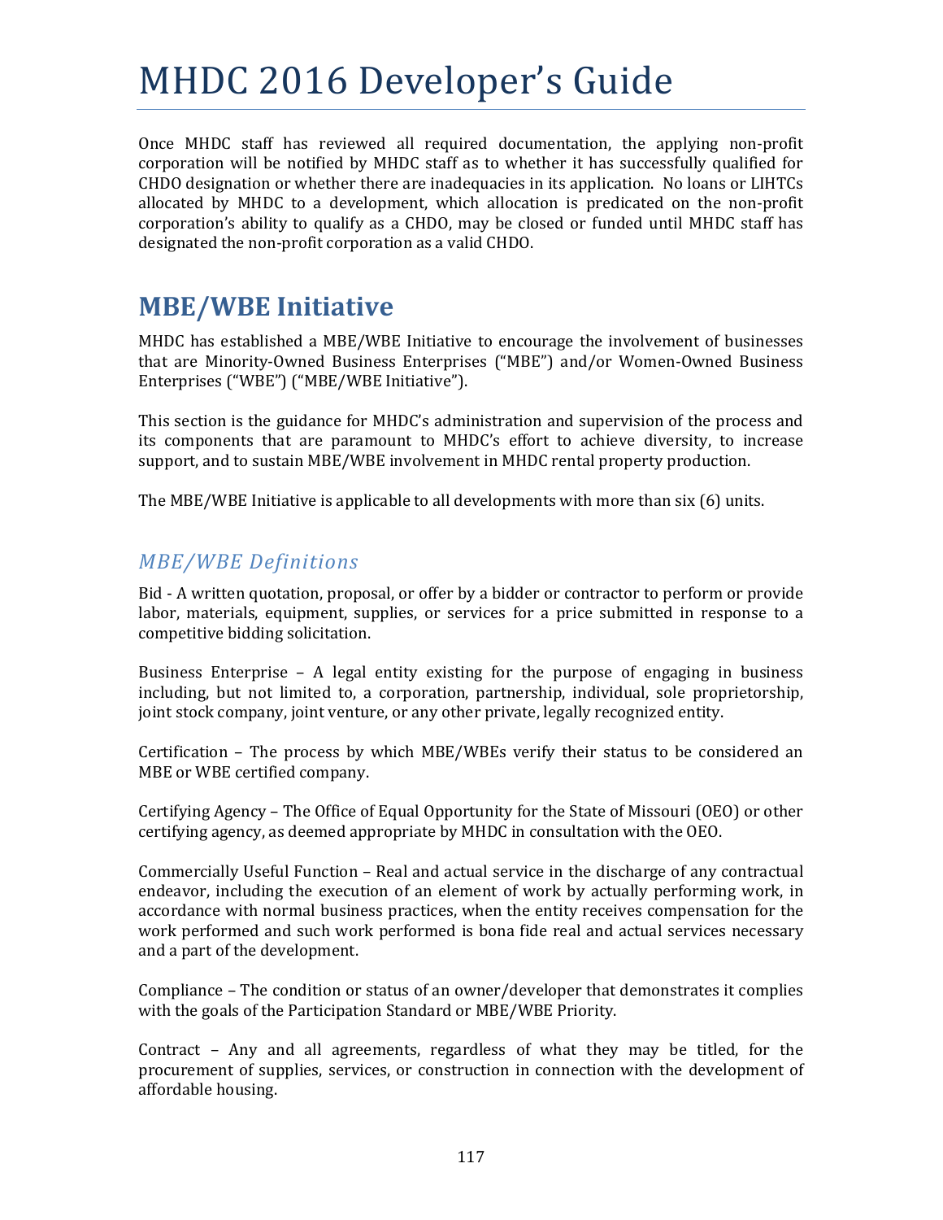Once MHDC staff has reviewed all required documentation, the applying non-profit corporation will be notified by MHDC staff as to whether it has successfully qualified for CHDO designation or whether there are inadequacies in its application. No loans or LIHTCs allocated by MHDC to a development, which allocation is predicated on the non-profit corporation's ability to qualify as a CHDO, may be closed or funded until MHDC staff has designated the non-profit corporation as a valid CHDO.

## MBE/WBE Initiative

MHDC has established a MBE/WBE Initiative to encourage the involvement of businesses that are Minority-Owned Business Enterprises ("MBE") and/or Women-Owned Business Enterprises ("WBE") ("MBE/WBE Initiative").

This section is the guidance for MHDC's administration and supervision of the process and its components that are paramount to MHDC's effort to achieve diversity, to increase support, and to sustain MBE/WBE involvement in MHDC rental property production.

The MBE/WBE Initiative is applicable to all developments with more than six (6) units.

### *MBE/WBE Definitions*

Bid - A written quotation, proposal, or offer by a bidder or contractor to perform or provide labor, materials, equipment, supplies, or services for a price submitted in response to a competitive bidding solicitation.

Business Enterprise – A legal entity existing for the purpose of engaging in business including, but not limited to, a corporation, partnership, individual, sole proprietorship, joint stock company, joint venture, or any other private, legally recognized entity.

Certification – The process by which MBE/WBEs verify their status to be considered an MBE or WBE certified company.

Certifying Agency – The Office of Equal Opportunity for the State of Missouri (OEO) or other certifying agency, as deemed appropriate by MHDC in consultation with the OEO.

Commercially Useful Function – Real and actual service in the discharge of any contractual endeavor, including the execution of an element of work by actually performing work, in accordance with normal business practices, when the entity receives compensation for the work performed and such work performed is bona fide real and actual services necessary and a part of the development.

Compliance – The condition or status of an owner/developer that demonstrates it complies with the goals of the Participation Standard or MBE/WBE Priority.

Contract – Any and all agreements, regardless of what they may be titled, for the procurement of supplies, services, or construction in connection with the development of affordable housing.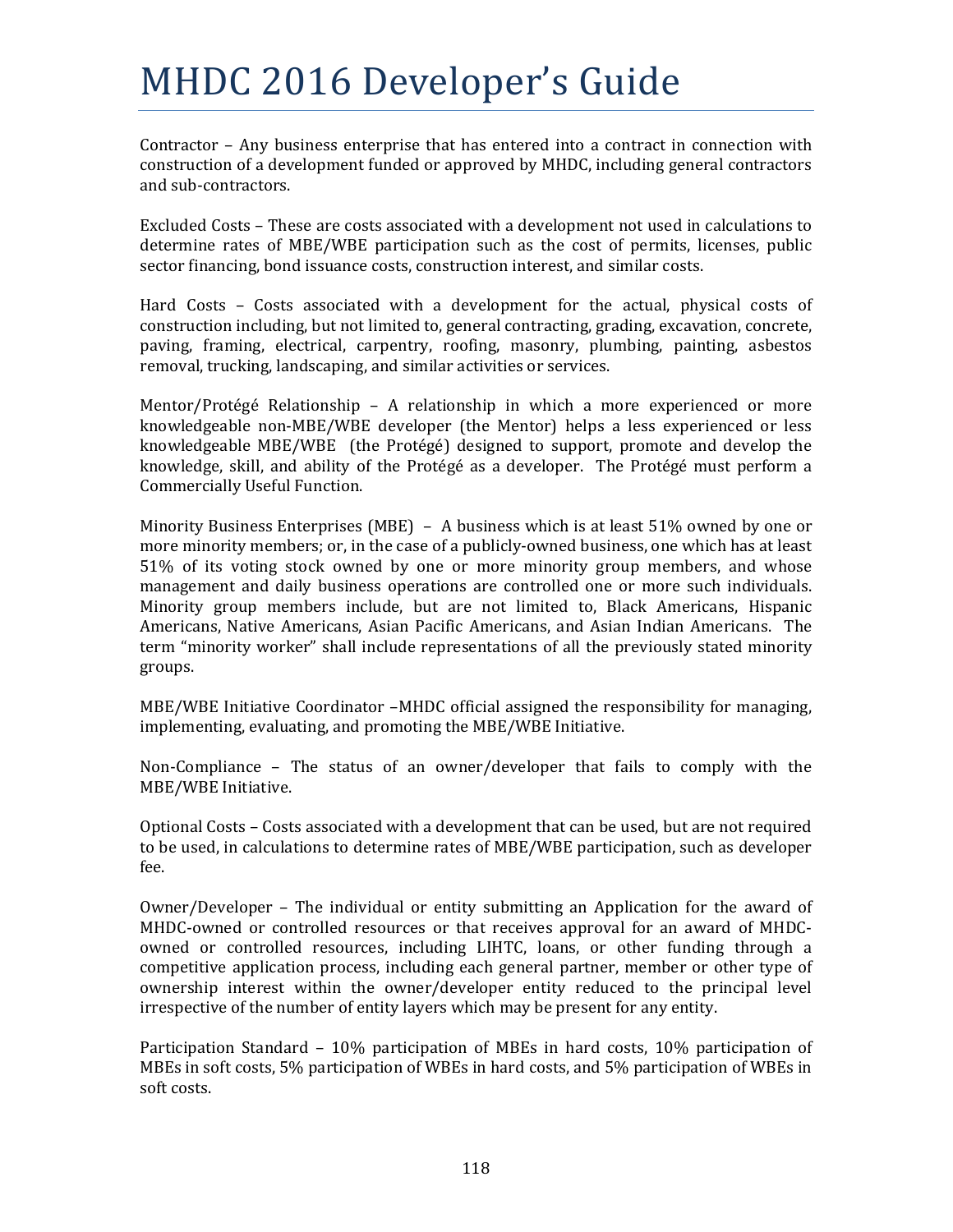Contractor – Any business enterprise that has entered into a contract in connection with construction of a development funded or approved by MHDC, including general contractors and sub-contractors.

Excluded Costs – These are costs associated with a development not used in calculations to determine rates of MBE/WBE participation such as the cost of permits, licenses, public sector financing, bond issuance costs, construction interest, and similar costs.

Hard Costs – Costs associated with a development for the actual, physical costs of construction including, but not limited to, general contracting, grading, excavation, concrete, paving, framing, electrical, carpentry, roofing, masonry, plumbing, painting, asbestos removal, trucking, landscaping, and similar activities or services.

Mentor/Protégé Relationship – A relationship in which a more experienced or more knowledgeable non-MBE/WBE developer (the Mentor) helps a less experienced or less knowledgeable MBE/WBE (the Protégé) designed to support, promote and develop the knowledge, skill, and ability of the Protégé as a developer. The Protégé must perform a Commercially Useful Function.

Minority Business Enterprises (MBE) – A business which is at least 51% owned by one or more minority members; or, in the case of a publicly-owned business, one which has at least 51% of its voting stock owned by one or more minority group members, and whose management and daily business operations are controlled one or more such individuals. Minority group members include, but are not limited to, Black Americans, Hispanic Americans, Native Americans, Asian Pacific Americans, and Asian Indian Americans. The term "minority worker" shall include representations of all the previously stated minority groups.

MBE/WBE Initiative Coordinator –MHDC official assigned the responsibility for managing, implementing, evaluating, and promoting the MBE/WBE Initiative.

Non-Compliance – The status of an owner/developer that fails to comply with the MBE/WBE Initiative.

Optional Costs – Costs associated with a development that can be used, but are not required to be used, in calculations to determine rates of MBE/WBE participation, such as developer fee.

Owner/Developer – The individual or entity submitting an Application for the award of MHDC-owned or controlled resources or that receives approval for an award of MHDC-owned or controlled resources, including LIHTC, loans, or other funding through a competitive application process, including each general partner, member or other type of ownership interest within the owner/developer entity reduced to the principal level irrespective of the number of entity layers which may be present for any entity.

Participation Standard – 10% participation of MBEs in hard costs, 10% participation of MBEs in soft costs, 5% participation of WBEs in hard costs, and 5% participation of WBEs in soft costs.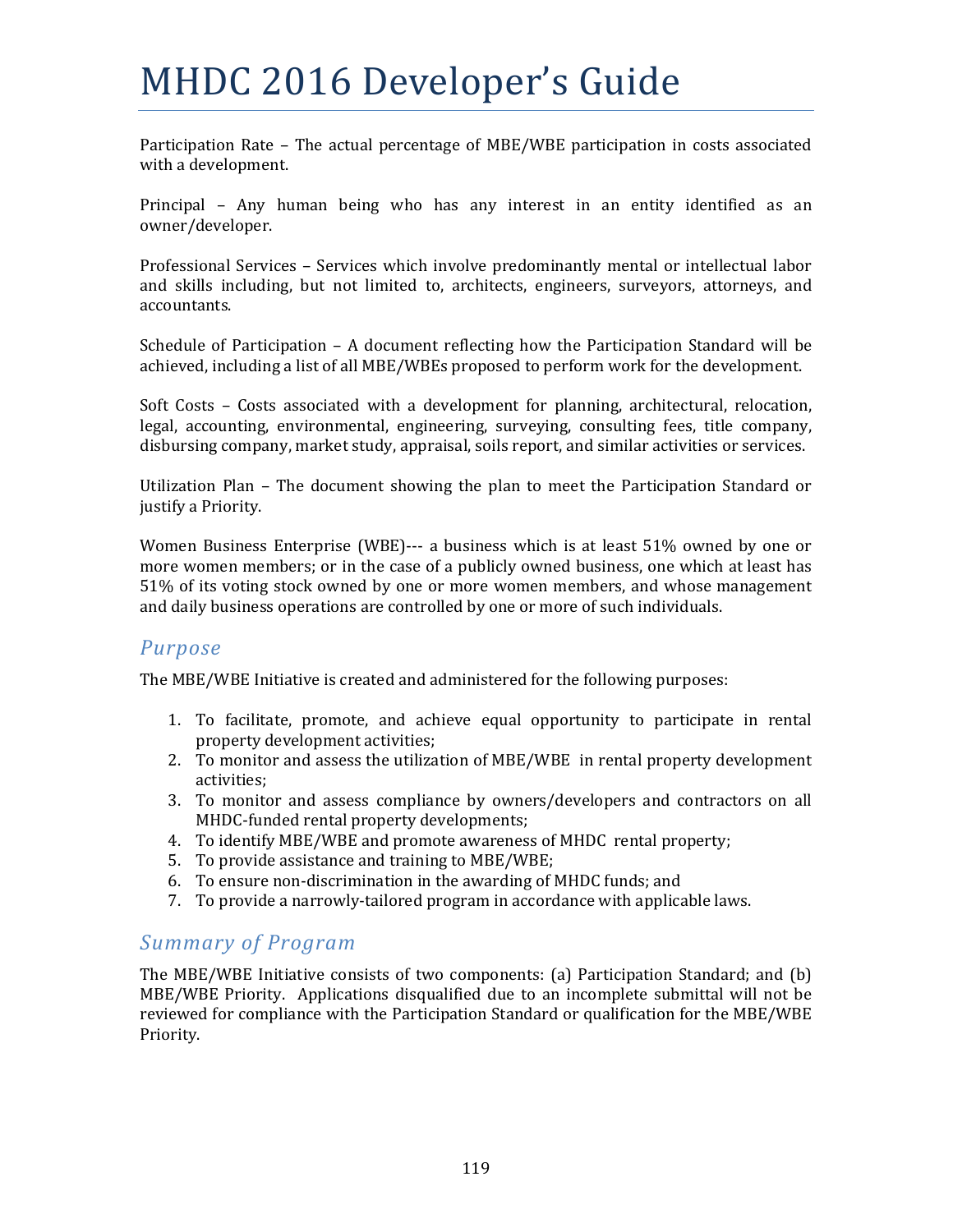Participation Rate – The actual percentage of MBE/WBE participation in costs associated with a development.

Principal – Any human being who has any interest in an entity identified as an owner/developer.

Professional Services – Services which involve predominantly mental or intellectual labor and skills including, but not limited to, architects, engineers, surveyors, attorneys, and accountants.

Schedule of Participation – A document reflecting how the Participation Standard will be achieved, including a list of all MBE/WBEs proposed to perform work for the development.

Soft Costs – Costs associated with a development for planning, architectural, relocation, legal, accounting, environmental, engineering, surveying, consulting fees, title company, disbursing company, market study, appraisal, soils report, and similar activities or services.

Utilization Plan – The document showing the plan to meet the Participation Standard or justify a Priority.

Women Business Enterprise (WBE)--- a business which is at least 51% owned by one or more women members; or in the case of a publicly owned business, one which at least has 51% of its voting stock owned by one or more women members, and whose management and daily business operations are controlled by one or more of such individuals.

## *Purpose*

The MBE/WBE Initiative is created and administered for the following purposes:

1. To facilitate, promote, and achieve equal opportunity to participate in rental property development activities;
2. To monitor and assess the utilization of MBE/WBE in rental property development activities;
3. To monitor and assess compliance by owners/developers and contractors on all MHDC-funded rental property developments;
4. To identify MBE/WBE and promote awareness of MHDC rental property;
5. To provide assistance and training to MBE/WBE;
6. To ensure non-discrimination in the awarding of MHDC funds; and
7. To provide a narrowly-tailored program in accordance with applicable laws.

## *Summary of Program*

The MBE/WBE Initiative consists of two components: (a) Participation Standard; and (b) MBE/WBE Priority. Applications disqualified due to an incomplete submittal will not be reviewed for compliance with the Participation Standard or qualification for the MBE/WBE Priority.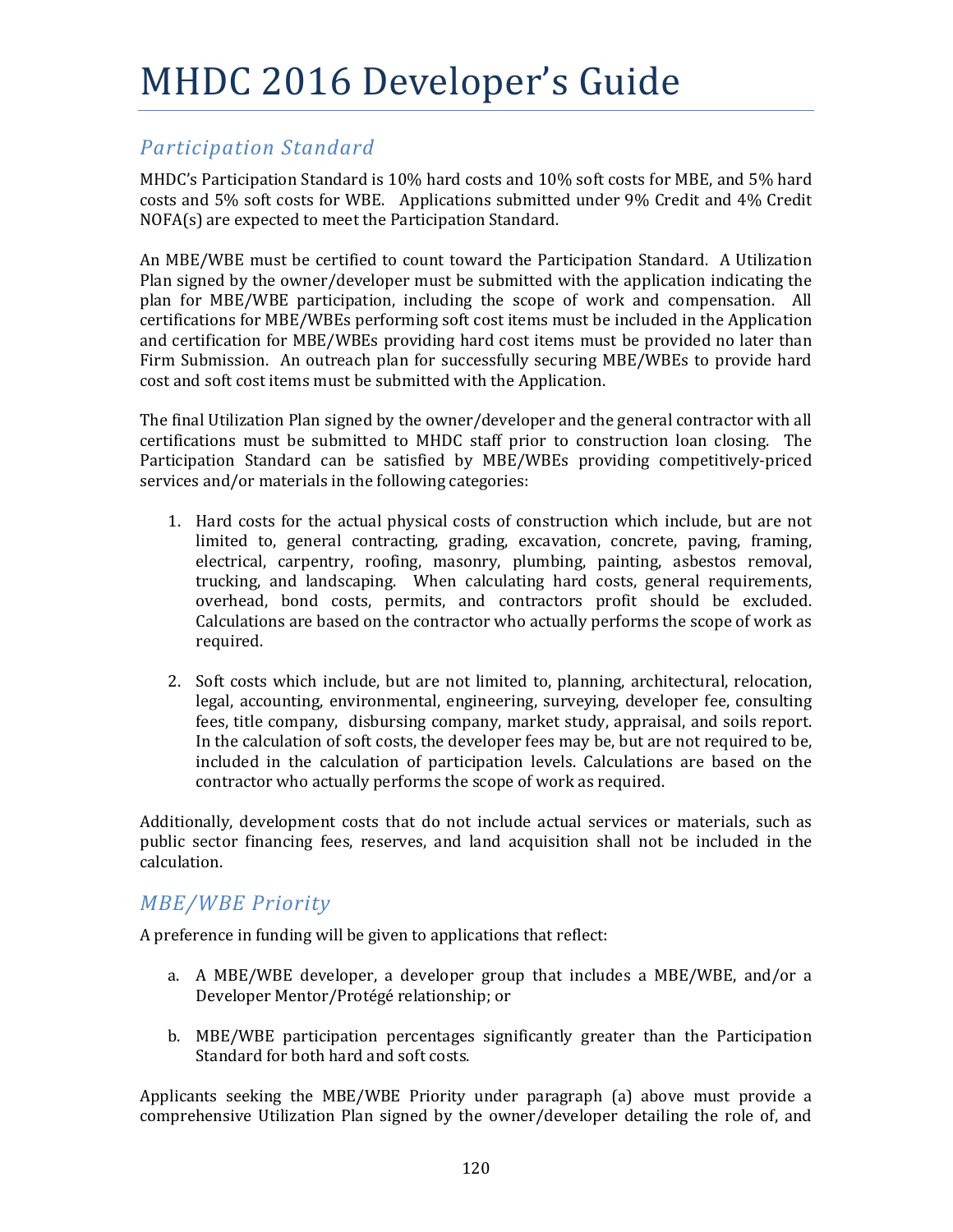## Participation Standard

MHDC's Participation Standard is 10% hard costs and 10% soft costs for MBE, and 5% hard costs and 5% soft costs for WBE. Applications submitted under 9% Credit and 4% Credit NOFA(s) are expected to meet the Participation Standard.

An MBE/WBE must be certified to count toward the Participation Standard. A Utilization Plan signed by the owner/developer must be submitted with the application indicating the plan for MBE/WBE participation, including the scope of work and compensation. All certifications for MBE/WBEs performing soft cost items must be included in the Application and certification for MBE/WBEs providing hard cost items must be provided no later than Firm Submission. An outreach plan for successfully securing MBE/WBEs to provide hard cost and soft cost items must be submitted with the Application.

The final Utilization Plan signed by the owner/developer and the general contractor with all certifications must be submitted to MHDC staff prior to construction loan closing. The Participation Standard can be satisfied by MBE/WBEs providing competitively-priced services and/or materials in the following categories:

1. Hard costs for the actual physical costs of construction which include, but are not limited to, general contracting, grading, excavation, concrete, paving, framing, electrical, carpentry, roofing, masonry, plumbing, painting, asbestos removal, trucking, and landscaping. When calculating hard costs, general requirements, overhead, bond costs, permits, and contractors profit should be excluded. Calculations are based on the contractor who actually performs the scope of work as required.

2. Soft costs which include, but are not limited to, planning, architectural, relocation, legal, accounting, environmental, engineering, surveying, developer fee, consulting fees, title company, disbursing company, market study, appraisal, and soils report. In the calculation of soft costs, the developer fees may be, but are not required to be, included in the calculation of participation levels. Calculations are based on the contractor who actually performs the scope of work as required.

Additionally, development costs that do not include actual services or materials, such as public sector financing fees, reserves, and land acquisition shall not be included in the calculation.

## MBE/WBE Priority

A preference in funding will be given to applications that reflect:

a. A MBE/WBE developer, a developer group that includes a MBE/WBE, and/or a Developer Mentor/Protégé relationship; or

b. MBE/WBE participation percentages significantly greater than the Participation Standard for both hard and soft costs.

Applicants seeking the MBE/WBE Priority under paragraph (a) above must provide a comprehensive Utilization Plan signed by the owner/developer detailing the role of, and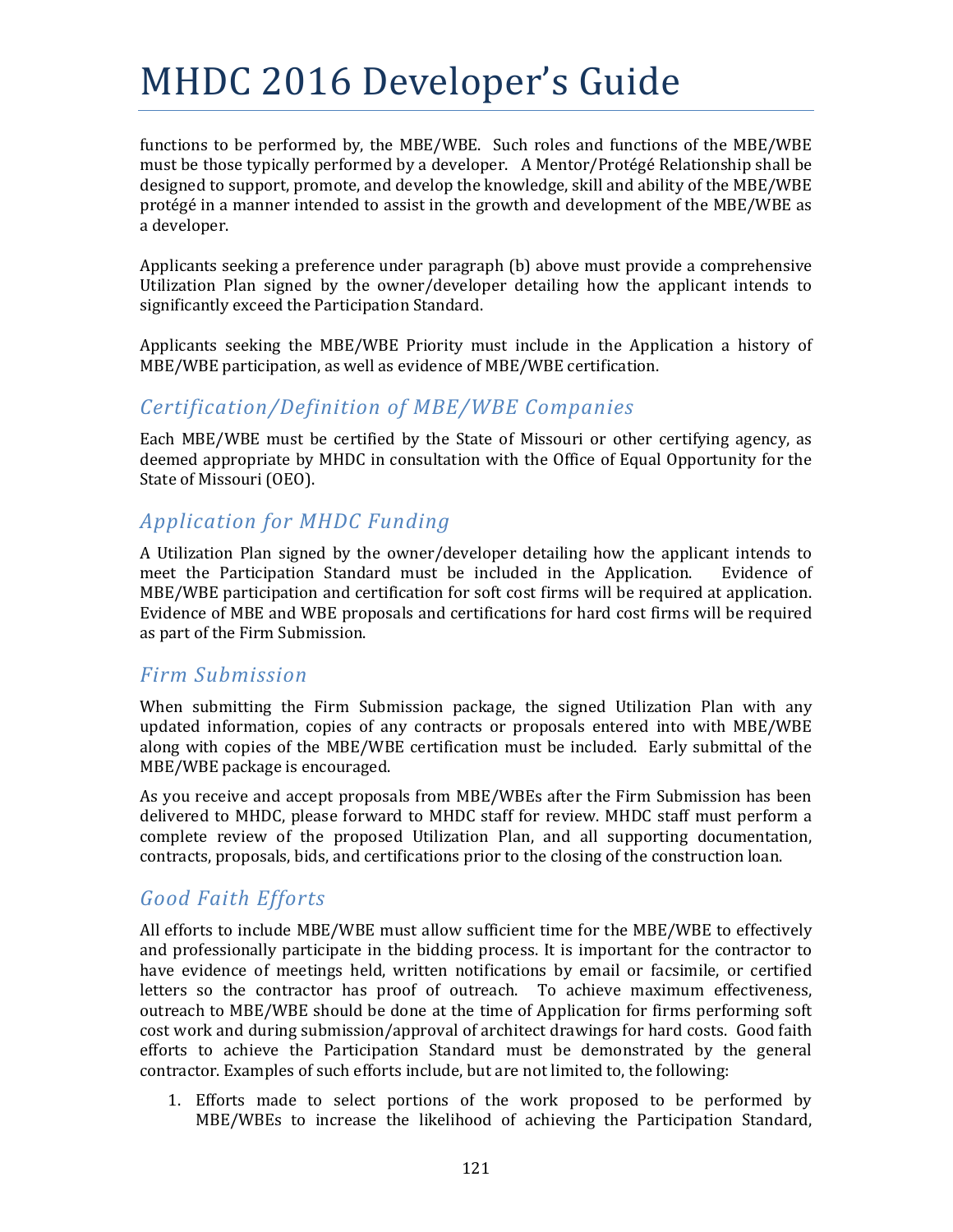functions to be performed by, the MBE/WBE. Such roles and functions of the MBE/WBE must be those typically performed by a developer. A Mentor/Protégé Relationship shall be designed to support, promote, and develop the knowledge, skill and ability of the MBE/WBE protégé in a manner intended to assist in the growth and development of the MBE/WBE as a developer.

Applicants seeking a preference under paragraph (b) above must provide a comprehensive Utilization Plan signed by the owner/developer detailing how the applicant intends to significantly exceed the Participation Standard.

Applicants seeking the MBE/WBE Priority must include in the Application a history of MBE/WBE participation, as well as evidence of MBE/WBE certification.

## *Certification/Definition of MBE/WBE Companies*

Each MBE/WBE must be certified by the State of Missouri or other certifying agency, as deemed appropriate by MHDC in consultation with the Office of Equal Opportunity for the State of Missouri (OEO).

## *Application for MHDC Funding*

A Utilization Plan signed by the owner/developer detailing how the applicant intends to meet the Participation Standard must be included in the Application. Evidence of MBE/WBE participation and certification for soft cost firms will be required at application. Evidence of MBE and WBE proposals and certifications for hard cost firms will be required as part of the Firm Submission.

## *Firm Submission*

When submitting the Firm Submission package, the signed Utilization Plan with any updated information, copies of any contracts or proposals entered into with MBE/WBE along with copies of the MBE/WBE certification must be included. Early submittal of the MBE/WBE package is encouraged.

As you receive and accept proposals from MBE/WBEs after the Firm Submission has been delivered to MHDC, please forward to MHDC staff for review. MHDC staff must perform a complete review of the proposed Utilization Plan, and all supporting documentation, contracts, proposals, bids, and certifications prior to the closing of the construction loan.

## *Good Faith Efforts*

All efforts to include MBE/WBE must allow sufficient time for the MBE/WBE to effectively and professionally participate in the bidding process. It is important for the contractor to have evidence of meetings held, written notifications by email or facsimile, or certified letters so the contractor has proof of outreach. To achieve maximum effectiveness, outreach to MBE/WBE should be done at the time of Application for firms performing soft cost work and during submission/approval of architect drawings for hard costs. Good faith efforts to achieve the Participation Standard must be demonstrated by the general contractor. Examples of such efforts include, but are not limited to, the following:

1. Efforts made to select portions of the work proposed to be performed by MBE/WBEs to increase the likelihood of achieving the Participation Standard,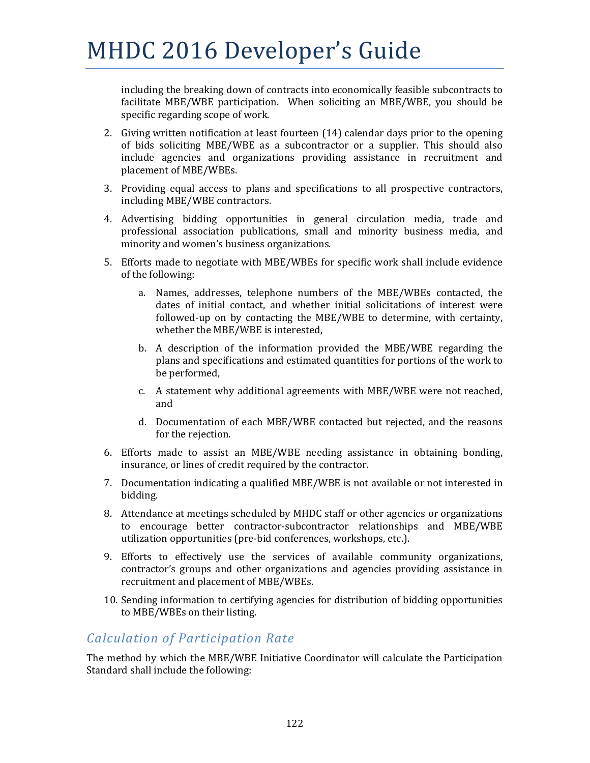including the breaking down of contracts into economically feasible subcontracts to facilitate MBE/WBE participation. When soliciting an MBE/WBE, you should be specific regarding scope of work.

2. Giving written notification at least fourteen (14) calendar days prior to the opening of bids soliciting MBE/WBE as a subcontractor or a supplier. This should also include agencies and organizations providing assistance in recruitment and placement of MBE/WBEs.

3. Providing equal access to plans and specifications to all prospective contractors, including MBE/WBE contractors.

4. Advertising bidding opportunities in general circulation media, trade and professional association publications, small and minority business media, and minority and women's business organizations.

5. Efforts made to negotiate with MBE/WBEs for specific work shall include evidence of the following:

    a. Names, addresses, telephone numbers of the MBE/WBEs contacted, the dates of initial contact, and whether initial solicitations of interest were followed-up on by contacting the MBE/WBE to determine, with certainty, whether the MBE/WBE is interested,

    b. A description of the information provided the MBE/WBE regarding the plans and specifications and estimated quantities for portions of the work to be performed,

    c. A statement why additional agreements with MBE/WBE were not reached, and

    d. Documentation of each MBE/WBE contacted but rejected, and the reasons for the rejection.

6. Efforts made to assist an MBE/WBE needing assistance in obtaining bonding, insurance, or lines of credit required by the contractor.

7. Documentation indicating a qualified MBE/WBE is not available or not interested in bidding.

8. Attendance at meetings scheduled by MHDC staff or other agencies or organizations to encourage better contractor-subcontractor relationships and MBE/WBE utilization opportunities (pre-bid conferences, workshops, etc.).

9. Efforts to effectively use the services of available community organizations, contractor's groups and other organizations and agencies providing assistance in recruitment and placement of MBE/WBEs.

10. Sending information to certifying agencies for distribution of bidding opportunities to MBE/WBEs on their listing.

## *Calculation of Participation Rate*

The method by which the MBE/WBE Initiative Coordinator will calculate the Participation Standard shall include the following: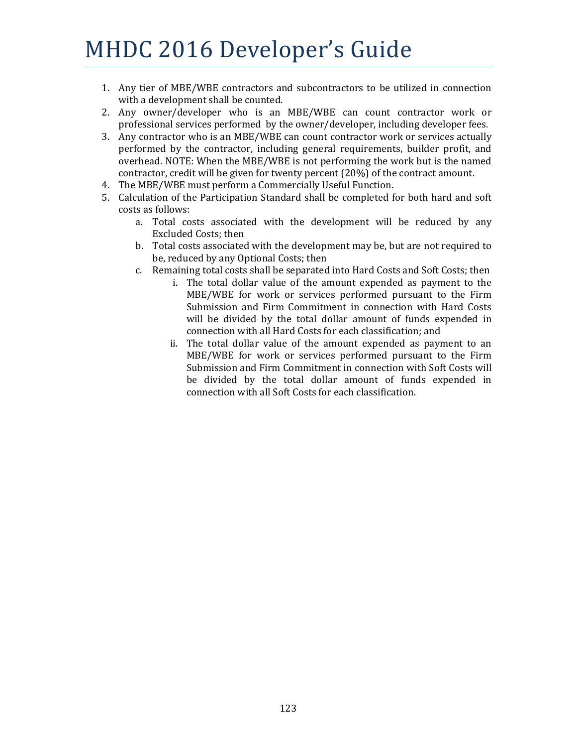1. Any tier of MBE/WBE contractors and subcontractors to be utilized in connection with a development shall be counted.
2. Any owner/developer who is an MBE/WBE can count contractor work or professional services performed by the owner/developer, including developer fees.
3. Any contractor who is an MBE/WBE can count contractor work or services actually performed by the contractor, including general requirements, builder profit, and overhead. NOTE: When the MBE/WBE is not performing the work but is the named contractor, credit will be given for twenty percent (20%) of the contract amount.
4. The MBE/WBE must perform a Commercially Useful Function.
5. Calculation of the Participation Standard shall be completed for both hard and soft costs as follows:
   a. Total costs associated with the development will be reduced by any Excluded Costs; then
   b. Total costs associated with the development may be, but are not required to be, reduced by any Optional Costs; then
   c. Remaining total costs shall be separated into Hard Costs and Soft Costs; then
      i. The total dollar value of the amount expended as payment to the MBE/WBE for work or services performed pursuant to the Firm Submission and Firm Commitment in connection with Hard Costs will be divided by the total dollar amount of funds expended in connection with all Hard Costs for each classification; and
      ii. The total dollar value of the amount expended as payment to an MBE/WBE for work or services performed pursuant to the Firm Submission and Firm Commitment in connection with Soft Costs will be divided by the total dollar amount of funds expended in connection with all Soft Costs for each classification.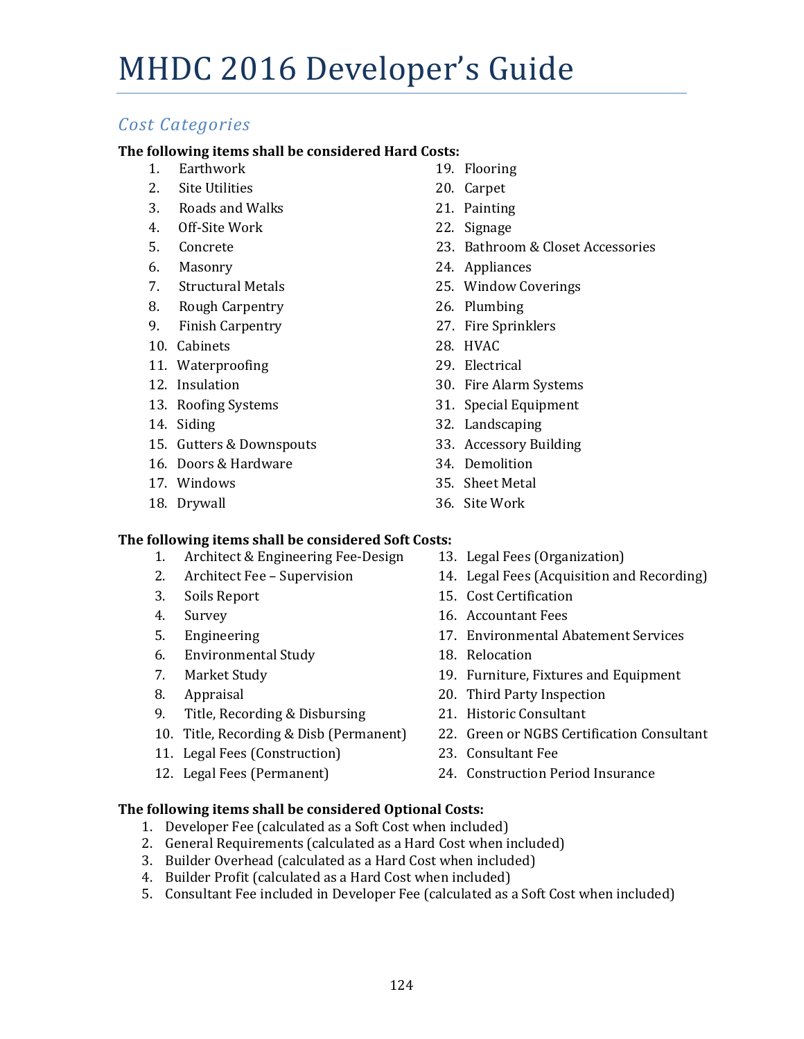# MHDC 2016 Developer's Guide

## *Cost Categories*

**The following items shall be considered Hard Costs:**

1. Earthwork
2. Site Utilities
3. Roads and Walks
4. Off-Site Work
5. Concrete
6. Masonry
7. Structural Metals
8. Rough Carpentry
9. Finish Carpentry
10. Cabinets
11. Waterproofing
12. Insulation
13. Roofing Systems
14. Siding
15. Gutters & Downspouts
16. Doors & Hardware
17. Windows
18. Drywall
19. Flooring
20. Carpet
21. Painting
22. Signage
23. Bathroom & Closet Accessories
24. Appliances
25. Window Coverings
26. Plumbing
27. Fire Sprinklers
28. HVAC
29. Electrical
30. Fire Alarm Systems
31. Special Equipment
32. Landscaping
33. Accessory Building
34. Demolition
35. Sheet Metal
36. Site Work

**The following items shall be considered Soft Costs:**

1. Architect & Engineering Fee-Design
2. Architect Fee – Supervision
3. Soils Report
4. Survey
5. Engineering
6. Environmental Study
7. Market Study
8. Appraisal
9. Title, Recording & Disbursing
10. Title, Recording & Disb (Permanent)
11. Legal Fees (Construction)
12. Legal Fees (Permanent)
13. Legal Fees (Organization)
14. Legal Fees (Acquisition and Recording)
15. Cost Certification
16. Accountant Fees
17. Environmental Abatement Services
18. Relocation
19. Furniture, Fixtures and Equipment
20. Third Party Inspection
21. Historic Consultant
22. Green or NGBS Certification Consultant
23. Consultant Fee
24. Construction Period Insurance

**The following items shall be considered Optional Costs:**

1. Developer Fee (calculated as a Soft Cost when included)
2. General Requirements (calculated as a Hard Cost when included)
3. Builder Overhead (calculated as a Hard Cost when included)
4. Builder Profit (calculated as a Hard Cost when included)
5. Consultant Fee included in Developer Fee (calculated as a Soft Cost when included)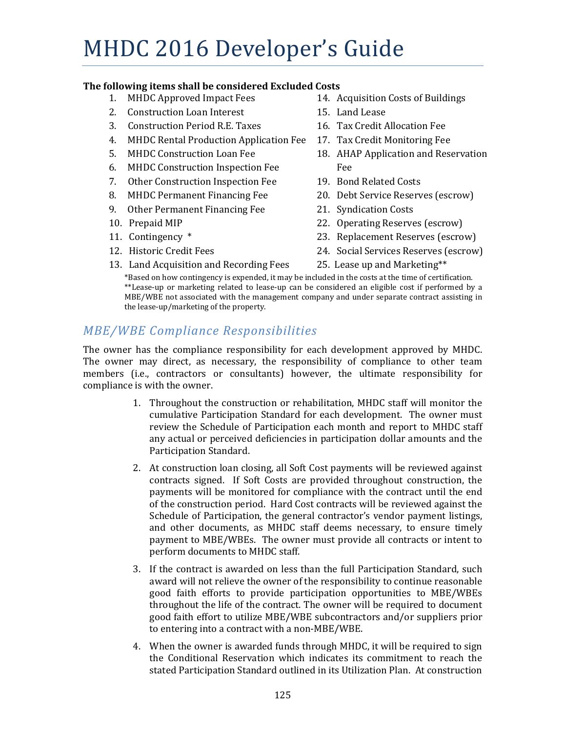**The following items shall be considered Excluded Costs**

1. MHDC Approved Impact Fees
2. Construction Loan Interest
3. Construction Period R.E. Taxes
4. MHDC Rental Production Application Fee
5. MHDC Construction Loan Fee
6. MHDC Construction Inspection Fee
7. Other Construction Inspection Fee
8. MHDC Permanent Financing Fee
9. Other Permanent Financing Fee
10. Prepaid MIP
11. Contingency *
12. Historic Credit Fees
13. Land Acquisition and Recording Fees
14. Acquisition Costs of Buildings
15. Land Lease
16. Tax Credit Allocation Fee
17. Tax Credit Monitoring Fee
18. AHAP Application and Reservation Fee
19. Bond Related Costs
20. Debt Service Reserves (escrow)
21. Syndication Costs
22. Operating Reserves (escrow)
23. Replacement Reserves (escrow)
24. Social Services Reserves (escrow)
25. Lease up and Marketing**

*Based on how contingency is expended, it may be included in the costs at the time of certification.
**Lease-up or marketing related to lease-up can be considered an eligible cost if performed by a MBE/WBE not associated with the management company and under separate contract assisting in the lease-up/marketing of the property.

## *MBE/WBE Compliance Responsibilities*

The owner has the compliance responsibility for each development approved by MHDC. The owner may direct, as necessary, the responsibility of compliance to other team members (i.e., contractors or consultants) however, the ultimate responsibility for compliance is with the owner.

1. Throughout the construction or rehabilitation, MHDC staff will monitor the cumulative Participation Standard for each development. The owner must review the Schedule of Participation each month and report to MHDC staff any actual or perceived deficiencies in participation dollar amounts and the Participation Standard.
2. At construction loan closing, all Soft Cost payments will be reviewed against contracts signed. If Soft Costs are provided throughout construction, the payments will be monitored for compliance with the contract until the end of the construction period. Hard Cost contracts will be reviewed against the Schedule of Participation, the general contractor's vendor payment listings, and other documents, as MHDC staff deems necessary, to ensure timely payment to MBE/WBEs. The owner must provide all contracts or intent to perform documents to MHDC staff.
3. If the contract is awarded on less than the full Participation Standard, such award will not relieve the owner of the responsibility to continue reasonable good faith efforts to provide participation opportunities to MBE/WBEs throughout the life of the contract. The owner will be required to document good faith effort to utilize MBE/WBE subcontractors and/or suppliers prior to entering into a contract with a non-MBE/WBE.
4. When the owner is awarded funds through MHDC, it will be required to sign the Conditional Reservation which indicates its commitment to reach the stated Participation Standard outlined in its Utilization Plan. At construction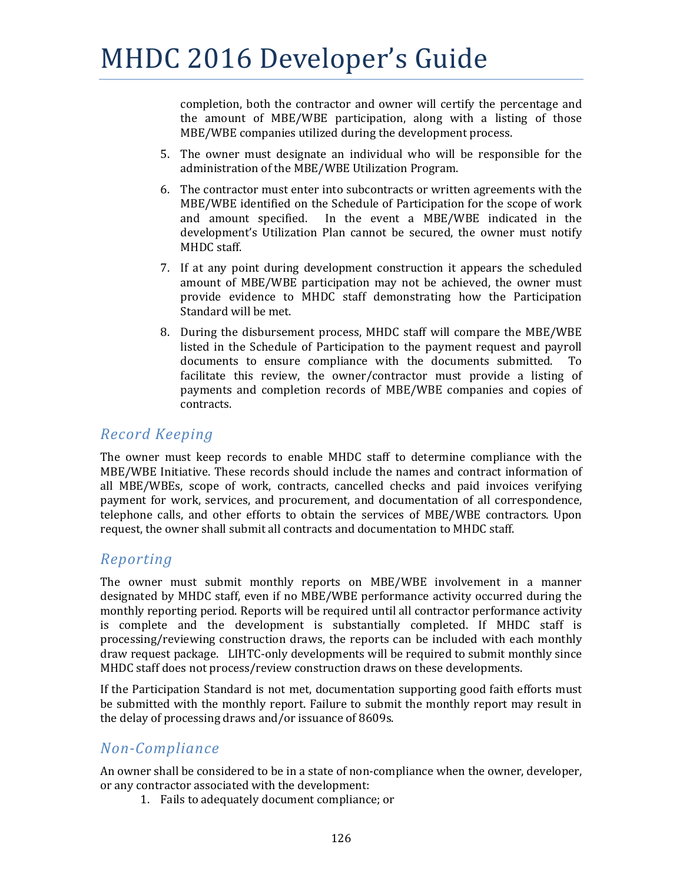completion, both the contractor and owner will certify the percentage and the amount of MBE/WBE participation, along with a listing of those MBE/WBE companies utilized during the development process.

5. The owner must designate an individual who will be responsible for the administration of the MBE/WBE Utilization Program.
6. The contractor must enter into subcontracts or written agreements with the MBE/WBE identified on the Schedule of Participation for the scope of work and amount specified. In the event a MBE/WBE indicated in the development's Utilization Plan cannot be secured, the owner must notify MHDC staff.
7. If at any point during development construction it appears the scheduled amount of MBE/WBE participation may not be achieved, the owner must provide evidence to MHDC staff demonstrating how the Participation Standard will be met.
8. During the disbursement process, MHDC staff will compare the MBE/WBE listed in the Schedule of Participation to the payment request and payroll documents to ensure compliance with the documents submitted. To facilitate this review, the owner/contractor must provide a listing of payments and completion records of MBE/WBE companies and copies of contracts.

## *Record Keeping*

The owner must keep records to enable MHDC staff to determine compliance with the MBE/WBE Initiative. These records should include the names and contract information of all MBE/WBEs, scope of work, contracts, cancelled checks and paid invoices verifying payment for work, services, and procurement, and documentation of all correspondence, telephone calls, and other efforts to obtain the services of MBE/WBE contractors. Upon request, the owner shall submit all contracts and documentation to MHDC staff.

## *Reporting*

The owner must submit monthly reports on MBE/WBE involvement in a manner designated by MHDC staff, even if no MBE/WBE performance activity occurred during the monthly reporting period. Reports will be required until all contractor performance activity is complete and the development is substantially completed. If MHDC staff is processing/reviewing construction draws, the reports can be included with each monthly draw request package. LIHTC-only developments will be required to submit monthly since MHDC staff does not process/review construction draws on these developments.

If the Participation Standard is not met, documentation supporting good faith efforts must be submitted with the monthly report. Failure to submit the monthly report may result in the delay of processing draws and/or issuance of 8609s.

## *Non-Compliance*

An owner shall be considered to be in a state of non-compliance when the owner, developer, or any contractor associated with the development:

1. Fails to adequately document compliance; or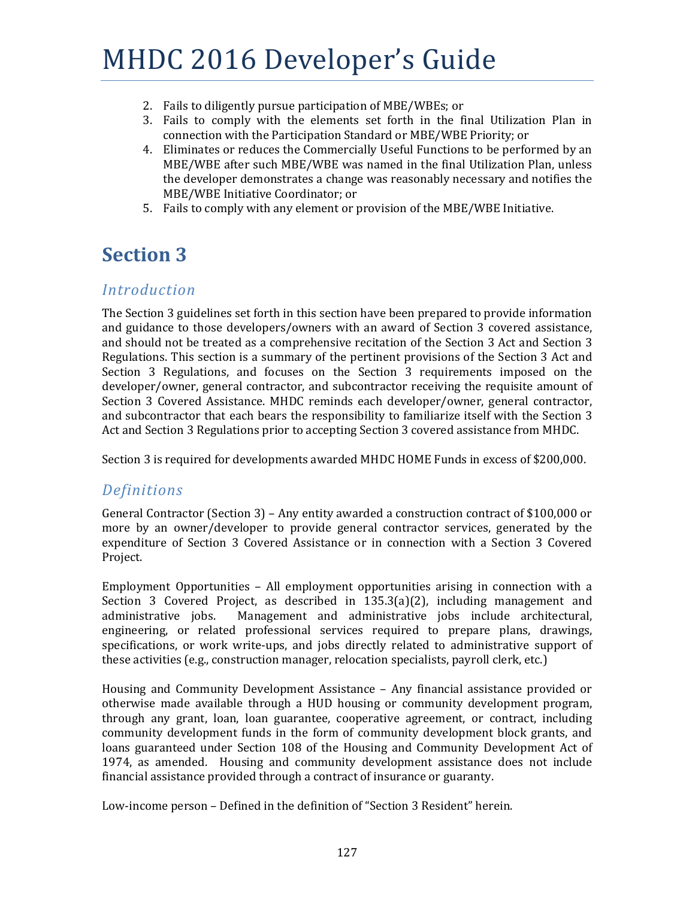2. Fails to diligently pursue participation of MBE/WBEs; or
3. Fails to comply with the elements set forth in the final Utilization Plan in connection with the Participation Standard or MBE/WBE Priority; or
4. Eliminates or reduces the Commercially Useful Functions to be performed by an MBE/WBE after such MBE/WBE was named in the final Utilization Plan, unless the developer demonstrates a change was reasonably necessary and notifies the MBE/WBE Initiative Coordinator; or
5. Fails to comply with any element or provision of the MBE/WBE Initiative.

## Section 3

### *Introduction*

The Section 3 guidelines set forth in this section have been prepared to provide information and guidance to those developers/owners with an award of Section 3 covered assistance, and should not be treated as a comprehensive recitation of the Section 3 Act and Section 3 Regulations. This section is a summary of the pertinent provisions of the Section 3 Act and Section 3 Regulations, and focuses on the Section 3 requirements imposed on the developer/owner, general contractor, and subcontractor receiving the requisite amount of Section 3 Covered Assistance. MHDC reminds each developer/owner, general contractor, and subcontractor that each bears the responsibility to familiarize itself with the Section 3 Act and Section 3 Regulations prior to accepting Section 3 covered assistance from MHDC.

Section 3 is required for developments awarded MHDC HOME Funds in excess of $200,000.

### *Definitions*

General Contractor (Section 3) – Any entity awarded a construction contract of $100,000 or more by an owner/developer to provide general contractor services, generated by the expenditure of Section 3 Covered Assistance or in connection with a Section 3 Covered Project.

Employment Opportunities – All employment opportunities arising in connection with a Section 3 Covered Project, as described in 135.3(a)(2), including management and administrative jobs. Management and administrative jobs include architectural, engineering, or related professional services required to prepare plans, drawings, specifications, or work write-ups, and jobs directly related to administrative support of these activities (e.g., construction manager, relocation specialists, payroll clerk, etc.)

Housing and Community Development Assistance – Any financial assistance provided or otherwise made available through a HUD housing or community development program, through any grant, loan, loan guarantee, cooperative agreement, or contract, including community development funds in the form of community development block grants, and loans guaranteed under Section 108 of the Housing and Community Development Act of 1974, as amended. Housing and community development assistance does not include financial assistance provided through a contract of insurance or guaranty.

Low-income person – Defined in the definition of "Section 3 Resident" herein.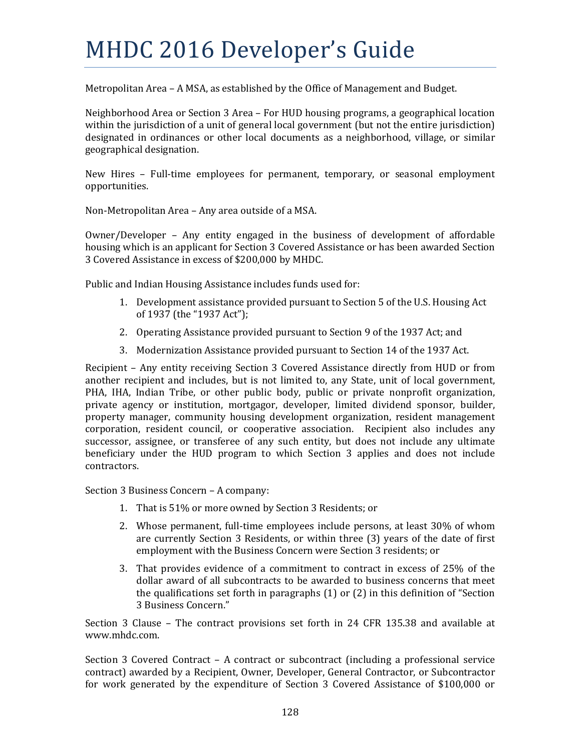Metropolitan Area – A MSA, as established by the Office of Management and Budget.

Neighborhood Area or Section 3 Area – For HUD housing programs, a geographical location within the jurisdiction of a unit of general local government (but not the entire jurisdiction) designated in ordinances or other local documents as a neighborhood, village, or similar geographical designation.

New Hires – Full-time employees for permanent, temporary, or seasonal employment opportunities.

Non-Metropolitan Area – Any area outside of a MSA.

Owner/Developer – Any entity engaged in the business of development of affordable housing which is an applicant for Section 3 Covered Assistance or has been awarded Section 3 Covered Assistance in excess of $200,000 by MHDC.

Public and Indian Housing Assistance includes funds used for:

1. Development assistance provided pursuant to Section 5 of the U.S. Housing Act of 1937 (the "1937 Act");
2. Operating Assistance provided pursuant to Section 9 of the 1937 Act; and
3. Modernization Assistance provided pursuant to Section 14 of the 1937 Act.

Recipient – Any entity receiving Section 3 Covered Assistance directly from HUD or from another recipient and includes, but is not limited to, any State, unit of local government, PHA, IHA, Indian Tribe, or other public body, public or private nonprofit organization, private agency or institution, mortgagor, developer, limited dividend sponsor, builder, property manager, community housing development organization, resident management corporation, resident council, or cooperative association. Recipient also includes any successor, assignee, or transferee of any such entity, but does not include any ultimate beneficiary under the HUD program to which Section 3 applies and does not include contractors.

Section 3 Business Concern – A company:

1. That is 51% or more owned by Section 3 Residents; or
2. Whose permanent, full-time employees include persons, at least 30% of whom are currently Section 3 Residents, or within three (3) years of the date of first employment with the Business Concern were Section 3 residents; or
3. That provides evidence of a commitment to contract in excess of 25% of the dollar award of all subcontracts to be awarded to business concerns that meet the qualifications set forth in paragraphs (1) or (2) in this definition of "Section 3 Business Concern."

Section 3 Clause – The contract provisions set forth in 24 CFR 135.38 and available at www.mhdc.com.

Section 3 Covered Contract – A contract or subcontract (including a professional service contract) awarded by a Recipient, Owner, Developer, General Contractor, or Subcontractor for work generated by the expenditure of Section 3 Covered Assistance of $100,000 or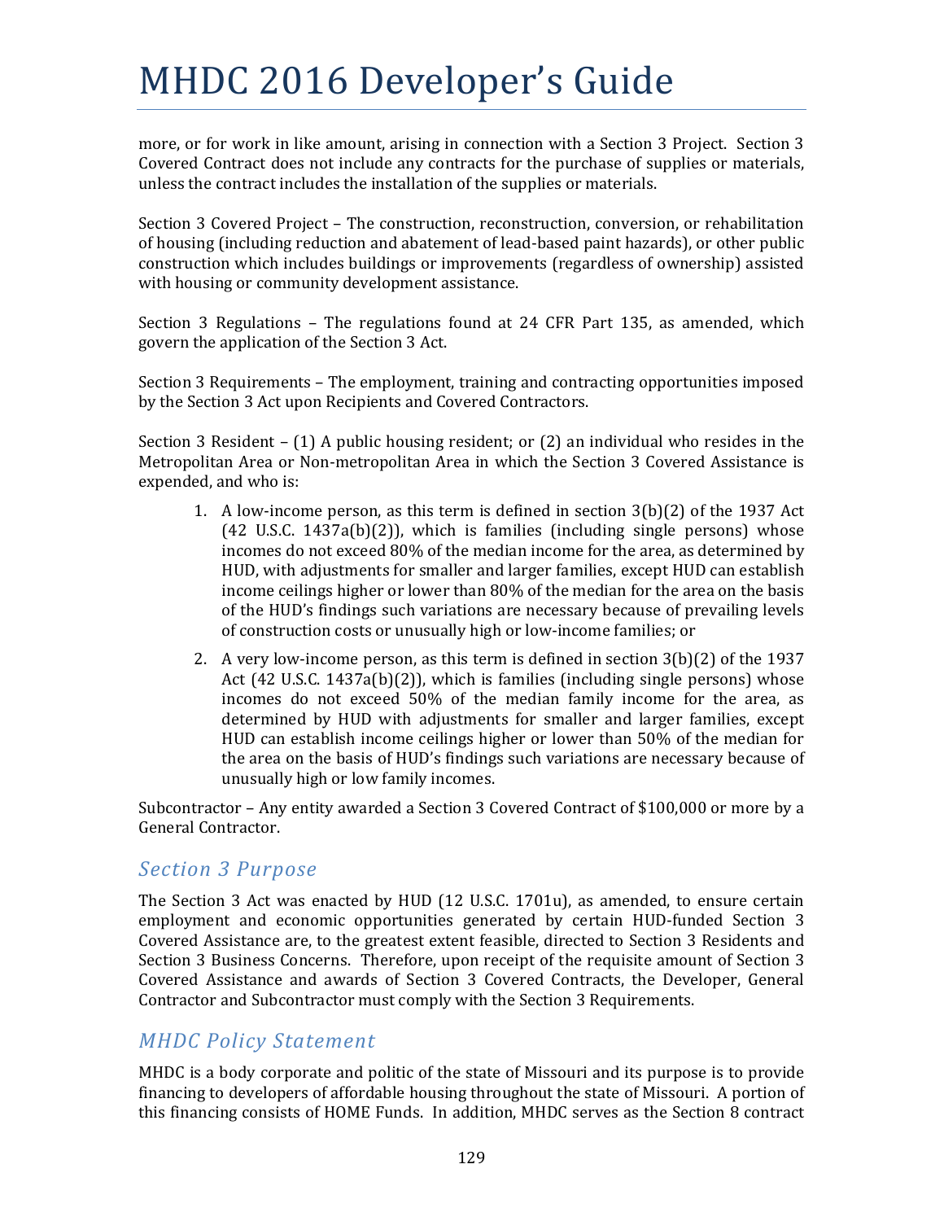more, or for work in like amount, arising in connection with a Section 3 Project. Section 3 Covered Contract does not include any contracts for the purchase of supplies or materials, unless the contract includes the installation of the supplies or materials.

Section 3 Covered Project – The construction, reconstruction, conversion, or rehabilitation of housing (including reduction and abatement of lead-based paint hazards), or other public construction which includes buildings or improvements (regardless of ownership) assisted with housing or community development assistance.

Section 3 Regulations – The regulations found at 24 CFR Part 135, as amended, which govern the application of the Section 3 Act.

Section 3 Requirements – The employment, training and contracting opportunities imposed by the Section 3 Act upon Recipients and Covered Contractors.

Section 3 Resident – (1) A public housing resident; or (2) an individual who resides in the Metropolitan Area or Non-metropolitan Area in which the Section 3 Covered Assistance is expended, and who is:

1. A low-income person, as this term is defined in section 3(b)(2) of the 1937 Act (42 U.S.C. 1437a(b)(2)), which is families (including single persons) whose incomes do not exceed 80% of the median income for the area, as determined by HUD, with adjustments for smaller and larger families, except HUD can establish income ceilings higher or lower than 80% of the median for the area on the basis of the HUD's findings such variations are necessary because of prevailing levels of construction costs or unusually high or low-income families; or
2. A very low-income person, as this term is defined in section 3(b)(2) of the 1937 Act (42 U.S.C. 1437a(b)(2)), which is families (including single persons) whose incomes do not exceed 50% of the median family income for the area, as determined by HUD with adjustments for smaller and larger families, except HUD can establish income ceilings higher or lower than 50% of the median for the area on the basis of HUD's findings such variations are necessary because of unusually high or low family incomes.

Subcontractor – Any entity awarded a Section 3 Covered Contract of $100,000 or more by a General Contractor.

## *Section 3 Purpose*

The Section 3 Act was enacted by HUD (12 U.S.C. 1701u), as amended, to ensure certain employment and economic opportunities generated by certain HUD-funded Section 3 Covered Assistance are, to the greatest extent feasible, directed to Section 3 Residents and Section 3 Business Concerns. Therefore, upon receipt of the requisite amount of Section 3 Covered Assistance and awards of Section 3 Covered Contracts, the Developer, General Contractor and Subcontractor must comply with the Section 3 Requirements.

## *MHDC Policy Statement*

MHDC is a body corporate and politic of the state of Missouri and its purpose is to provide financing to developers of affordable housing throughout the state of Missouri. A portion of this financing consists of HOME Funds. In addition, MHDC serves as the Section 8 contract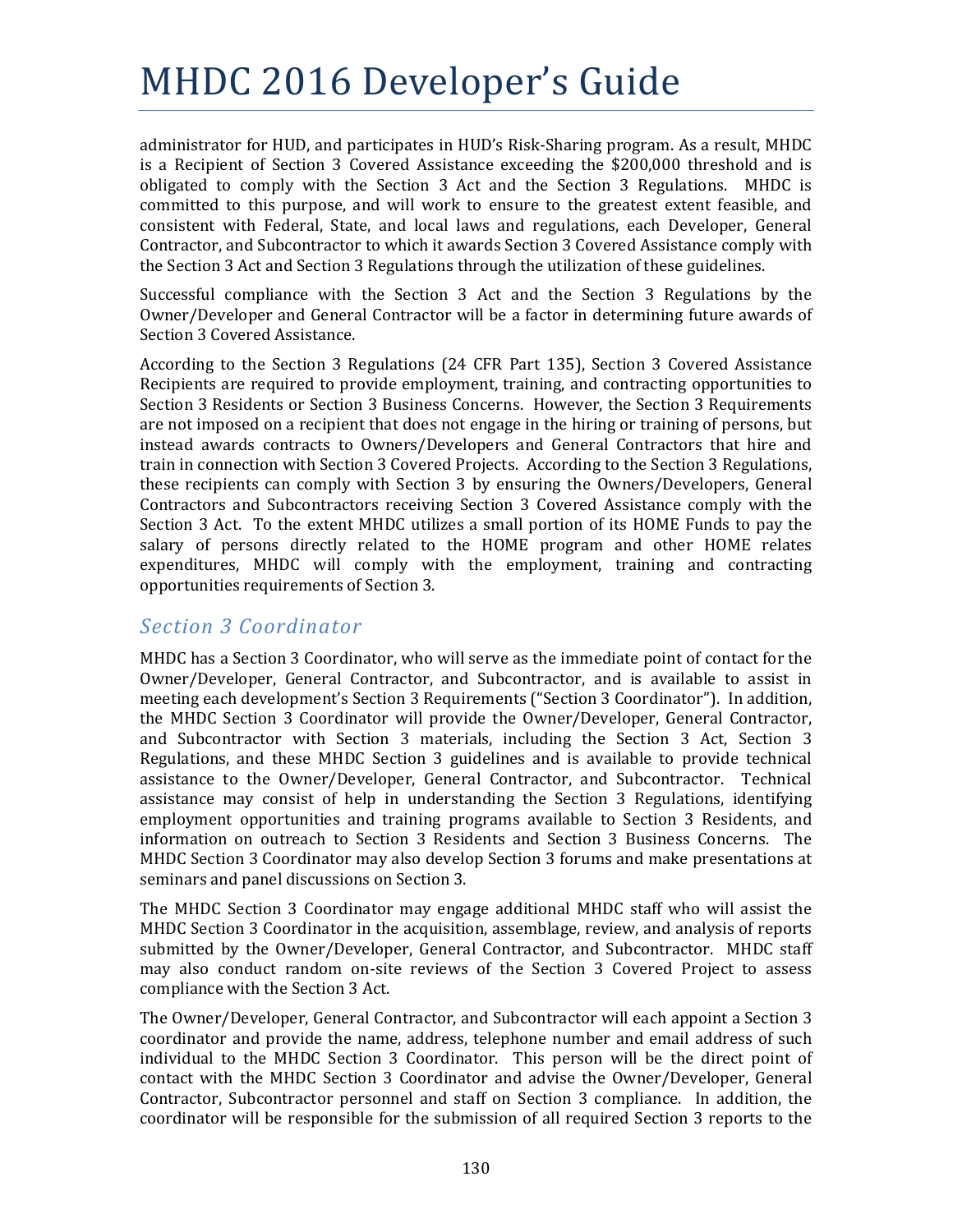administrator for HUD, and participates in HUD's Risk-Sharing program. As a result, MHDC is a Recipient of Section 3 Covered Assistance exceeding the $200,000 threshold and is obligated to comply with the Section 3 Act and the Section 3 Regulations. MHDC is committed to this purpose, and will work to ensure to the greatest extent feasible, and consistent with Federal, State, and local laws and regulations, each Developer, General Contractor, and Subcontractor to which it awards Section 3 Covered Assistance comply with the Section 3 Act and Section 3 Regulations through the utilization of these guidelines.

Successful compliance with the Section 3 Act and the Section 3 Regulations by the Owner/Developer and General Contractor will be a factor in determining future awards of Section 3 Covered Assistance.

According to the Section 3 Regulations (24 CFR Part 135), Section 3 Covered Assistance Recipients are required to provide employment, training, and contracting opportunities to Section 3 Residents or Section 3 Business Concerns. However, the Section 3 Requirements are not imposed on a recipient that does not engage in the hiring or training of persons, but instead awards contracts to Owners/Developers and General Contractors that hire and train in connection with Section 3 Covered Projects. According to the Section 3 Regulations, these recipients can comply with Section 3 by ensuring the Owners/Developers, General Contractors and Subcontractors receiving Section 3 Covered Assistance comply with the Section 3 Act. To the extent MHDC utilizes a small portion of its HOME Funds to pay the salary of persons directly related to the HOME program and other HOME relates expenditures, MHDC will comply with the employment, training and contracting opportunities requirements of Section 3.

## *Section 3 Coordinator*

MHDC has a Section 3 Coordinator, who will serve as the immediate point of contact for the Owner/Developer, General Contractor, and Subcontractor, and is available to assist in meeting each development's Section 3 Requirements ("Section 3 Coordinator"). In addition, the MHDC Section 3 Coordinator will provide the Owner/Developer, General Contractor, and Subcontractor with Section 3 materials, including the Section 3 Act, Section 3 Regulations, and these MHDC Section 3 guidelines and is available to provide technical assistance to the Owner/Developer, General Contractor, and Subcontractor. Technical assistance may consist of help in understanding the Section 3 Regulations, identifying employment opportunities and training programs available to Section 3 Residents, and information on outreach to Section 3 Residents and Section 3 Business Concerns. The MHDC Section 3 Coordinator may also develop Section 3 forums and make presentations at seminars and panel discussions on Section 3.

The MHDC Section 3 Coordinator may engage additional MHDC staff who will assist the MHDC Section 3 Coordinator in the acquisition, assemblage, review, and analysis of reports submitted by the Owner/Developer, General Contractor, and Subcontractor. MHDC staff may also conduct random on-site reviews of the Section 3 Covered Project to assess compliance with the Section 3 Act.

The Owner/Developer, General Contractor, and Subcontractor will each appoint a Section 3 coordinator and provide the name, address, telephone number and email address of such individual to the MHDC Section 3 Coordinator. This person will be the direct point of contact with the MHDC Section 3 Coordinator and advise the Owner/Developer, General Contractor, Subcontractor personnel and staff on Section 3 compliance. In addition, the coordinator will be responsible for the submission of all required Section 3 reports to the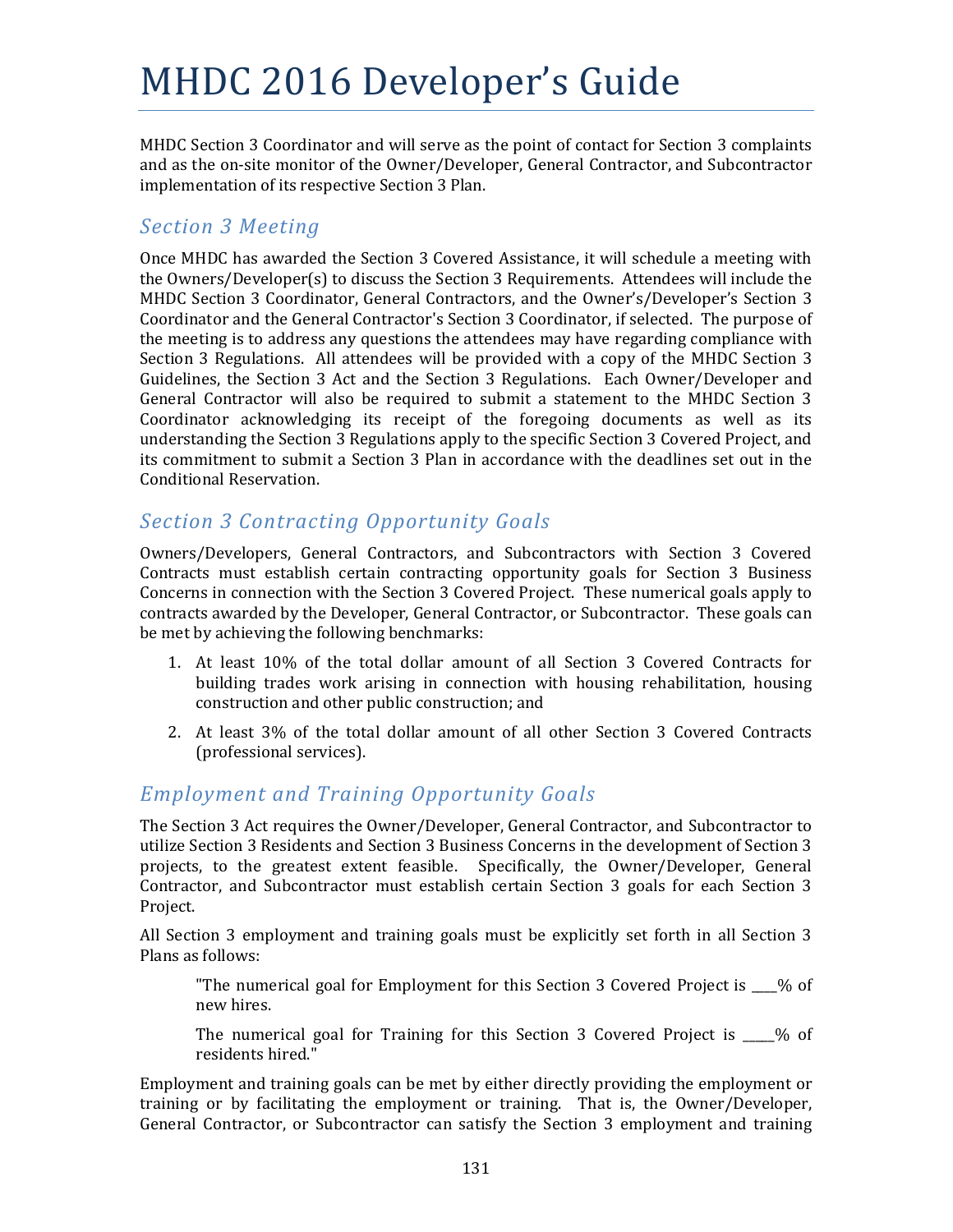MHDC Section 3 Coordinator and will serve as the point of contact for Section 3 complaints and as the on-site monitor of the Owner/Developer, General Contractor, and Subcontractor implementation of its respective Section 3 Plan.

## *Section 3 Meeting*

Once MHDC has awarded the Section 3 Covered Assistance, it will schedule a meeting with the Owners/Developer(s) to discuss the Section 3 Requirements. Attendees will include the MHDC Section 3 Coordinator, General Contractors, and the Owner's/Developer's Section 3 Coordinator and the General Contractor's Section 3 Coordinator, if selected. The purpose of the meeting is to address any questions the attendees may have regarding compliance with Section 3 Regulations. All attendees will be provided with a copy of the MHDC Section 3 Guidelines, the Section 3 Act and the Section 3 Regulations. Each Owner/Developer and General Contractor will also be required to submit a statement to the MHDC Section 3 Coordinator acknowledging its receipt of the foregoing documents as well as its understanding the Section 3 Regulations apply to the specific Section 3 Covered Project, and its commitment to submit a Section 3 Plan in accordance with the deadlines set out in the Conditional Reservation.

## *Section 3 Contracting Opportunity Goals*

Owners/Developers, General Contractors, and Subcontractors with Section 3 Covered Contracts must establish certain contracting opportunity goals for Section 3 Business Concerns in connection with the Section 3 Covered Project. These numerical goals apply to contracts awarded by the Developer, General Contractor, or Subcontractor. These goals can be met by achieving the following benchmarks:

1. At least 10% of the total dollar amount of all Section 3 Covered Contracts for building trades work arising in connection with housing rehabilitation, housing construction and other public construction; and
2. At least 3% of the total dollar amount of all other Section 3 Covered Contracts (professional services).

## *Employment and Training Opportunity Goals*

The Section 3 Act requires the Owner/Developer, General Contractor, and Subcontractor to utilize Section 3 Residents and Section 3 Business Concerns in the development of Section 3 projects, to the greatest extent feasible. Specifically, the Owner/Developer, General Contractor, and Subcontractor must establish certain Section 3 goals for each Section 3 Project.

All Section 3 employment and training goals must be explicitly set forth in all Section 3 Plans as follows:

> "The numerical goal for Employment for this Section 3 Covered Project is ____% of new hires.
>
> The numerical goal for Training for this Section 3 Covered Project is _____% of residents hired."

Employment and training goals can be met by either directly providing the employment or training or by facilitating the employment or training. That is, the Owner/Developer, General Contractor, or Subcontractor can satisfy the Section 3 employment and training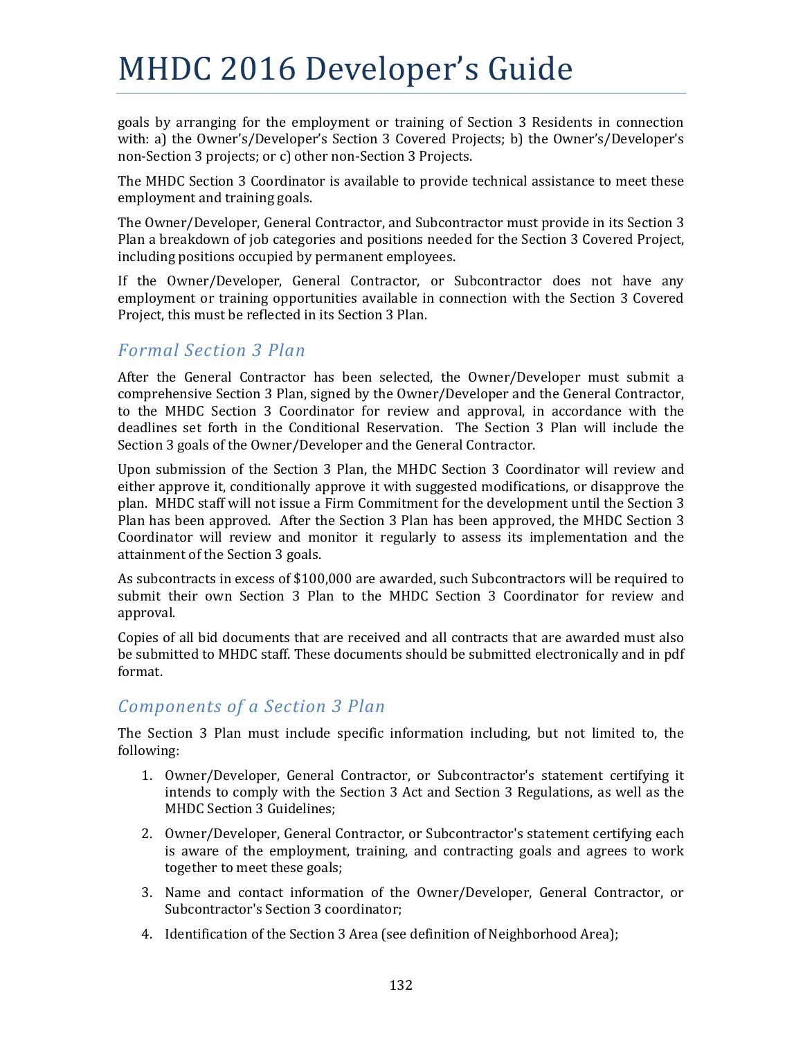goals by arranging for the employment or training of Section 3 Residents in connection with: a) the Owner's/Developer's Section 3 Covered Projects; b) the Owner's/Developer's non-Section 3 projects; or c) other non-Section 3 Projects.

The MHDC Section 3 Coordinator is available to provide technical assistance to meet these employment and training goals.

The Owner/Developer, General Contractor, and Subcontractor must provide in its Section 3 Plan a breakdown of job categories and positions needed for the Section 3 Covered Project, including positions occupied by permanent employees.

If the Owner/Developer, General Contractor, or Subcontractor does not have any employment or training opportunities available in connection with the Section 3 Covered Project, this must be reflected in its Section 3 Plan.

### *Formal Section 3 Plan*

After the General Contractor has been selected, the Owner/Developer must submit a comprehensive Section 3 Plan, signed by the Owner/Developer and the General Contractor, to the MHDC Section 3 Coordinator for review and approval, in accordance with the deadlines set forth in the Conditional Reservation. The Section 3 Plan will include the Section 3 goals of the Owner/Developer and the General Contractor.

Upon submission of the Section 3 Plan, the MHDC Section 3 Coordinator will review and either approve it, conditionally approve it with suggested modifications, or disapprove the plan. MHDC staff will not issue a Firm Commitment for the development until the Section 3 Plan has been approved. After the Section 3 Plan has been approved, the MHDC Section 3 Coordinator will review and monitor it regularly to assess its implementation and the attainment of the Section 3 goals.

As subcontracts in excess of $100,000 are awarded, such Subcontractors will be required to submit their own Section 3 Plan to the MHDC Section 3 Coordinator for review and approval.

Copies of all bid documents that are received and all contracts that are awarded must also be submitted to MHDC staff. These documents should be submitted electronically and in pdf format.

### *Components of a Section 3 Plan*

The Section 3 Plan must include specific information including, but not limited to, the following:

1. Owner/Developer, General Contractor, or Subcontractor's statement certifying it intends to comply with the Section 3 Act and Section 3 Regulations, as well as the MHDC Section 3 Guidelines;
2. Owner/Developer, General Contractor, or Subcontractor's statement certifying each is aware of the employment, training, and contracting goals and agrees to work together to meet these goals;
3. Name and contact information of the Owner/Developer, General Contractor, or Subcontractor's Section 3 coordinator;
4. Identification of the Section 3 Area (see definition of Neighborhood Area);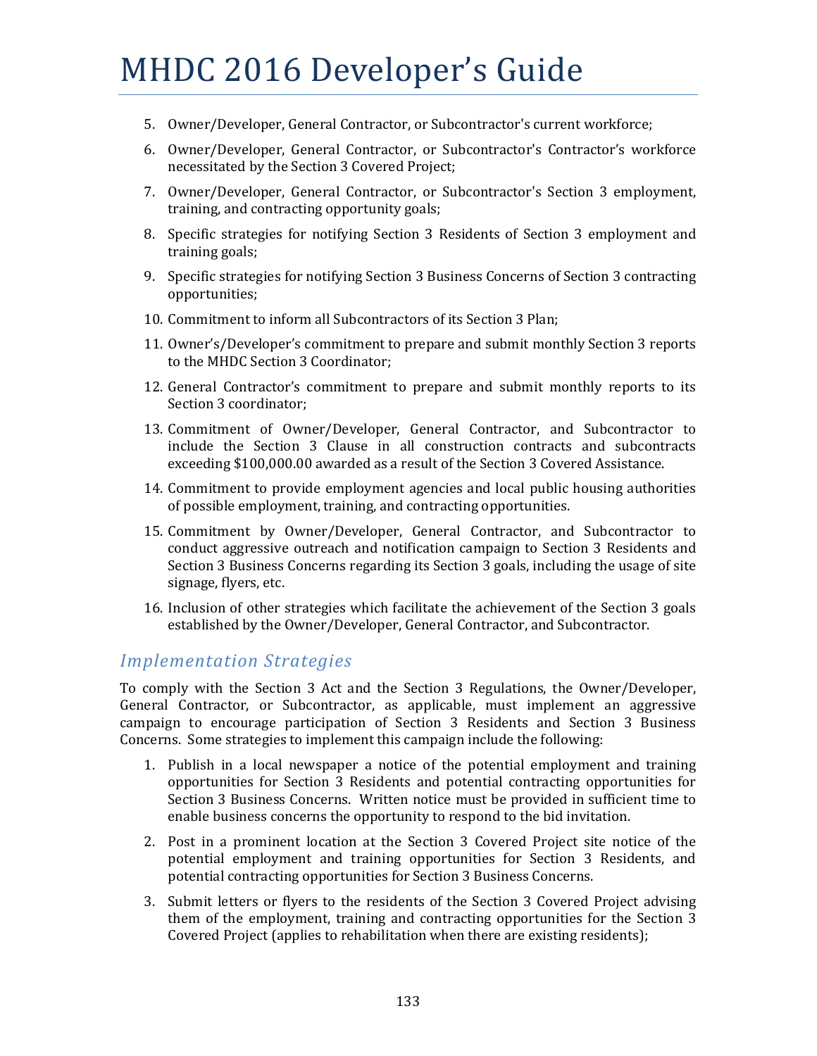5. Owner/Developer, General Contractor, or Subcontractor's current workforce;
6. Owner/Developer, General Contractor, or Subcontractor's Contractor's workforce necessitated by the Section 3 Covered Project;
7. Owner/Developer, General Contractor, or Subcontractor's Section 3 employment, training, and contracting opportunity goals;
8. Specific strategies for notifying Section 3 Residents of Section 3 employment and training goals;
9. Specific strategies for notifying Section 3 Business Concerns of Section 3 contracting opportunities;
10. Commitment to inform all Subcontractors of its Section 3 Plan;
11. Owner's/Developer's commitment to prepare and submit monthly Section 3 reports to the MHDC Section 3 Coordinator;
12. General Contractor's commitment to prepare and submit monthly reports to its Section 3 coordinator;
13. Commitment of Owner/Developer, General Contractor, and Subcontractor to include the Section 3 Clause in all construction contracts and subcontracts exceeding $100,000.00 awarded as a result of the Section 3 Covered Assistance.
14. Commitment to provide employment agencies and local public housing authorities of possible employment, training, and contracting opportunities.
15. Commitment by Owner/Developer, General Contractor, and Subcontractor to conduct aggressive outreach and notification campaign to Section 3 Residents and Section 3 Business Concerns regarding its Section 3 goals, including the usage of site signage, flyers, etc.
16. Inclusion of other strategies which facilitate the achievement of the Section 3 goals established by the Owner/Developer, General Contractor, and Subcontractor.

### *Implementation Strategies*

To comply with the Section 3 Act and the Section 3 Regulations, the Owner/Developer, General Contractor, or Subcontractor, as applicable, must implement an aggressive campaign to encourage participation of Section 3 Residents and Section 3 Business Concerns. Some strategies to implement this campaign include the following:

1. Publish in a local newspaper a notice of the potential employment and training opportunities for Section 3 Residents and potential contracting opportunities for Section 3 Business Concerns. Written notice must be provided in sufficient time to enable business concerns the opportunity to respond to the bid invitation.
2. Post in a prominent location at the Section 3 Covered Project site notice of the potential employment and training opportunities for Section 3 Residents, and potential contracting opportunities for Section 3 Business Concerns.
3. Submit letters or flyers to the residents of the Section 3 Covered Project advising them of the employment, training and contracting opportunities for the Section 3 Covered Project (applies to rehabilitation when there are existing residents);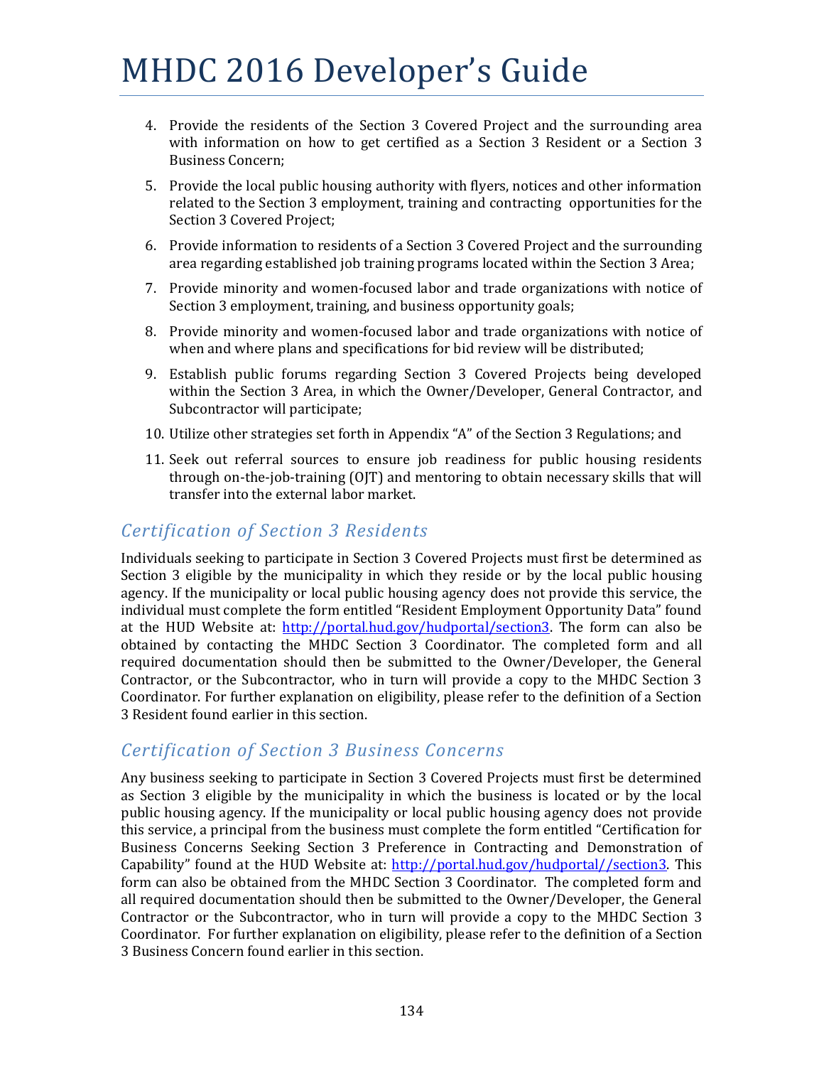4. Provide the residents of the Section 3 Covered Project and the surrounding area with information on how to get certified as a Section 3 Resident or a Section 3 Business Concern;
5. Provide the local public housing authority with flyers, notices and other information related to the Section 3 employment, training and contracting opportunities for the Section 3 Covered Project;
6. Provide information to residents of a Section 3 Covered Project and the surrounding area regarding established job training programs located within the Section 3 Area;
7. Provide minority and women-focused labor and trade organizations with notice of Section 3 employment, training, and business opportunity goals;
8. Provide minority and women-focused labor and trade organizations with notice of when and where plans and specifications for bid review will be distributed;
9. Establish public forums regarding Section 3 Covered Projects being developed within the Section 3 Area, in which the Owner/Developer, General Contractor, and Subcontractor will participate;
10. Utilize other strategies set forth in Appendix "A" of the Section 3 Regulations; and
11. Seek out referral sources to ensure job readiness for public housing residents through on-the-job-training (OJT) and mentoring to obtain necessary skills that will transfer into the external labor market.

## *Certification of Section 3 Residents*

Individuals seeking to participate in Section 3 Covered Projects must first be determined as Section 3 eligible by the municipality in which they reside or by the local public housing agency. If the municipality or local public housing agency does not provide this service, the individual must complete the form entitled "Resident Employment Opportunity Data" found at the HUD Website at: http://portal.hud.gov/hudportal/section3. The form can also be obtained by contacting the MHDC Section 3 Coordinator. The completed form and all required documentation should then be submitted to the Owner/Developer, the General Contractor, or the Subcontractor, who in turn will provide a copy to the MHDC Section 3 Coordinator. For further explanation on eligibility, please refer to the definition of a Section 3 Resident found earlier in this section.

## *Certification of Section 3 Business Concerns*

Any business seeking to participate in Section 3 Covered Projects must first be determined as Section 3 eligible by the municipality in which the business is located or by the local public housing agency. If the municipality or local public housing agency does not provide this service, a principal from the business must complete the form entitled "Certification for Business Concerns Seeking Section 3 Preference in Contracting and Demonstration of Capability" found at the HUD Website at: http://portal.hud.gov/hudportal//section3. This form can also be obtained from the MHDC Section 3 Coordinator. The completed form and all required documentation should then be submitted to the Owner/Developer, the General Contractor or the Subcontractor, who in turn will provide a copy to the MHDC Section 3 Coordinator. For further explanation on eligibility, please refer to the definition of a Section 3 Business Concern found earlier in this section.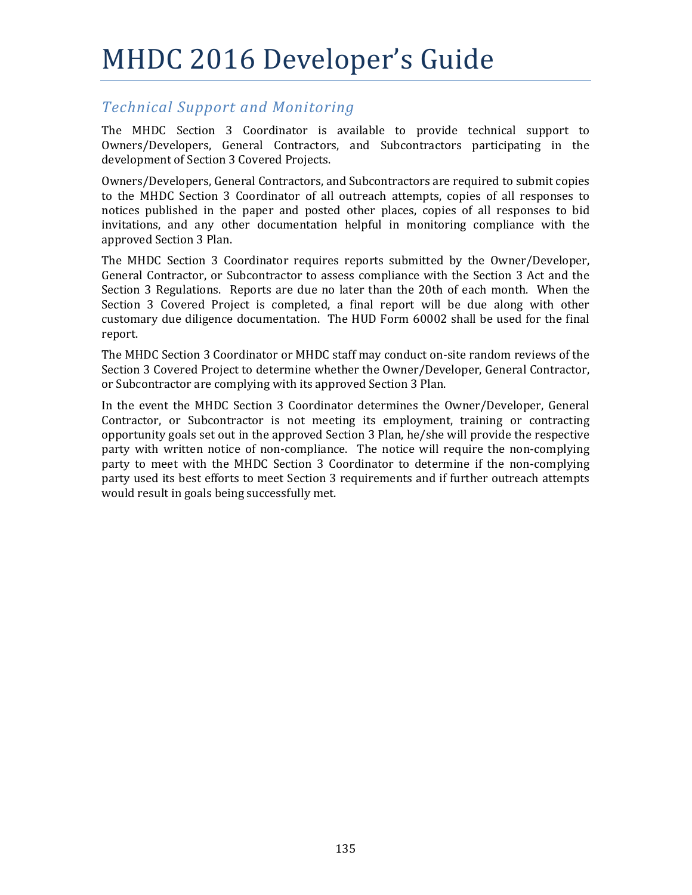### *Technical Support and Monitoring*

The MHDC Section 3 Coordinator is available to provide technical support to Owners/Developers, General Contractors, and Subcontractors participating in the development of Section 3 Covered Projects.

Owners/Developers, General Contractors, and Subcontractors are required to submit copies to the MHDC Section 3 Coordinator of all outreach attempts, copies of all responses to notices published in the paper and posted other places, copies of all responses to bid invitations, and any other documentation helpful in monitoring compliance with the approved Section 3 Plan.

The MHDC Section 3 Coordinator requires reports submitted by the Owner/Developer, General Contractor, or Subcontractor to assess compliance with the Section 3 Act and the Section 3 Regulations. Reports are due no later than the 20th of each month. When the Section 3 Covered Project is completed, a final report will be due along with other customary due diligence documentation. The HUD Form 60002 shall be used for the final report.

The MHDC Section 3 Coordinator or MHDC staff may conduct on-site random reviews of the Section 3 Covered Project to determine whether the Owner/Developer, General Contractor, or Subcontractor are complying with its approved Section 3 Plan.

In the event the MHDC Section 3 Coordinator determines the Owner/Developer, General Contractor, or Subcontractor is not meeting its employment, training or contracting opportunity goals set out in the approved Section 3 Plan, he/she will provide the respective party with written notice of non-compliance. The notice will require the non-complying party to meet with the MHDC Section 3 Coordinator to determine if the non-complying party used its best efforts to meet Section 3 requirements and if further outreach attempts would result in goals being successfully met.